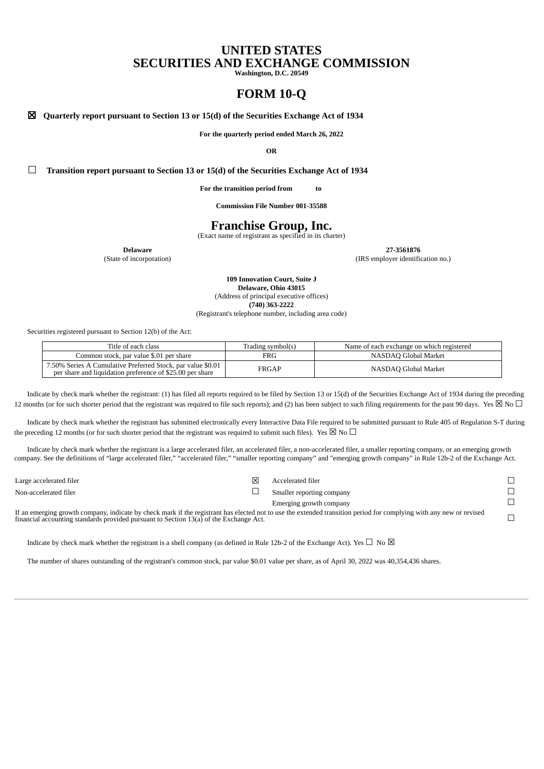# UNITED STATES
# SECURITIES AND EXCHANGE COMMISSION

**Washington, D.C. 20549**

# FORM 10-Q

☒ **Quarterly report pursuant to Section 13 or 15(d) of the Securities Exchange Act of 1934**

**For the quarterly period ended March 26, 2022**

**OR**

☐ **Transition report pursuant to Section 13 or 15(d) of the Securities Exchange Act of 1934**

**For the transition period from to**

**Commission File Number 001-35588**

# Franchise Group, Inc.

(Exact name of registrant as specified in its charter)

| **Delaware** | **27-3561876** |
|---|---|
| (State of incorporation) | (IRS employer identification no.) |

**109 Innovation Court, Suite J**
**Delaware, Ohio 43015**
(Address of principal executive offices)
**(740) 363-2222**
(Registrant's telephone number, including area code)

Securities registered pursuant to Section 12(b) of the Act:

| Title of each class | Trading symbol(s) | Name of each exchange on which registered |
|---|---|---|
| Common stock, par value $.01 per share | FRG | NASDAQ Global Market |
| 7.50% Series A Cumulative Preferred Stock, par value $0.01 per share and liquidation preference of $25.00 per share | FRGAP | NASDAQ Global Market |

Indicate by check mark whether the registrant: (1) has filed all reports required to be filed by Section 13 or 15(d) of the Securities Exchange Act of 1934 during the preceding 12 months (or for such shorter period that the registrant was required to file such reports); and (2) has been subject to such filing requirements for the past 90 days. Yes ☒ No ☐

Indicate by check mark whether the registrant has submitted electronically every Interactive Data File required to be submitted pursuant to Rule 405 of Regulation S-T during the preceding 12 months (or for such shorter period that the registrant was required to submit such files). Yes ☒ No ☐

Indicate by check mark whether the registrant is a large accelerated filer, an accelerated filer, a non-accelerated filer, a smaller reporting company, or an emerging growth company. See the definitions of "large accelerated filer," "accelerated filer," "smaller reporting company" and "emerging growth company" in Rule 12b-2 of the Exchange Act.

| | | | |
|---|---|---|---|
| Large accelerated filer | ☒ | Accelerated filer | ☐ |
| Non-accelerated filer | ☐ | Smaller reporting company | ☐ |
| | | Emerging growth company | ☐ |

If an emerging growth company, indicate by check mark if the registrant has elected not to use the extended transition period for complying with any new or revised financial accounting standards provided pursuant to Section 13(a) of the Exchange Act. ☐

Indicate by check mark whether the registrant is a shell company (as defined in Rule 12b-2 of the Exchange Act). Yes ☐ No ☒

The number of shares outstanding of the registrant's common stock, par value $0.01 value per share, as of April 30, 2022 was 40,354,436 shares.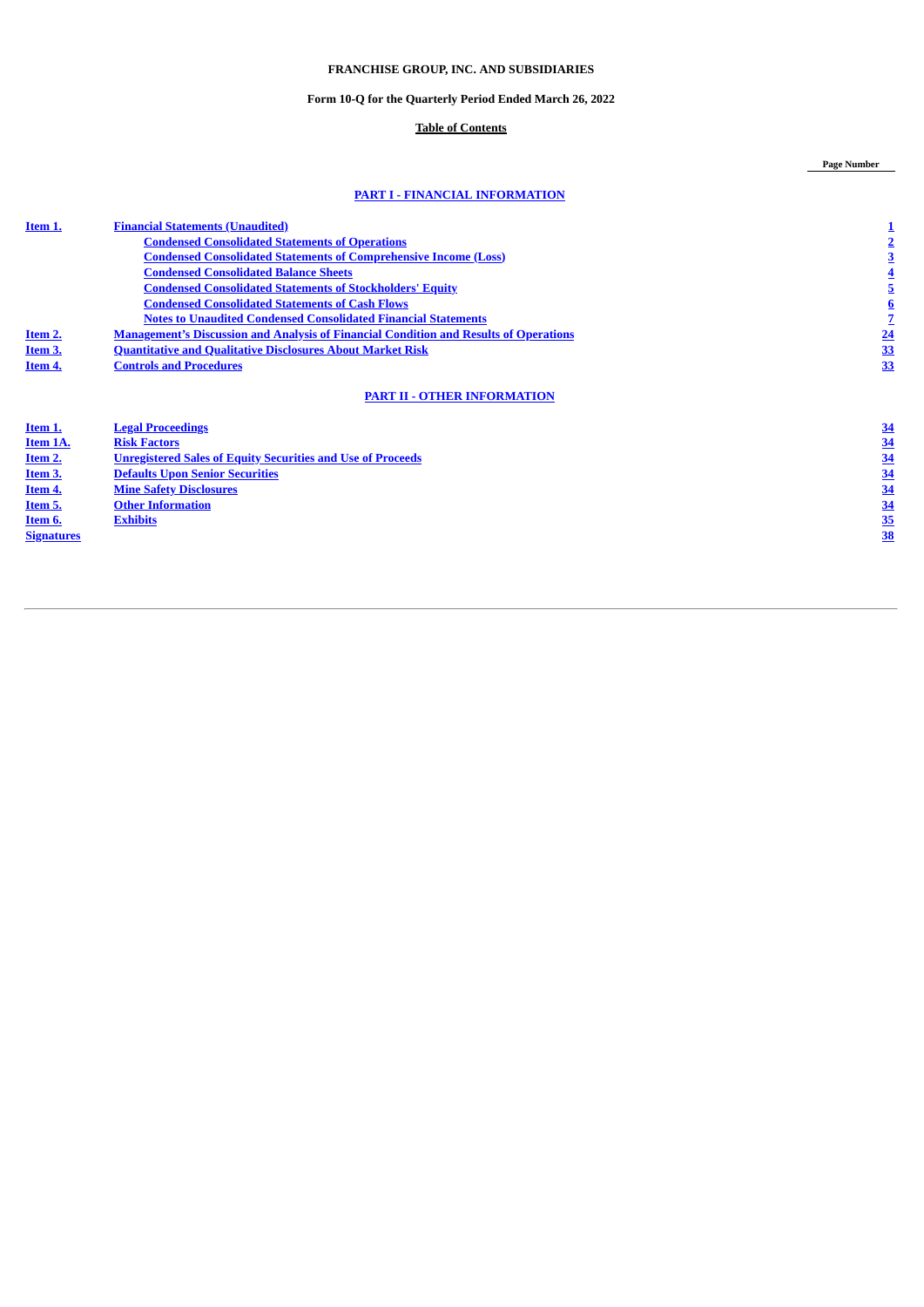**FRANCHISE GROUP, INC. AND SUBSIDIARIES**

**Form 10-Q for the Quarterly Period Ended March 26, 2022**

**Table of Contents**

| | | Page Number |
|---|---|---|
| | **PART I - FINANCIAL INFORMATION** | |
| **Item 1.** | **Financial Statements (Unaudited)** | **1** |
| | **Condensed Consolidated Statements of Operations** | **2** |
| | **Condensed Consolidated Statements of Comprehensive Income (Loss)** | **3** |
| | **Condensed Consolidated Balance Sheets** | **4** |
| | **Condensed Consolidated Statements of Stockholders' Equity** | **5** |
| | **Condensed Consolidated Statements of Cash Flows** | **6** |
| | **Notes to Unaudited Condensed Consolidated Financial Statements** | **7** |
| **Item 2.** | **Management's Discussion and Analysis of Financial Condition and Results of Operations** | **24** |
| **Item 3.** | **Quantitative and Qualitative Disclosures About Market Risk** | **33** |
| **Item 4.** | **Controls and Procedures** | **33** |
| | **PART II - OTHER INFORMATION** | |
| **Item 1.** | **Legal Proceedings** | **34** |
| **Item 1A.** | **Risk Factors** | **34** |
| **Item 2.** | **Unregistered Sales of Equity Securities and Use of Proceeds** | **34** |
| **Item 3.** | **Defaults Upon Senior Securities** | **34** |
| **Item 4.** | **Mine Safety Disclosures** | **34** |
| **Item 5.** | **Other Information** | **34** |
| **Item 6.** | **Exhibits** | **35** |
| **Signatures** | | **38** |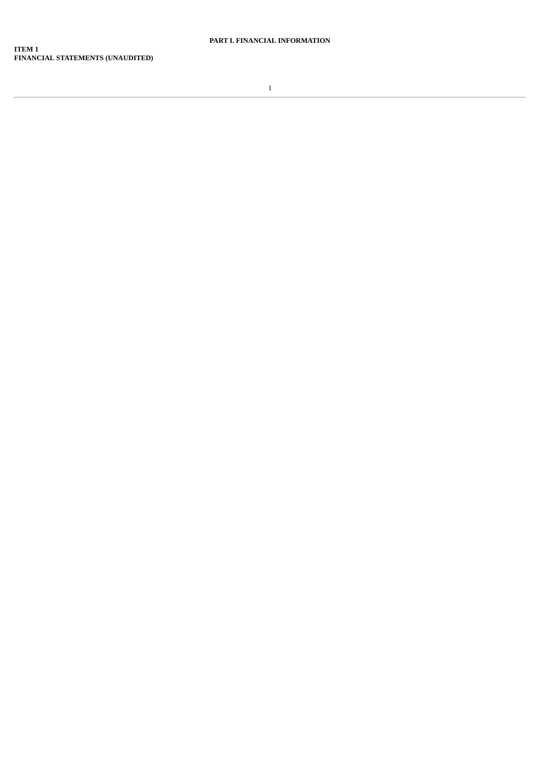# PART I. FINANCIAL INFORMATION

## ITEM 1
## FINANCIAL STATEMENTS (UNAUDITED)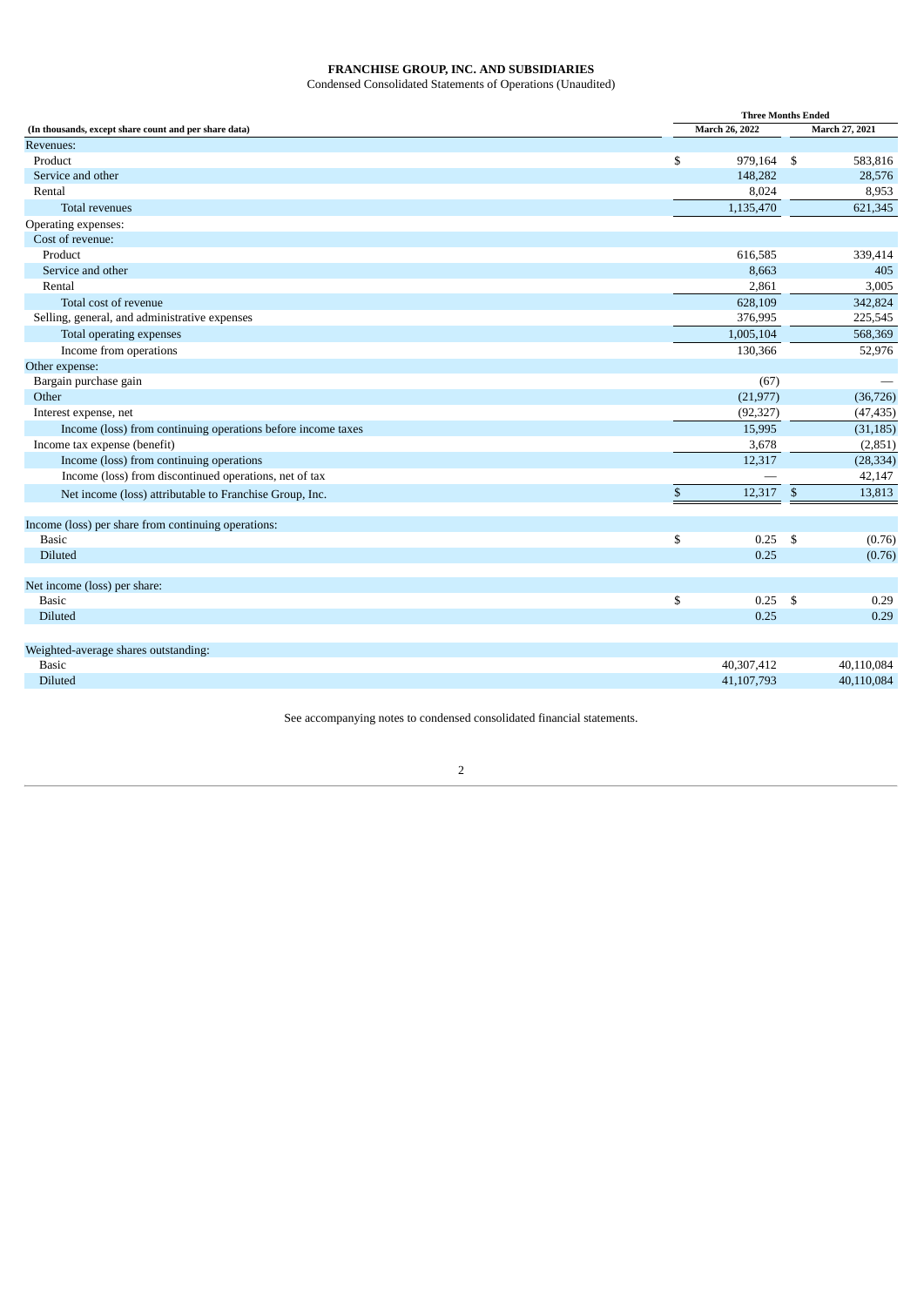**FRANCHISE GROUP, INC. AND SUBSIDIARIES**

Condensed Consolidated Statements of Operations (Unaudited)

| (In thousands, except share count and per share data) | Three Months Ended | |
|---|---|---|
| | March 26, 2022 | March 27, 2021 |
| Revenues: | | |
| Product | $ 979,164 | $ 583,816 |
| Service and other | 148,282 | 28,576 |
| Rental | 8,024 | 8,953 |
| Total revenues | 1,135,470 | 621,345 |
| Operating expenses: | | |
| Cost of revenue: | | |
| Product | 616,585 | 339,414 |
| Service and other | 8,663 | 405 |
| Rental | 2,861 | 3,005 |
| Total cost of revenue | 628,109 | 342,824 |
| Selling, general, and administrative expenses | 376,995 | 225,545 |
| Total operating expenses | 1,005,104 | 568,369 |
| Income from operations | 130,366 | 52,976 |
| Other expense: | | |
| Bargain purchase gain | (67) | — |
| Other | (21,977) | (36,726) |
| Interest expense, net | (92,327) | (47,435) |
| Income (loss) from continuing operations before income taxes | 15,995 | (31,185) |
| Income tax expense (benefit) | 3,678 | (2,851) |
| Income (loss) from continuing operations | 12,317 | (28,334) |
| Income (loss) from discontinued operations, net of tax | — | 42,147 |
| Net income (loss) attributable to Franchise Group, Inc. | $ 12,317 | $ 13,813 |
| | | |
| Income (loss) per share from continuing operations: | | |
| Basic | $ 0.25 | $ (0.76) |
| Diluted | 0.25 | (0.76) |
| | | |
| Net income (loss) per share: | | |
| Basic | $ 0.25 | $ 0.29 |
| Diluted | 0.25 | 0.29 |
| | | |
| Weighted-average shares outstanding: | | |
| Basic | 40,307,412 | 40,110,084 |
| Diluted | 41,107,793 | 40,110,084 |

See accompanying notes to condensed consolidated financial statements.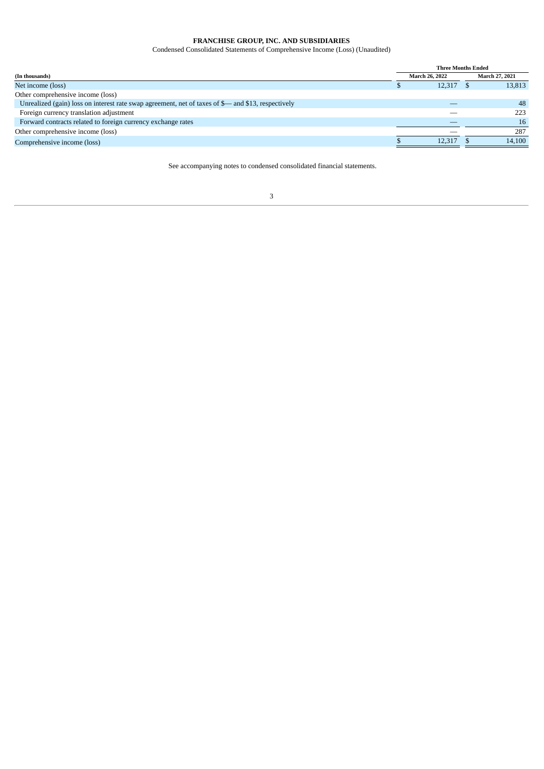**FRANCHISE GROUP, INC. AND SUBSIDIARIES**

Condensed Consolidated Statements of Comprehensive Income (Loss) (Unaudited)

| | Three Months Ended | |
|---|---|---|
| **(In thousands)** | **March 26, 2022** | **March 27, 2021** |
| Net income (loss) | $ 12,317 | $ 13,813 |
| Other comprehensive income (loss) | | |
| Unrealized (gain) loss on interest rate swap agreement, net of taxes of $— and $13, respectively | — | 48 |
| Foreign currency translation adjustment | — | 223 |
| Forward contracts related to foreign currency exchange rates | — | 16 |
| Other comprehensive income (loss) | — | 287 |
| Comprehensive income (loss) | $ 12,317 | $ 14,100 |

See accompanying notes to condensed consolidated financial statements.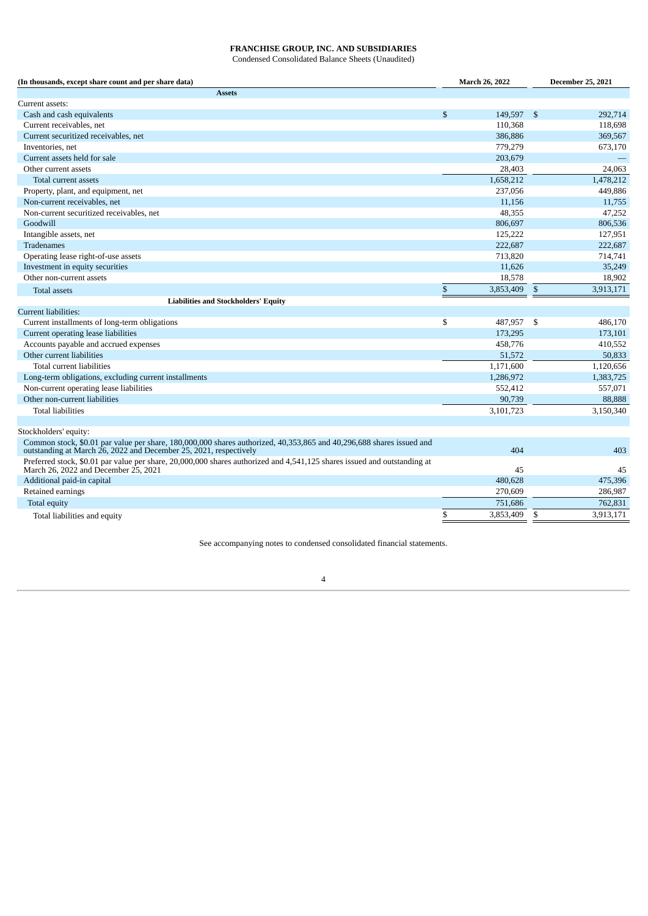**FRANCHISE GROUP, INC. AND SUBSIDIARIES**

Condensed Consolidated Balance Sheets (Unaudited)

| (In thousands, except share count and per share data) | March 26, 2022 | December 25, 2021 |
|---|---|---|
| **Assets** | | |
| Current assets: | | |
| Cash and cash equivalents | $ 149,597 | $ 292,714 |
| Current receivables, net | 110,368 | 118,698 |
| Current securitized receivables, net | 386,886 | 369,567 |
| Inventories, net | 779,279 | 673,170 |
| Current assets held for sale | 203,679 | — |
| Other current assets | 28,403 | 24,063 |
| Total current assets | 1,658,212 | 1,478,212 |
| Property, plant, and equipment, net | 237,056 | 449,886 |
| Non-current receivables, net | 11,156 | 11,755 |
| Non-current securitized receivables, net | 48,355 | 47,252 |
| Goodwill | 806,697 | 806,536 |
| Intangible assets, net | 125,222 | 127,951 |
| Tradenames | 222,687 | 222,687 |
| Operating lease right-of-use assets | 713,820 | 714,741 |
| Investment in equity securities | 11,626 | 35,249 |
| Other non-current assets | 18,578 | 18,902 |
| Total assets | $ 3,853,409 | $ 3,913,171 |
| **Liabilities and Stockholders' Equity** | | |
| Current liabilities: | | |
| Current installments of long-term obligations | $ 487,957 | $ 486,170 |
| Current operating lease liabilities | 173,295 | 173,101 |
| Accounts payable and accrued expenses | 458,776 | 410,552 |
| Other current liabilities | 51,572 | 50,833 |
| Total current liabilities | 1,171,600 | 1,120,656 |
| Long-term obligations, excluding current installments | 1,286,972 | 1,383,725 |
| Non-current operating lease liabilities | 552,412 | 557,071 |
| Other non-current liabilities | 90,739 | 88,888 |
| Total liabilities | 3,101,723 | 3,150,340 |
| | | |
| Stockholders' equity: | | |
| Common stock, $0.01 par value per share, 180,000,000 shares authorized, 40,353,865 and 40,296,688 shares issued and outstanding at March 26, 2022 and December 25, 2021, respectively | 404 | 403 |
| Preferred stock, $0.01 par value per share, 20,000,000 shares authorized and 4,541,125 shares issued and outstanding at March 26, 2022 and December 25, 2021 | 45 | 45 |
| Additional paid-in capital | 480,628 | 475,396 |
| Retained earnings | 270,609 | 286,987 |
| Total equity | 751,686 | 762,831 |
| Total liabilities and equity | $ 3,853,409 | $ 3,913,171 |

See accompanying notes to condensed consolidated financial statements.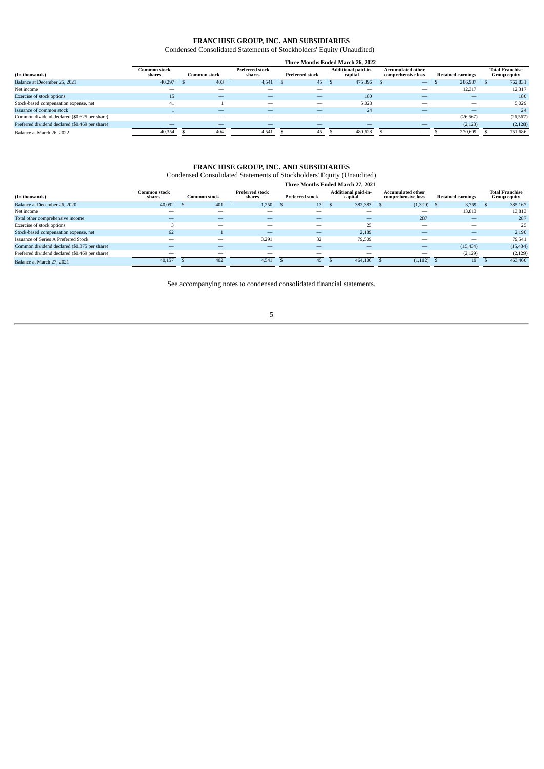# FRANCHISE GROUP, INC. AND SUBSIDIARIES

Condensed Consolidated Statements of Stockholders' Equity (Unaudited)

| | Three Months Ended March 26, 2022 | | | | | | | |
|---|---|---|---|---|---|---|---|---|
| (In thousands) | Common stock shares | Common stock | Preferred stock shares | Preferred stock | Additional paid-in-capital | Accumulated other comprehensive loss | Retained earnings | Total Franchise Group equity |
| Balance at December 25, 2021 | 40,297 | $ 403 | 4,541 | $ 45 | $ 475,396 | $ — | $ 286,987 | $ 762,831 |
| Net income | — | — | — | — | — | — | 12,317 | 12,317 |
| Exercise of stock options | 15 | — | — | — | 180 | — | — | 180 |
| Stock-based compensation expense, net | 41 | 1 | — | — | 5,028 | — | — | 5,029 |
| Issuance of common stock | 1 | — | — | — | 24 | — | — | 24 |
| Common dividend declared ($0.625 per share) | — | — | — | — | — | — | (26,567) | (26,567) |
| Preferred dividend declared ($0.469 per share) | — | — | — | — | — | — | (2,128) | (2,128) |
| Balance at March 26, 2022 | 40,354 | $ 404 | 4,541 | $ 45 | $ 480,628 | $ — | $ 270,609 | $ 751,686 |

# FRANCHISE GROUP, INC. AND SUBSIDIARIES

Condensed Consolidated Statements of Stockholders' Equity (Unaudited)

| | Three Months Ended March 27, 2021 | | | | | | | |
|---|---|---|---|---|---|---|---|---|
| (In thousands) | Common stock shares | Common stock | Preferred stock shares | Preferred stock | Additional paid-in-capital | Accumulated other comprehensive loss | Retained earnings | Total Franchise Group equity |
| Balance at December 26, 2020 | 40,092 | $ 401 | 1,250 | $ 13 | $ 382,383 | $ (1,399) | $ 3,769 | $ 385,167 |
| Net income | — | — | — | — | — | — | 13,813 | 13,813 |
| Total other comprehensive income | — | — | — | — | — | 287 | — | 287 |
| Exercise of stock options | 3 | — | — | — | 25 | — | — | 25 |
| Stock-based compensation expense, net | 62 | 1 | — | — | 2,189 | — | — | 2,190 |
| Issuance of Series A Preferred Stock | — | — | 3,291 | 32 | 79,509 | — | — | 79,541 |
| Common dividend declared ($0.375 per share) | — | — | — | — | — | — | (15,434) | (15,434) |
| Preferred dividend declared ($0.469 per share) | — | — | — | — | — | — | (2,129) | (2,129) |
| Balance at March 27, 2021 | 40,157 | $ 402 | 4,541 | $ 45 | $ 464,106 | $ (1,112) | $ 19 | $ 463,460 |

See accompanying notes to condensed consolidated financial statements.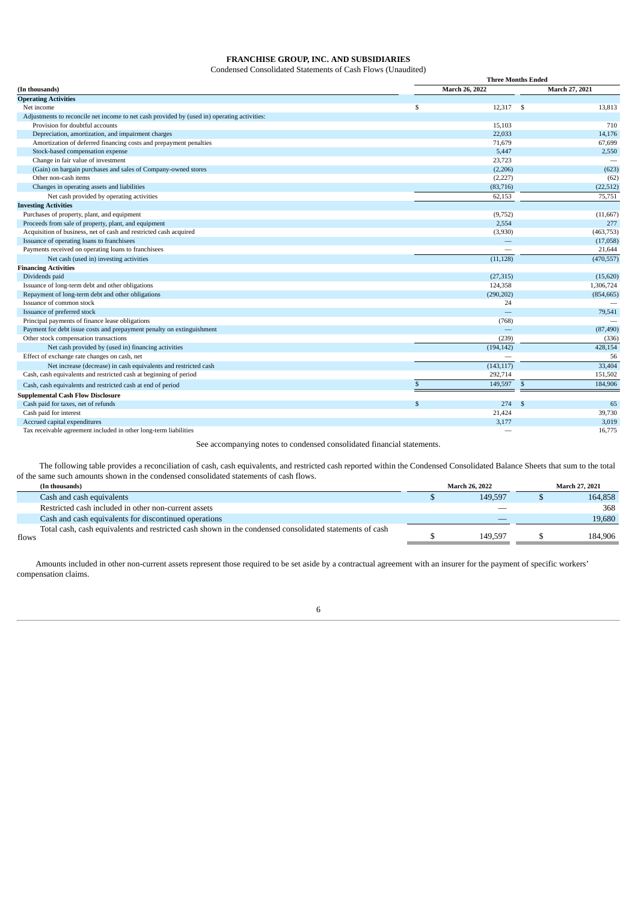# FRANCHISE GROUP, INC. AND SUBSIDIARIES

Condensed Consolidated Statements of Cash Flows (Unaudited)

| (In thousands) | Three Months Ended | |
|---|---|---|
| | March 26, 2022 | March 27, 2021 |
| **Operating Activities** | | |
| Net income | $ 12,317 | $ 13,813 |
| Adjustments to reconcile net income to net cash provided by (used in) operating activities: | | |
| Provision for doubtful accounts | 15,103 | 710 |
| Depreciation, amortization, and impairment charges | 22,033 | 14,176 |
| Amortization of deferred financing costs and prepayment penalties | 71,679 | 67,699 |
| Stock-based compensation expense | 5,447 | 2,550 |
| Change in fair value of investment | 23,723 | — |
| (Gain) on bargain purchases and sales of Company-owned stores | (2,206) | (623) |
| Other non-cash items | (2,227) | (62) |
| Changes in operating assets and liabilities | (83,716) | (22,512) |
| Net cash provided by operating activities | 62,153 | 75,751 |
| **Investing Activities** | | |
| Purchases of property, plant, and equipment | (9,752) | (11,667) |
| Proceeds from sale of property, plant, and equipment | 2,554 | 277 |
| Acquisition of business, net of cash and restricted cash acquired | (3,930) | (463,753) |
| Issuance of operating loans to franchisees | — | (17,058) |
| Payments received on operating loans to franchisees | — | 21,644 |
| Net cash (used in) investing activities | (11,128) | (470,557) |
| **Financing Activities** | | |
| Dividends paid | (27,315) | (15,620) |
| Issuance of long-term debt and other obligations | 124,358 | 1,306,724 |
| Repayment of long-term debt and other obligations | (290,202) | (854,665) |
| Issuance of common stock | 24 | — |
| Issuance of preferred stock | — | 79,541 |
| Principal payments of finance lease obligations | (768) | — |
| Payment for debt issue costs and prepayment penalty on extinguishment | — | (87,490) |
| Other stock compensation transactions | (239) | (336) |
| Net cash provided by (used in) financing activities | (194,142) | 428,154 |
| Effect of exchange rate changes on cash, net | — | 56 |
| Net increase (decrease) in cash equivalents and restricted cash | (143,117) | 33,404 |
| Cash, cash equivalents and restricted cash at beginning of period | 292,714 | 151,502 |
| Cash, cash equivalents and restricted cash at end of period | $ 149,597 | $ 184,906 |
| **Supplemental Cash Flow Disclosure** | | |
| Cash paid for taxes, net of refunds | $ 274 | $ 65 |
| Cash paid for interest | 21,424 | 39,730 |
| Accrued capital expenditures | 3,177 | 3,019 |
| Tax receivable agreement included in other long-term liabilities | — | 16,775 |

See accompanying notes to condensed consolidated financial statements.

The following table provides a reconciliation of cash, cash equivalents, and restricted cash reported within the Condensed Consolidated Balance Sheets that sum to the total of the same such amounts shown in the condensed consolidated statements of cash flows.

| (In thousands) | March 26, 2022 | March 27, 2021 |
|---|---|---|
| Cash and cash equivalents | $ 149,597 | $ 164,858 |
| Restricted cash included in other non-current assets | — | 368 |
| Cash and cash equivalents for discontinued operations | — | 19,680 |
| Total cash, cash equivalents and restricted cash shown in the condensed consolidated statements of cash flows | $ 149,597 | $ 184,906 |

Amounts included in other non-current assets represent those required to be set aside by a contractual agreement with an insurer for the payment of specific workers' compensation claims.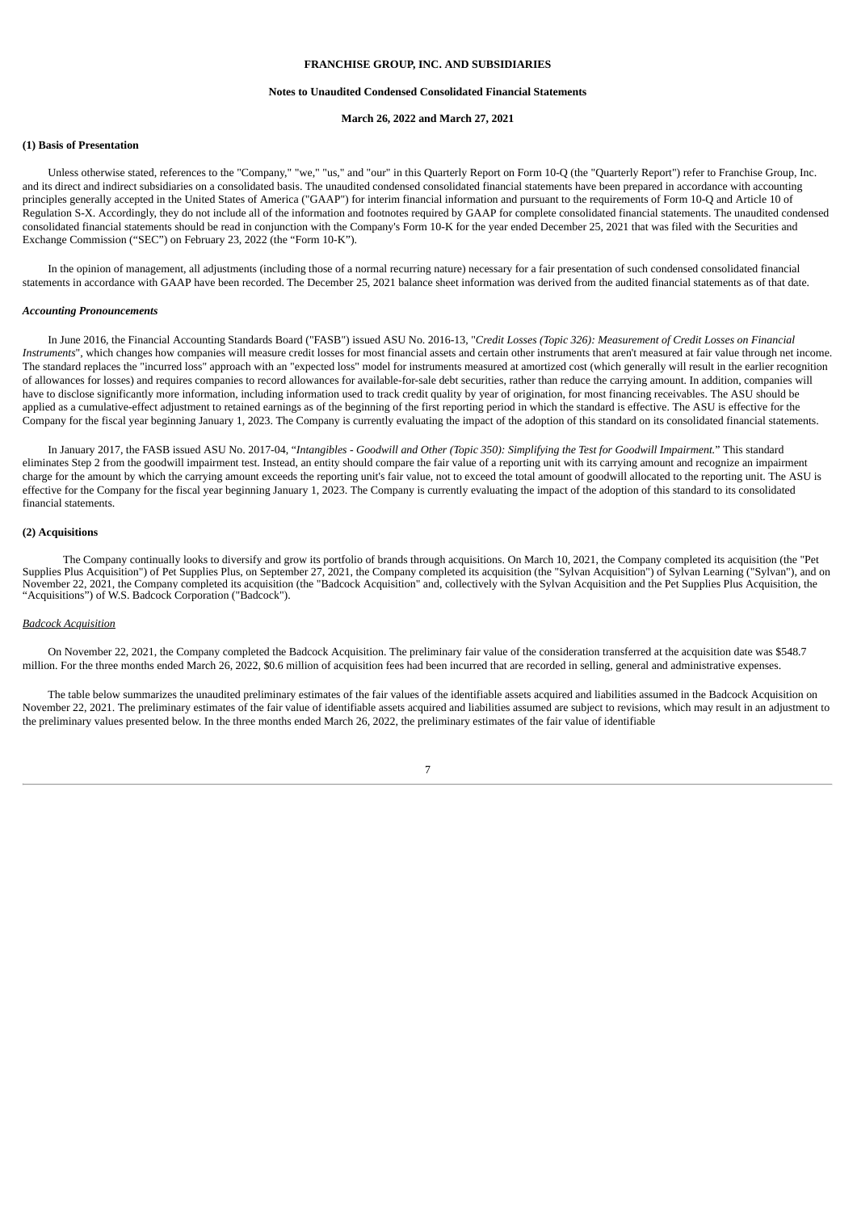**FRANCHISE GROUP, INC. AND SUBSIDIARIES**

**Notes to Unaudited Condensed Consolidated Financial Statements**

**March 26, 2022 and March 27, 2021**

**(1) Basis of Presentation**

Unless otherwise stated, references to the "Company," "we," "us," and "our" in this Quarterly Report on Form 10-Q (the "Quarterly Report") refer to Franchise Group, Inc. and its direct and indirect subsidiaries on a consolidated basis. The unaudited condensed consolidated financial statements have been prepared in accordance with accounting principles generally accepted in the United States of America ("GAAP") for interim financial information and pursuant to the requirements of Form 10-Q and Article 10 of Regulation S-X. Accordingly, they do not include all of the information and footnotes required by GAAP for complete consolidated financial statements. The unaudited condensed consolidated financial statements should be read in conjunction with the Company's Form 10-K for the year ended December 25, 2021 that was filed with the Securities and Exchange Commission ("SEC") on February 23, 2022 (the "Form 10-K").

In the opinion of management, all adjustments (including those of a normal recurring nature) necessary for a fair presentation of such condensed consolidated financial statements in accordance with GAAP have been recorded. The December 25, 2021 balance sheet information was derived from the audited financial statements as of that date.

***Accounting Pronouncements***

In June 2016, the Financial Accounting Standards Board ("FASB") issued ASU No. 2016-13, "*Credit Losses (Topic 326): Measurement of Credit Losses on Financial Instruments*", which changes how companies will measure credit losses for most financial assets and certain other instruments that aren't measured at fair value through net income. The standard replaces the "incurred loss" approach with an "expected loss" model for instruments measured at amortized cost (which generally will result in the earlier recognition of allowances for losses) and requires companies to record allowances for available-for-sale debt securities, rather than reduce the carrying amount. In addition, companies will have to disclose significantly more information, including information used to track credit quality by year of origination, for most financing receivables. The ASU should be applied as a cumulative-effect adjustment to retained earnings as of the beginning of the first reporting period in which the standard is effective. The ASU is effective for the Company for the fiscal year beginning January 1, 2023. The Company is currently evaluating the impact of the adoption of this standard on its consolidated financial statements.

In January 2017, the FASB issued ASU No. 2017-04, "*Intangibles - Goodwill and Other (Topic 350): Simplifying the Test for Goodwill Impairment.*" This standard eliminates Step 2 from the goodwill impairment test. Instead, an entity should compare the fair value of a reporting unit with its carrying amount and recognize an impairment charge for the amount by which the carrying amount exceeds the reporting unit's fair value, not to exceed the total amount of goodwill allocated to the reporting unit. The ASU is effective for the Company for the fiscal year beginning January 1, 2023. The Company is currently evaluating the impact of the adoption of this standard to its consolidated financial statements.

**(2) Acquisitions**

The Company continually looks to diversify and grow its portfolio of brands through acquisitions. On March 10, 2021, the Company completed its acquisition (the "Pet Supplies Plus Acquisition") of Pet Supplies Plus, on September 27, 2021, the Company completed its acquisition (the "Sylvan Acquisition") of Sylvan Learning ("Sylvan"), and on November 22, 2021, the Company completed its acquisition (the "Badcock Acquisition" and, collectively with the Sylvan Acquisition and the Pet Supplies Plus Acquisition, the "Acquisitions") of W.S. Badcock Corporation ("Badcock").

*Badcock Acquisition*

On November 22, 2021, the Company completed the Badcock Acquisition. The preliminary fair value of the consideration transferred at the acquisition date was $548.7 million. For the three months ended March 26, 2022, $0.6 million of acquisition fees had been incurred that are recorded in selling, general and administrative expenses.

The table below summarizes the unaudited preliminary estimates of the fair values of the identifiable assets acquired and liabilities assumed in the Badcock Acquisition on November 22, 2021. The preliminary estimates of the fair value of identifiable assets acquired and liabilities assumed are subject to revisions, which may result in an adjustment to the preliminary values presented below. In the three months ended March 26, 2022, the preliminary estimates of the fair value of identifiable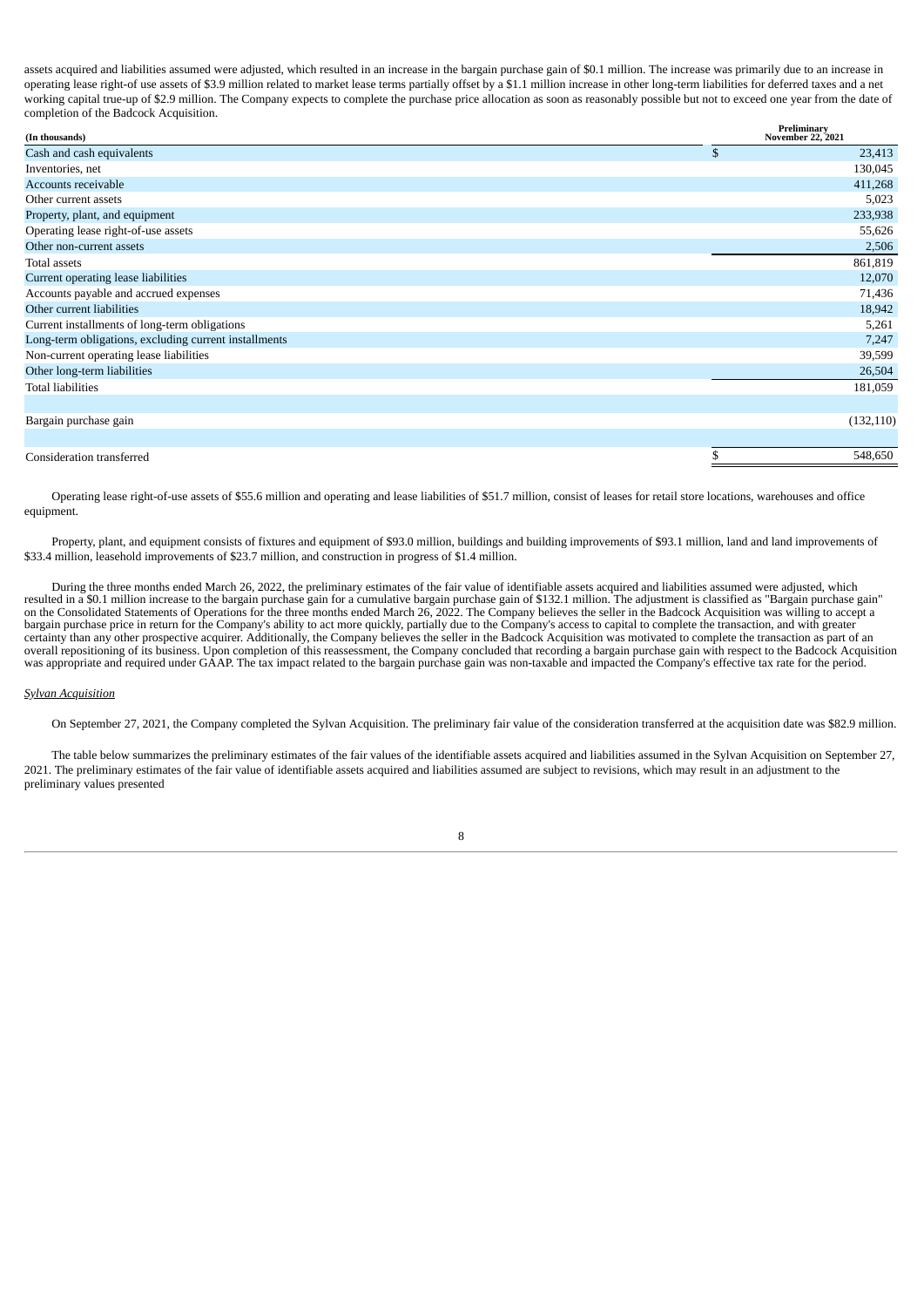assets acquired and liabilities assumed were adjusted, which resulted in an increase in the bargain purchase gain of $0.1 million. The increase was primarily due to an increase in operating lease right-of use assets of $3.9 million related to market lease terms partially offset by a $1.1 million increase in other long-term liabilities for deferred taxes and a net working capital true-up of $2.9 million. The Company expects to complete the purchase price allocation as soon as reasonably possible but not to exceed one year from the date of completion of the Badcock Acquisition.

| (In thousands) | Preliminary November 22, 2021 |
|---|---|
| Cash and cash equivalents | $ 23,413 |
| Inventories, net | 130,045 |
| Accounts receivable | 411,268 |
| Other current assets | 5,023 |
| Property, plant, and equipment | 233,938 |
| Operating lease right-of-use assets | 55,626 |
| Other non-current assets | 2,506 |
| Total assets | 861,819 |
| Current operating lease liabilities | 12,070 |
| Accounts payable and accrued expenses | 71,436 |
| Other current liabilities | 18,942 |
| Current installments of long-term obligations | 5,261 |
| Long-term obligations, excluding current installments | 7,247 |
| Non-current operating lease liabilities | 39,599 |
| Other long-term liabilities | 26,504 |
| Total liabilities | 181,059 |
| | |
| Bargain purchase gain | (132,110) |
| | |
| Consideration transferred | $ 548,650 |

Operating lease right-of-use assets of $55.6 million and operating and lease liabilities of $51.7 million, consist of leases for retail store locations, warehouses and office equipment.

Property, plant, and equipment consists of fixtures and equipment of $93.0 million, buildings and building improvements of $93.1 million, land and land improvements of $33.4 million, leasehold improvements of $23.7 million, and construction in progress of $1.4 million.

During the three months ended March 26, 2022, the preliminary estimates of the fair value of identifiable assets acquired and liabilities assumed were adjusted, which resulted in a $0.1 million increase to the bargain purchase gain for a cumulative bargain purchase gain of $132.1 million. The adjustment is classified as "Bargain purchase gain" on the Consolidated Statements of Operations for the three months ended March 26, 2022. The Company believes the seller in the Badcock Acquisition was willing to accept a bargain purchase price in return for the Company's ability to act more quickly, partially due to the Company's access to capital to complete the transaction, and with greater certainty than any other prospective acquirer. Additionally, the Company believes the seller in the Badcock Acquisition was motivated to complete the transaction as part of an overall repositioning of its business. Upon completion of this reassessment, the Company concluded that recording a bargain purchase gain with respect to the Badcock Acquisition was appropriate and required under GAAP. The tax impact related to the bargain purchase gain was non-taxable and impacted the Company's effective tax rate for the period.

*Sylvan Acquisition*

On September 27, 2021, the Company completed the Sylvan Acquisition. The preliminary fair value of the consideration transferred at the acquisition date was $82.9 million.

The table below summarizes the preliminary estimates of the fair values of the identifiable assets acquired and liabilities assumed in the Sylvan Acquisition on September 27, 2021. The preliminary estimates of the fair value of identifiable assets acquired and liabilities assumed are subject to revisions, which may result in an adjustment to the preliminary values presented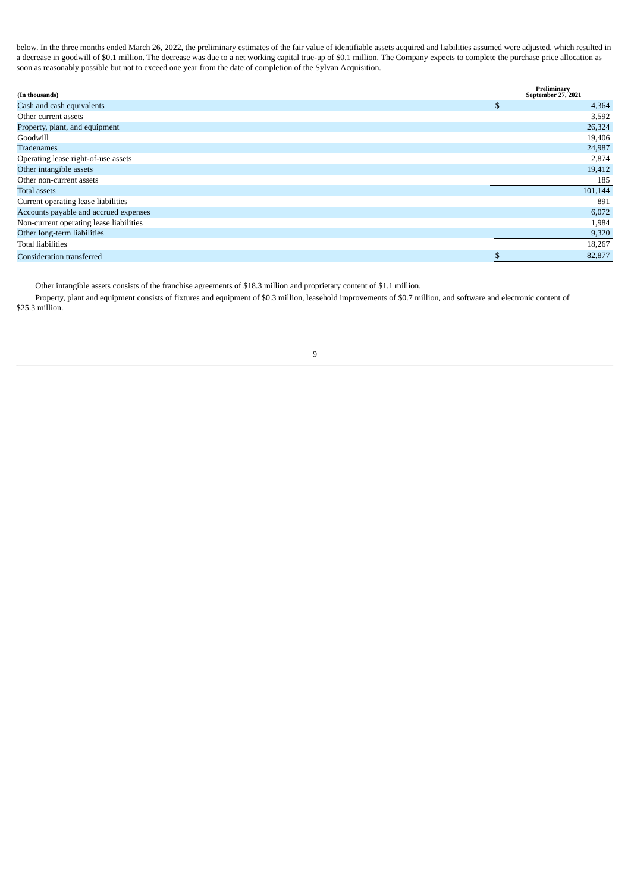below. In the three months ended March 26, 2022, the preliminary estimates of the fair value of identifiable assets acquired and liabilities assumed were adjusted, which resulted in a decrease in goodwill of $0.1 million. The decrease was due to a net working capital true-up of $0.1 million. The Company expects to complete the purchase price allocation as soon as reasonably possible but not to exceed one year from the date of completion of the Sylvan Acquisition.

| (In thousands) | Preliminary September 27, 2021 |
|---|---|
| Cash and cash equivalents | $ 4,364 |
| Other current assets | 3,592 |
| Property, plant, and equipment | 26,324 |
| Goodwill | 19,406 |
| Tradenames | 24,987 |
| Operating lease right-of-use assets | 2,874 |
| Other intangible assets | 19,412 |
| Other non-current assets | 185 |
| Total assets | 101,144 |
| Current operating lease liabilities | 891 |
| Accounts payable and accrued expenses | 6,072 |
| Non-current operating lease liabilities | 1,984 |
| Other long-term liabilities | 9,320 |
| Total liabilities | 18,267 |
| Consideration transferred | $ 82,877 |

Other intangible assets consists of the franchise agreements of $18.3 million and proprietary content of $1.1 million.

Property, plant and equipment consists of fixtures and equipment of $0.3 million, leasehold improvements of $0.7 million, and software and electronic content of $25.3 million.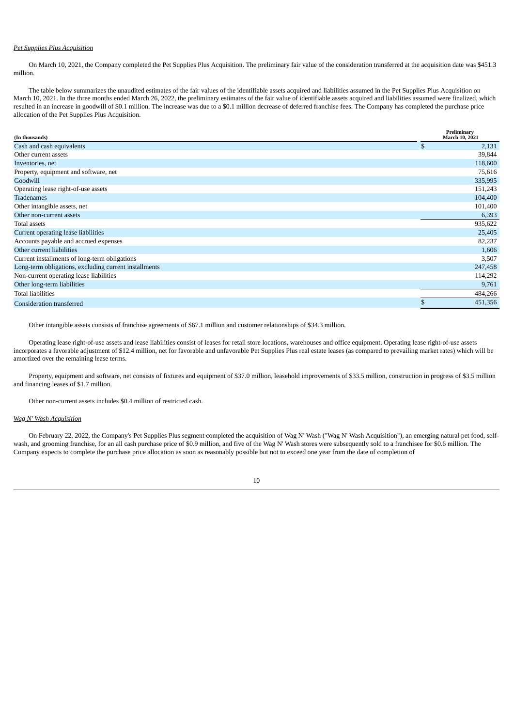*Pet Supplies Plus Acquisition*

On March 10, 2021, the Company completed the Pet Supplies Plus Acquisition. The preliminary fair value of the consideration transferred at the acquisition date was $451.3 million.

The table below summarizes the unaudited estimates of the fair values of the identifiable assets acquired and liabilities assumed in the Pet Supplies Plus Acquisition on March 10, 2021. In the three months ended March 26, 2022, the preliminary estimates of the fair value of identifiable assets acquired and liabilities assumed were finalized, which resulted in an increase in goodwill of $0.1 million. The increase was due to a $0.1 million decrease of deferred franchise fees. The Company has completed the purchase price allocation of the Pet Supplies Plus Acquisition.

| (In thousands) | Preliminary March 10, 2021 |
|---|---|
| Cash and cash equivalents | $ 2,131 |
| Other current assets | 39,844 |
| Inventories, net | 118,600 |
| Property, equipment and software, net | 75,616 |
| Goodwill | 335,995 |
| Operating lease right-of-use assets | 151,243 |
| Tradenames | 104,400 |
| Other intangible assets, net | 101,400 |
| Other non-current assets | 6,393 |
| Total assets | 935,622 |
| Current operating lease liabilities | 25,405 |
| Accounts payable and accrued expenses | 82,237 |
| Other current liabilities | 1,606 |
| Current installments of long-term obligations | 3,507 |
| Long-term obligations, excluding current installments | 247,458 |
| Non-current operating lease liabilities | 114,292 |
| Other long-term liabilities | 9,761 |
| Total liabilities | 484,266 |
| Consideration transferred | $ 451,356 |

Other intangible assets consists of franchise agreements of $67.1 million and customer relationships of $34.3 million.

Operating lease right-of-use assets and lease liabilities consist of leases for retail store locations, warehouses and office equipment. Operating lease right-of-use assets incorporates a favorable adjustment of $12.4 million, net for favorable and unfavorable Pet Supplies Plus real estate leases (as compared to prevailing market rates) which will be amortized over the remaining lease terms.

Property, equipment and software, net consists of fixtures and equipment of $37.0 million, leasehold improvements of $33.5 million, construction in progress of $3.5 million and financing leases of $1.7 million.

Other non-current assets includes $0.4 million of restricted cash.

*Wag N' Wash Acquisition*

On February 22, 2022, the Company's Pet Supplies Plus segment completed the acquisition of Wag N' Wash ("Wag N' Wash Acquisition"), an emerging natural pet food, self-wash, and grooming franchise, for an all cash purchase price of $0.9 million, and five of the Wag N' Wash stores were subsequently sold to a franchisee for $0.6 million. The Company expects to complete the purchase price allocation as soon as reasonably possible but not to exceed one year from the date of completion of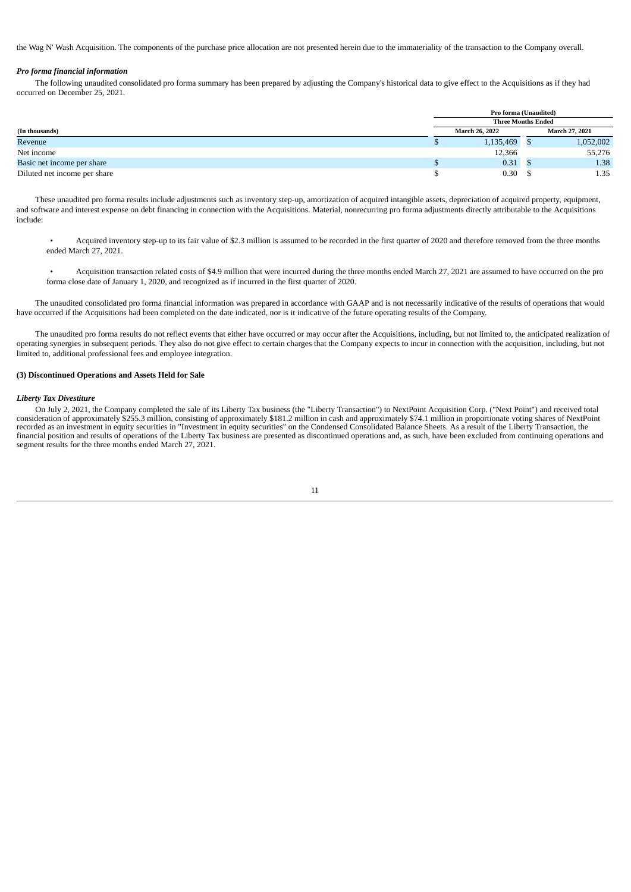the Wag N' Wash Acquisition. The components of the purchase price allocation are not presented herein due to the immateriality of the transaction to the Company overall.

***Pro forma financial information***

The following unaudited consolidated pro forma summary has been prepared by adjusting the Company's historical data to give effect to the Acquisitions as if they had occurred on December 25, 2021.

| | Pro forma (Unaudited) | |
|---|---|---|
| | **Three Months Ended** | |
| **(In thousands)** | **March 26, 2022** | **March 27, 2021** |
| Revenue | $ 1,135,469 | $ 1,052,002 |
| Net income | 12,366 | 55,276 |
| Basic net income per share | $ 0.31 | $ 1.38 |
| Diluted net income per share | $ 0.30 | $ 1.35 |

These unaudited pro forma results include adjustments such as inventory step-up, amortization of acquired intangible assets, depreciation of acquired property, equipment, and software and interest expense on debt financing in connection with the Acquisitions. Material, nonrecurring pro forma adjustments directly attributable to the Acquisitions include:

- Acquired inventory step-up to its fair value of $2.3 million is assumed to be recorded in the first quarter of 2020 and therefore removed from the three months ended March 27, 2021.
- Acquisition transaction related costs of $4.9 million that were incurred during the three months ended March 27, 2021 are assumed to have occurred on the pro forma close date of January 1, 2020, and recognized as if incurred in the first quarter of 2020.

The unaudited consolidated pro forma financial information was prepared in accordance with GAAP and is not necessarily indicative of the results of operations that would have occurred if the Acquisitions had been completed on the date indicated, nor is it indicative of the future operating results of the Company.

The unaudited pro forma results do not reflect events that either have occurred or may occur after the Acquisitions, including, but not limited to, the anticipated realization of operating synergies in subsequent periods. They also do not give effect to certain charges that the Company expects to incur in connection with the acquisition, including, but not limited to, additional professional fees and employee integration.

**(3) Discontinued Operations and Assets Held for Sale**

***Liberty Tax Divestiture***

On July 2, 2021, the Company completed the sale of its Liberty Tax business (the "Liberty Transaction") to NextPoint Acquisition Corp. ("Next Point") and received total consideration of approximately $255.3 million, consisting of approximately $181.2 million in cash and approximately $74.1 million in proportionate voting shares of NextPoint recorded as an investment in equity securities in "Investment in equity securities" on the Condensed Consolidated Balance Sheets. As a result of the Liberty Transaction, the financial position and results of operations of the Liberty Tax business are presented as discontinued operations and, as such, have been excluded from continuing operations and segment results for the three months ended March 27, 2021.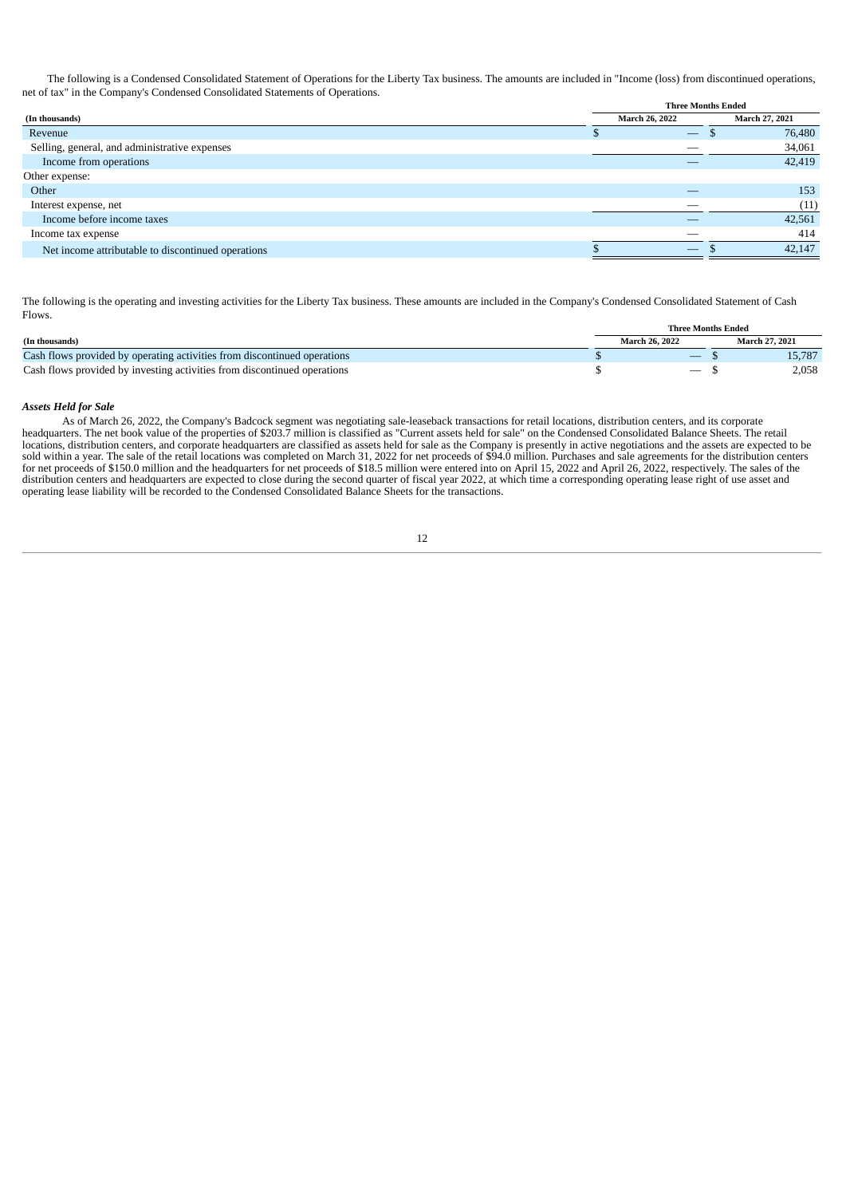The following is a Condensed Consolidated Statement of Operations for the Liberty Tax business. The amounts are included in "Income (loss) from discontinued operations, net of tax" in the Company's Condensed Consolidated Statements of Operations.

| (In thousands) | Three Months Ended March 26, 2022 | Three Months Ended March 27, 2021 |
|---|---|---|
| Revenue | $ — | $ 76,480 |
| Selling, general, and administrative expenses | — | 34,061 |
| Income from operations | — | 42,419 |
| Other expense: | | |
| Other | — | 153 |
| Interest expense, net | — | (11) |
| Income before income taxes | — | 42,561 |
| Income tax expense | — | 414 |
| Net income attributable to discontinued operations | $ — | $ 42,147 |

The following is the operating and investing activities for the Liberty Tax business. These amounts are included in the Company's Condensed Consolidated Statement of Cash Flows.

| (In thousands) | Three Months Ended March 26, 2022 | Three Months Ended March 27, 2021 |
|---|---|---|
| Cash flows provided by operating activities from discontinued operations | $ — | $ 15,787 |
| Cash flows provided by investing activities from discontinued operations | $ — | $ 2,058 |

***Assets Held for Sale***

As of March 26, 2022, the Company's Badcock segment was negotiating sale-leaseback transactions for retail locations, distribution centers, and its corporate headquarters. The net book value of the properties of $203.7 million is classified as "Current assets held for sale" on the Condensed Consolidated Balance Sheets. The retail locations, distribution centers, and corporate headquarters are classified as assets held for sale as the Company is presently in active negotiations and the assets are expected to be sold within a year. The sale of the retail locations was completed on March 31, 2022 for net proceeds of $94.0 million. Purchases and sale agreements for the distribution centers for net proceeds of $150.0 million and the headquarters for net proceeds of $18.5 million were entered into on April 15, 2022 and April 26, 2022, respectively. The sales of the distribution centers and headquarters are expected to close during the second quarter of fiscal year 2022, at which time a corresponding operating lease right of use asset and operating lease liability will be recorded to the Condensed Consolidated Balance Sheets for the transactions.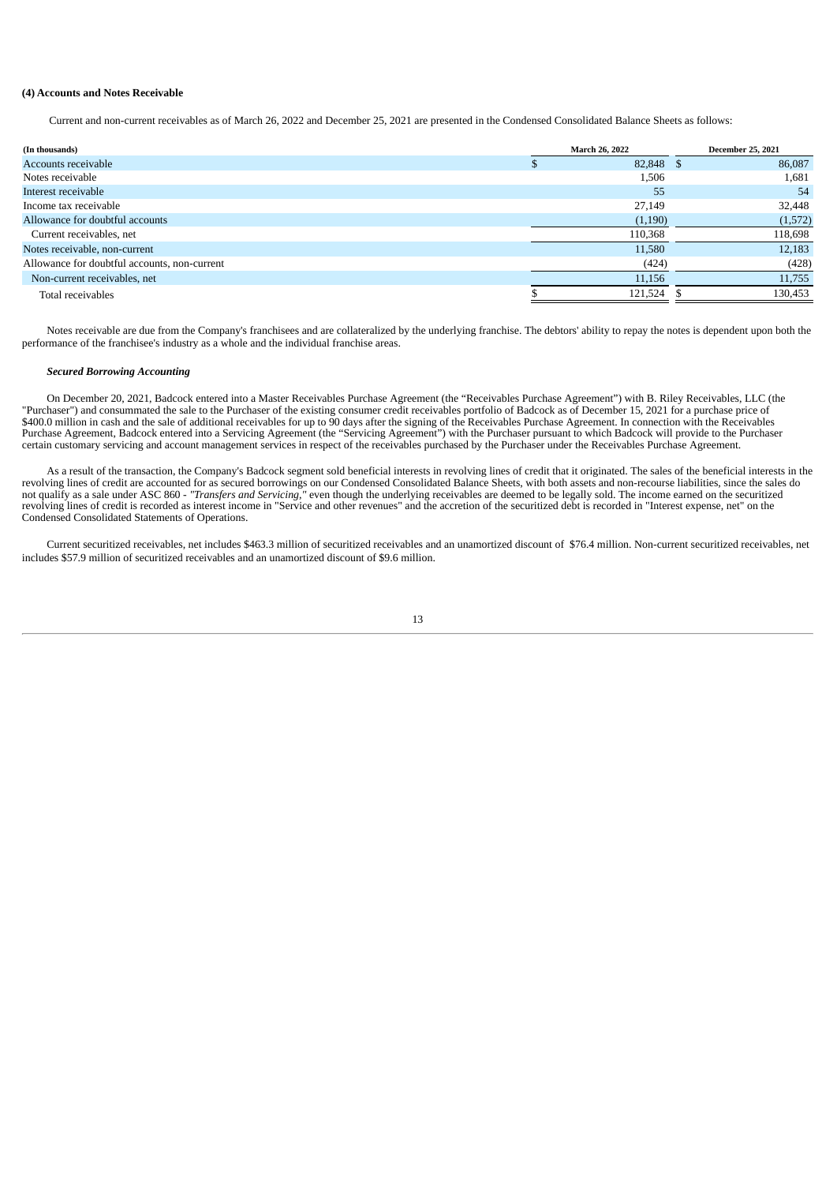### (4) Accounts and Notes Receivable

Current and non-current receivables as of March 26, 2022 and December 25, 2021 are presented in the Condensed Consolidated Balance Sheets as follows:

| (In thousands) | March 26, 2022 | December 25, 2021 |
|---|---|---|
| Accounts receivable | $ 82,848 | $ 86,087 |
| Notes receivable | 1,506 | 1,681 |
| Interest receivable | 55 | 54 |
| Income tax receivable | 27,149 | 32,448 |
| Allowance for doubtful accounts | (1,190) | (1,572) |
| Current receivables, net | 110,368 | 118,698 |
| Notes receivable, non-current | 11,580 | 12,183 |
| Allowance for doubtful accounts, non-current | (424) | (428) |
| Non-current receivables, net | 11,156 | 11,755 |
| Total receivables | $ 121,524 | $ 130,453 |

Notes receivable are due from the Company's franchisees and are collateralized by the underlying franchise. The debtors' ability to repay the notes is dependent upon both the performance of the franchisee's industry as a whole and the individual franchise areas.

***Secured Borrowing Accounting***

On December 20, 2021, Badcock entered into a Master Receivables Purchase Agreement (the "Receivables Purchase Agreement") with B. Riley Receivables, LLC (the "Purchaser") and consummated the sale to the Purchaser of the existing consumer credit receivables portfolio of Badcock as of December 15, 2021 for a purchase price of $400.0 million in cash and the sale of additional receivables for up to 90 days after the signing of the Receivables Purchase Agreement. In connection with the Receivables Purchase Agreement, Badcock entered into a Servicing Agreement (the "Servicing Agreement") with the Purchaser pursuant to which Badcock will provide to the Purchaser certain customary servicing and account management services in respect of the receivables purchased by the Purchaser under the Receivables Purchase Agreement.

As a result of the transaction, the Company's Badcock segment sold beneficial interests in revolving lines of credit that it originated. The sales of the beneficial interests in the revolving lines of credit are accounted for as secured borrowings on our Condensed Consolidated Balance Sheets, with both assets and non-recourse liabilities, since the sales do not qualify as a sale under ASC 860 - *"Transfers and Servicing,"* even though the underlying receivables are deemed to be legally sold. The income earned on the securitized revolving lines of credit is recorded as interest income in "Service and other revenues" and the accretion of the securitized debt is recorded in "Interest expense, net" on the Condensed Consolidated Statements of Operations.

Current securitized receivables, net includes $463.3 million of securitized receivables and an unamortized discount of $76.4 million. Non-current securitized receivables, net includes $57.9 million of securitized receivables and an unamortized discount of $9.6 million.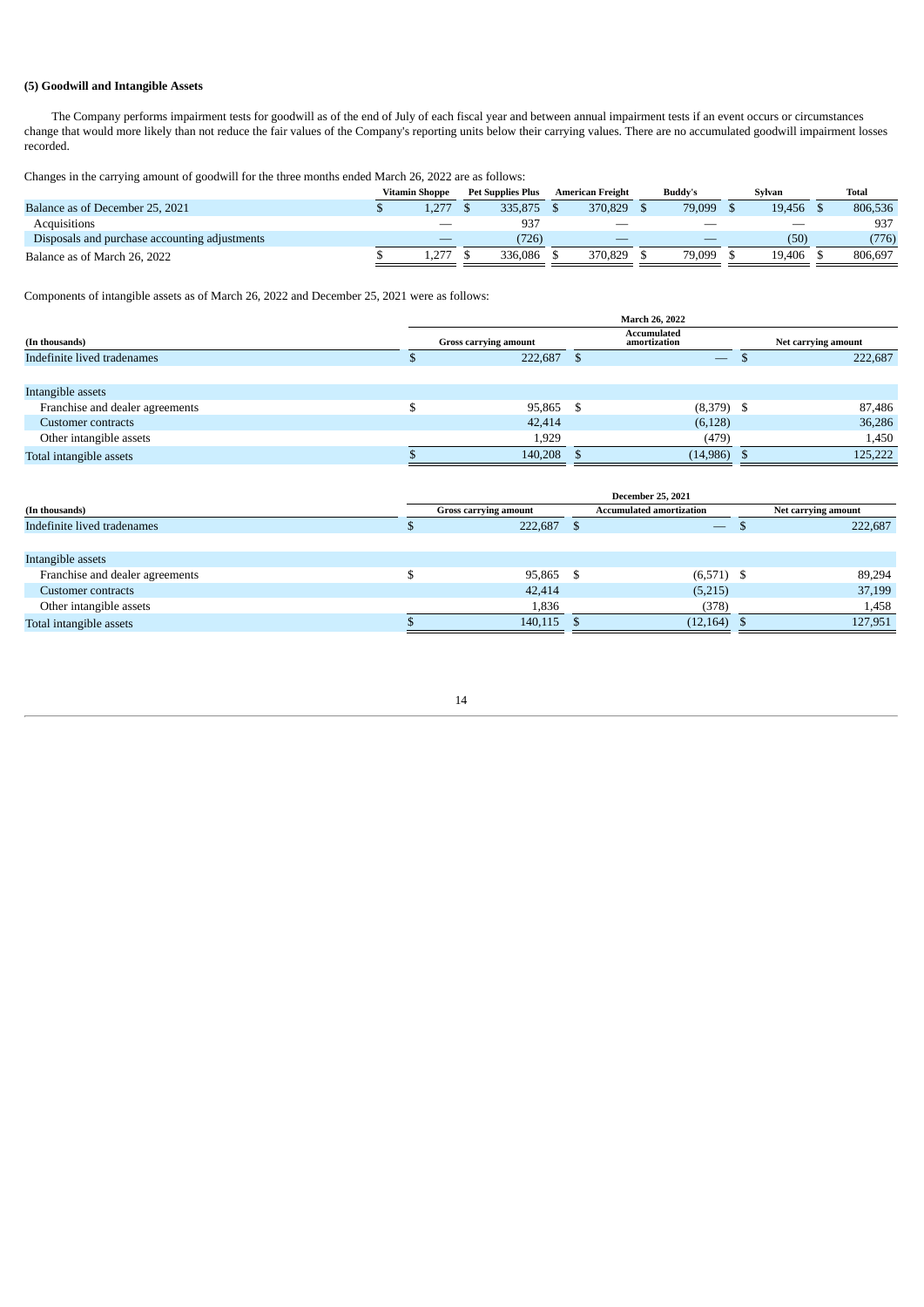**(5) Goodwill and Intangible Assets**

The Company performs impairment tests for goodwill as of the end of July of each fiscal year and between annual impairment tests if an event occurs or circumstances change that would more likely than not reduce the fair values of the Company's reporting units below their carrying values. There are no accumulated goodwill impairment losses recorded.

Changes in the carrying amount of goodwill for the three months ended March 26, 2022 are as follows:

| | Vitamin Shoppe | Pet Supplies Plus | American Freight | Buddy's | Sylvan | Total |
|---|---|---|---|---|---|---|
| Balance as of December 25, 2021 | $ 1,277 | $ 335,875 | $ 370,829 | $ 79,099 | $ 19,456 | $ 806,536 |
| Acquisitions | — | 937 | — | — | — | 937 |
| Disposals and purchase accounting adjustments | — | (726) | — | — | (50) | (776) |
| Balance as of March 26, 2022 | $ 1,277 | $ 336,086 | $ 370,829 | $ 79,099 | $ 19,406 | $ 806,697 |

Components of intangible assets as of March 26, 2022 and December 25, 2021 were as follows:

| | March 26, 2022 | | |
|---|---|---|---|
| (In thousands) | Gross carrying amount | Accumulated amortization | Net carrying amount |
| Indefinite lived tradenames | $ 222,687 | $ — | $ 222,687 |
| | | | |
| Intangible assets | | | |
| Franchise and dealer agreements | $ 95,865 | $ (8,379) | $ 87,486 |
| Customer contracts | 42,414 | (6,128) | 36,286 |
| Other intangible assets | 1,929 | (479) | 1,450 |
| Total intangible assets | $ 140,208 | $ (14,986) | $ 125,222 |

| | December 25, 2021 | | |
|---|---|---|---|
| (In thousands) | Gross carrying amount | Accumulated amortization | Net carrying amount |
| Indefinite lived tradenames | $ 222,687 | $ — | $ 222,687 |
| | | | |
| Intangible assets | | | |
| Franchise and dealer agreements | $ 95,865 | $ (6,571) | $ 89,294 |
| Customer contracts | 42,414 | (5,215) | 37,199 |
| Other intangible assets | 1,836 | (378) | 1,458 |
| Total intangible assets | $ 140,115 | $ (12,164) | $ 127,951 |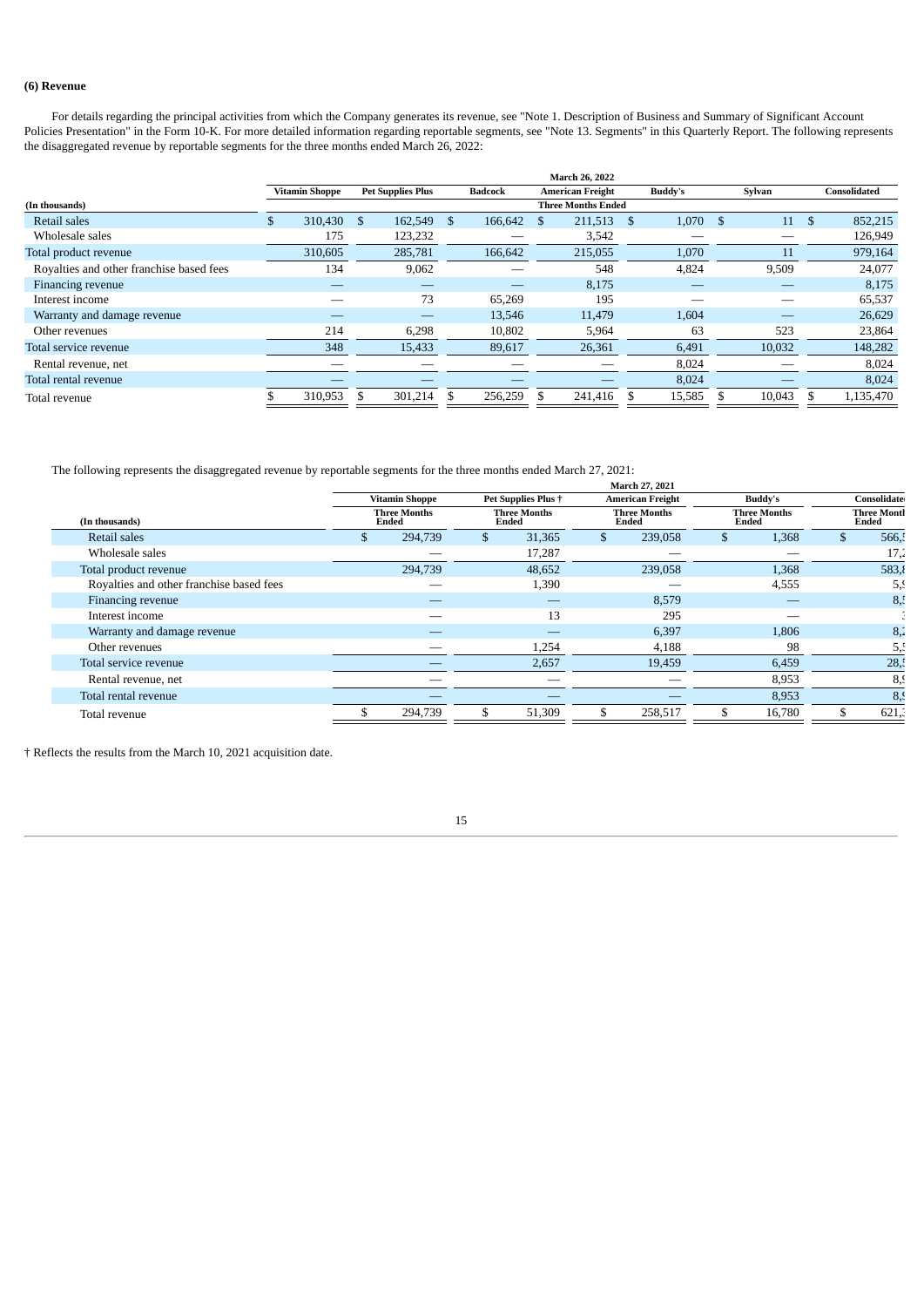**(6) Revenue**

For details regarding the principal activities from which the Company generates its revenue, see "Note 1. Description of Business and Summary of Significant Account Policies Presentation" in the Form 10-K. For more detailed information regarding reportable segments, see "Note 13. Segments" in this Quarterly Report. The following represents the disaggregated revenue by reportable segments for the three months ended March 26, 2022:

| | March 26, 2022 | | | | | | |
|---|---|---|---|---|---|---|---|
| | Vitamin Shoppe | Pet Supplies Plus | Badcock | American Freight | Buddy's | Sylvan | Consolidated |
| (In thousands) | Three Months Ended | | | | | | |
| Retail sales | $ 310,430 | $ 162,549 | $ 166,642 | $ 211,513 | $ 1,070 | $ 11 | $ 852,215 |
| Wholesale sales | 175 | 123,232 | — | 3,542 | — | — | 126,949 |
| Total product revenue | 310,605 | 285,781 | 166,642 | 215,055 | 1,070 | 11 | 979,164 |
| Royalties and other franchise based fees | 134 | 9,062 | — | 548 | 4,824 | 9,509 | 24,077 |
| Financing revenue | — | — | — | 8,175 | — | — | 8,175 |
| Interest income | — | 73 | 65,269 | 195 | — | — | 65,537 |
| Warranty and damage revenue | — | — | 13,546 | 11,479 | 1,604 | — | 26,629 |
| Other revenues | 214 | 6,298 | 10,802 | 5,964 | 63 | 523 | 23,864 |
| Total service revenue | 348 | 15,433 | 89,617 | 26,361 | 6,491 | 10,032 | 148,282 |
| Rental revenue, net | — | — | — | — | 8,024 | — | 8,024 |
| Total rental revenue | — | — | — | — | 8,024 | — | 8,024 |
| Total revenue | $ 310,953 | $ 301,214 | $ 256,259 | $ 241,416 | $ 15,585 | $ 10,043 | $ 1,135,470 |

The following represents the disaggregated revenue by reportable segments for the three months ended March 27, 2021:

| | March 27, 2021 | | | | |
|---|---|---|---|---|---|
| | Vitamin Shoppe | Pet Supplies Plus † | American Freight | Buddy's | Consolidate |
| (In thousands) | Three Months Ended | Three Months Ended | Three Months Ended | Three Months Ended | Three Montl Ended |
| Retail sales | $ 294,739 | $ 31,365 | $ 239,058 | $ 1,368 | $ 566,5 |
| Wholesale sales | — | 17,287 | — | — | 17,2 |
| Total product revenue | 294,739 | 48,652 | 239,058 | 1,368 | 583,8 |
| Royalties and other franchise based fees | — | 1,390 | — | 4,555 | 5,9 |
| Financing revenue | — | — | 8,579 | — | 8,5 |
| Interest income | — | 13 | 295 | — | 3 |
| Warranty and damage revenue | — | — | 6,397 | 1,806 | 8,2 |
| Other revenues | — | 1,254 | 4,188 | 98 | 5,5 |
| Total service revenue | — | 2,657 | 19,459 | 6,459 | 28,5 |
| Rental revenue, net | — | — | — | 8,953 | 8,9 |
| Total rental revenue | — | — | — | 8,953 | 8,9 |
| Total revenue | $ 294,739 | $ 51,309 | $ 258,517 | $ 16,780 | $ 621,3 |

† Reflects the results from the March 10, 2021 acquisition date.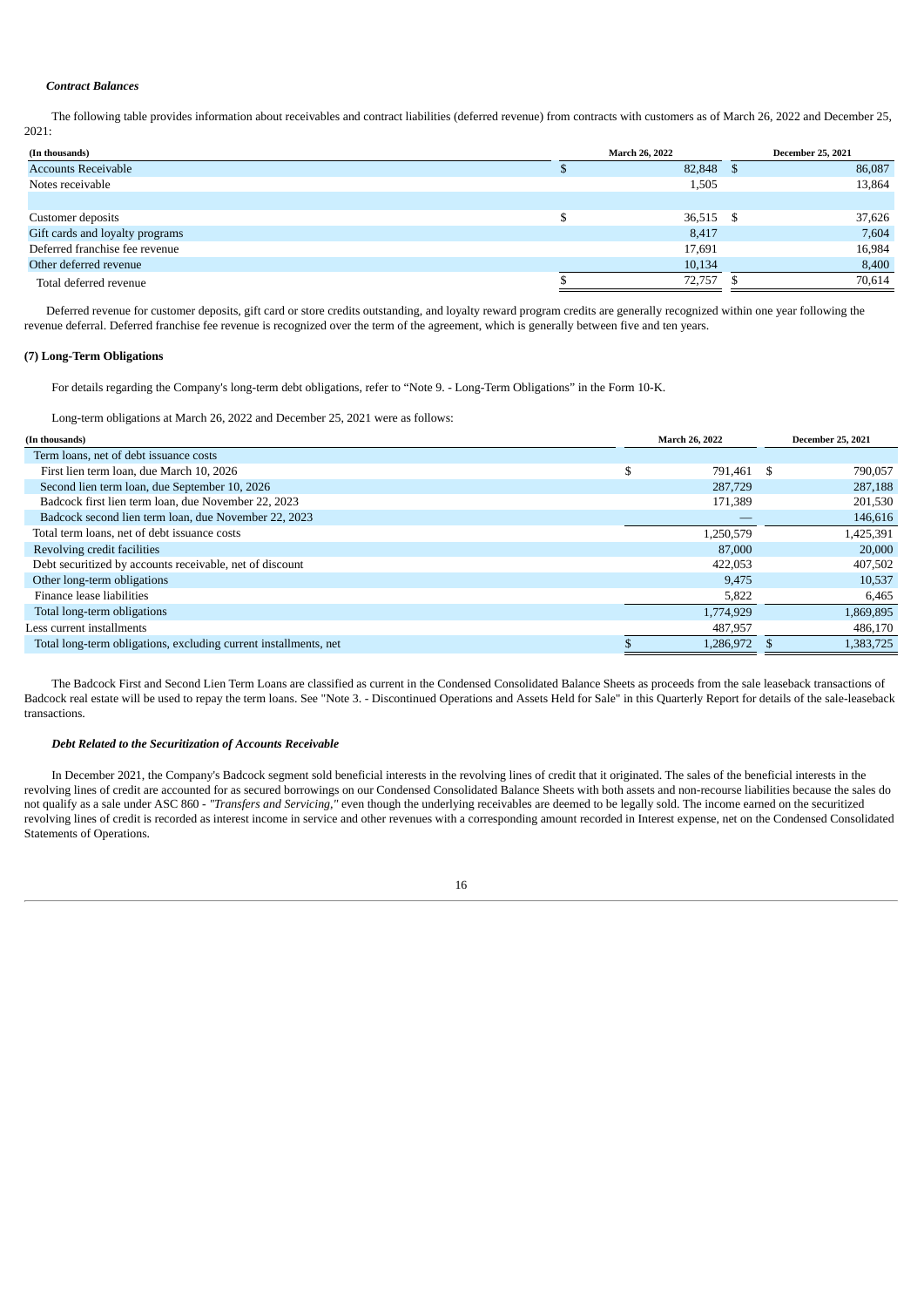***Contract Balances***

The following table provides information about receivables and contract liabilities (deferred revenue) from contracts with customers as of March 26, 2022 and December 25, 2021:

| (In thousands) | March 26, 2022 | December 25, 2021 |
|---|---|---|
| Accounts Receivable | $ 82,848 | $ 86,087 |
| Notes receivable | 1,505 | 13,864 |
| | | |
| Customer deposits | $ 36,515 | $ 37,626 |
| Gift cards and loyalty programs | 8,417 | 7,604 |
| Deferred franchise fee revenue | 17,691 | 16,984 |
| Other deferred revenue | 10,134 | 8,400 |
| Total deferred revenue | $ 72,757 | $ 70,614 |

Deferred revenue for customer deposits, gift card or store credits outstanding, and loyalty reward program credits are generally recognized within one year following the revenue deferral. Deferred franchise fee revenue is recognized over the term of the agreement, which is generally between five and ten years.

**(7) Long-Term Obligations**

For details regarding the Company's long-term debt obligations, refer to "Note 9. - Long-Term Obligations" in the Form 10-K.

Long-term obligations at March 26, 2022 and December 25, 2021 were as follows:

| (In thousands) | March 26, 2022 | December 25, 2021 |
|---|---|---|
| Term loans, net of debt issuance costs | | |
| First lien term loan, due March 10, 2026 | $ 791,461 | $ 790,057 |
| Second lien term loan, due September 10, 2026 | 287,729 | 287,188 |
| Badcock first lien term loan, due November 22, 2023 | 171,389 | 201,530 |
| Badcock second lien term loan, due November 22, 2023 | — | 146,616 |
| Total term loans, net of debt issuance costs | 1,250,579 | 1,425,391 |
| Revolving credit facilities | 87,000 | 20,000 |
| Debt securitized by accounts receivable, net of discount | 422,053 | 407,502 |
| Other long-term obligations | 9,475 | 10,537 |
| Finance lease liabilities | 5,822 | 6,465 |
| Total long-term obligations | 1,774,929 | 1,869,895 |
| Less current installments | 487,957 | 486,170 |
| Total long-term obligations, excluding current installments, net | $ 1,286,972 | $ 1,383,725 |

The Badcock First and Second Lien Term Loans are classified as current in the Condensed Consolidated Balance Sheets as proceeds from the sale leaseback transactions of Badcock real estate will be used to repay the term loans. See "Note 3. - Discontinued Operations and Assets Held for Sale" in this Quarterly Report for details of the sale-leaseback transactions.

***Debt Related to the Securitization of Accounts Receivable***

In December 2021, the Company's Badcock segment sold beneficial interests in the revolving lines of credit that it originated. The sales of the beneficial interests in the revolving lines of credit are accounted for as secured borrowings on our Condensed Consolidated Balance Sheets with both assets and non-recourse liabilities because the sales do not qualify as a sale under ASC 860 - *"Transfers and Servicing,"* even though the underlying receivables are deemed to be legally sold. The income earned on the securitized revolving lines of credit is recorded as interest income in service and other revenues with a corresponding amount recorded in Interest expense, net on the Condensed Consolidated Statements of Operations.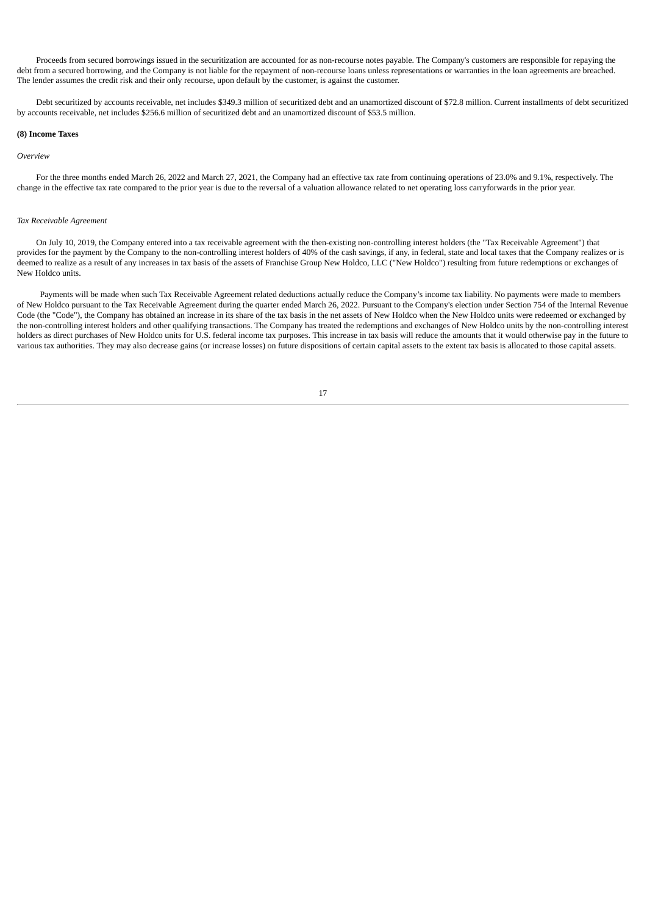Proceeds from secured borrowings issued in the securitization are accounted for as non-recourse notes payable. The Company's customers are responsible for repaying the debt from a secured borrowing, and the Company is not liable for the repayment of non-recourse loans unless representations or warranties in the loan agreements are breached. The lender assumes the credit risk and their only recourse, upon default by the customer, is against the customer.

Debt securitized by accounts receivable, net includes $349.3 million of securitized debt and an unamortized discount of $72.8 million. Current installments of debt securitized by accounts receivable, net includes $256.6 million of securitized debt and an unamortized discount of $53.5 million.

**(8) Income Taxes**

*Overview*

For the three months ended March 26, 2022 and March 27, 2021, the Company had an effective tax rate from continuing operations of 23.0% and 9.1%, respectively. The change in the effective tax rate compared to the prior year is due to the reversal of a valuation allowance related to net operating loss carryforwards in the prior year.

*Tax Receivable Agreement*

On July 10, 2019, the Company entered into a tax receivable agreement with the then-existing non-controlling interest holders (the "Tax Receivable Agreement") that provides for the payment by the Company to the non-controlling interest holders of 40% of the cash savings, if any, in federal, state and local taxes that the Company realizes or is deemed to realize as a result of any increases in tax basis of the assets of Franchise Group New Holdco, LLC ("New Holdco") resulting from future redemptions or exchanges of New Holdco units.

Payments will be made when such Tax Receivable Agreement related deductions actually reduce the Company's income tax liability. No payments were made to members of New Holdco pursuant to the Tax Receivable Agreement during the quarter ended March 26, 2022. Pursuant to the Company's election under Section 754 of the Internal Revenue Code (the "Code"), the Company has obtained an increase in its share of the tax basis in the net assets of New Holdco when the New Holdco units were redeemed or exchanged by the non-controlling interest holders and other qualifying transactions. The Company has treated the redemptions and exchanges of New Holdco units by the non-controlling interest holders as direct purchases of New Holdco units for U.S. federal income tax purposes. This increase in tax basis will reduce the amounts that it would otherwise pay in the future to various tax authorities. They may also decrease gains (or increase losses) on future dispositions of certain capital assets to the extent tax basis is allocated to those capital assets.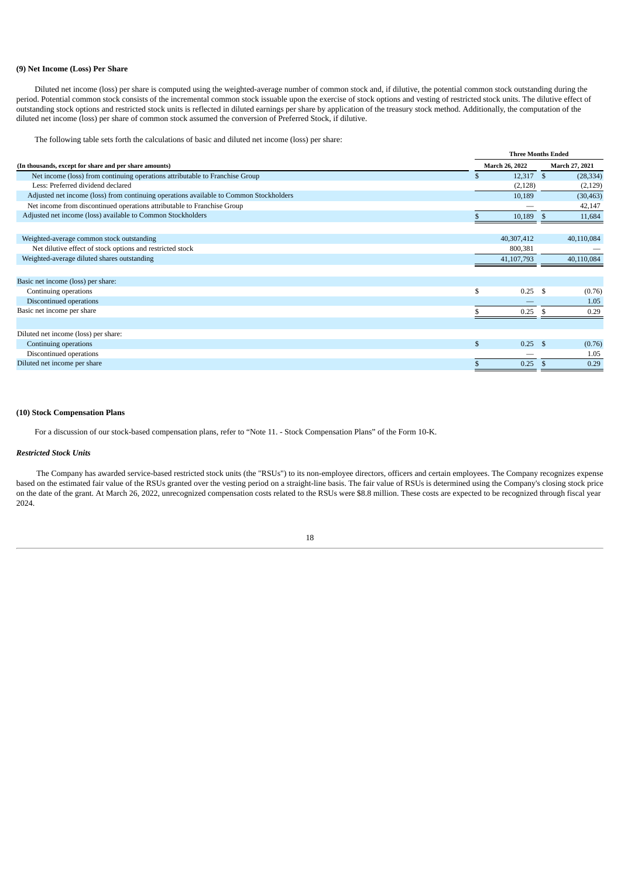### (9) Net Income (Loss) Per Share

Diluted net income (loss) per share is computed using the weighted-average number of common stock and, if dilutive, the potential common stock outstanding during the period. Potential common stock consists of the incremental common stock issuable upon the exercise of stock options and vesting of restricted stock units. The dilutive effect of outstanding stock options and restricted stock units is reflected in diluted earnings per share by application of the treasury stock method. Additionally, the computation of the diluted net income (loss) per share of common stock assumed the conversion of Preferred Stock, if dilutive.

The following table sets forth the calculations of basic and diluted net income (loss) per share:

| (In thousands, except for share and per share amounts) | Three Months Ended March 26, 2022 | Three Months Ended March 27, 2021 |
|---|---|---|
| Net income (loss) from continuing operations attributable to Franchise Group | $ 12,317 | $ (28,334) |
| Less: Preferred dividend declared | (2,128) | (2,129) |
| Adjusted net income (loss) from continuing operations available to Common Stockholders | 10,189 | (30,463) |
| Net income from discontinued operations attributable to Franchise Group | — | 42,147 |
| Adjusted net income (loss) available to Common Stockholders | $ 10,189 | $ 11,684 |
| | | |
| Weighted-average common stock outstanding | 40,307,412 | 40,110,084 |
| Net dilutive effect of stock options and restricted stock | 800,381 | — |
| Weighted-average diluted shares outstanding | 41,107,793 | 40,110,084 |
| | | |
| Basic net income (loss) per share: | | |
| Continuing operations | $ 0.25 | $ (0.76) |
| Discontinued operations | — | 1.05 |
| Basic net income per share | $ 0.25 | $ 0.29 |
| | | |
| Diluted net income (loss) per share: | | |
| Continuing operations | $ 0.25 | $ (0.76) |
| Discontinued operations | — | 1.05 |
| Diluted net income per share | $ 0.25 | $ 0.29 |

### (10) Stock Compensation Plans

For a discussion of our stock-based compensation plans, refer to "Note 11. - Stock Compensation Plans" of the Form 10-K.

#### *Restricted Stock Units*

The Company has awarded service-based restricted stock units (the "RSUs") to its non-employee directors, officers and certain employees. The Company recognizes expense based on the estimated fair value of the RSUs granted over the vesting period on a straight-line basis. The fair value of RSUs is determined using the Company's closing stock price on the date of the grant. At March 26, 2022, unrecognized compensation costs related to the RSUs were $8.8 million. These costs are expected to be recognized through fiscal year 2024.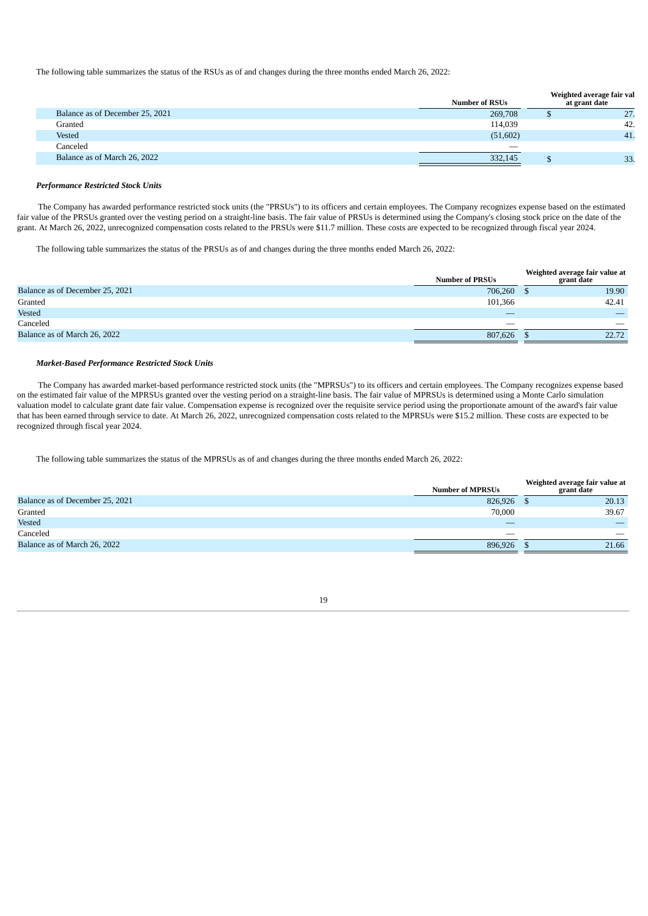The following table summarizes the status of the RSUs as of and changes during the three months ended March 26, 2022:

| | Number of RSUs | Weighted average fair val at grant date |
|---|---|---|
| Balance as of December 25, 2021 | 269,708 | $ 27. |
| Granted | 114,039 | 42. |
| Vested | (51,602) | 41. |
| Canceled | — | |
| Balance as of March 26, 2022 | 332,145 | $ 33. |

***Performance Restricted Stock Units***

The Company has awarded performance restricted stock units (the "PRSUs") to its officers and certain employees. The Company recognizes expense based on the estimated fair value of the PRSUs granted over the vesting period on a straight-line basis. The fair value of PRSUs is determined using the Company's closing stock price on the date of the grant. At March 26, 2022, unrecognized compensation costs related to the PRSUs were $11.7 million. These costs are expected to be recognized through fiscal year 2024.

The following table summarizes the status of the PRSUs as of and changes during the three months ended March 26, 2022:

| | Number of PRSUs | Weighted average fair value at grant date |
|---|---|---|
| Balance as of December 25, 2021 | 706,260 | $ 19.90 |
| Granted | 101,366 | 42.41 |
| Vested | — | — |
| Canceled | — | — |
| Balance as of March 26, 2022 | 807,626 | $ 22.72 |

***Market-Based Performance Restricted Stock Units***

The Company has awarded market-based performance restricted stock units (the "MPRSUs") to its officers and certain employees. The Company recognizes expense based on the estimated fair value of the MPRSUs granted over the vesting period on a straight-line basis. The fair value of MPRSUs is determined using a Monte Carlo simulation valuation model to calculate grant date fair value. Compensation expense is recognized over the requisite service period using the proportionate amount of the award's fair value that has been earned through service to date. At March 26, 2022, unrecognized compensation costs related to the MPRSUs were $15.2 million. These costs are expected to be recognized through fiscal year 2024.

The following table summarizes the status of the MPRSUs as of and changes during the three months ended March 26, 2022:

| | Number of MPRSUs | Weighted average fair value at grant date |
|---|---|---|
| Balance as of December 25, 2021 | 826,926 | $ 20.13 |
| Granted | 70,000 | 39.67 |
| Vested | — | — |
| Canceled | — | — |
| Balance as of March 26, 2022 | 896,926 | $ 21.66 |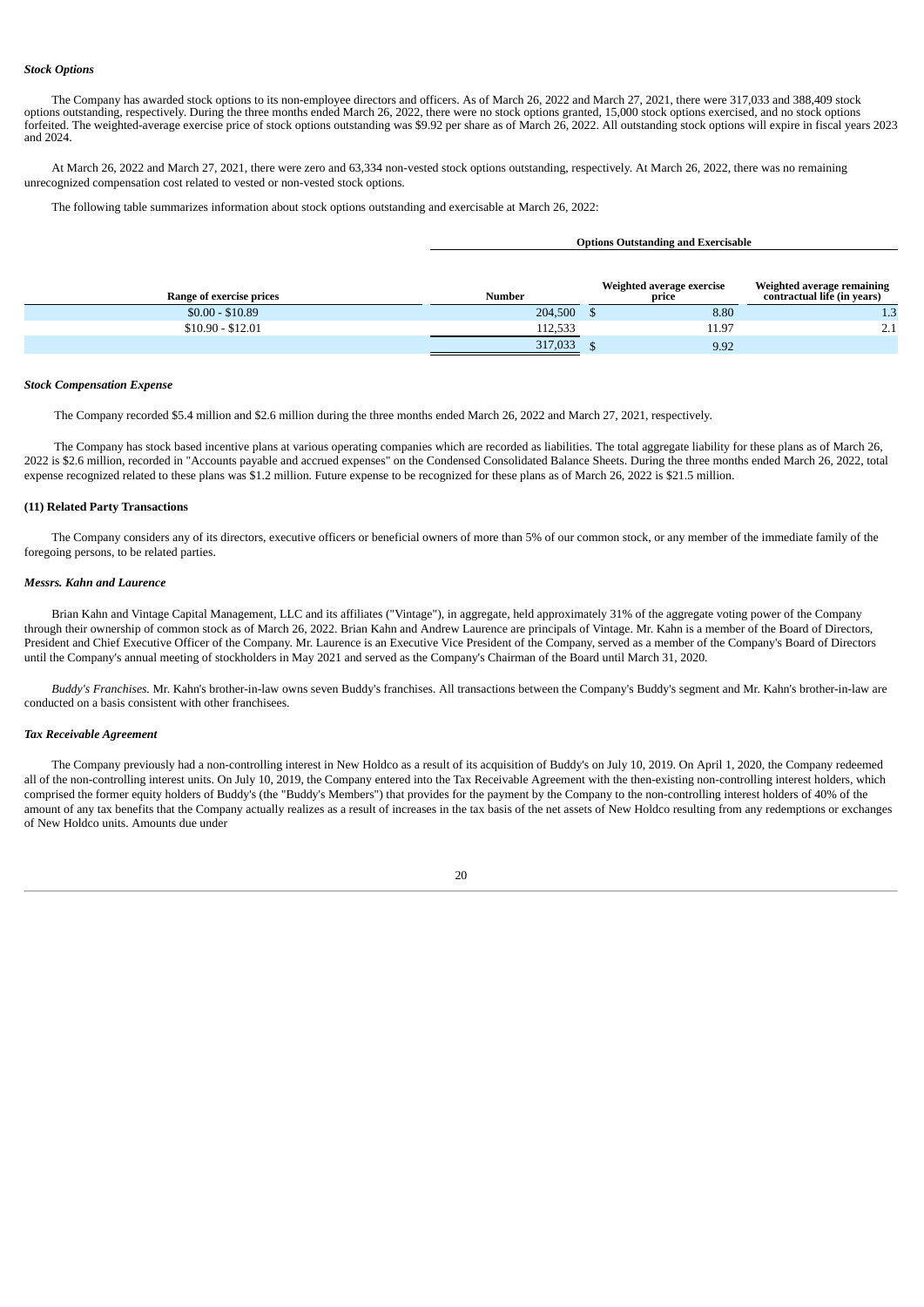***Stock Options***

The Company has awarded stock options to its non-employee directors and officers. As of March 26, 2022 and March 27, 2021, there were 317,033 and 388,409 stock options outstanding, respectively. During the three months ended March 26, 2022, there were no stock options granted, 15,000 stock options exercised, and no stock options forfeited. The weighted-average exercise price of stock options outstanding was $9.92 per share as of March 26, 2022. All outstanding stock options will expire in fiscal years 2023 and 2024.

At March 26, 2022 and March 27, 2021, there were zero and 63,334 non-vested stock options outstanding, respectively. At March 26, 2022, there was no remaining unrecognized compensation cost related to vested or non-vested stock options.

The following table summarizes information about stock options outstanding and exercisable at March 26, 2022:

| | Options Outstanding and Exercisable | | |
|---|---|---|---|
| Range of exercise prices | Number | Weighted average exercise price | Weighted average remaining contractual life (in years) |
| $0.00 - $10.89 | 204,500 | $ 8.80 | 1.3 |
| $10.90 - $12.01 | 112,533 | 11.97 | 2.1 |
| | 317,033 | $ 9.92 | |

***Stock Compensation Expense***

The Company recorded $5.4 million and $2.6 million during the three months ended March 26, 2022 and March 27, 2021, respectively.

The Company has stock based incentive plans at various operating companies which are recorded as liabilities. The total aggregate liability for these plans as of March 26, 2022 is $2.6 million, recorded in "Accounts payable and accrued expenses" on the Condensed Consolidated Balance Sheets. During the three months ended March 26, 2022, total expense recognized related to these plans was $1.2 million. Future expense to be recognized for these plans as of March 26, 2022 is $21.5 million.

**(11) Related Party Transactions**

The Company considers any of its directors, executive officers or beneficial owners of more than 5% of our common stock, or any member of the immediate family of the foregoing persons, to be related parties.

***Messrs. Kahn and Laurence***

Brian Kahn and Vintage Capital Management, LLC and its affiliates ("Vintage"), in aggregate, held approximately 31% of the aggregate voting power of the Company through their ownership of common stock as of March 26, 2022. Brian Kahn and Andrew Laurence are principals of Vintage. Mr. Kahn is a member of the Board of Directors, President and Chief Executive Officer of the Company. Mr. Laurence is an Executive Vice President of the Company, served as a member of the Company's Board of Directors until the Company's annual meeting of stockholders in May 2021 and served as the Company's Chairman of the Board until March 31, 2020.

*Buddy's Franchises.* Mr. Kahn's brother-in-law owns seven Buddy's franchises. All transactions between the Company's Buddy's segment and Mr. Kahn's brother-in-law are conducted on a basis consistent with other franchisees.

***Tax Receivable Agreement***

The Company previously had a non-controlling interest in New Holdco as a result of its acquisition of Buddy's on July 10, 2019. On April 1, 2020, the Company redeemed all of the non-controlling interest units. On July 10, 2019, the Company entered into the Tax Receivable Agreement with the then-existing non-controlling interest holders, which comprised the former equity holders of Buddy's (the "Buddy's Members") that provides for the payment by the Company to the non-controlling interest holders of 40% of the amount of any tax benefits that the Company actually realizes as a result of increases in the tax basis of the net assets of New Holdco resulting from any redemptions or exchanges of New Holdco units. Amounts due under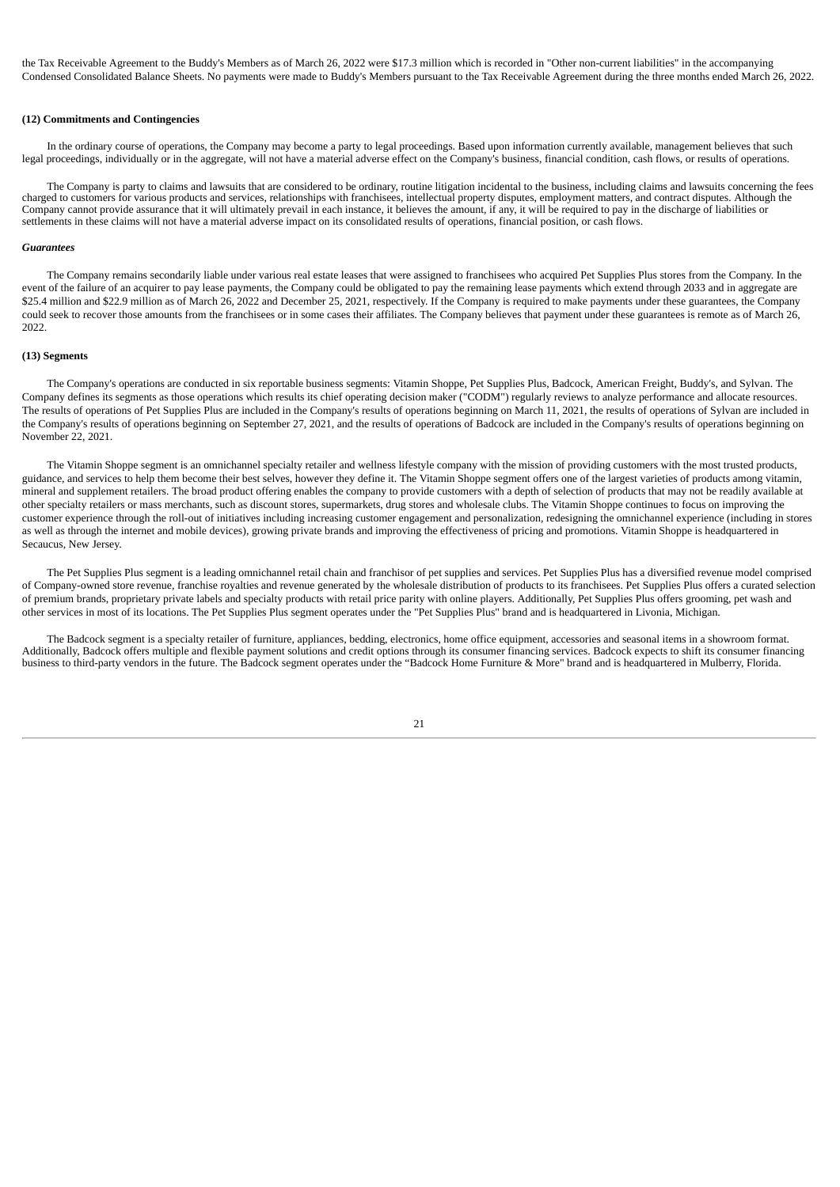the Tax Receivable Agreement to the Buddy's Members as of March 26, 2022 were $17.3 million which is recorded in "Other non-current liabilities" in the accompanying Condensed Consolidated Balance Sheets. No payments were made to Buddy's Members pursuant to the Tax Receivable Agreement during the three months ended March 26, 2022.

**(12) Commitments and Contingencies**

In the ordinary course of operations, the Company may become a party to legal proceedings. Based upon information currently available, management believes that such legal proceedings, individually or in the aggregate, will not have a material adverse effect on the Company's business, financial condition, cash flows, or results of operations.

The Company is party to claims and lawsuits that are considered to be ordinary, routine litigation incidental to the business, including claims and lawsuits concerning the fees charged to customers for various products and services, relationships with franchisees, intellectual property disputes, employment matters, and contract disputes. Although the Company cannot provide assurance that it will ultimately prevail in each instance, it believes the amount, if any, it will be required to pay in the discharge of liabilities or settlements in these claims will not have a material adverse impact on its consolidated results of operations, financial position, or cash flows.

***Guarantees***

The Company remains secondarily liable under various real estate leases that were assigned to franchisees who acquired Pet Supplies Plus stores from the Company. In the event of the failure of an acquirer to pay lease payments, the Company could be obligated to pay the remaining lease payments which extend through 2033 and in aggregate are $25.4 million and $22.9 million as of March 26, 2022 and December 25, 2021, respectively. If the Company is required to make payments under these guarantees, the Company could seek to recover those amounts from the franchisees or in some cases their affiliates. The Company believes that payment under these guarantees is remote as of March 26, 2022.

**(13) Segments**

The Company's operations are conducted in six reportable business segments: Vitamin Shoppe, Pet Supplies Plus, Badcock, American Freight, Buddy's, and Sylvan. The Company defines its segments as those operations which results its chief operating decision maker ("CODM") regularly reviews to analyze performance and allocate resources. The results of operations of Pet Supplies Plus are included in the Company's results of operations beginning on March 11, 2021, the results of operations of Sylvan are included in the Company's results of operations beginning on September 27, 2021, and the results of operations of Badcock are included in the Company's results of operations beginning on November 22, 2021.

The Vitamin Shoppe segment is an omnichannel specialty retailer and wellness lifestyle company with the mission of providing customers with the most trusted products, guidance, and services to help them become their best selves, however they define it. The Vitamin Shoppe segment offers one of the largest varieties of products among vitamin, mineral and supplement retailers. The broad product offering enables the company to provide customers with a depth of selection of products that may not be readily available at other specialty retailers or mass merchants, such as discount stores, supermarkets, drug stores and wholesale clubs. The Vitamin Shoppe continues to focus on improving the customer experience through the roll-out of initiatives including increasing customer engagement and personalization, redesigning the omnichannel experience (including in stores as well as through the internet and mobile devices), growing private brands and improving the effectiveness of pricing and promotions. Vitamin Shoppe is headquartered in Secaucus, New Jersey.

The Pet Supplies Plus segment is a leading omnichannel retail chain and franchisor of pet supplies and services. Pet Supplies Plus has a diversified revenue model comprised of Company-owned store revenue, franchise royalties and revenue generated by the wholesale distribution of products to its franchisees. Pet Supplies Plus offers a curated selection of premium brands, proprietary private labels and specialty products with retail price parity with online players. Additionally, Pet Supplies Plus offers grooming, pet wash and other services in most of its locations. The Pet Supplies Plus segment operates under the "Pet Supplies Plus" brand and is headquartered in Livonia, Michigan.

The Badcock segment is a specialty retailer of furniture, appliances, bedding, electronics, home office equipment, accessories and seasonal items in a showroom format. Additionally, Badcock offers multiple and flexible payment solutions and credit options through its consumer financing services. Badcock expects to shift its consumer financing business to third-party vendors in the future. The Badcock segment operates under the "Badcock Home Furniture & More" brand and is headquartered in Mulberry, Florida.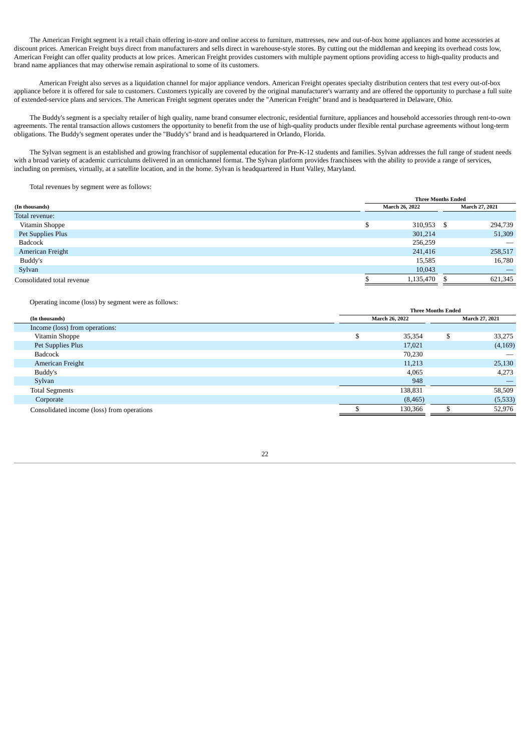The American Freight segment is a retail chain offering in-store and online access to furniture, mattresses, new and out-of-box home appliances and home accessories at discount prices. American Freight buys direct from manufacturers and sells direct in warehouse-style stores. By cutting out the middleman and keeping its overhead costs low, American Freight can offer quality products at low prices. American Freight provides customers with multiple payment options providing access to high-quality products and brand name appliances that may otherwise remain aspirational to some of its customers.

American Freight also serves as a liquidation channel for major appliance vendors. American Freight operates specialty distribution centers that test every out-of-box appliance before it is offered for sale to customers. Customers typically are covered by the original manufacturer's warranty and are offered the opportunity to purchase a full suite of extended-service plans and services. The American Freight segment operates under the "American Freight" brand and is headquartered in Delaware, Ohio.

The Buddy's segment is a specialty retailer of high quality, name brand consumer electronic, residential furniture, appliances and household accessories through rent-to-own agreements. The rental transaction allows customers the opportunity to benefit from the use of high-quality products under flexible rental purchase agreements without long-term obligations. The Buddy's segment operates under the "Buddy's" brand and is headquartered in Orlando, Florida.

The Sylvan segment is an established and growing franchisor of supplemental education for Pre-K-12 students and families. Sylvan addresses the full range of student needs with a broad variety of academic curriculums delivered in an omnichannel format. The Sylvan platform provides franchisees with the ability to provide a range of services, including on premises, virtually, at a satellite location, and in the home. Sylvan is headquartered in Hunt Valley, Maryland.

Total revenues by segment were as follows:

| (In thousands) | Three Months Ended March 26, 2022 | Three Months Ended March 27, 2021 |
|---|---|---|
| Total revenue: | | |
| Vitamin Shoppe | $ 310,953 | $ 294,739 |
| Pet Supplies Plus | 301,214 | 51,309 |
| Badcock | 256,259 | — |
| American Freight | 241,416 | 258,517 |
| Buddy's | 15,585 | 16,780 |
| Sylvan | 10,043 | — |
| Consolidated total revenue | $ 1,135,470 | $ 621,345 |

Operating income (loss) by segment were as follows:

| (In thousands) | Three Months Ended March 26, 2022 | Three Months Ended March 27, 2021 |
|---|---|---|
| Income (loss) from operations: | | |
| Vitamin Shoppe | $ 35,354 | $ 33,275 |
| Pet Supplies Plus | 17,021 | (4,169) |
| Badcock | 70,230 | — |
| American Freight | 11,213 | 25,130 |
| Buddy's | 4,065 | 4,273 |
| Sylvan | 948 | — |
| Total Segments | 138,831 | 58,509 |
| Corporate | (8,465) | (5,533) |
| Consolidated income (loss) from operations | $ 130,366 | $ 52,976 |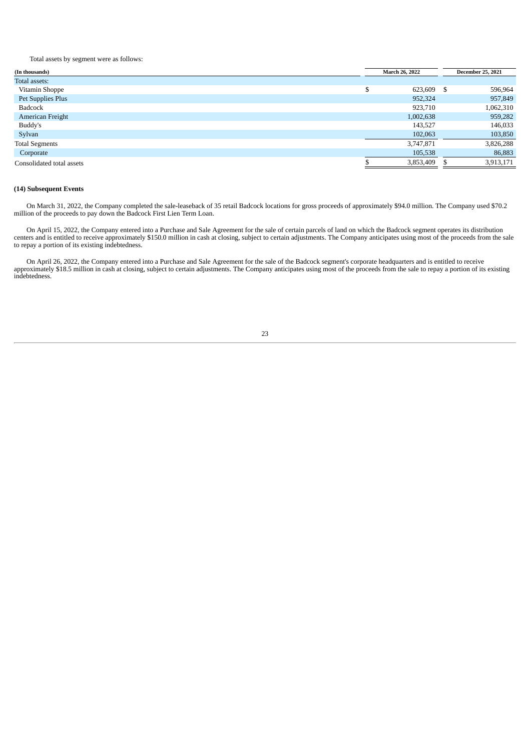Total assets by segment were as follows:

| (In thousands) | March 26, 2022 | December 25, 2021 |
|---|---|---|
| Total assets: | | |
| Vitamin Shoppe | $ 623,609 | $ 596,964 |
| Pet Supplies Plus | 952,324 | 957,849 |
| Badcock | 923,710 | 1,062,310 |
| American Freight | 1,002,638 | 959,282 |
| Buddy's | 143,527 | 146,033 |
| Sylvan | 102,063 | 103,850 |
| Total Segments | 3,747,871 | 3,826,288 |
| Corporate | 105,538 | 86,883 |
| Consolidated total assets | $ 3,853,409 | $ 3,913,171 |

### (14) Subsequent Events

On March 31, 2022, the Company completed the sale-leaseback of 35 retail Badcock locations for gross proceeds of approximately $94.0 million. The Company used $70.2 million of the proceeds to pay down the Badcock First Lien Term Loan.

On April 15, 2022, the Company entered into a Purchase and Sale Agreement for the sale of certain parcels of land on which the Badcock segment operates its distribution centers and is entitled to receive approximately $150.0 million in cash at closing, subject to certain adjustments. The Company anticipates using most of the proceeds from the sale to repay a portion of its existing indebtedness.

On April 26, 2022, the Company entered into a Purchase and Sale Agreement for the sale of the Badcock segment's corporate headquarters and is entitled to receive approximately $18.5 million in cash at closing, subject to certain adjustments. The Company anticipates using most of the proceeds from the sale to repay a portion of its existing indebtedness.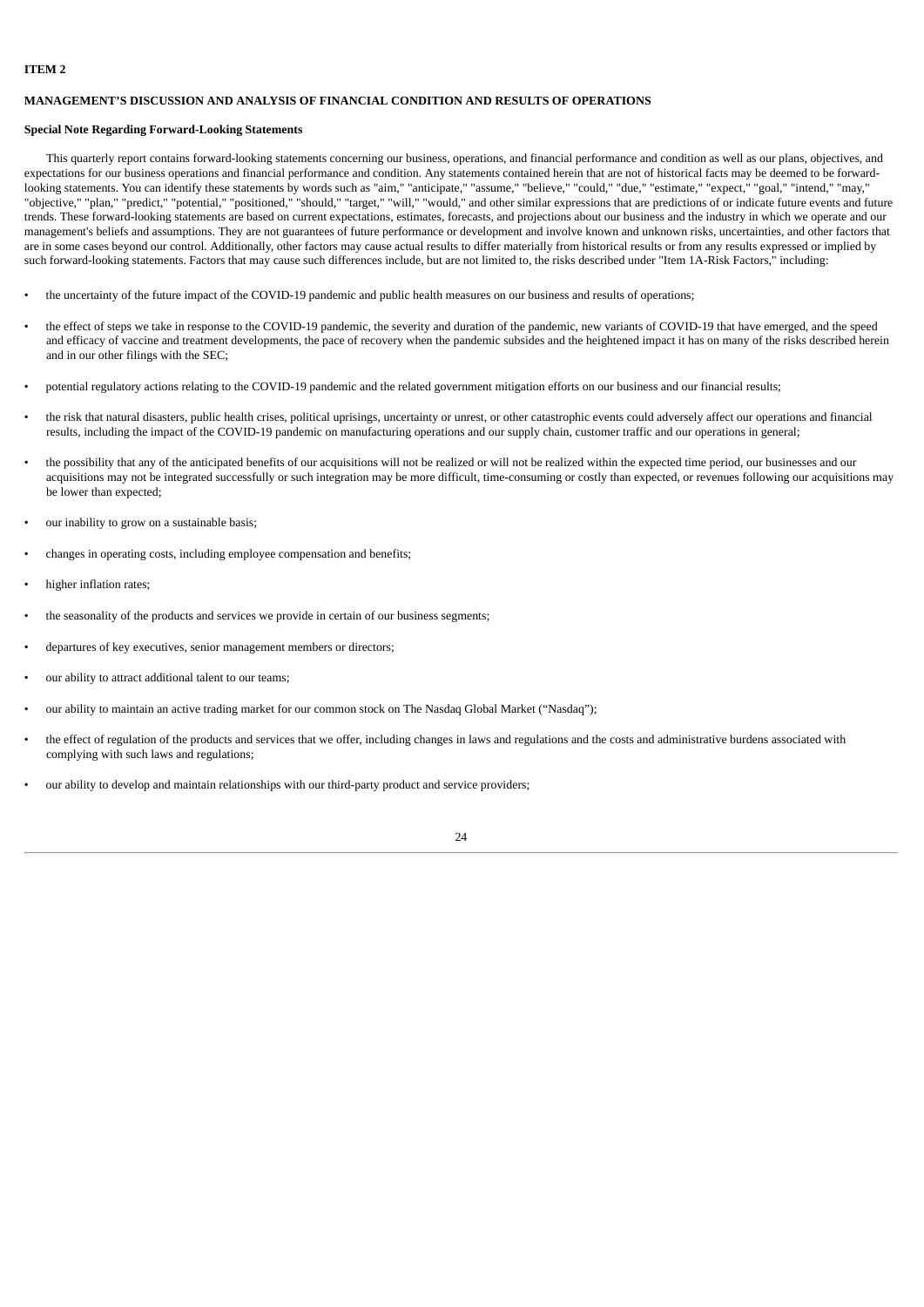**ITEM 2**

**MANAGEMENT'S DISCUSSION AND ANALYSIS OF FINANCIAL CONDITION AND RESULTS OF OPERATIONS**

**Special Note Regarding Forward-Looking Statements**

This quarterly report contains forward-looking statements concerning our business, operations, and financial performance and condition as well as our plans, objectives, and expectations for our business operations and financial performance and condition. Any statements contained herein that are not of historical facts may be deemed to be forward-looking statements. You can identify these statements by words such as "aim," "anticipate," "assume," "believe," "could," "due," "estimate," "expect," "goal," "intend," "may," "objective," "plan," "predict," "potential," "positioned," "should," "target," "will," "would," and other similar expressions that are predictions of or indicate future events and future trends. These forward-looking statements are based on current expectations, estimates, forecasts, and projections about our business and the industry in which we operate and our management's beliefs and assumptions. They are not guarantees of future performance or development and involve known and unknown risks, uncertainties, and other factors that are in some cases beyond our control. Additionally, other factors may cause actual results to differ materially from historical results or from any results expressed or implied by such forward-looking statements. Factors that may cause such differences include, but are not limited to, the risks described under "Item 1A-Risk Factors," including:

- the uncertainty of the future impact of the COVID-19 pandemic and public health measures on our business and results of operations;
- the effect of steps we take in response to the COVID-19 pandemic, the severity and duration of the pandemic, new variants of COVID-19 that have emerged, and the speed and efficacy of vaccine and treatment developments, the pace of recovery when the pandemic subsides and the heightened impact it has on many of the risks described herein and in our other filings with the SEC;
- potential regulatory actions relating to the COVID-19 pandemic and the related government mitigation efforts on our business and our financial results;
- the risk that natural disasters, public health crises, political uprisings, uncertainty or unrest, or other catastrophic events could adversely affect our operations and financial results, including the impact of the COVID-19 pandemic on manufacturing operations and our supply chain, customer traffic and our operations in general;
- the possibility that any of the anticipated benefits of our acquisitions will not be realized or will not be realized within the expected time period, our businesses and our acquisitions may not be integrated successfully or such integration may be more difficult, time-consuming or costly than expected, or revenues following our acquisitions may be lower than expected;
- our inability to grow on a sustainable basis;
- changes in operating costs, including employee compensation and benefits;
- higher inflation rates;
- the seasonality of the products and services we provide in certain of our business segments;
- departures of key executives, senior management members or directors;
- our ability to attract additional talent to our teams;
- our ability to maintain an active trading market for our common stock on The Nasdaq Global Market ("Nasdaq");
- the effect of regulation of the products and services that we offer, including changes in laws and regulations and the costs and administrative burdens associated with complying with such laws and regulations;
- our ability to develop and maintain relationships with our third-party product and service providers;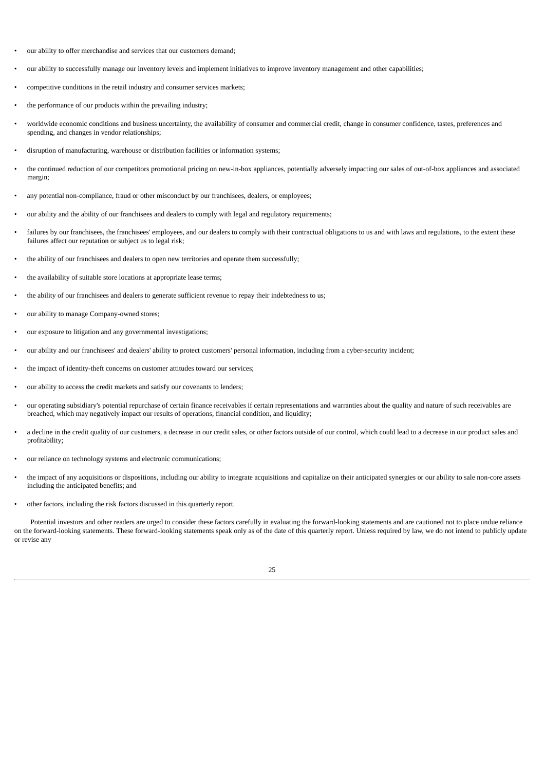- our ability to offer merchandise and services that our customers demand;
- our ability to successfully manage our inventory levels and implement initiatives to improve inventory management and other capabilities;
- competitive conditions in the retail industry and consumer services markets;
- the performance of our products within the prevailing industry;
- worldwide economic conditions and business uncertainty, the availability of consumer and commercial credit, change in consumer confidence, tastes, preferences and spending, and changes in vendor relationships;
- disruption of manufacturing, warehouse or distribution facilities or information systems;
- the continued reduction of our competitors promotional pricing on new-in-box appliances, potentially adversely impacting our sales of out-of-box appliances and associated margin;
- any potential non-compliance, fraud or other misconduct by our franchisees, dealers, or employees;
- our ability and the ability of our franchisees and dealers to comply with legal and regulatory requirements;
- failures by our franchisees, the franchisees' employees, and our dealers to comply with their contractual obligations to us and with laws and regulations, to the extent these failures affect our reputation or subject us to legal risk;
- the ability of our franchisees and dealers to open new territories and operate them successfully;
- the availability of suitable store locations at appropriate lease terms;
- the ability of our franchisees and dealers to generate sufficient revenue to repay their indebtedness to us;
- our ability to manage Company-owned stores;
- our exposure to litigation and any governmental investigations;
- our ability and our franchisees' and dealers' ability to protect customers' personal information, including from a cyber-security incident;
- the impact of identity-theft concerns on customer attitudes toward our services;
- our ability to access the credit markets and satisfy our covenants to lenders;
- our operating subsidiary's potential repurchase of certain finance receivables if certain representations and warranties about the quality and nature of such receivables are breached, which may negatively impact our results of operations, financial condition, and liquidity;
- a decline in the credit quality of our customers, a decrease in our credit sales, or other factors outside of our control, which could lead to a decrease in our product sales and profitability;
- our reliance on technology systems and electronic communications;
- the impact of any acquisitions or dispositions, including our ability to integrate acquisitions and capitalize on their anticipated synergies or our ability to sale non-core assets including the anticipated benefits; and
- other factors, including the risk factors discussed in this quarterly report.

Potential investors and other readers are urged to consider these factors carefully in evaluating the forward-looking statements and are cautioned not to place undue reliance on the forward-looking statements. These forward-looking statements speak only as of the date of this quarterly report. Unless required by law, we do not intend to publicly update or revise any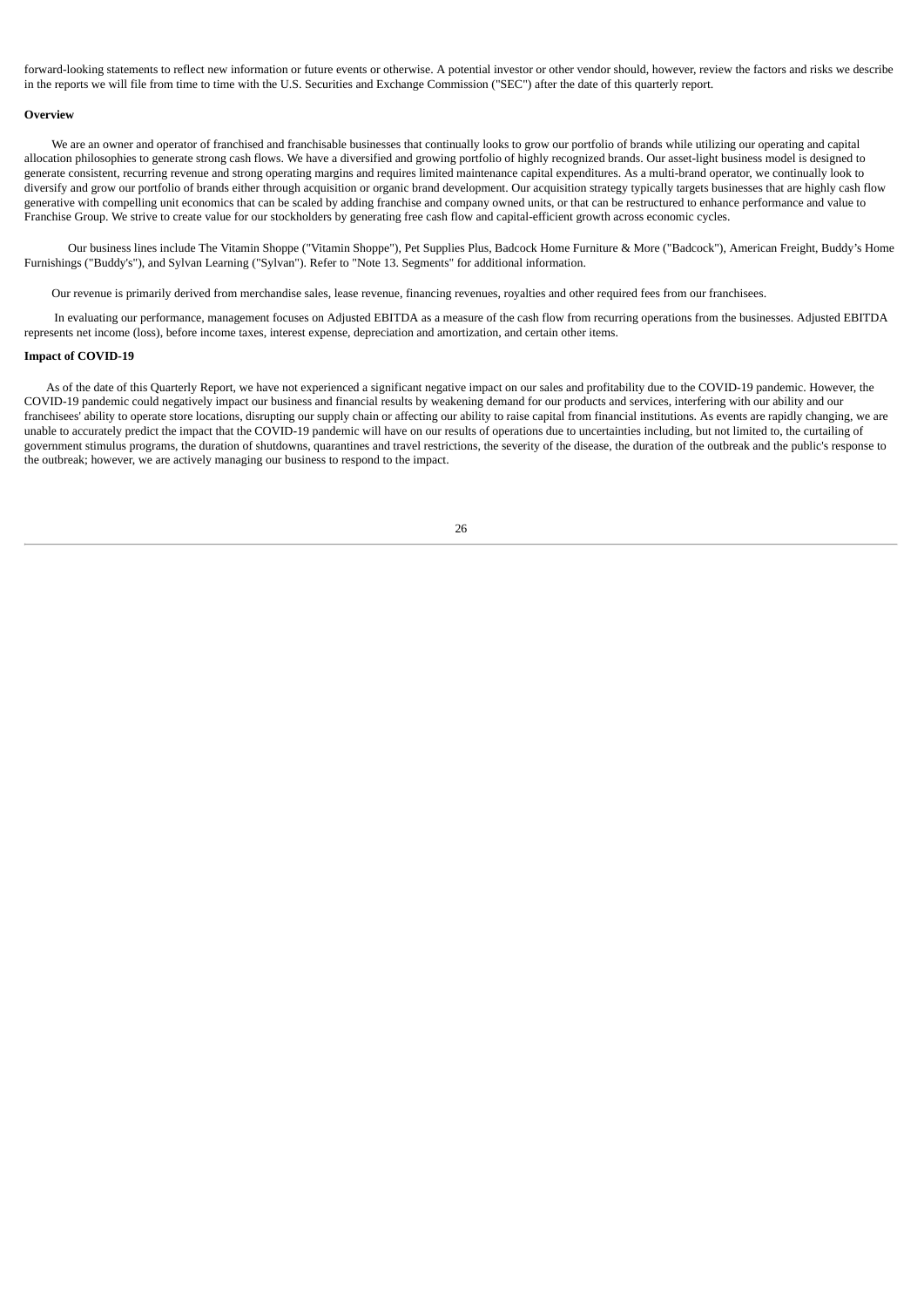forward-looking statements to reflect new information or future events or otherwise. A potential investor or other vendor should, however, review the factors and risks we describe in the reports we will file from time to time with the U.S. Securities and Exchange Commission ("SEC") after the date of this quarterly report.

**Overview**

We are an owner and operator of franchised and franchisable businesses that continually looks to grow our portfolio of brands while utilizing our operating and capital allocation philosophies to generate strong cash flows. We have a diversified and growing portfolio of highly recognized brands. Our asset-light business model is designed to generate consistent, recurring revenue and strong operating margins and requires limited maintenance capital expenditures. As a multi-brand operator, we continually look to diversify and grow our portfolio of brands either through acquisition or organic brand development. Our acquisition strategy typically targets businesses that are highly cash flow generative with compelling unit economics that can be scaled by adding franchise and company owned units, or that can be restructured to enhance performance and value to Franchise Group. We strive to create value for our stockholders by generating free cash flow and capital-efficient growth across economic cycles.

Our business lines include The Vitamin Shoppe ("Vitamin Shoppe"), Pet Supplies Plus, Badcock Home Furniture & More ("Badcock"), American Freight, Buddy's Home Furnishings ("Buddy's"), and Sylvan Learning ("Sylvan"). Refer to "Note 13. Segments" for additional information.

Our revenue is primarily derived from merchandise sales, lease revenue, financing revenues, royalties and other required fees from our franchisees.

In evaluating our performance, management focuses on Adjusted EBITDA as a measure of the cash flow from recurring operations from the businesses. Adjusted EBITDA represents net income (loss), before income taxes, interest expense, depreciation and amortization, and certain other items.

**Impact of COVID-19**

As of the date of this Quarterly Report, we have not experienced a significant negative impact on our sales and profitability due to the COVID-19 pandemic. However, the COVID-19 pandemic could negatively impact our business and financial results by weakening demand for our products and services, interfering with our ability and our franchisees' ability to operate store locations, disrupting our supply chain or affecting our ability to raise capital from financial institutions. As events are rapidly changing, we are unable to accurately predict the impact that the COVID-19 pandemic will have on our results of operations due to uncertainties including, but not limited to, the curtailing of government stimulus programs, the duration of shutdowns, quarantines and travel restrictions, the severity of the disease, the duration of the outbreak and the public's response to the outbreak; however, we are actively managing our business to respond to the impact.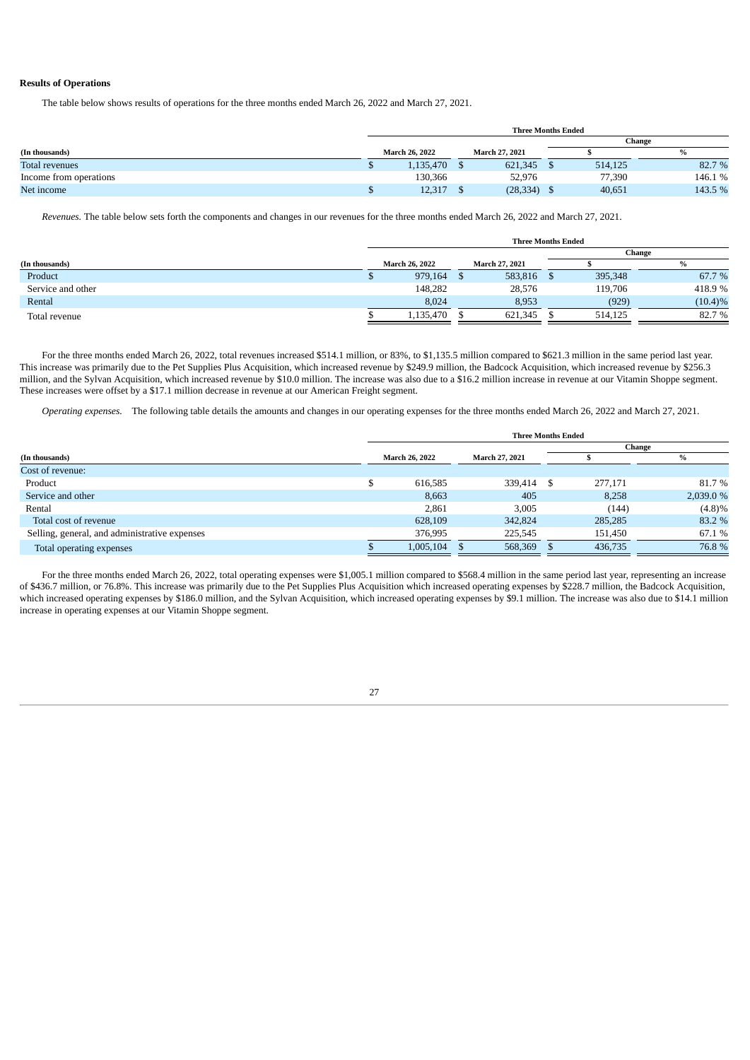**Results of Operations**

The table below shows results of operations for the three months ended March 26, 2022 and March 27, 2021.

| | Three Months Ended | | | |
|---|---|---|---|---|
| | | | Change | |
| (In thousands) | March 26, 2022 | March 27, 2021 | $ | % |
| Total revenues | $ 1,135,470 | $ 621,345 | $ 514,125 | 82.7 % |
| Income from operations | 130,366 | 52,976 | 77,390 | 146.1 % |
| Net income | $ 12,317 | $ (28,334) | $ 40,651 | 143.5 % |

*Revenues.* The table below sets forth the components and changes in our revenues for the three months ended March 26, 2022 and March 27, 2021.

| | Three Months Ended | | | |
|---|---|---|---|---|
| | | | Change | |
| (In thousands) | March 26, 2022 | March 27, 2021 | $ | % |
| Product | $ 979,164 | $ 583,816 | $ 395,348 | 67.7 % |
| Service and other | 148,282 | 28,576 | 119,706 | 418.9 % |
| Rental | 8,024 | 8,953 | (929) | (10.4)% |
| Total revenue | $ 1,135,470 | $ 621,345 | $ 514,125 | 82.7 % |

For the three months ended March 26, 2022, total revenues increased $514.1 million, or 83%, to $1,135.5 million compared to $621.3 million in the same period last year. This increase was primarily due to the Pet Supplies Plus Acquisition, which increased revenue by $249.9 million, the Badcock Acquisition, which increased revenue by $256.3 million, and the Sylvan Acquisition, which increased revenue by $10.0 million. The increase was also due to a $16.2 million increase in revenue at our Vitamin Shoppe segment. These increases were offset by a $17.1 million decrease in revenue at our American Freight segment.

*Operating expenses.* The following table details the amounts and changes in our operating expenses for the three months ended March 26, 2022 and March 27, 2021.

| | Three Months Ended | | | |
|---|---|---|---|---|
| | | | Change | |
| (In thousands) | March 26, 2022 | March 27, 2021 | $ | % |
| Cost of revenue: | | | | |
| Product | $ 616,585 | 339,414 | $ 277,171 | 81.7 % |
| Service and other | 8,663 | 405 | 8,258 | 2,039.0 % |
| Rental | 2,861 | 3,005 | (144) | (4.8)% |
| Total cost of revenue | 628,109 | 342,824 | 285,285 | 83.2 % |
| Selling, general, and administrative expenses | 376,995 | 225,545 | 151,450 | 67.1 % |
| Total operating expenses | $ 1,005,104 | $ 568,369 | $ 436,735 | 76.8 % |

For the three months ended March 26, 2022, total operating expenses were $1,005.1 million compared to $568.4 million in the same period last year, representing an increase of $436.7 million, or 76.8%. This increase was primarily due to the Pet Supplies Plus Acquisition which increased operating expenses by $228.7 million, the Badcock Acquisition, which increased operating expenses by $186.0 million, and the Sylvan Acquisition, which increased operating expenses by $9.1 million. The increase was also due to $14.1 million increase in operating expenses at our Vitamin Shoppe segment.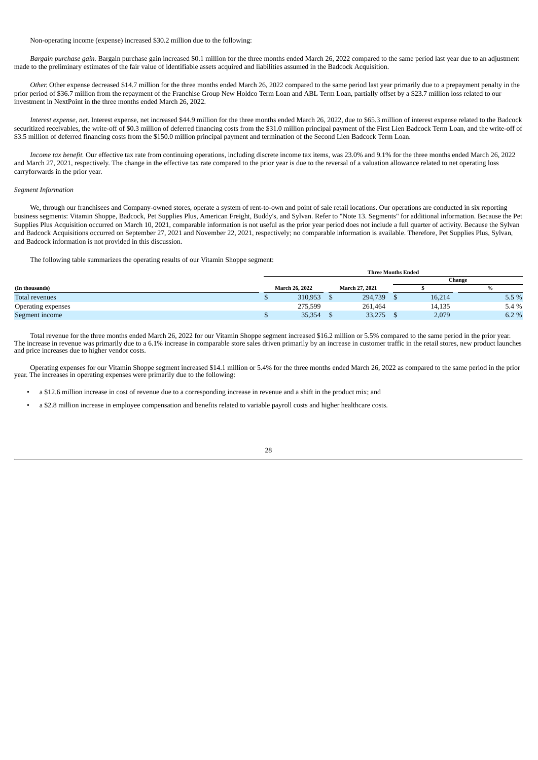Non-operating income (expense) increased $30.2 million due to the following:

*Bargain purchase gain.* Bargain purchase gain increased $0.1 million for the three months ended March 26, 2022 compared to the same period last year due to an adjustment made to the preliminary estimates of the fair value of identifiable assets acquired and liabilities assumed in the Badcock Acquisition.

*Other.* Other expense decreased $14.7 million for the three months ended March 26, 2022 compared to the same period last year primarily due to a prepayment penalty in the prior period of $36.7 million from the repayment of the Franchise Group New Holdco Term Loan and ABL Term Loan, partially offset by a $23.7 million loss related to our investment in NextPoint in the three months ended March 26, 2022.

*Interest expense, net*. Interest expense, net increased $44.9 million for the three months ended March 26, 2022, due to $65.3 million of interest expense related to the Badcock securitized receivables, the write-off of $0.3 million of deferred financing costs from the $31.0 million principal payment of the First Lien Badcock Term Loan, and the write-off of $3.5 million of deferred financing costs from the $150.0 million principal payment and termination of the Second Lien Badcock Term Loan.

*Income tax benefit.* Our effective tax rate from continuing operations, including discrete income tax items, was 23.0% and 9.1% for the three months ended March 26, 2022 and March 27, 2021, respectively. The change in the effective tax rate compared to the prior year is due to the reversal of a valuation allowance related to net operating loss carryforwards in the prior year.

*Segment Information*

We, through our franchisees and Company-owned stores, operate a system of rent-to-own and point of sale retail locations. Our operations are conducted in six reporting business segments: Vitamin Shoppe, Badcock, Pet Supplies Plus, American Freight, Buddy's, and Sylvan. Refer to "Note 13. Segments" for additional information. Because the Pet Supplies Plus Acquisition occurred on March 10, 2021, comparable information is not useful as the prior year period does not include a full quarter of activity. Because the Sylvan and Badcock Acquisitions occurred on September 27, 2021 and November 22, 2021, respectively; no comparable information is available. Therefore, Pet Supplies Plus, Sylvan, and Badcock information is not provided in this discussion.

The following table summarizes the operating results of our Vitamin Shoppe segment:

| | Three Months Ended | | | |
|---|---|---|---|---|
| | | | Change | |
| **(In thousands)** | **March 26, 2022** | **March 27, 2021** | **$** | **%** |
| Total revenues | $ 310,953 | $ 294,739 | $ 16,214 | 5.5 % |
| Operating expenses | 275,599 | 261,464 | 14,135 | 5.4 % |
| Segment income | $ 35,354 | $ 33,275 | $ 2,079 | 6.2 % |

Total revenue for the three months ended March 26, 2022 for our Vitamin Shoppe segment increased $16.2 million or 5.5% compared to the same period in the prior year. The increase in revenue was primarily due to a 6.1% increase in comparable store sales driven primarily by an increase in customer traffic in the retail stores, new product launches and price increases due to higher vendor costs.

Operating expenses for our Vitamin Shoppe segment increased $14.1 million or 5.4% for the three months ended March 26, 2022 as compared to the same period in the prior year. The increases in operating expenses were primarily due to the following:

- a $12.6 million increase in cost of revenue due to a corresponding increase in revenue and a shift in the product mix; and
- a $2.8 million increase in employee compensation and benefits related to variable payroll costs and higher healthcare costs.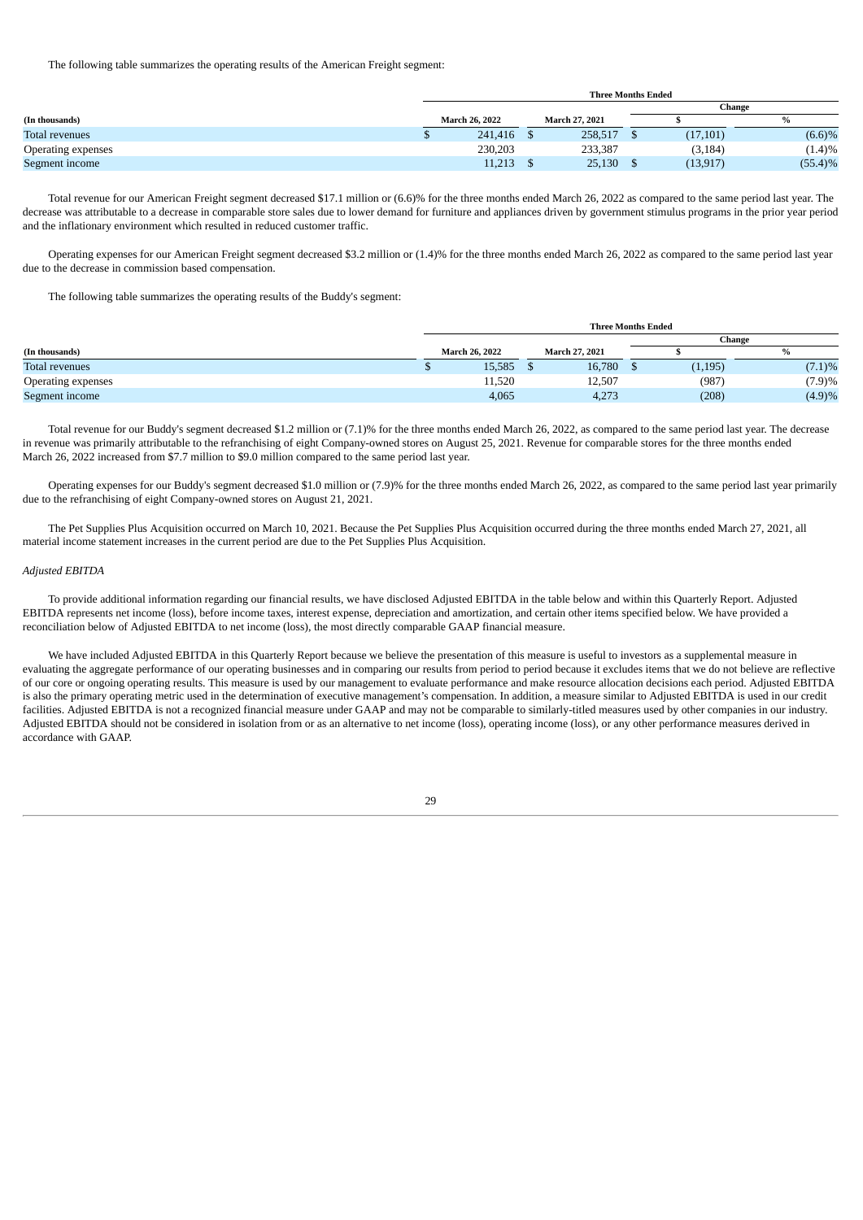The following table summarizes the operating results of the American Freight segment:

| | Three Months Ended | | | |
|---|---|---|---|---|
| | | | Change | |
| (In thousands) | March 26, 2022 | March 27, 2021 | $ | % |
| Total revenues | $ 241,416 | $ 258,517 | $ (17,101) | (6.6)% |
| Operating expenses | 230,203 | 233,387 | (3,184) | (1.4)% |
| Segment income | 11,213 | $ 25,130 | $ (13,917) | (55.4)% |

Total revenue for our American Freight segment decreased $17.1 million or (6.6)% for the three months ended March 26, 2022 as compared to the same period last year. The decrease was attributable to a decrease in comparable store sales due to lower demand for furniture and appliances driven by government stimulus programs in the prior year period and the inflationary environment which resulted in reduced customer traffic.

Operating expenses for our American Freight segment decreased $3.2 million or (1.4)% for the three months ended March 26, 2022 as compared to the same period last year due to the decrease in commission based compensation.

The following table summarizes the operating results of the Buddy's segment:

| | Three Months Ended | | | |
|---|---|---|---|---|
| | | | Change | |
| (In thousands) | March 26, 2022 | March 27, 2021 | $ | % |
| Total revenues | $ 15,585 | $ 16,780 | $ (1,195) | (7.1)% |
| Operating expenses | 11,520 | 12,507 | (987) | (7.9)% |
| Segment income | 4,065 | 4,273 | (208) | (4.9)% |

Total revenue for our Buddy's segment decreased $1.2 million or (7.1)% for the three months ended March 26, 2022, as compared to the same period last year. The decrease in revenue was primarily attributable to the refranchising of eight Company-owned stores on August 25, 2021. Revenue for comparable stores for the three months ended March 26, 2022 increased from $7.7 million to $9.0 million compared to the same period last year.

Operating expenses for our Buddy's segment decreased $1.0 million or (7.9)% for the three months ended March 26, 2022, as compared to the same period last year primarily due to the refranchising of eight Company-owned stores on August 21, 2021.

The Pet Supplies Plus Acquisition occurred on March 10, 2021. Because the Pet Supplies Plus Acquisition occurred during the three months ended March 27, 2021, all material income statement increases in the current period are due to the Pet Supplies Plus Acquisition.

*Adjusted EBITDA*

To provide additional information regarding our financial results, we have disclosed Adjusted EBITDA in the table below and within this Quarterly Report. Adjusted EBITDA represents net income (loss), before income taxes, interest expense, depreciation and amortization, and certain other items specified below. We have provided a reconciliation below of Adjusted EBITDA to net income (loss), the most directly comparable GAAP financial measure.

We have included Adjusted EBITDA in this Quarterly Report because we believe the presentation of this measure is useful to investors as a supplemental measure in evaluating the aggregate performance of our operating businesses and in comparing our results from period to period because it excludes items that we do not believe are reflective of our core or ongoing operating results. This measure is used by our management to evaluate performance and make resource allocation decisions each period. Adjusted EBITDA is also the primary operating metric used in the determination of executive management's compensation. In addition, a measure similar to Adjusted EBITDA is used in our credit facilities. Adjusted EBITDA is not a recognized financial measure under GAAP and may not be comparable to similarly-titled measures used by other companies in our industry. Adjusted EBITDA should not be considered in isolation from or as an alternative to net income (loss), operating income (loss), or any other performance measures derived in accordance with GAAP.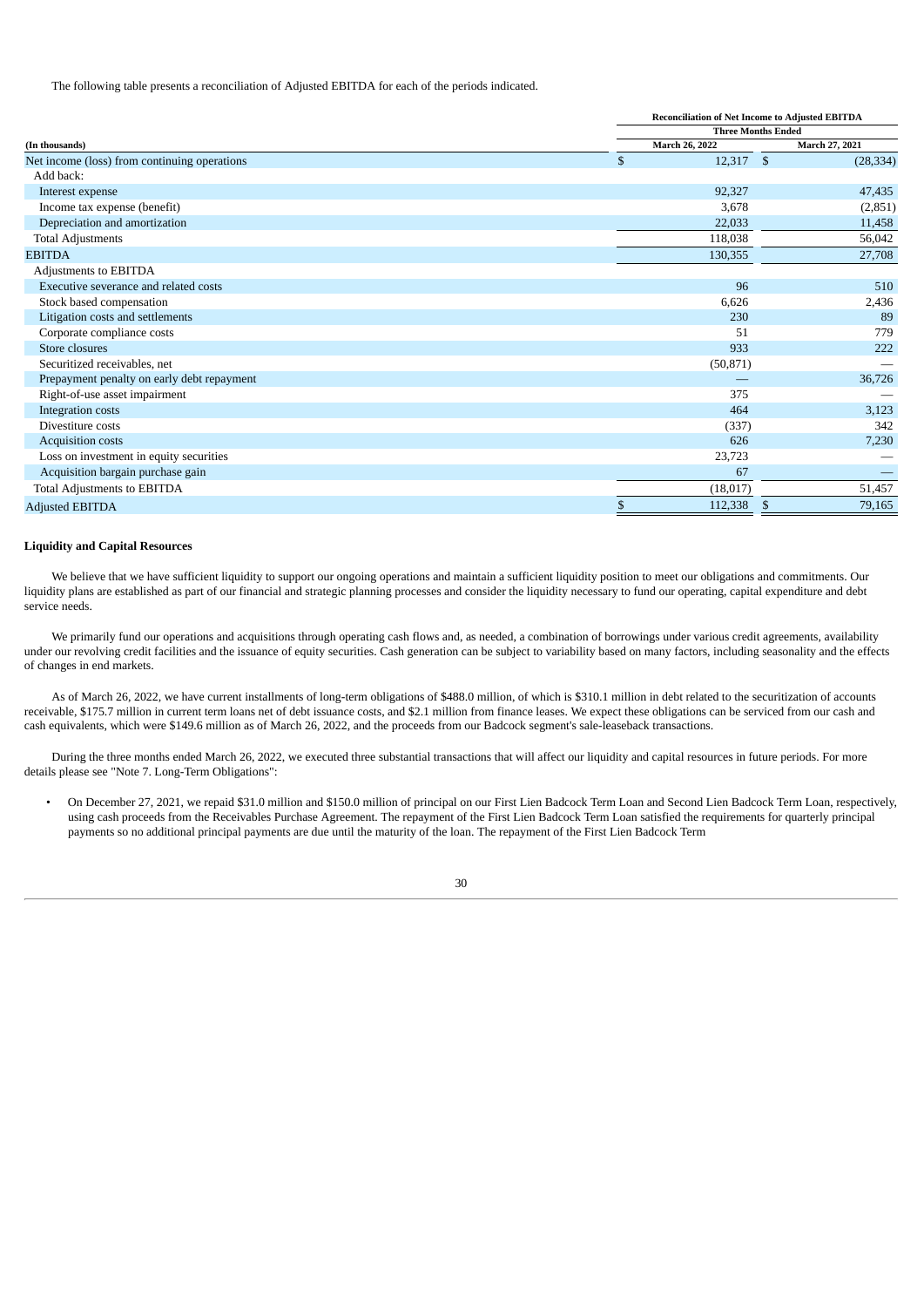The following table presents a reconciliation of Adjusted EBITDA for each of the periods indicated.

| | Reconciliation of Net Income to Adjusted EBITDA | |
|---|---|---|
| | Three Months Ended | |
| (In thousands) | March 26, 2022 | March 27, 2021 |
| Net income (loss) from continuing operations | $ 12,317 | $ (28,334) |
| Add back: | | |
| Interest expense | 92,327 | 47,435 |
| Income tax expense (benefit) | 3,678 | (2,851) |
| Depreciation and amortization | 22,033 | 11,458 |
| Total Adjustments | 118,038 | 56,042 |
| EBITDA | 130,355 | 27,708 |
| Adjustments to EBITDA | | |
| Executive severance and related costs | 96 | 510 |
| Stock based compensation | 6,626 | 2,436 |
| Litigation costs and settlements | 230 | 89 |
| Corporate compliance costs | 51 | 779 |
| Store closures | 933 | 222 |
| Securitized receivables, net | (50,871) | — |
| Prepayment penalty on early debt repayment | — | 36,726 |
| Right-of-use asset impairment | 375 | — |
| Integration costs | 464 | 3,123 |
| Divestiture costs | (337) | 342 |
| Acquisition costs | 626 | 7,230 |
| Loss on investment in equity securities | 23,723 | — |
| Acquisition bargain purchase gain | 67 | — |
| Total Adjustments to EBITDA | (18,017) | 51,457 |
| Adjusted EBITDA | $ 112,338 | $ 79,165 |

**Liquidity and Capital Resources**

We believe that we have sufficient liquidity to support our ongoing operations and maintain a sufficient liquidity position to meet our obligations and commitments. Our liquidity plans are established as part of our financial and strategic planning processes and consider the liquidity necessary to fund our operating, capital expenditure and debt service needs.

We primarily fund our operations and acquisitions through operating cash flows and, as needed, a combination of borrowings under various credit agreements, availability under our revolving credit facilities and the issuance of equity securities. Cash generation can be subject to variability based on many factors, including seasonality and the effects of changes in end markets.

As of March 26, 2022, we have current installments of long-term obligations of $488.0 million, of which is $310.1 million in debt related to the securitization of accounts receivable, $175.7 million in current term loans net of debt issuance costs, and $2.1 million from finance leases. We expect these obligations can be serviced from our cash and cash equivalents, which were $149.6 million as of March 26, 2022, and the proceeds from our Badcock segment's sale-leaseback transactions.

During the three months ended March 26, 2022, we executed three substantial transactions that will affect our liquidity and capital resources in future periods. For more details please see "Note 7. Long-Term Obligations":

- On December 27, 2021, we repaid $31.0 million and $150.0 million of principal on our First Lien Badcock Term Loan and Second Lien Badcock Term Loan, respectively, using cash proceeds from the Receivables Purchase Agreement. The repayment of the First Lien Badcock Term Loan satisfied the requirements for quarterly principal payments so no additional principal payments are due until the maturity of the loan. The repayment of the First Lien Badcock Term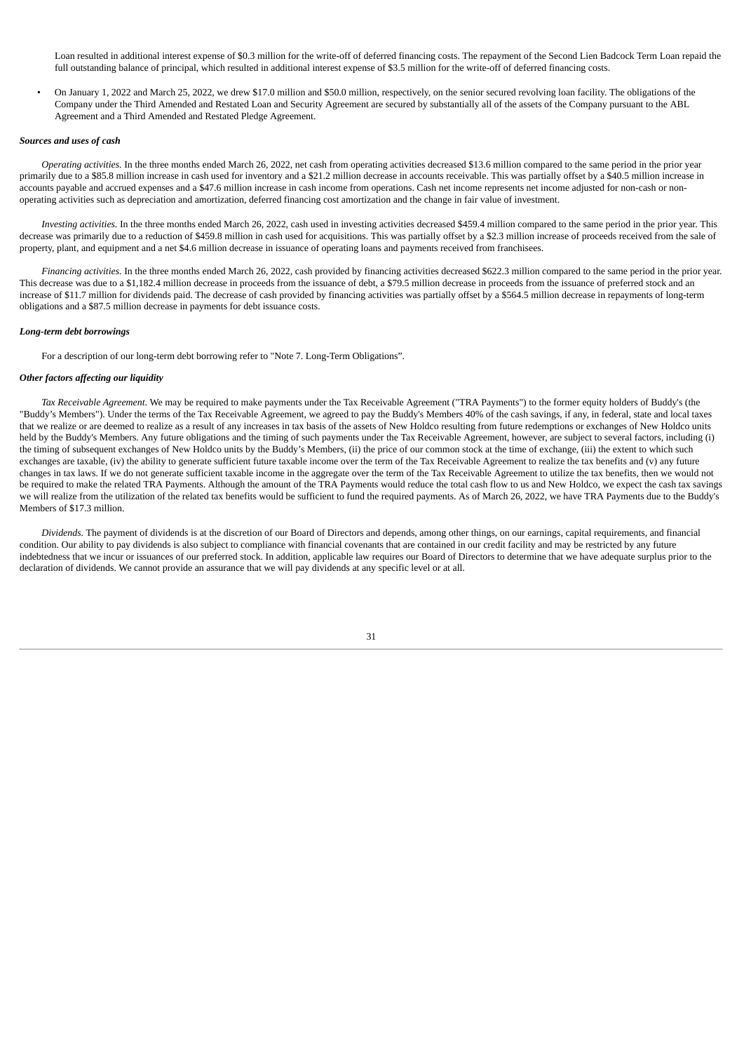Loan resulted in additional interest expense of $0.3 million for the write-off of deferred financing costs. The repayment of the Second Lien Badcock Term Loan repaid the full outstanding balance of principal, which resulted in additional interest expense of $3.5 million for the write-off of deferred financing costs.

- On January 1, 2022 and March 25, 2022, we drew $17.0 million and $50.0 million, respectively, on the senior secured revolving loan facility. The obligations of the Company under the Third Amended and Restated Loan and Security Agreement are secured by substantially all of the assets of the Company pursuant to the ABL Agreement and a Third Amended and Restated Pledge Agreement.

***Sources and uses of cash***

*Operating activities.* In the three months ended March 26, 2022, net cash from operating activities decreased $13.6 million compared to the same period in the prior year primarily due to a $85.8 million increase in cash used for inventory and a $21.2 million decrease in accounts receivable. This was partially offset by a $40.5 million increase in accounts payable and accrued expenses and a $47.6 million increase in cash income from operations. Cash net income represents net income adjusted for non-cash or non-operating activities such as depreciation and amortization, deferred financing cost amortization and the change in fair value of investment.

*Investing activities.* In the three months ended March 26, 2022, cash used in investing activities decreased $459.4 million compared to the same period in the prior year. This decrease was primarily due to a reduction of $459.8 million in cash used for acquisitions. This was partially offset by a $2.3 million increase of proceeds received from the sale of property, plant, and equipment and a net $4.6 million decrease in issuance of operating loans and payments received from franchisees.

*Financing activities.* In the three months ended March 26, 2022, cash provided by financing activities decreased $622.3 million compared to the same period in the prior year. This decrease was due to a $1,182.4 million decrease in proceeds from the issuance of debt, a $79.5 million decrease in proceeds from the issuance of preferred stock and an increase of $11.7 million for dividends paid. The decrease of cash provided by financing activities was partially offset by a $564.5 million decrease in repayments of long-term obligations and a $87.5 million decrease in payments for debt issuance costs.

***Long-term debt borrowings***

For a description of our long-term debt borrowing refer to "Note 7. Long-Term Obligations".

***Other factors affecting our liquidity***

*Tax Receivable Agreement*. We may be required to make payments under the Tax Receivable Agreement ("TRA Payments") to the former equity holders of Buddy's (the "Buddy's Members"). Under the terms of the Tax Receivable Agreement, we agreed to pay the Buddy's Members 40% of the cash savings, if any, in federal, state and local taxes that we realize or are deemed to realize as a result of any increases in tax basis of the assets of New Holdco resulting from future redemptions or exchanges of New Holdco units held by the Buddy's Members. Any future obligations and the timing of such payments under the Tax Receivable Agreement, however, are subject to several factors, including (i) the timing of subsequent exchanges of New Holdco units by the Buddy's Members, (ii) the price of our common stock at the time of exchange, (iii) the extent to which such exchanges are taxable, (iv) the ability to generate sufficient future taxable income over the term of the Tax Receivable Agreement to realize the tax benefits and (v) any future changes in tax laws. If we do not generate sufficient taxable income in the aggregate over the term of the Tax Receivable Agreement to utilize the tax benefits, then we would not be required to make the related TRA Payments. Although the amount of the TRA Payments would reduce the total cash flow to us and New Holdco, we expect the cash tax savings we will realize from the utilization of the related tax benefits would be sufficient to fund the required payments. As of March 26, 2022, we have TRA Payments due to the Buddy's Members of $17.3 million.

*Dividends.* The payment of dividends is at the discretion of our Board of Directors and depends, among other things, on our earnings, capital requirements, and financial condition. Our ability to pay dividends is also subject to compliance with financial covenants that are contained in our credit facility and may be restricted by any future indebtedness that we incur or issuances of our preferred stock. In addition, applicable law requires our Board of Directors to determine that we have adequate surplus prior to the declaration of dividends. We cannot provide an assurance that we will pay dividends at any specific level or at all.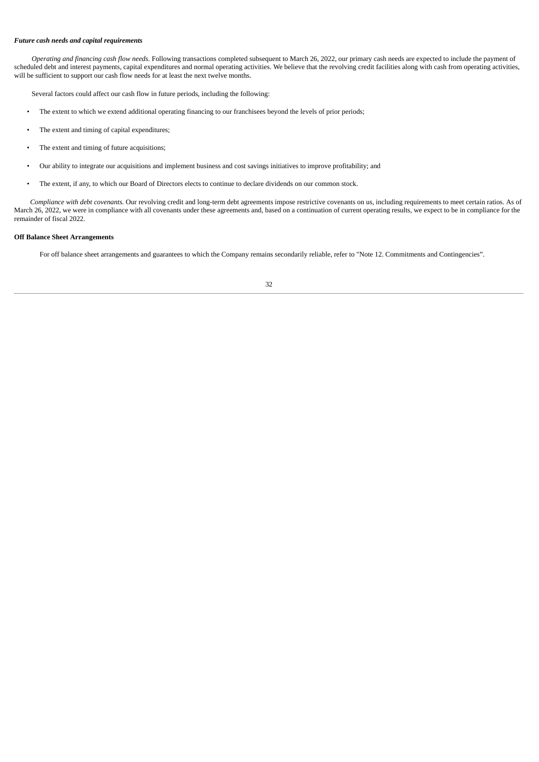***Future cash needs and capital requirements***

*Operating and financing cash flow needs.* Following transactions completed subsequent to March 26, 2022, our primary cash needs are expected to include the payment of scheduled debt and interest payments, capital expenditures and normal operating activities. We believe that the revolving credit facilities along with cash from operating activities, will be sufficient to support our cash flow needs for at least the next twelve months.

Several factors could affect our cash flow in future periods, including the following:

- The extent to which we extend additional operating financing to our franchisees beyond the levels of prior periods;
- The extent and timing of capital expenditures;
- The extent and timing of future acquisitions;
- Our ability to integrate our acquisitions and implement business and cost savings initiatives to improve profitability; and
- The extent, if any, to which our Board of Directors elects to continue to declare dividends on our common stock.

*Compliance with debt covenants.* Our revolving credit and long-term debt agreements impose restrictive covenants on us, including requirements to meet certain ratios. As of March 26, 2022, we were in compliance with all covenants under these agreements and, based on a continuation of current operating results, we expect to be in compliance for the remainder of fiscal 2022.

**Off Balance Sheet Arrangements**

For off balance sheet arrangements and guarantees to which the Company remains secondarily reliable, refer to "Note 12. Commitments and Contingencies".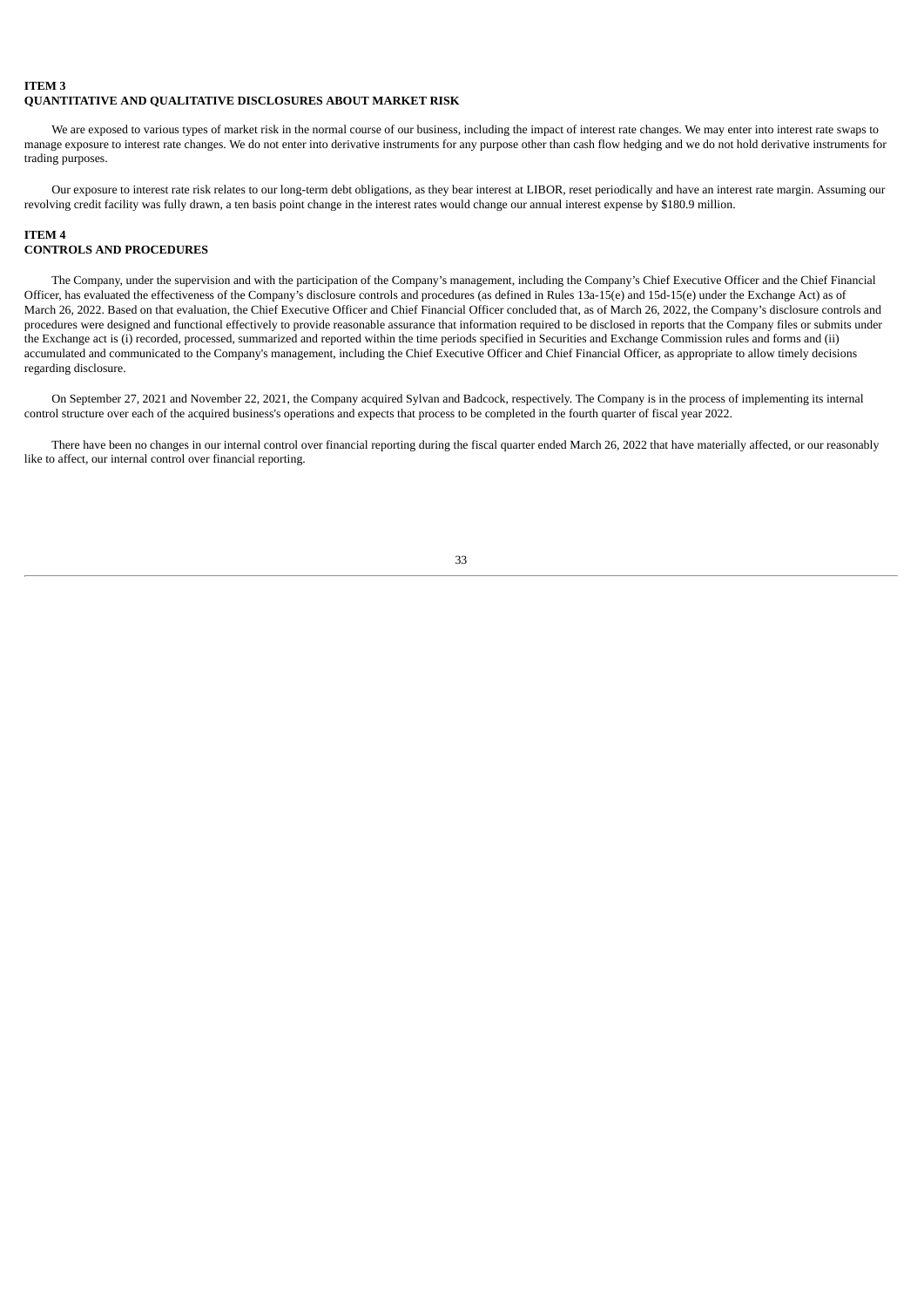## ITEM 3
## QUANTITATIVE AND QUALITATIVE DISCLOSURES ABOUT MARKET RISK

We are exposed to various types of market risk in the normal course of our business, including the impact of interest rate changes. We may enter into interest rate swaps to manage exposure to interest rate changes. We do not enter into derivative instruments for any purpose other than cash flow hedging and we do not hold derivative instruments for trading purposes.

Our exposure to interest rate risk relates to our long-term debt obligations, as they bear interest at LIBOR, reset periodically and have an interest rate margin. Assuming our revolving credit facility was fully drawn, a ten basis point change in the interest rates would change our annual interest expense by $180.9 million.

## ITEM 4
## CONTROLS AND PROCEDURES

The Company, under the supervision and with the participation of the Company's management, including the Company's Chief Executive Officer and the Chief Financial Officer, has evaluated the effectiveness of the Company's disclosure controls and procedures (as defined in Rules 13a-15(e) and 15d-15(e) under the Exchange Act) as of March 26, 2022. Based on that evaluation, the Chief Executive Officer and Chief Financial Officer concluded that, as of March 26, 2022, the Company's disclosure controls and procedures were designed and functional effectively to provide reasonable assurance that information required to be disclosed in reports that the Company files or submits under the Exchange act is (i) recorded, processed, summarized and reported within the time periods specified in Securities and Exchange Commission rules and forms and (ii) accumulated and communicated to the Company's management, including the Chief Executive Officer and Chief Financial Officer, as appropriate to allow timely decisions regarding disclosure.

On September 27, 2021 and November 22, 2021, the Company acquired Sylvan and Badcock, respectively. The Company is in the process of implementing its internal control structure over each of the acquired business's operations and expects that process to be completed in the fourth quarter of fiscal year 2022.

There have been no changes in our internal control over financial reporting during the fiscal quarter ended March 26, 2022 that have materially affected, or our reasonably like to affect, our internal control over financial reporting.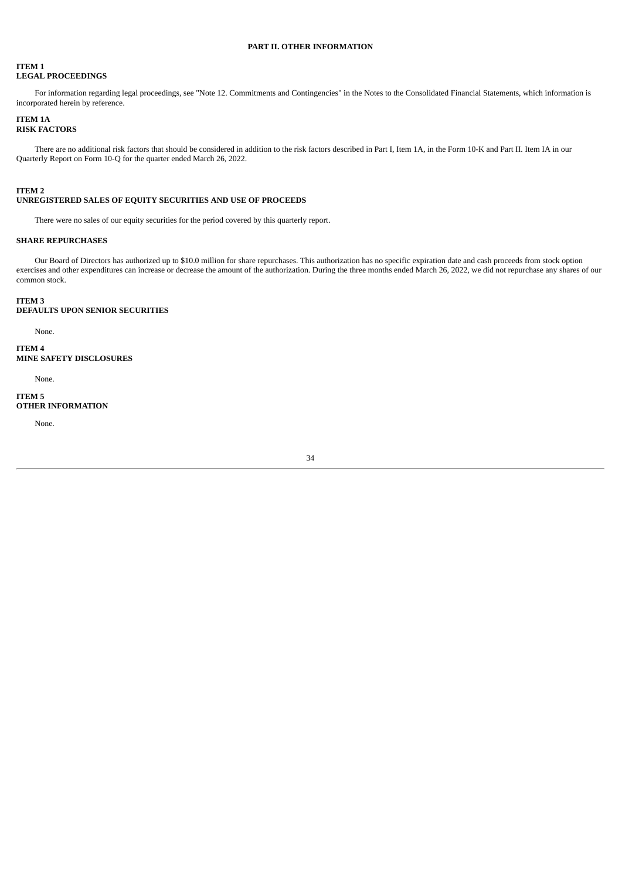# PART II. OTHER INFORMATION

## ITEM 1
## LEGAL PROCEEDINGS

For information regarding legal proceedings, see "Note 12. Commitments and Contingencies" in the Notes to the Consolidated Financial Statements, which information is incorporated herein by reference.

## ITEM 1A
## RISK FACTORS

There are no additional risk factors that should be considered in addition to the risk factors described in Part I, Item 1A, in the Form 10-K and Part II. Item IA in our Quarterly Report on Form 10-Q for the quarter ended March 26, 2022.

## ITEM 2
## UNREGISTERED SALES OF EQUITY SECURITIES AND USE OF PROCEEDS

There were no sales of our equity securities for the period covered by this quarterly report.

### SHARE REPURCHASES

Our Board of Directors has authorized up to $10.0 million for share repurchases. This authorization has no specific expiration date and cash proceeds from stock option exercises and other expenditures can increase or decrease the amount of the authorization. During the three months ended March 26, 2022, we did not repurchase any shares of our common stock.

## ITEM 3
## DEFAULTS UPON SENIOR SECURITIES

None.

## ITEM 4
## MINE SAFETY DISCLOSURES

None.

## ITEM 5
## OTHER INFORMATION

None.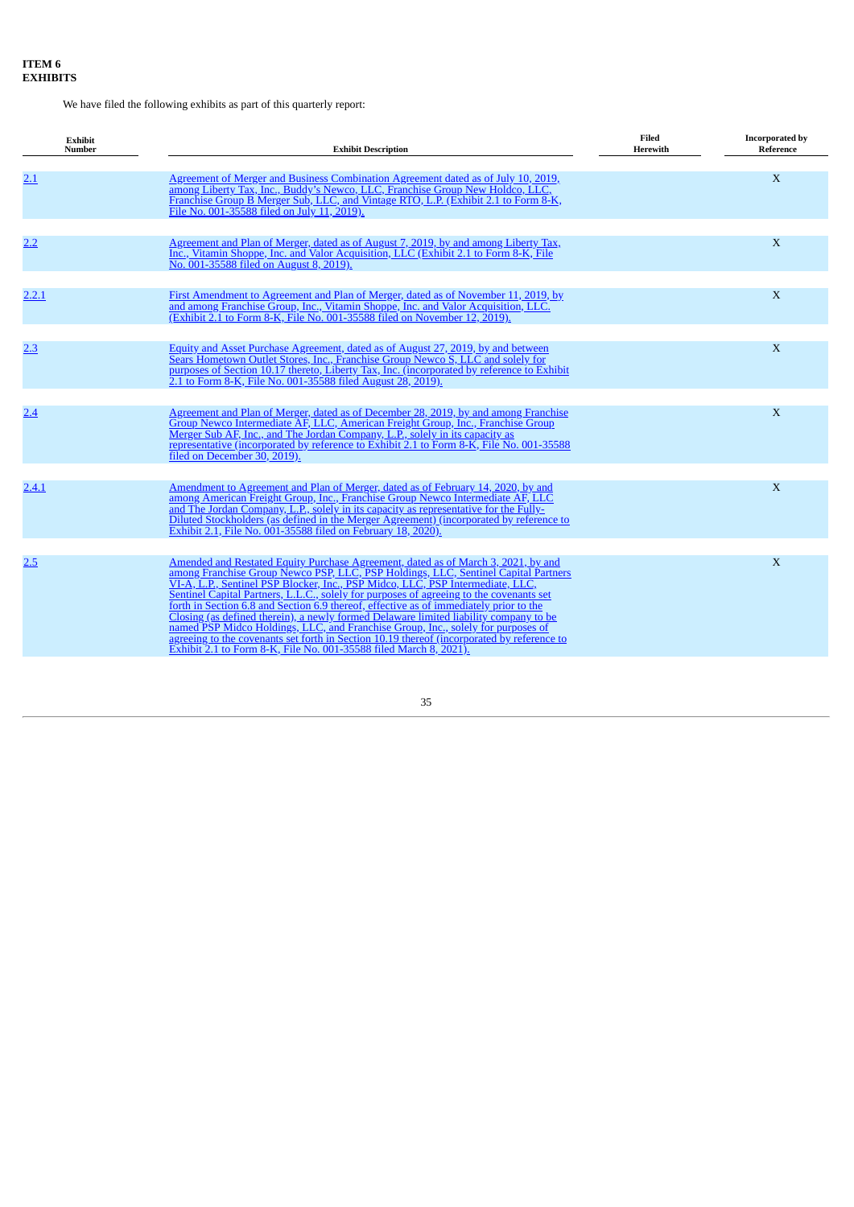**ITEM 6**
**EXHIBITS**

We have filed the following exhibits as part of this quarterly report:

| Exhibit Number | Exhibit Description | Filed Herewith | Incorporated by Reference |
|---|---|---|---|
| 2.1 | Agreement of Merger and Business Combination Agreement dated as of July 10, 2019, among Liberty Tax, Inc., Buddy's Newco, LLC, Franchise Group New Holdco, LLC, Franchise Group B Merger Sub, LLC, and Vintage RTO, L.P. (Exhibit 2.1 to Form 8-K, File No. 001-35588 filed on July 11, 2019). | | X |
| 2.2 | Agreement and Plan of Merger, dated as of August 7, 2019, by and among Liberty Tax, Inc., Vitamin Shoppe, Inc. and Valor Acquisition, LLC (Exhibit 2.1 to Form 8-K, File No. 001-35588 filed on August 8, 2019). | | X |
| 2.2.1 | First Amendment to Agreement and Plan of Merger, dated as of November 11, 2019, by and among Franchise Group, Inc., Vitamin Shoppe, Inc. and Valor Acquisition, LLC. (Exhibit 2.1 to Form 8-K, File No. 001-35588 filed on November 12, 2019). | | X |
| 2.3 | Equity and Asset Purchase Agreement, dated as of August 27, 2019, by and between Sears Hometown Outlet Stores, Inc., Franchise Group Newco S, LLC and solely for purposes of Section 10.17 thereto, Liberty Tax, Inc. (incorporated by reference to Exhibit 2.1 to Form 8-K, File No. 001-35588 filed August 28, 2019). | | X |
| 2.4 | Agreement and Plan of Merger, dated as of December 28, 2019, by and among Franchise Group Newco Intermediate AF, LLC, American Freight Group, Inc., Franchise Group Merger Sub AF, Inc., and The Jordan Company, L.P., solely in its capacity as representative (incorporated by reference to Exhibit 2.1 to Form 8-K, File No. 001-35588 filed on December 30, 2019). | | X |
| 2.4.1 | Amendment to Agreement and Plan of Merger, dated as of February 14, 2020, by and among American Freight Group, Inc., Franchise Group Newco Intermediate AF, LLC and The Jordan Company, L.P., solely in its capacity as representative for the Fully-Diluted Stockholders (as defined in the Merger Agreement) (incorporated by reference to Exhibit 2.1, File No. 001-35588 filed on February 18, 2020). | | X |
| 2.5 | Amended and Restated Equity Purchase Agreement, dated as of March 3, 2021, by and among Franchise Group Newco PSP, LLC, PSP Holdings, LLC, Sentinel Capital Partners VI-A, L.P., Sentinel PSP Blocker, Inc., PSP Midco, LLC, PSP Intermediate, LLC, Sentinel Capital Partners, L.L.C., solely for purposes of agreeing to the covenants set forth in Section 6.8 and Section 6.9 thereof, effective as of immediately prior to the Closing (as defined therein), a newly formed Delaware limited liability company to be named PSP Midco Holdings, LLC, and Franchise Group, Inc., solely for purposes of agreeing to the covenants set forth in Section 10.19 thereof (incorporated by reference to Exhibit 2.1 to Form 8-K, File No. 001-35588 filed March 8, 2021). | | X |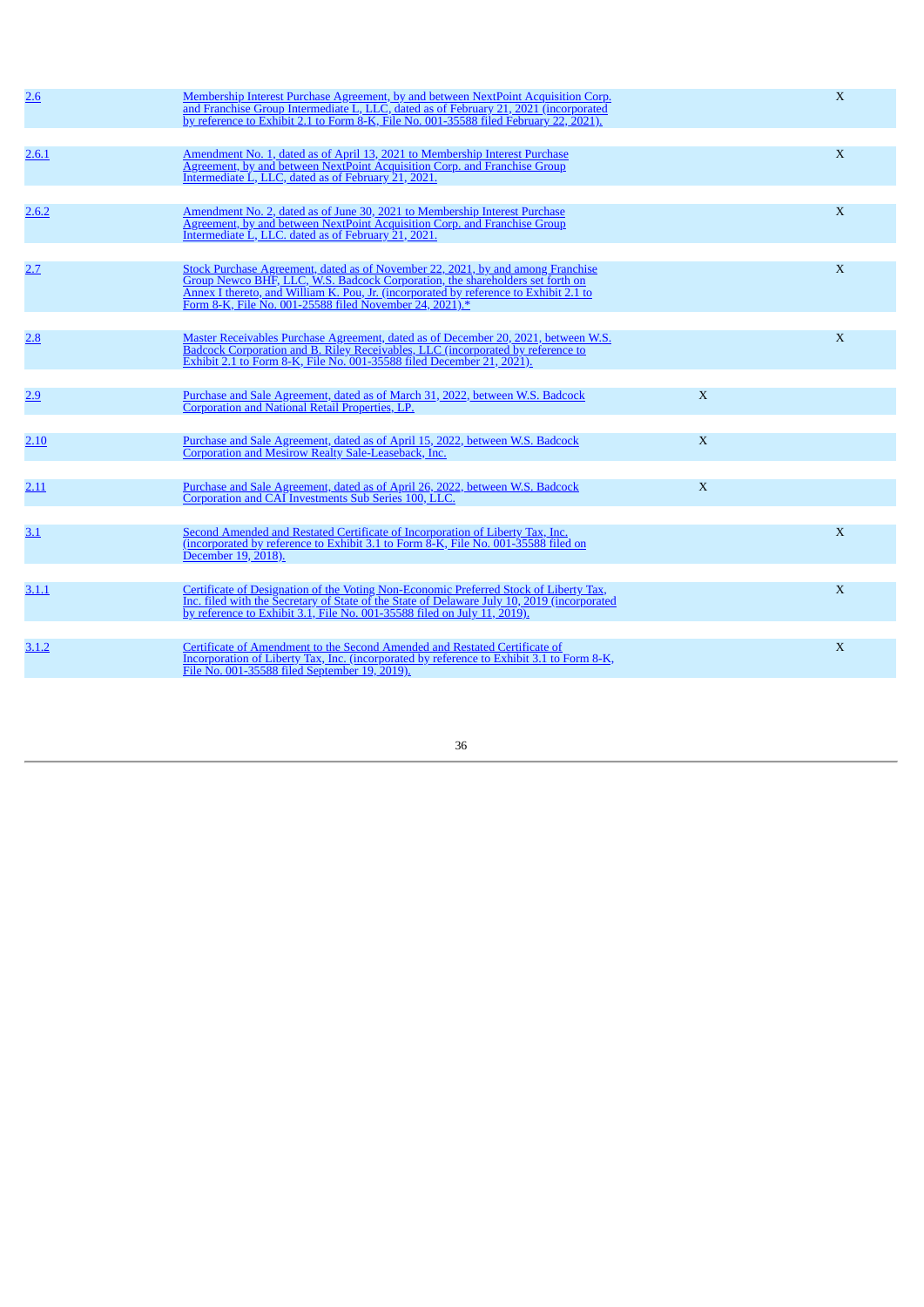| | | | |
|---|---|---|---|
| 2.6 | Membership Interest Purchase Agreement, by and between NextPoint Acquisition Corp. and Franchise Group Intermediate L, LLC, dated as of February 21, 2021 (incorporated by reference to Exhibit 2.1 to Form 8-K, File No. 001-35588 filed February 22, 2021). | | X |
| 2.6.1 | Amendment No. 1, dated as of April 13, 2021 to Membership Interest Purchase Agreement, by and between NextPoint Acquisition Corp. and Franchise Group Intermediate L, LLC, dated as of February 21, 2021. | | X |
| 2.6.2 | Amendment No. 2, dated as of June 30, 2021 to Membership Interest Purchase Agreement, by and between NextPoint Acquisition Corp. and Franchise Group Intermediate L, LLC. dated as of February 21, 2021. | | X |
| 2.7 | Stock Purchase Agreement, dated as of November 22, 2021, by and among Franchise Group Newco BHF, LLC, W.S. Badcock Corporation, the shareholders set forth on Annex I thereto, and William K. Pou, Jr. (incorporated by reference to Exhibit 2.1 to Form 8-K, File No. 001-25588 filed November 24, 2021).* | | X |
| 2.8 | Master Receivables Purchase Agreement, dated as of December 20, 2021, between W.S. Badcock Corporation and B. Riley Receivables, LLC (incorporated by reference to Exhibit 2.1 to Form 8-K, File No. 001-35588 filed December 21, 2021). | | X |
| 2.9 | Purchase and Sale Agreement, dated as of March 31, 2022, between W.S. Badcock Corporation and National Retail Properties, LP. | X | |
| 2.10 | Purchase and Sale Agreement, dated as of April 15, 2022, between W.S. Badcock Corporation and Mesirow Realty Sale-Leaseback, Inc. | X | |
| 2.11 | Purchase and Sale Agreement, dated as of April 26, 2022, between W.S. Badcock Corporation and CAI Investments Sub Series 100, LLC. | X | |
| 3.1 | Second Amended and Restated Certificate of Incorporation of Liberty Tax, Inc. (incorporated by reference to Exhibit 3.1 to Form 8-K, File No. 001-35588 filed on December 19, 2018). | | X |
| 3.1.1 | Certificate of Designation of the Voting Non-Economic Preferred Stock of Liberty Tax, Inc. filed with the Secretary of State of the State of Delaware July 10, 2019 (incorporated by reference to Exhibit 3.1, File No. 001-35588 filed on July 11, 2019). | | X |
| 3.1.2 | Certificate of Amendment to the Second Amended and Restated Certificate of Incorporation of Liberty Tax, Inc. (incorporated by reference to Exhibit 3.1 to Form 8-K, File No. 001-35588 filed September 19, 2019). | | X |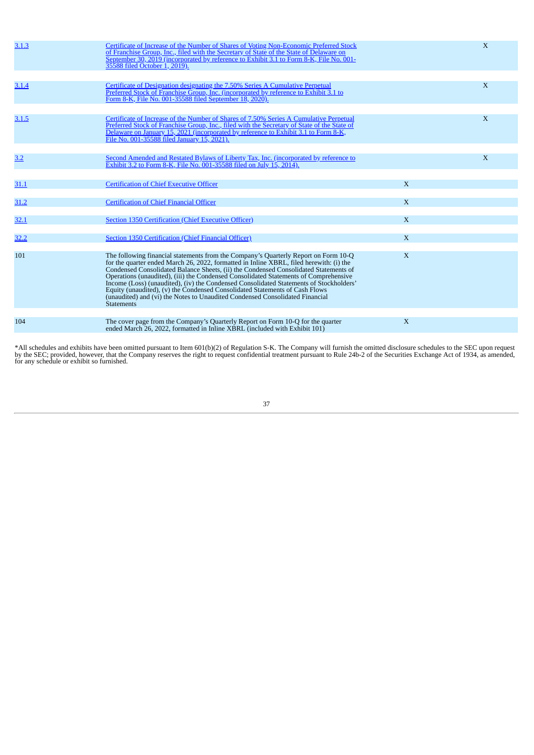| | | | |
|---|---|---|---|
| 3.1.3 | Certificate of Increase of the Number of Shares of Voting Non-Economic Preferred Stock of Franchise Group, Inc., filed with the Secretary of State of the State of Delaware on September 30, 2019 (incorporated by reference to Exhibit 3.1 to Form 8-K, File No. 001-35588 filed October 1, 2019). | | X |
| 3.1.4 | Certificate of Designation designating the 7.50% Series A Cumulative Perpetual Preferred Stock of Franchise Group, Inc. (incorporated by reference to Exhibit 3.1 to Form 8-K, File No. 001-35588 filed September 18, 2020). | | X |
| 3.1.5 | Certificate of Increase of the Number of Shares of 7.50% Series A Cumulative Perpetual Preferred Stock of Franchise Group, Inc., filed with the Secretary of State of the State of Delaware on January 15, 2021 (incorporated by reference to Exhibit 3.1 to Form 8-K, File No. 001-35588 filed January 15, 2021). | | X |
| 3.2 | Second Amended and Restated Bylaws of Liberty Tax, Inc. (incorporated by reference to Exhibit 3.2 to Form 8-K, File No. 001-35588 filed on July 15, 2014). | | X |
| 31.1 | Certification of Chief Executive Officer | X | |
| 31.2 | Certification of Chief Financial Officer | X | |
| 32.1 | Section 1350 Certification (Chief Executive Officer) | X | |
| 32.2 | Section 1350 Certification (Chief Financial Officer) | X | |
| 101 | The following financial statements from the Company's Quarterly Report on Form 10-Q for the quarter ended March 26, 2022, formatted in Inline XBRL, filed herewith: (i) the Condensed Consolidated Balance Sheets, (ii) the Condensed Consolidated Statements of Operations (unaudited), (iii) the Condensed Consolidated Statements of Comprehensive Income (Loss) (unaudited), (iv) the Condensed Consolidated Statements of Stockholders' Equity (unaudited), (v) the Condensed Consolidated Statements of Cash Flows (unaudited) and (vi) the Notes to Unaudited Condensed Consolidated Financial Statements | X | |
| 104 | The cover page from the Company's Quarterly Report on Form 10-Q for the quarter ended March 26, 2022, formatted in Inline XBRL (included with Exhibit 101) | X | |

*All schedules and exhibits have been omitted pursuant to Item 601(b)(2) of Regulation S-K. The Company will furnish the omitted disclosure schedules to the SEC upon request by the SEC; provided, however, that the Company reserves the right to request confidential treatment pursuant to Rule 24b-2 of the Securities Exchange Act of 1934, as amended, for any schedule or exhibit so furnished.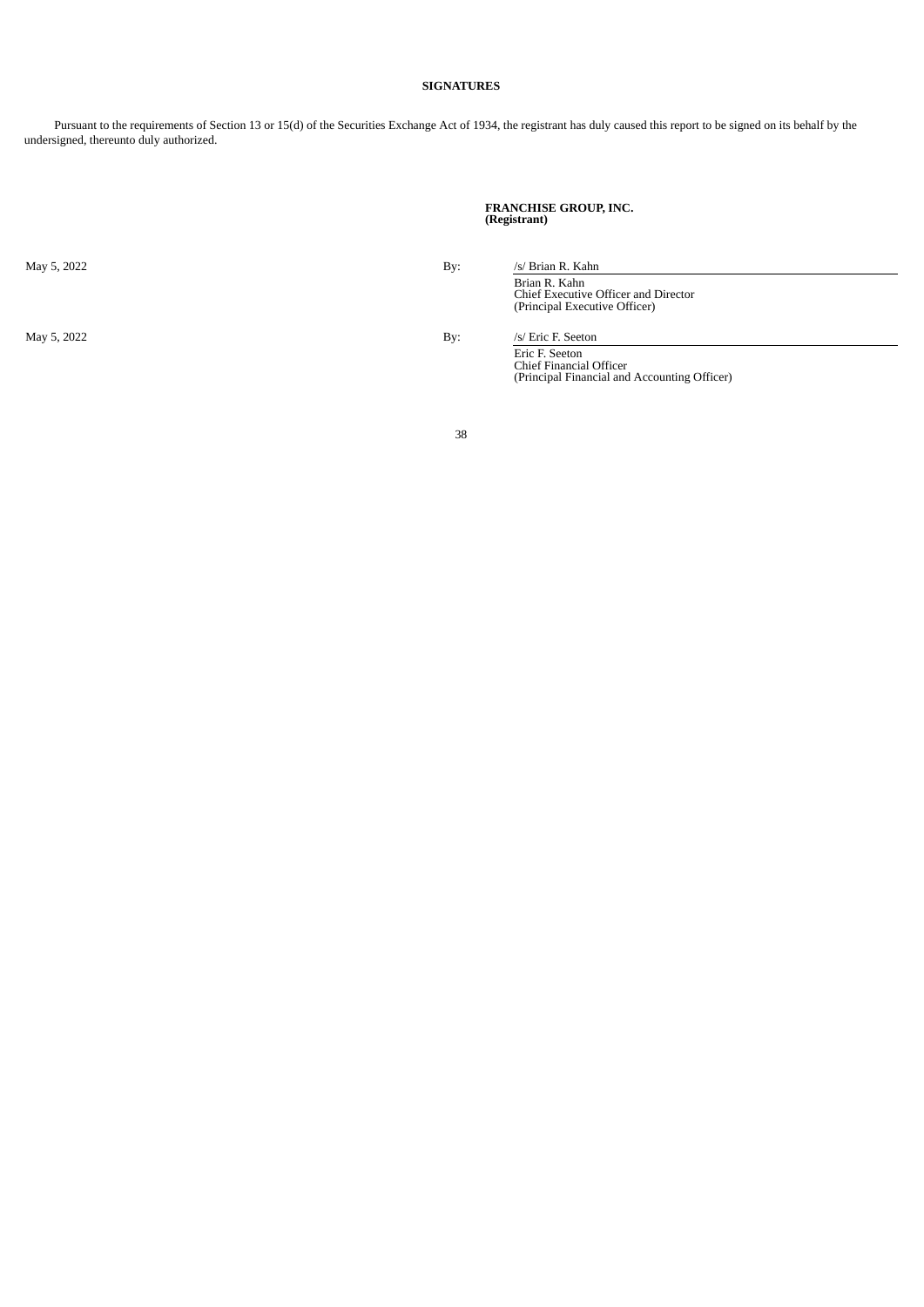**SIGNATURES**

Pursuant to the requirements of Section 13 or 15(d) of the Securities Exchange Act of 1934, the registrant has duly caused this report to be signed on its behalf by the undersigned, thereunto duly authorized.

**FRANCHISE GROUP, INC.**
**(Registrant)**

| | | |
|---|---|---|
| May 5, 2022 | By: | /s/ Brian R. Kahn |
| | | Brian R. Kahn<br>Chief Executive Officer and Director<br>(Principal Executive Officer) |
| May 5, 2022 | By: | /s/ Eric F. Seeton |
| | | Eric F. Seeton<br>Chief Financial Officer<br>(Principal Financial and Accounting Officer) |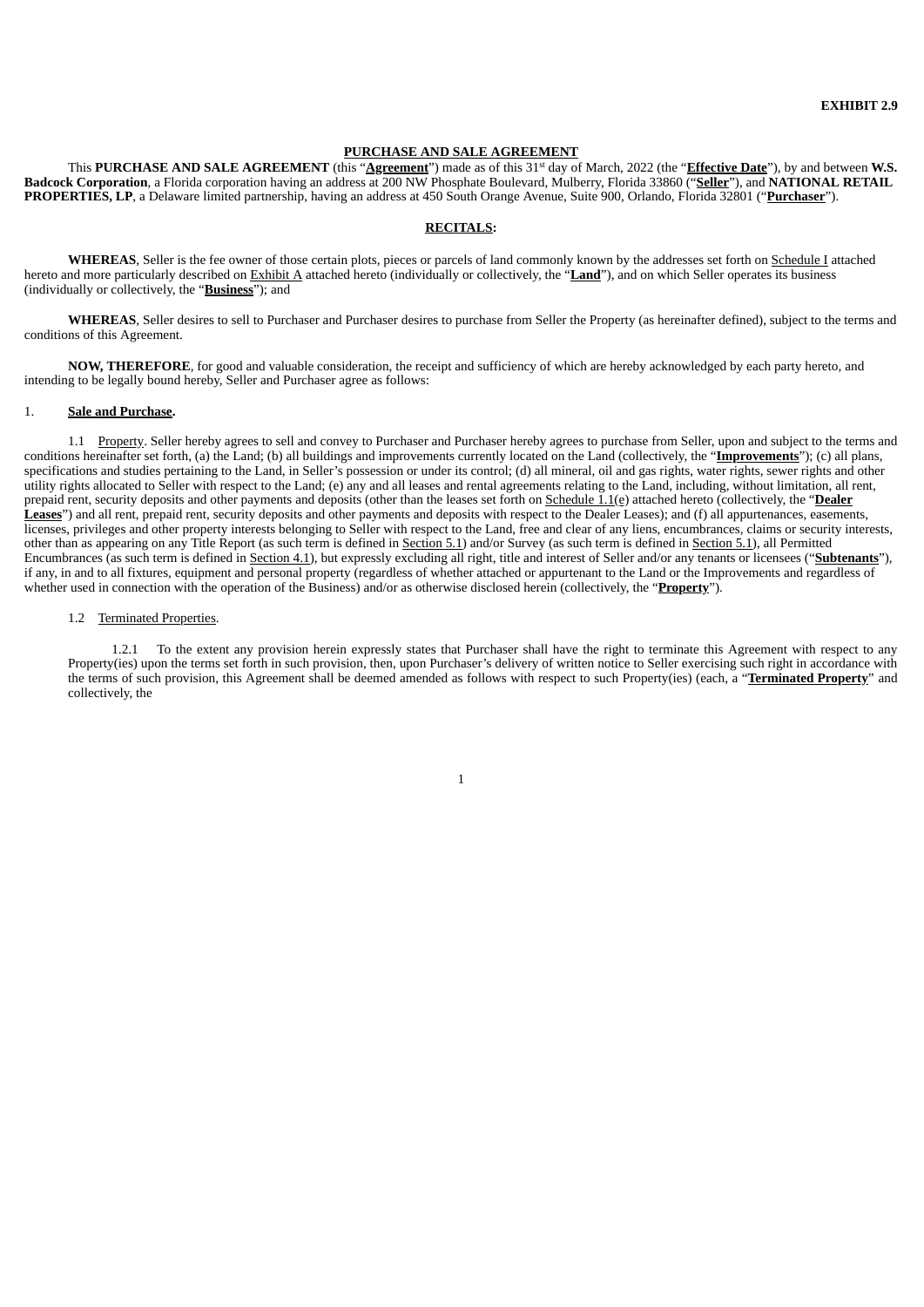**EXHIBIT 2.9**

**PURCHASE AND SALE AGREEMENT**

This **PURCHASE AND SALE AGREEMENT** (this "**Agreement**") made as of this 31st day of March, 2022 (the "**Effective Date**"), by and between **W.S. Badcock Corporation**, a Florida corporation having an address at 200 NW Phosphate Boulevard, Mulberry, Florida 33860 ("**Seller**"), and **NATIONAL RETAIL PROPERTIES, LP**, a Delaware limited partnership, having an address at 450 South Orange Avenue, Suite 900, Orlando, Florida 32801 ("**Purchaser**").

**RECITALS:**

**WHEREAS**, Seller is the fee owner of those certain plots, pieces or parcels of land commonly known by the addresses set forth on Schedule I attached hereto and more particularly described on Exhibit A attached hereto (individually or collectively, the "**Land**"), and on which Seller operates its business (individually or collectively, the "**Business**"); and

**WHEREAS**, Seller desires to sell to Purchaser and Purchaser desires to purchase from Seller the Property (as hereinafter defined), subject to the terms and conditions of this Agreement.

**NOW, THEREFORE**, for good and valuable consideration, the receipt and sufficiency of which are hereby acknowledged by each party hereto, and intending to be legally bound hereby, Seller and Purchaser agree as follows:

1. **Sale and Purchase.**

1.1 Property. Seller hereby agrees to sell and convey to Purchaser and Purchaser hereby agrees to purchase from Seller, upon and subject to the terms and conditions hereinafter set forth, (a) the Land; (b) all buildings and improvements currently located on the Land (collectively, the "**Improvements**"); (c) all plans, specifications and studies pertaining to the Land, in Seller's possession or under its control; (d) all mineral, oil and gas rights, water rights, sewer rights and other utility rights allocated to Seller with respect to the Land; (e) any and all leases and rental agreements relating to the Land, including, without limitation, all rent, prepaid rent, security deposits and other payments and deposits (other than the leases set forth on Schedule 1.1(e) attached hereto (collectively, the "**Dealer Leases**") and all rent, prepaid rent, security deposits and other payments and deposits with respect to the Dealer Leases); and (f) all appurtenances, easements, licenses, privileges and other property interests belonging to Seller with respect to the Land, free and clear of any liens, encumbrances, claims or security interests, other than as appearing on any Title Report (as such term is defined in Section 5.1) and/or Survey (as such term is defined in Section 5.1), all Permitted Encumbrances (as such term is defined in Section 4.1), but expressly excluding all right, title and interest of Seller and/or any tenants or licensees ("**Subtenants**"), if any, in and to all fixtures, equipment and personal property (regardless of whether attached or appurtenant to the Land or the Improvements and regardless of whether used in connection with the operation of the Business) and/or as otherwise disclosed herein (collectively, the "**Property**").

1.2 Terminated Properties.

1.2.1 To the extent any provision herein expressly states that Purchaser shall have the right to terminate this Agreement with respect to any Property(ies) upon the terms set forth in such provision, then, upon Purchaser's delivery of written notice to Seller exercising such right in accordance with the terms of such provision, this Agreement shall be deemed amended as follows with respect to such Property(ies) (each, a "**Terminated Property**" and collectively, the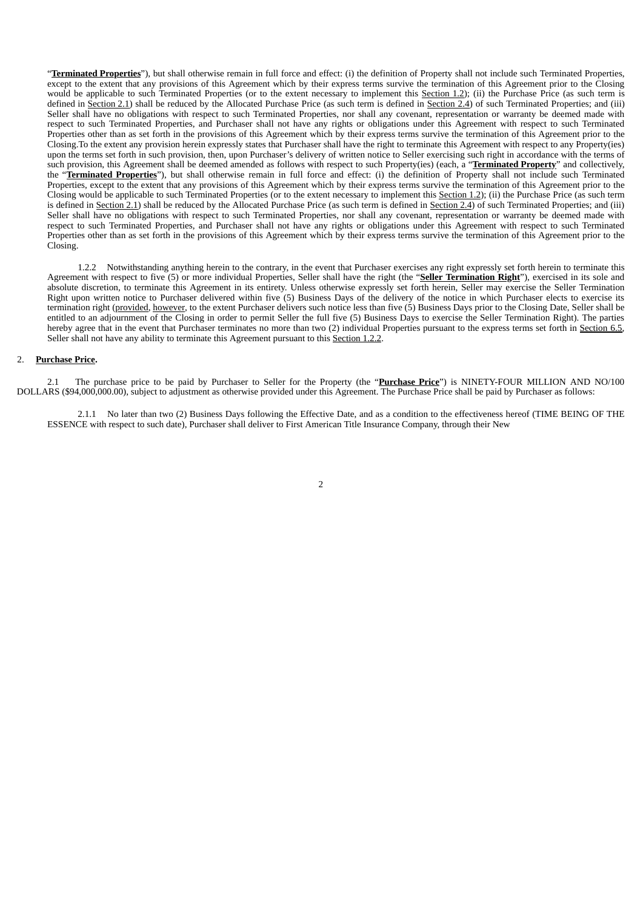"**Terminated Properties**"), but shall otherwise remain in full force and effect: (i) the definition of Property shall not include such Terminated Properties, except to the extent that any provisions of this Agreement which by their express terms survive the termination of this Agreement prior to the Closing would be applicable to such Terminated Properties (or to the extent necessary to implement this Section 1.2); (ii) the Purchase Price (as such term is defined in Section 2.1) shall be reduced by the Allocated Purchase Price (as such term is defined in Section 2.4) of such Terminated Properties; and (iii) Seller shall have no obligations with respect to such Terminated Properties, nor shall any covenant, representation or warranty be deemed made with respect to such Terminated Properties, and Purchaser shall not have any rights or obligations under this Agreement with respect to such Terminated Properties other than as set forth in the provisions of this Agreement which by their express terms survive the termination of this Agreement prior to the Closing.To the extent any provision herein expressly states that Purchaser shall have the right to terminate this Agreement with respect to any Property(ies) upon the terms set forth in such provision, then, upon Purchaser's delivery of written notice to Seller exercising such right in accordance with the terms of such provision, this Agreement shall be deemed amended as follows with respect to such Property(ies) (each, a "**Terminated Property**" and collectively, the "**Terminated Properties**"), but shall otherwise remain in full force and effect: (i) the definition of Property shall not include such Terminated Properties, except to the extent that any provisions of this Agreement which by their express terms survive the termination of this Agreement prior to the Closing would be applicable to such Terminated Properties (or to the extent necessary to implement this Section 1.2); (ii) the Purchase Price (as such term is defined in Section 2.1) shall be reduced by the Allocated Purchase Price (as such term is defined in Section 2.4) of such Terminated Properties; and (iii) Seller shall have no obligations with respect to such Terminated Properties, nor shall any covenant, representation or warranty be deemed made with respect to such Terminated Properties, and Purchaser shall not have any rights or obligations under this Agreement with respect to such Terminated Properties other than as set forth in the provisions of this Agreement which by their express terms survive the termination of this Agreement prior to the Closing.

1.2.2 Notwithstanding anything herein to the contrary, in the event that Purchaser exercises any right expressly set forth herein to terminate this Agreement with respect to five (5) or more individual Properties, Seller shall have the right (the "**Seller Termination Right**"), exercised in its sole and absolute discretion, to terminate this Agreement in its entirety. Unless otherwise expressly set forth herein, Seller may exercise the Seller Termination Right upon written notice to Purchaser delivered within five (5) Business Days of the delivery of the notice in which Purchaser elects to exercise its termination right (provided, however, to the extent Purchaser delivers such notice less than five (5) Business Days prior to the Closing Date, Seller shall be entitled to an adjournment of the Closing in order to permit Seller the full five (5) Business Days to exercise the Seller Termination Right). The parties hereby agree that in the event that Purchaser terminates no more than two (2) individual Properties pursuant to the express terms set forth in Section 6.5, Seller shall not have any ability to terminate this Agreement pursuant to this Section 1.2.2.

2. **Purchase Price.**

2.1 The purchase price to be paid by Purchaser to Seller for the Property (the "**Purchase Price**") is NINETY-FOUR MILLION AND NO/100 DOLLARS ($94,000,000.00), subject to adjustment as otherwise provided under this Agreement. The Purchase Price shall be paid by Purchaser as follows:

2.1.1 No later than two (2) Business Days following the Effective Date, and as a condition to the effectiveness hereof (TIME BEING OF THE ESSENCE with respect to such date), Purchaser shall deliver to First American Title Insurance Company, through their New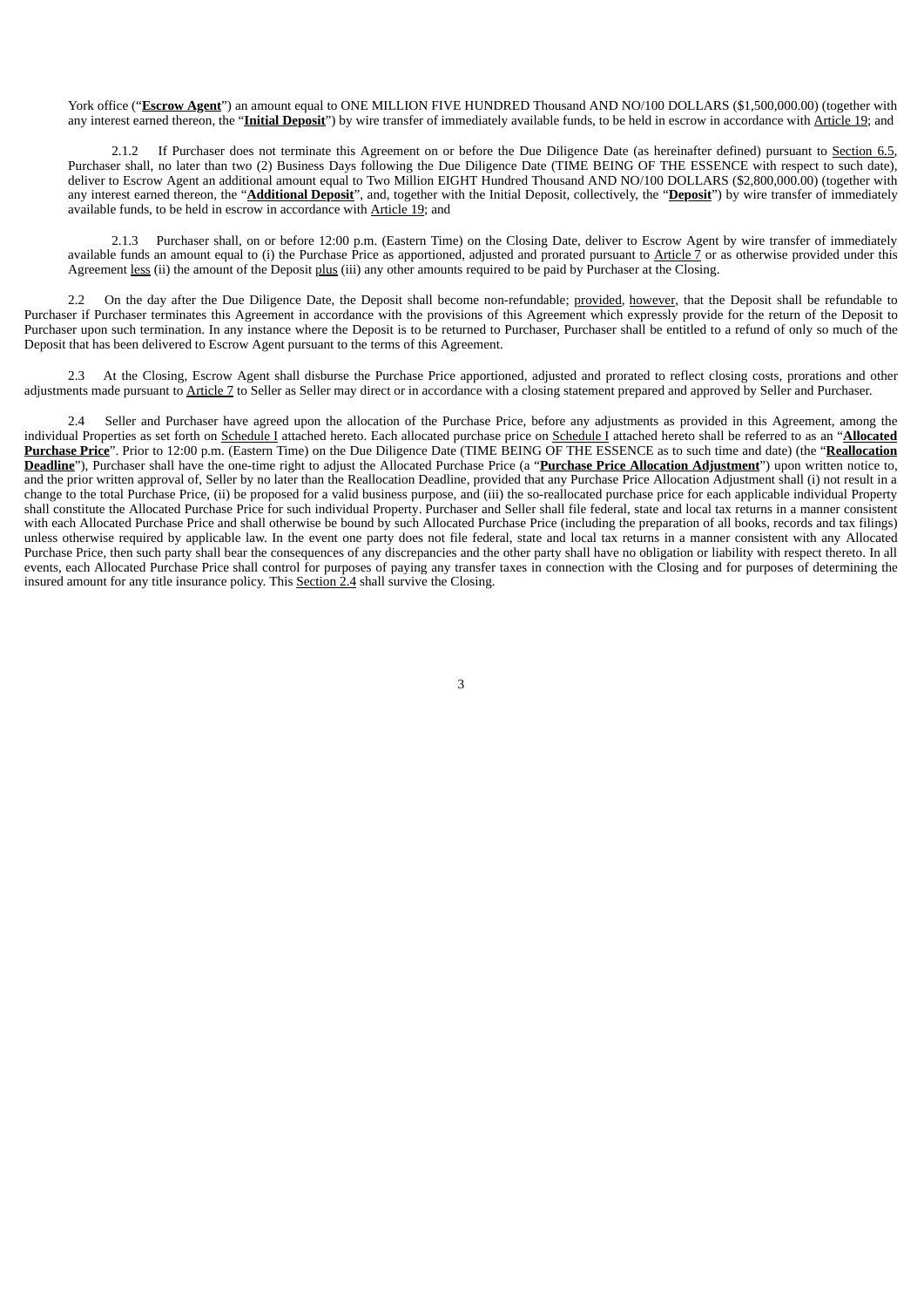York office ("**Escrow Agent**") an amount equal to ONE MILLION FIVE HUNDRED Thousand AND NO/100 DOLLARS ($1,500,000.00) (together with any interest earned thereon, the "**Initial Deposit**") by wire transfer of immediately available funds, to be held in escrow in accordance with Article 19; and

2.1.2 If Purchaser does not terminate this Agreement on or before the Due Diligence Date (as hereinafter defined) pursuant to Section 6.5, Purchaser shall, no later than two (2) Business Days following the Due Diligence Date (TIME BEING OF THE ESSENCE with respect to such date), deliver to Escrow Agent an additional amount equal to Two Million EIGHT Hundred Thousand AND NO/100 DOLLARS ($2,800,000.00) (together with any interest earned thereon, the "**Additional Deposit**", and, together with the Initial Deposit, collectively, the "**Deposit**") by wire transfer of immediately available funds, to be held in escrow in accordance with Article 19; and

2.1.3 Purchaser shall, on or before 12:00 p.m. (Eastern Time) on the Closing Date, deliver to Escrow Agent by wire transfer of immediately available funds an amount equal to (i) the Purchase Price as apportioned, adjusted and prorated pursuant to Article 7 or as otherwise provided under this Agreement less (ii) the amount of the Deposit plus (iii) any other amounts required to be paid by Purchaser at the Closing.

2.2 On the day after the Due Diligence Date, the Deposit shall become non-refundable; provided, however, that the Deposit shall be refundable to Purchaser if Purchaser terminates this Agreement in accordance with the provisions of this Agreement which expressly provide for the return of the Deposit to Purchaser upon such termination. In any instance where the Deposit is to be returned to Purchaser, Purchaser shall be entitled to a refund of only so much of the Deposit that has been delivered to Escrow Agent pursuant to the terms of this Agreement.

2.3 At the Closing, Escrow Agent shall disburse the Purchase Price apportioned, adjusted and prorated to reflect closing costs, prorations and other adjustments made pursuant to Article 7 to Seller as Seller may direct or in accordance with a closing statement prepared and approved by Seller and Purchaser.

2.4 Seller and Purchaser have agreed upon the allocation of the Purchase Price, before any adjustments as provided in this Agreement, among the individual Properties as set forth on Schedule I attached hereto. Each allocated purchase price on Schedule I attached hereto shall be referred to as an "**Allocated Purchase Price**". Prior to 12:00 p.m. (Eastern Time) on the Due Diligence Date (TIME BEING OF THE ESSENCE as to such time and date) (the "**Reallocation Deadline**"), Purchaser shall have the one-time right to adjust the Allocated Purchase Price (a "**Purchase Price Allocation Adjustment**") upon written notice to, and the prior written approval of, Seller by no later than the Reallocation Deadline, provided that any Purchase Price Allocation Adjustment shall (i) not result in a change to the total Purchase Price, (ii) be proposed for a valid business purpose, and (iii) the so-reallocated purchase price for each applicable individual Property shall constitute the Allocated Purchase Price for such individual Property. Purchaser and Seller shall file federal, state and local tax returns in a manner consistent with each Allocated Purchase Price and shall otherwise be bound by such Allocated Purchase Price (including the preparation of all books, records and tax filings) unless otherwise required by applicable law. In the event one party does not file federal, state and local tax returns in a manner consistent with any Allocated Purchase Price, then such party shall bear the consequences of any discrepancies and the other party shall have no obligation or liability with respect thereto. In all events, each Allocated Purchase Price shall control for purposes of paying any transfer taxes in connection with the Closing and for purposes of determining the insured amount for any title insurance policy. This Section 2.4 shall survive the Closing.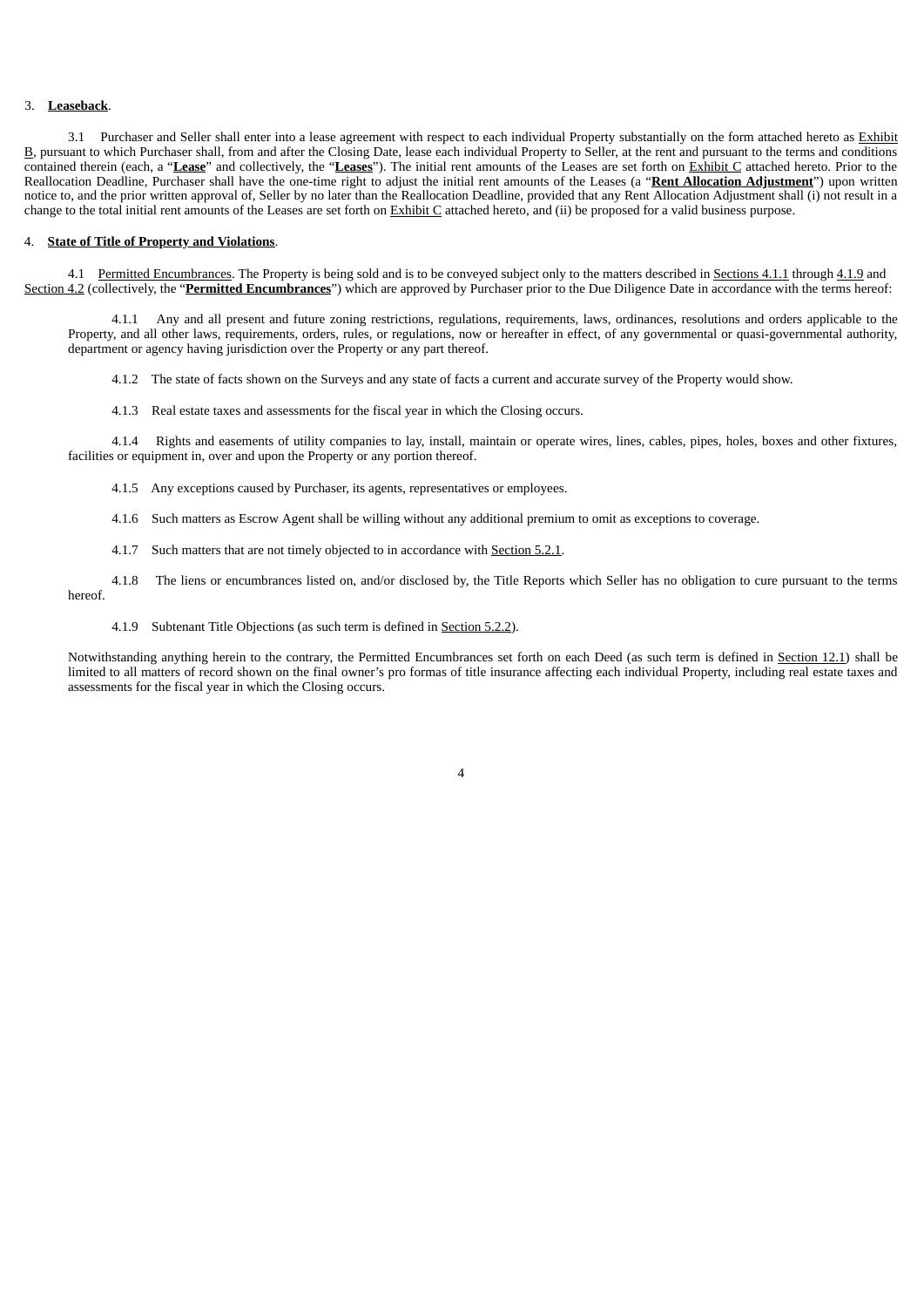3. **Leaseback**.

3.1 Purchaser and Seller shall enter into a lease agreement with respect to each individual Property substantially on the form attached hereto as Exhibit B, pursuant to which Purchaser shall, from and after the Closing Date, lease each individual Property to Seller, at the rent and pursuant to the terms and conditions contained therein (each, a "**Lease**" and collectively, the "**Leases**"). The initial rent amounts of the Leases are set forth on Exhibit C attached hereto. Prior to the Reallocation Deadline, Purchaser shall have the one-time right to adjust the initial rent amounts of the Leases (a "**Rent Allocation Adjustment**") upon written notice to, and the prior written approval of, Seller by no later than the Reallocation Deadline, provided that any Rent Allocation Adjustment shall (i) not result in a change to the total initial rent amounts of the Leases are set forth on Exhibit C attached hereto, and (ii) be proposed for a valid business purpose.

4. **State of Title of Property and Violations**.

4.1 Permitted Encumbrances. The Property is being sold and is to be conveyed subject only to the matters described in Sections 4.1.1 through 4.1.9 and Section 4.2 (collectively, the "**Permitted Encumbrances**") which are approved by Purchaser prior to the Due Diligence Date in accordance with the terms hereof:

4.1.1 Any and all present and future zoning restrictions, regulations, requirements, laws, ordinances, resolutions and orders applicable to the Property, and all other laws, requirements, orders, rules, or regulations, now or hereafter in effect, of any governmental or quasi-governmental authority, department or agency having jurisdiction over the Property or any part thereof.

4.1.2 The state of facts shown on the Surveys and any state of facts a current and accurate survey of the Property would show.

4.1.3 Real estate taxes and assessments for the fiscal year in which the Closing occurs.

4.1.4 Rights and easements of utility companies to lay, install, maintain or operate wires, lines, cables, pipes, holes, boxes and other fixtures, facilities or equipment in, over and upon the Property or any portion thereof.

4.1.5 Any exceptions caused by Purchaser, its agents, representatives or employees.

4.1.6 Such matters as Escrow Agent shall be willing without any additional premium to omit as exceptions to coverage.

4.1.7 Such matters that are not timely objected to in accordance with Section 5.2.1.

4.1.8 The liens or encumbrances listed on, and/or disclosed by, the Title Reports which Seller has no obligation to cure pursuant to the terms hereof.

4.1.9 Subtenant Title Objections (as such term is defined in Section 5.2.2).

Notwithstanding anything herein to the contrary, the Permitted Encumbrances set forth on each Deed (as such term is defined in Section 12.1) shall be limited to all matters of record shown on the final owner's pro formas of title insurance affecting each individual Property, including real estate taxes and assessments for the fiscal year in which the Closing occurs.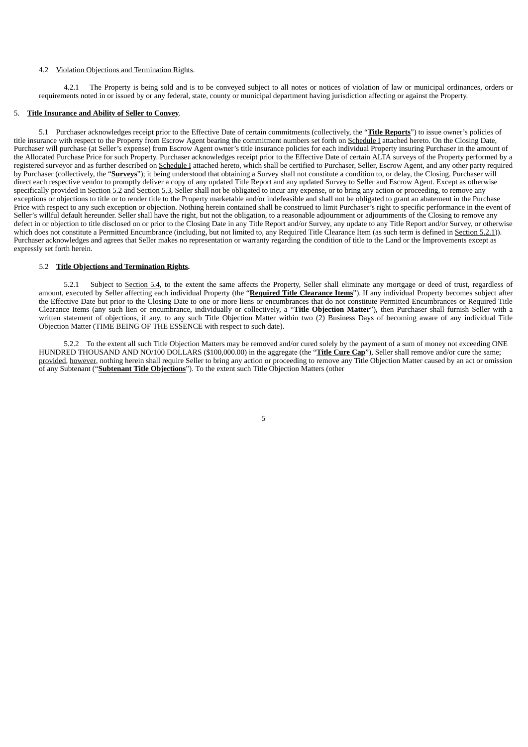4.2 Violation Objections and Termination Rights.

4.2.1 The Property is being sold and is to be conveyed subject to all notes or notices of violation of law or municipal ordinances, orders or requirements noted in or issued by or any federal, state, county or municipal department having jurisdiction affecting or against the Property.

5. **Title Insurance and Ability of Seller to Convey**.

5.1 Purchaser acknowledges receipt prior to the Effective Date of certain commitments (collectively, the "**Title Reports**") to issue owner's policies of title insurance with respect to the Property from Escrow Agent bearing the commitment numbers set forth on Schedule I attached hereto. On the Closing Date, Purchaser will purchase (at Seller's expense) from Escrow Agent owner's title insurance policies for each individual Property insuring Purchaser in the amount of the Allocated Purchase Price for such Property. Purchaser acknowledges receipt prior to the Effective Date of certain ALTA surveys of the Property performed by a registered surveyor and as further described on Schedule I attached hereto, which shall be certified to Purchaser, Seller, Escrow Agent, and any other party required by Purchaser (collectively, the "**Surveys**"); it being understood that obtaining a Survey shall not constitute a condition to, or delay, the Closing. Purchaser will direct each respective vendor to promptly deliver a copy of any updated Title Report and any updated Survey to Seller and Escrow Agent. Except as otherwise specifically provided in Section 5.2 and Section 5.3, Seller shall not be obligated to incur any expense, or to bring any action or proceeding, to remove any exceptions or objections to title or to render title to the Property marketable and/or indefeasible and shall not be obligated to grant an abatement in the Purchase Price with respect to any such exception or objection. Nothing herein contained shall be construed to limit Purchaser's right to specific performance in the event of Seller's willful default hereunder. Seller shall have the right, but not the obligation, to a reasonable adjournment or adjournments of the Closing to remove any defect in or objection to title disclosed on or prior to the Closing Date in any Title Report and/or Survey, any update to any Title Report and/or Survey, or otherwise which does not constitute a Permitted Encumbrance (including, but not limited to, any Required Title Clearance Item (as such term is defined in Section 5.2.1)). Purchaser acknowledges and agrees that Seller makes no representation or warranty regarding the condition of title to the Land or the Improvements except as expressly set forth herein.

5.2 **Title Objections and Termination Rights.**

5.2.1 Subject to Section 5.4, to the extent the same affects the Property, Seller shall eliminate any mortgage or deed of trust, regardless of amount, executed by Seller affecting each individual Property (the "**Required Title Clearance Items**"). If any individual Property becomes subject after the Effective Date but prior to the Closing Date to one or more liens or encumbrances that do not constitute Permitted Encumbrances or Required Title Clearance Items (any such lien or encumbrance, individually or collectively, a "**Title Objection Matter**"), then Purchaser shall furnish Seller with a written statement of objections, if any, to any such Title Objection Matter within two (2) Business Days of becoming aware of any individual Title Objection Matter (TIME BEING OF THE ESSENCE with respect to such date).

5.2.2 To the extent all such Title Objection Matters may be removed and/or cured solely by the payment of a sum of money not exceeding ONE HUNDRED THOUSAND AND NO/100 DOLLARS ($100,000.00) in the aggregate (the "**Title Cure Cap**"), Seller shall remove and/or cure the same; provided, however, nothing herein shall require Seller to bring any action or proceeding to remove any Title Objection Matter caused by an act or omission of any Subtenant ("**Subtenant Title Objections**"). To the extent such Title Objection Matters (other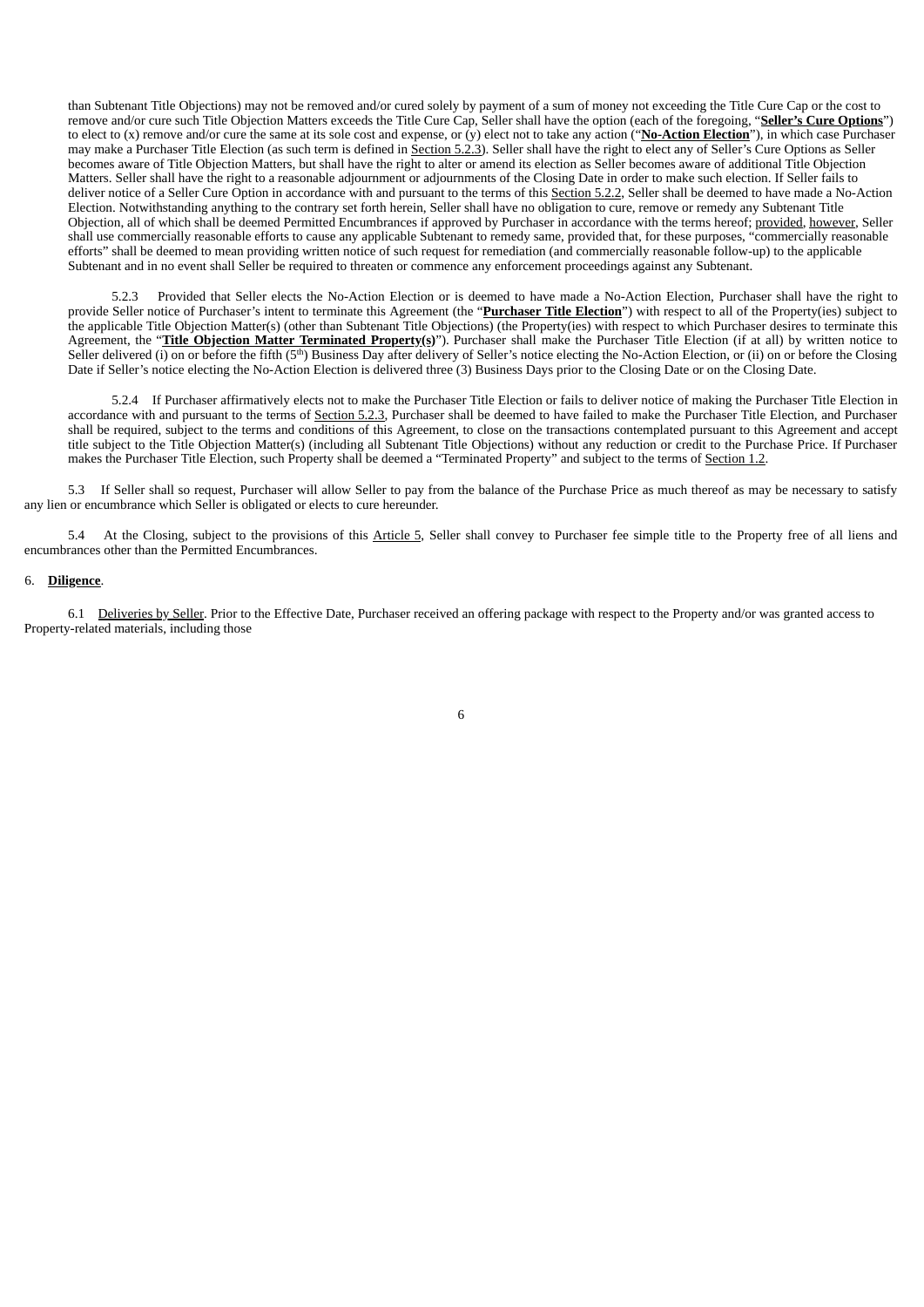than Subtenant Title Objections) may not be removed and/or cured solely by payment of a sum of money not exceeding the Title Cure Cap or the cost to remove and/or cure such Title Objection Matters exceeds the Title Cure Cap, Seller shall have the option (each of the foregoing, "**Seller's Cure Options**") to elect to (x) remove and/or cure the same at its sole cost and expense, or (y) elect not to take any action ("**No-Action Election**"), in which case Purchaser may make a Purchaser Title Election (as such term is defined in Section 5.2.3). Seller shall have the right to elect any of Seller's Cure Options as Seller becomes aware of Title Objection Matters, but shall have the right to alter or amend its election as Seller becomes aware of additional Title Objection Matters. Seller shall have the right to a reasonable adjournment or adjournments of the Closing Date in order to make such election. If Seller fails to deliver notice of a Seller Cure Option in accordance with and pursuant to the terms of this Section 5.2.2, Seller shall be deemed to have made a No-Action Election. Notwithstanding anything to the contrary set forth herein, Seller shall have no obligation to cure, remove or remedy any Subtenant Title Objection, all of which shall be deemed Permitted Encumbrances if approved by Purchaser in accordance with the terms hereof; provided, however, Seller shall use commercially reasonable efforts to cause any applicable Subtenant to remedy same, provided that, for these purposes, "commercially reasonable efforts" shall be deemed to mean providing written notice of such request for remediation (and commercially reasonable follow-up) to the applicable Subtenant and in no event shall Seller be required to threaten or commence any enforcement proceedings against any Subtenant.

5.2.3 Provided that Seller elects the No-Action Election or is deemed to have made a No-Action Election, Purchaser shall have the right to provide Seller notice of Purchaser's intent to terminate this Agreement (the "**Purchaser Title Election**") with respect to all of the Property(ies) subject to the applicable Title Objection Matter(s) (other than Subtenant Title Objections) (the Property(ies) with respect to which Purchaser desires to terminate this Agreement, the "**Title Objection Matter Terminated Property(s)**"). Purchaser shall make the Purchaser Title Election (if at all) by written notice to Seller delivered (i) on or before the fifth (5th) Business Day after delivery of Seller's notice electing the No-Action Election, or (ii) on or before the Closing Date if Seller's notice electing the No-Action Election is delivered three (3) Business Days prior to the Closing Date or on the Closing Date.

5.2.4 If Purchaser affirmatively elects not to make the Purchaser Title Election or fails to deliver notice of making the Purchaser Title Election in accordance with and pursuant to the terms of Section 5.2.3, Purchaser shall be deemed to have failed to make the Purchaser Title Election, and Purchaser shall be required, subject to the terms and conditions of this Agreement, to close on the transactions contemplated pursuant to this Agreement and accept title subject to the Title Objection Matter(s) (including all Subtenant Title Objections) without any reduction or credit to the Purchase Price. If Purchaser makes the Purchaser Title Election, such Property shall be deemed a "Terminated Property" and subject to the terms of Section 1.2.

5.3 If Seller shall so request, Purchaser will allow Seller to pay from the balance of the Purchase Price as much thereof as may be necessary to satisfy any lien or encumbrance which Seller is obligated or elects to cure hereunder.

5.4 At the Closing, subject to the provisions of this Article 5, Seller shall convey to Purchaser fee simple title to the Property free of all liens and encumbrances other than the Permitted Encumbrances.

6. **Diligence**.

6.1 Deliveries by Seller. Prior to the Effective Date, Purchaser received an offering package with respect to the Property and/or was granted access to Property-related materials, including those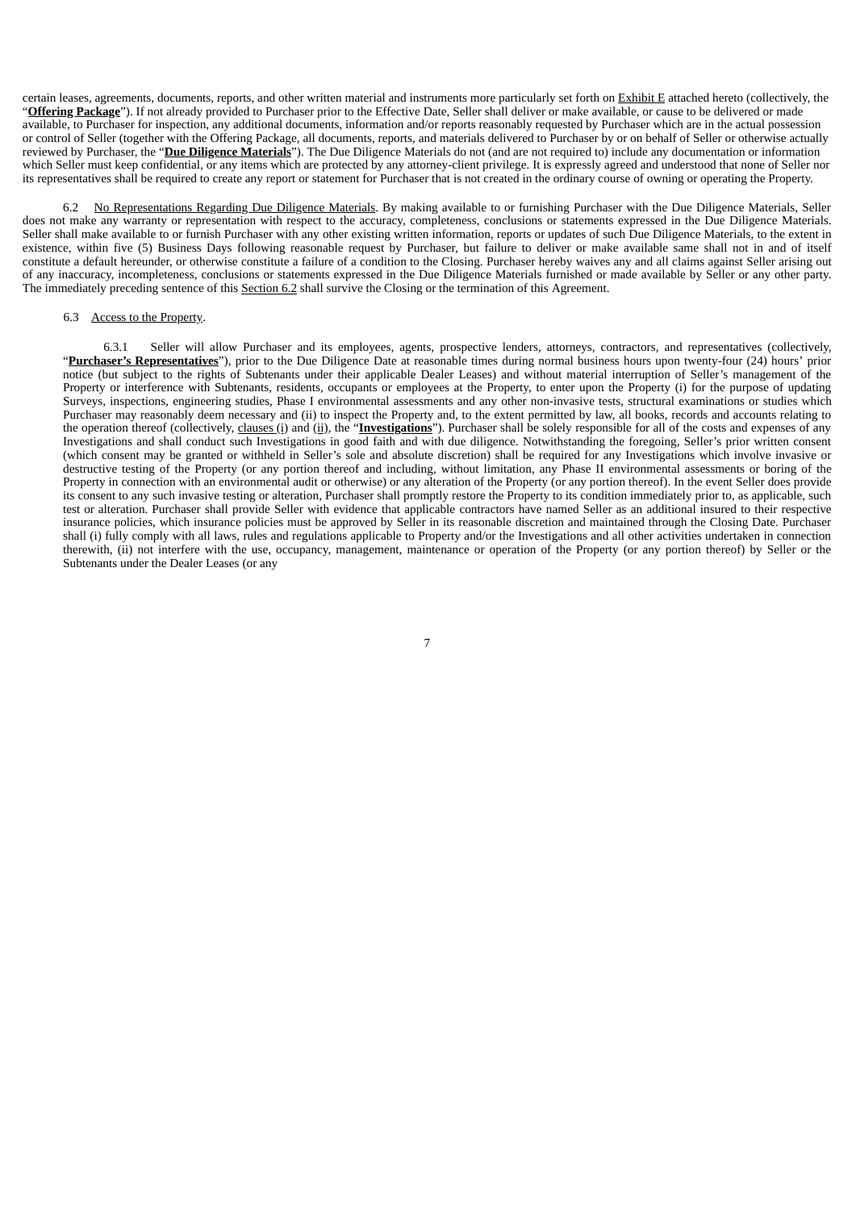certain leases, agreements, documents, reports, and other written material and instruments more particularly set forth on Exhibit E attached hereto (collectively, the "**Offering Package**"). If not already provided to Purchaser prior to the Effective Date, Seller shall deliver or make available, or cause to be delivered or made available, to Purchaser for inspection, any additional documents, information and/or reports reasonably requested by Purchaser which are in the actual possession or control of Seller (together with the Offering Package, all documents, reports, and materials delivered to Purchaser by or on behalf of Seller or otherwise actually reviewed by Purchaser, the "**Due Diligence Materials**"). The Due Diligence Materials do not (and are not required to) include any documentation or information which Seller must keep confidential, or any items which are protected by any attorney-client privilege. It is expressly agreed and understood that none of Seller nor its representatives shall be required to create any report or statement for Purchaser that is not created in the ordinary course of owning or operating the Property.

6.2 No Representations Regarding Due Diligence Materials. By making available to or furnishing Purchaser with the Due Diligence Materials, Seller does not make any warranty or representation with respect to the accuracy, completeness, conclusions or statements expressed in the Due Diligence Materials. Seller shall make available to or furnish Purchaser with any other existing written information, reports or updates of such Due Diligence Materials, to the extent in existence, within five (5) Business Days following reasonable request by Purchaser, but failure to deliver or make available same shall not in and of itself constitute a default hereunder, or otherwise constitute a failure of a condition to the Closing. Purchaser hereby waives any and all claims against Seller arising out of any inaccuracy, incompleteness, conclusions or statements expressed in the Due Diligence Materials furnished or made available by Seller or any other party. The immediately preceding sentence of this Section 6.2 shall survive the Closing or the termination of this Agreement.

6.3 Access to the Property.

6.3.1 Seller will allow Purchaser and its employees, agents, prospective lenders, attorneys, contractors, and representatives (collectively, "**Purchaser's Representatives**"), prior to the Due Diligence Date at reasonable times during normal business hours upon twenty-four (24) hours' prior notice (but subject to the rights of Subtenants under their applicable Dealer Leases) and without material interruption of Seller's management of the Property or interference with Subtenants, residents, occupants or employees at the Property, to enter upon the Property (i) for the purpose of updating Surveys, inspections, engineering studies, Phase I environmental assessments and any other non-invasive tests, structural examinations or studies which Purchaser may reasonably deem necessary and (ii) to inspect the Property and, to the extent permitted by law, all books, records and accounts relating to the operation thereof (collectively, clauses (i) and (ii), the "**Investigations**"). Purchaser shall be solely responsible for all of the costs and expenses of any Investigations and shall conduct such Investigations in good faith and with due diligence. Notwithstanding the foregoing, Seller's prior written consent (which consent may be granted or withheld in Seller's sole and absolute discretion) shall be required for any Investigations which involve invasive or destructive testing of the Property (or any portion thereof and including, without limitation, any Phase II environmental assessments or boring of the Property in connection with an environmental audit or otherwise) or any alteration of the Property (or any portion thereof). In the event Seller does provide its consent to any such invasive testing or alteration, Purchaser shall promptly restore the Property to its condition immediately prior to, as applicable, such test or alteration. Purchaser shall provide Seller with evidence that applicable contractors have named Seller as an additional insured to their respective insurance policies, which insurance policies must be approved by Seller in its reasonable discretion and maintained through the Closing Date. Purchaser shall (i) fully comply with all laws, rules and regulations applicable to Property and/or the Investigations and all other activities undertaken in connection therewith, (ii) not interfere with the use, occupancy, management, maintenance or operation of the Property (or any portion thereof) by Seller or the Subtenants under the Dealer Leases (or any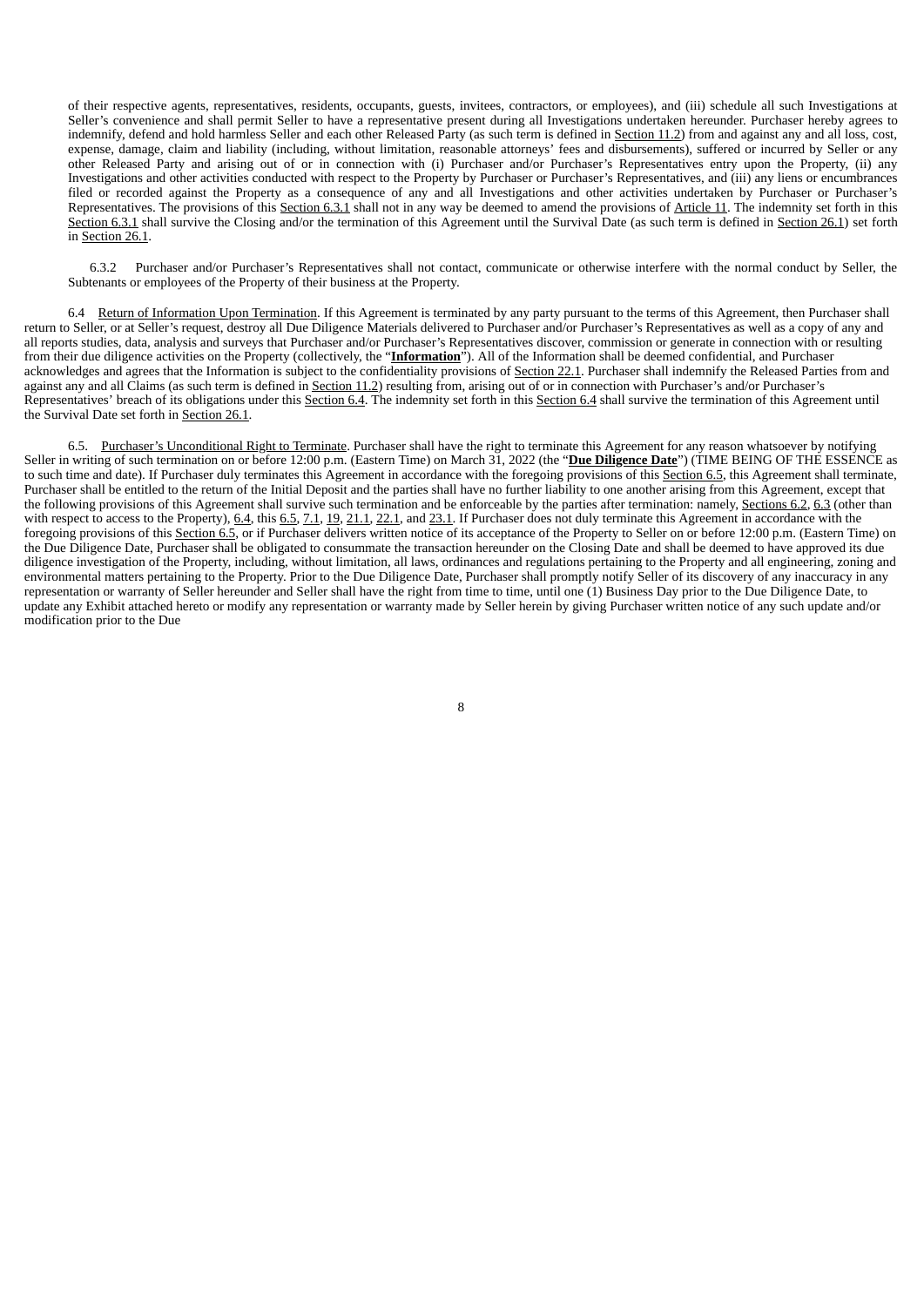of their respective agents, representatives, residents, occupants, guests, invitees, contractors, or employees), and (iii) schedule all such Investigations at Seller's convenience and shall permit Seller to have a representative present during all Investigations undertaken hereunder. Purchaser hereby agrees to indemnify, defend and hold harmless Seller and each other Released Party (as such term is defined in Section 11.2) from and against any and all loss, cost, expense, damage, claim and liability (including, without limitation, reasonable attorneys' fees and disbursements), suffered or incurred by Seller or any other Released Party and arising out of or in connection with (i) Purchaser and/or Purchaser's Representatives entry upon the Property, (ii) any Investigations and other activities conducted with respect to the Property by Purchaser or Purchaser's Representatives, and (iii) any liens or encumbrances filed or recorded against the Property as a consequence of any and all Investigations and other activities undertaken by Purchaser or Purchaser's Representatives. The provisions of this Section 6.3.1 shall not in any way be deemed to amend the provisions of Article 11. The indemnity set forth in this Section 6.3.1 shall survive the Closing and/or the termination of this Agreement until the Survival Date (as such term is defined in Section 26.1) set forth in Section 26.1.

6.3.2 Purchaser and/or Purchaser's Representatives shall not contact, communicate or otherwise interfere with the normal conduct by Seller, the Subtenants or employees of the Property of their business at the Property.

6.4 Return of Information Upon Termination. If this Agreement is terminated by any party pursuant to the terms of this Agreement, then Purchaser shall return to Seller, or at Seller's request, destroy all Due Diligence Materials delivered to Purchaser and/or Purchaser's Representatives as well as a copy of any and all reports studies, data, analysis and surveys that Purchaser and/or Purchaser's Representatives discover, commission or generate in connection with or resulting from their due diligence activities on the Property (collectively, the "**Information**"). All of the Information shall be deemed confidential, and Purchaser acknowledges and agrees that the Information is subject to the confidentiality provisions of Section 22.1. Purchaser shall indemnify the Released Parties from and against any and all Claims (as such term is defined in Section 11.2) resulting from, arising out of or in connection with Purchaser's and/or Purchaser's Representatives' breach of its obligations under this Section 6.4. The indemnity set forth in this Section 6.4 shall survive the termination of this Agreement until the Survival Date set forth in Section 26.1.

6.5. Purchaser's Unconditional Right to Terminate. Purchaser shall have the right to terminate this Agreement for any reason whatsoever by notifying Seller in writing of such termination on or before 12:00 p.m. (Eastern Time) on March 31, 2022 (the "**Due Diligence Date**") (TIME BEING OF THE ESSENCE as to such time and date). If Purchaser duly terminates this Agreement in accordance with the foregoing provisions of this Section 6.5, this Agreement shall terminate, Purchaser shall be entitled to the return of the Initial Deposit and the parties shall have no further liability to one another arising from this Agreement, except that the following provisions of this Agreement shall survive such termination and be enforceable by the parties after termination: namely, Sections 6.2, 6.3 (other than with respect to access to the Property), 6.4, this 6.5, 7.1, 19, 21.1, 22.1, and 23.1. If Purchaser does not duly terminate this Agreement in accordance with the foregoing provisions of this Section 6.5, or if Purchaser delivers written notice of its acceptance of the Property to Seller on or before 12:00 p.m. (Eastern Time) on the Due Diligence Date, Purchaser shall be obligated to consummate the transaction hereunder on the Closing Date and shall be deemed to have approved its due diligence investigation of the Property, including, without limitation, all laws, ordinances and regulations pertaining to the Property and all engineering, zoning and environmental matters pertaining to the Property. Prior to the Due Diligence Date, Purchaser shall promptly notify Seller of its discovery of any inaccuracy in any representation or warranty of Seller hereunder and Seller shall have the right from time to time, until one (1) Business Day prior to the Due Diligence Date, to update any Exhibit attached hereto or modify any representation or warranty made by Seller herein by giving Purchaser written notice of any such update and/or modification prior to the Due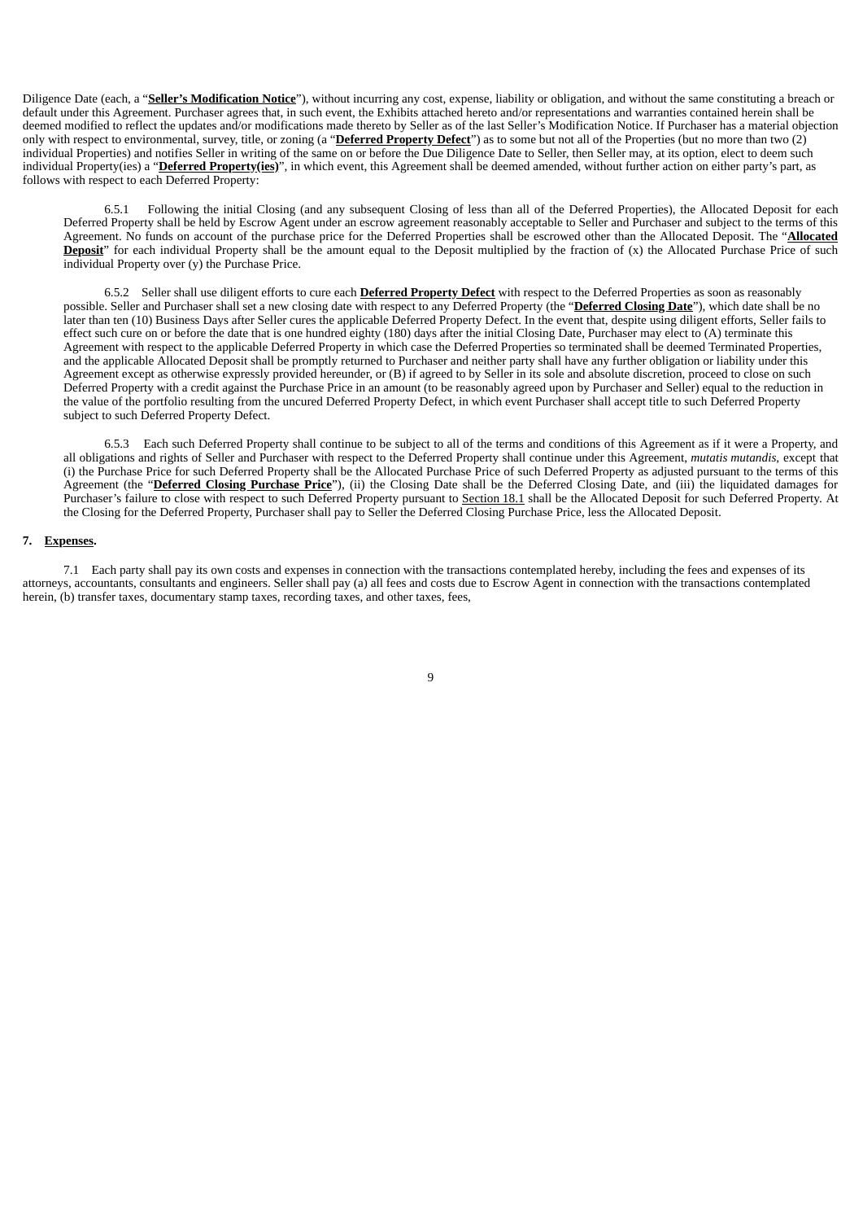Diligence Date (each, a "**Seller's Modification Notice**"), without incurring any cost, expense, liability or obligation, and without the same constituting a breach or default under this Agreement. Purchaser agrees that, in such event, the Exhibits attached hereto and/or representations and warranties contained herein shall be deemed modified to reflect the updates and/or modifications made thereto by Seller as of the last Seller's Modification Notice. If Purchaser has a material objection only with respect to environmental, survey, title, or zoning (a "**Deferred Property Defect**") as to some but not all of the Properties (but no more than two (2) individual Properties) and notifies Seller in writing of the same on or before the Due Diligence Date to Seller, then Seller may, at its option, elect to deem such individual Property(ies) a "**Deferred Property(ies)**", in which event, this Agreement shall be deemed amended, without further action on either party's part, as follows with respect to each Deferred Property:

6.5.1 Following the initial Closing (and any subsequent Closing of less than all of the Deferred Properties), the Allocated Deposit for each Deferred Property shall be held by Escrow Agent under an escrow agreement reasonably acceptable to Seller and Purchaser and subject to the terms of this Agreement. No funds on account of the purchase price for the Deferred Properties shall be escrowed other than the Allocated Deposit. The "**Allocated Deposit**" for each individual Property shall be the amount equal to the Deposit multiplied by the fraction of (x) the Allocated Purchase Price of such individual Property over (y) the Purchase Price.

6.5.2 Seller shall use diligent efforts to cure each **Deferred Property Defect** with respect to the Deferred Properties as soon as reasonably possible. Seller and Purchaser shall set a new closing date with respect to any Deferred Property (the "**Deferred Closing Date**"), which date shall be no later than ten (10) Business Days after Seller cures the applicable Deferred Property Defect. In the event that, despite using diligent efforts, Seller fails to effect such cure on or before the date that is one hundred eighty (180) days after the initial Closing Date, Purchaser may elect to (A) terminate this Agreement with respect to the applicable Deferred Property in which case the Deferred Properties so terminated shall be deemed Terminated Properties, and the applicable Allocated Deposit shall be promptly returned to Purchaser and neither party shall have any further obligation or liability under this Agreement except as otherwise expressly provided hereunder, or (B) if agreed to by Seller in its sole and absolute discretion, proceed to close on such Deferred Property with a credit against the Purchase Price in an amount (to be reasonably agreed upon by Purchaser and Seller) equal to the reduction in the value of the portfolio resulting from the uncured Deferred Property Defect, in which event Purchaser shall accept title to such Deferred Property subject to such Deferred Property Defect.

6.5.3 Each such Deferred Property shall continue to be subject to all of the terms and conditions of this Agreement as if it were a Property, and all obligations and rights of Seller and Purchaser with respect to the Deferred Property shall continue under this Agreement, *mutatis mutandis*, except that (i) the Purchase Price for such Deferred Property shall be the Allocated Purchase Price of such Deferred Property as adjusted pursuant to the terms of this Agreement (the "**Deferred Closing Purchase Price**"), (ii) the Closing Date shall be the Deferred Closing Date, and (iii) the liquidated damages for Purchaser's failure to close with respect to such Deferred Property pursuant to Section 18.1 shall be the Allocated Deposit for such Deferred Property. At the Closing for the Deferred Property, Purchaser shall pay to Seller the Deferred Closing Purchase Price, less the Allocated Deposit.

**7. Expenses.**

7.1 Each party shall pay its own costs and expenses in connection with the transactions contemplated hereby, including the fees and expenses of its attorneys, accountants, consultants and engineers. Seller shall pay (a) all fees and costs due to Escrow Agent in connection with the transactions contemplated herein, (b) transfer taxes, documentary stamp taxes, recording taxes, and other taxes, fees,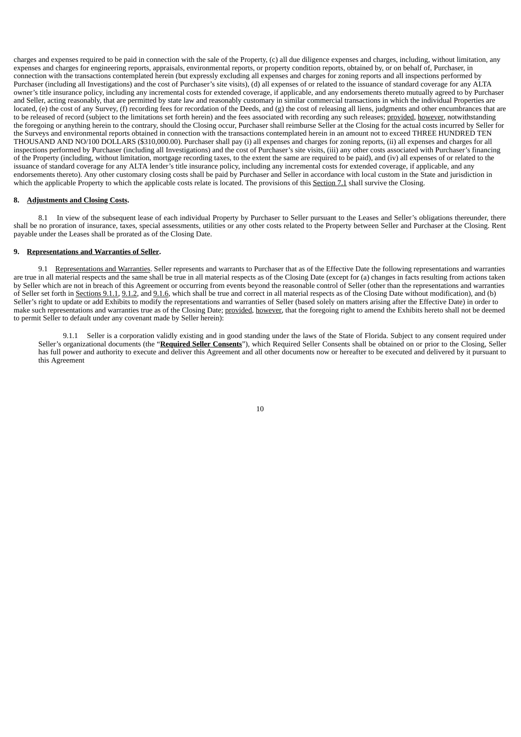charges and expenses required to be paid in connection with the sale of the Property, (c) all due diligence expenses and charges, including, without limitation, any expenses and charges for engineering reports, appraisals, environmental reports, or property condition reports, obtained by, or on behalf of, Purchaser, in connection with the transactions contemplated herein (but expressly excluding all expenses and charges for zoning reports and all inspections performed by Purchaser (including all Investigations) and the cost of Purchaser's site visits), (d) all expenses of or related to the issuance of standard coverage for any ALTA owner's title insurance policy, including any incremental costs for extended coverage, if applicable, and any endorsements thereto mutually agreed to by Purchaser and Seller, acting reasonably, that are permitted by state law and reasonably customary in similar commercial transactions in which the individual Properties are located, (e) the cost of any Survey, (f) recording fees for recordation of the Deeds, and (g) the cost of releasing all liens, judgments and other encumbrances that are to be released of record (subject to the limitations set forth herein) and the fees associated with recording any such releases; provided, however, notwithstanding the foregoing or anything herein to the contrary, should the Closing occur, Purchaser shall reimburse Seller at the Closing for the actual costs incurred by Seller for the Surveys and environmental reports obtained in connection with the transactions contemplated herein in an amount not to exceed THREE HUNDRED TEN THOUSAND AND NO/100 DOLLARS ($310,000.00). Purchaser shall pay (i) all expenses and charges for zoning reports, (ii) all expenses and charges for all inspections performed by Purchaser (including all Investigations) and the cost of Purchaser's site visits, (iii) any other costs associated with Purchaser's financing of the Property (including, without limitation, mortgage recording taxes, to the extent the same are required to be paid), and (iv) all expenses of or related to the issuance of standard coverage for any ALTA lender's title insurance policy, including any incremental costs for extended coverage, if applicable, and any endorsements thereto). Any other customary closing costs shall be paid by Purchaser and Seller in accordance with local custom in the State and jurisdiction in which the applicable Property to which the applicable costs relate is located. The provisions of this Section 7.1 shall survive the Closing.

**8. Adjustments and Closing Costs.**

8.1 In view of the subsequent lease of each individual Property by Purchaser to Seller pursuant to the Leases and Seller's obligations thereunder, there shall be no proration of insurance, taxes, special assessments, utilities or any other costs related to the Property between Seller and Purchaser at the Closing. Rent payable under the Leases shall be prorated as of the Closing Date.

**9. Representations and Warranties of Seller.**

9.1 Representations and Warranties. Seller represents and warrants to Purchaser that as of the Effective Date the following representations and warranties are true in all material respects and the same shall be true in all material respects as of the Closing Date (except for (a) changes in facts resulting from actions taken by Seller which are not in breach of this Agreement or occurring from events beyond the reasonable control of Seller (other than the representations and warranties of Seller set forth in Sections 9.1.1, 9.1.2, and 9.1.6, which shall be true and correct in all material respects as of the Closing Date without modification), and (b) Seller's right to update or add Exhibits to modify the representations and warranties of Seller (based solely on matters arising after the Effective Date) in order to make such representations and warranties true as of the Closing Date; provided, however, that the foregoing right to amend the Exhibits hereto shall not be deemed to permit Seller to default under any covenant made by Seller herein):

9.1.1 Seller is a corporation validly existing and in good standing under the laws of the State of Florida. Subject to any consent required under Seller's organizational documents (the "**Required Seller Consents**"), which Required Seller Consents shall be obtained on or prior to the Closing, Seller has full power and authority to execute and deliver this Agreement and all other documents now or hereafter to be executed and delivered by it pursuant to this Agreement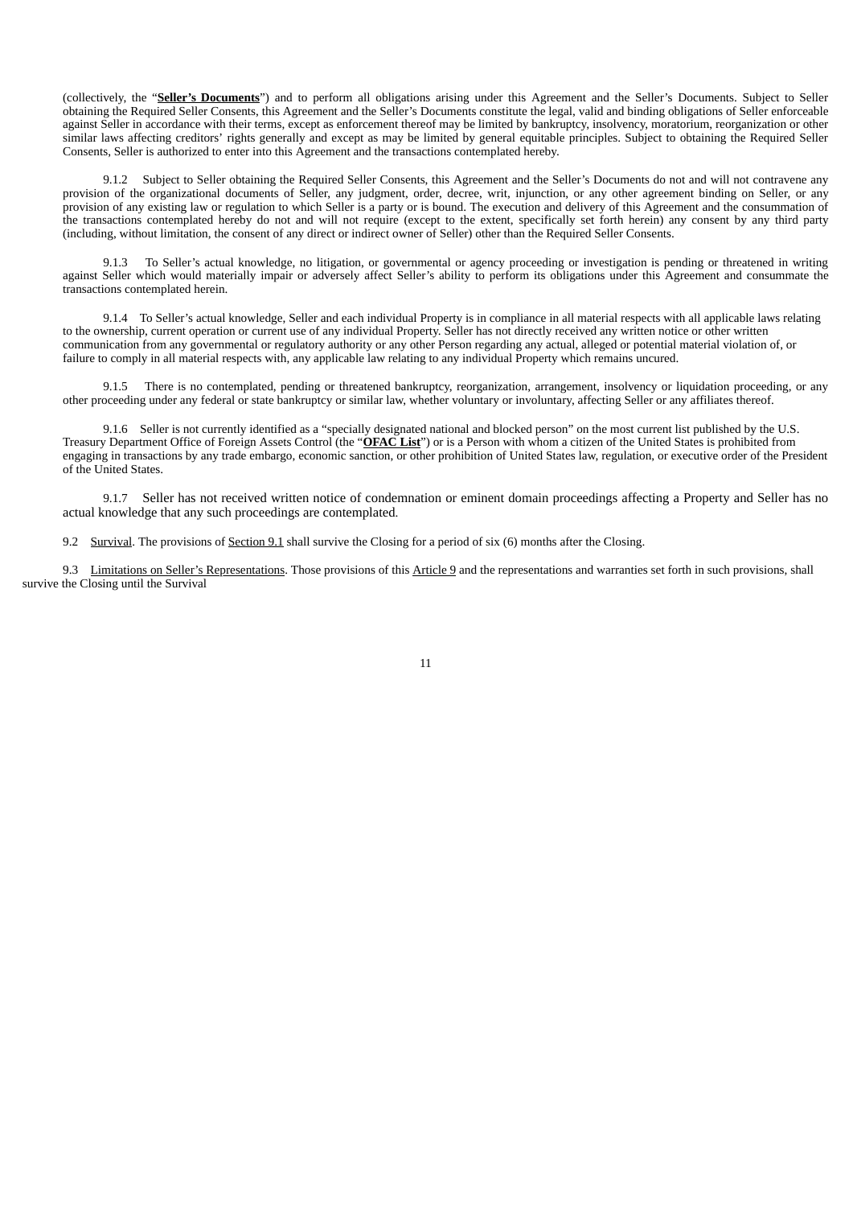(collectively, the "**Seller's Documents**") and to perform all obligations arising under this Agreement and the Seller's Documents. Subject to Seller obtaining the Required Seller Consents, this Agreement and the Seller's Documents constitute the legal, valid and binding obligations of Seller enforceable against Seller in accordance with their terms, except as enforcement thereof may be limited by bankruptcy, insolvency, moratorium, reorganization or other similar laws affecting creditors' rights generally and except as may be limited by general equitable principles. Subject to obtaining the Required Seller Consents, Seller is authorized to enter into this Agreement and the transactions contemplated hereby.

9.1.2 Subject to Seller obtaining the Required Seller Consents, this Agreement and the Seller's Documents do not and will not contravene any provision of the organizational documents of Seller, any judgment, order, decree, writ, injunction, or any other agreement binding on Seller, or any provision of any existing law or regulation to which Seller is a party or is bound. The execution and delivery of this Agreement and the consummation of the transactions contemplated hereby do not and will not require (except to the extent, specifically set forth herein) any consent by any third party (including, without limitation, the consent of any direct or indirect owner of Seller) other than the Required Seller Consents.

9.1.3 To Seller's actual knowledge, no litigation, or governmental or agency proceeding or investigation is pending or threatened in writing against Seller which would materially impair or adversely affect Seller's ability to perform its obligations under this Agreement and consummate the transactions contemplated herein.

9.1.4 To Seller's actual knowledge, Seller and each individual Property is in compliance in all material respects with all applicable laws relating to the ownership, current operation or current use of any individual Property. Seller has not directly received any written notice or other written communication from any governmental or regulatory authority or any other Person regarding any actual, alleged or potential material violation of, or failure to comply in all material respects with, any applicable law relating to any individual Property which remains uncured.

9.1.5 There is no contemplated, pending or threatened bankruptcy, reorganization, arrangement, insolvency or liquidation proceeding, or any other proceeding under any federal or state bankruptcy or similar law, whether voluntary or involuntary, affecting Seller or any affiliates thereof.

9.1.6 Seller is not currently identified as a "specially designated national and blocked person" on the most current list published by the U.S. Treasury Department Office of Foreign Assets Control (the "**OFAC List**") or is a Person with whom a citizen of the United States is prohibited from engaging in transactions by any trade embargo, economic sanction, or other prohibition of United States law, regulation, or executive order of the President of the United States.

9.1.7 Seller has not received written notice of condemnation or eminent domain proceedings affecting a Property and Seller has no actual knowledge that any such proceedings are contemplated.

9.2 Survival. The provisions of Section 9.1 shall survive the Closing for a period of six (6) months after the Closing.

9.3 Limitations on Seller's Representations. Those provisions of this Article 9 and the representations and warranties set forth in such provisions, shall survive the Closing until the Survival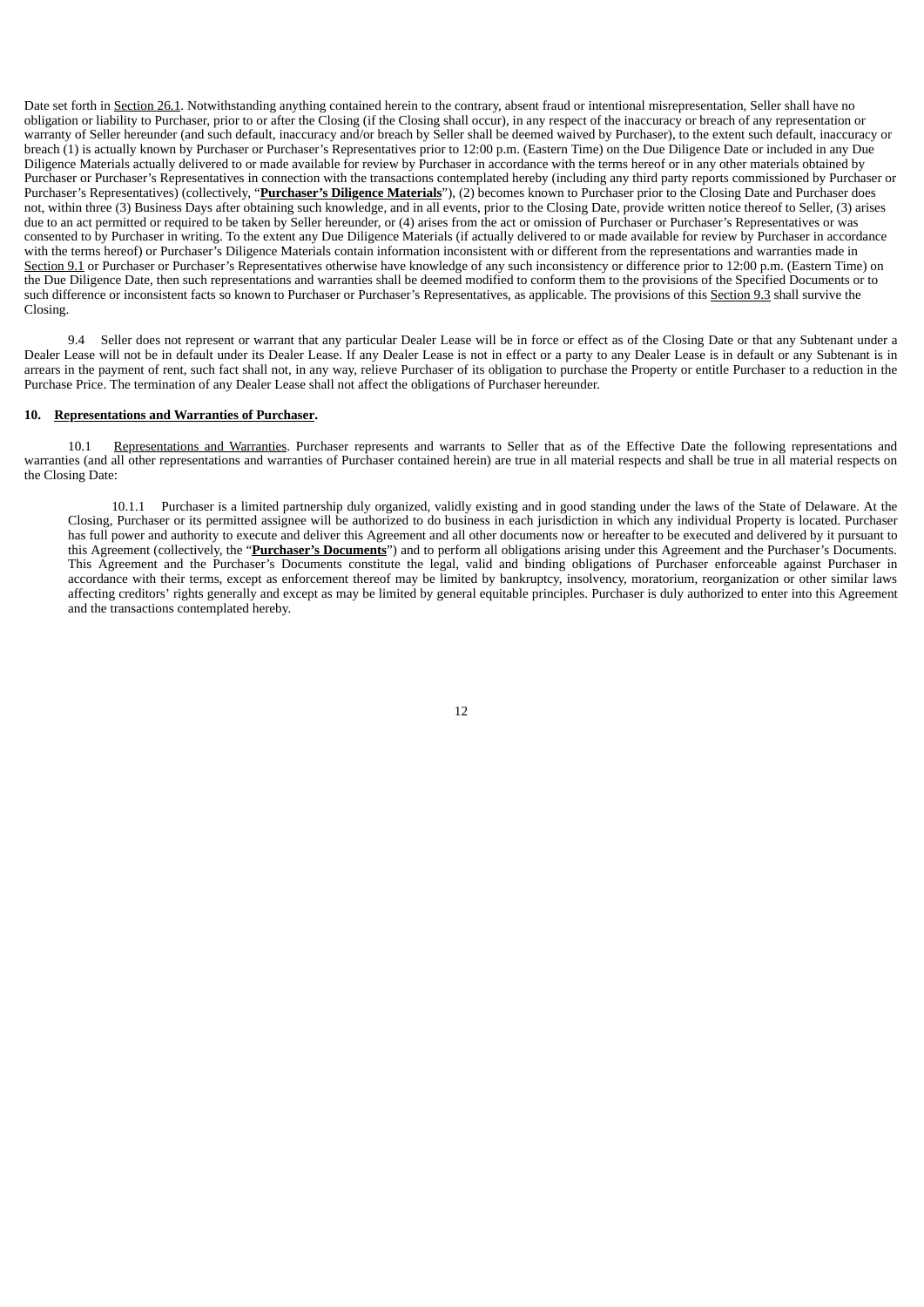Date set forth in Section 26.1. Notwithstanding anything contained herein to the contrary, absent fraud or intentional misrepresentation, Seller shall have no obligation or liability to Purchaser, prior to or after the Closing (if the Closing shall occur), in any respect of the inaccuracy or breach of any representation or warranty of Seller hereunder (and such default, inaccuracy and/or breach by Seller shall be deemed waived by Purchaser), to the extent such default, inaccuracy or breach (1) is actually known by Purchaser or Purchaser's Representatives prior to 12:00 p.m. (Eastern Time) on the Due Diligence Date or included in any Due Diligence Materials actually delivered to or made available for review by Purchaser in accordance with the terms hereof or in any other materials obtained by Purchaser or Purchaser's Representatives in connection with the transactions contemplated hereby (including any third party reports commissioned by Purchaser or Purchaser's Representatives) (collectively, "**Purchaser's Diligence Materials**"), (2) becomes known to Purchaser prior to the Closing Date and Purchaser does not, within three (3) Business Days after obtaining such knowledge, and in all events, prior to the Closing Date, provide written notice thereof to Seller, (3) arises due to an act permitted or required to be taken by Seller hereunder, or (4) arises from the act or omission of Purchaser or Purchaser's Representatives or was consented to by Purchaser in writing. To the extent any Due Diligence Materials (if actually delivered to or made available for review by Purchaser in accordance with the terms hereof) or Purchaser's Diligence Materials contain information inconsistent with or different from the representations and warranties made in Section 9.1 or Purchaser or Purchaser's Representatives otherwise have knowledge of any such inconsistency or difference prior to 12:00 p.m. (Eastern Time) on the Due Diligence Date, then such representations and warranties shall be deemed modified to conform them to the provisions of the Specified Documents or to such difference or inconsistent facts so known to Purchaser or Purchaser's Representatives, as applicable. The provisions of this Section 9.3 shall survive the Closing.

9.4 Seller does not represent or warrant that any particular Dealer Lease will be in force or effect as of the Closing Date or that any Subtenant under a Dealer Lease will not be in default under its Dealer Lease. If any Dealer Lease is not in effect or a party to any Dealer Lease is in default or any Subtenant is in arrears in the payment of rent, such fact shall not, in any way, relieve Purchaser of its obligation to purchase the Property or entitle Purchaser to a reduction in the Purchase Price. The termination of any Dealer Lease shall not affect the obligations of Purchaser hereunder.

**10. Representations and Warranties of Purchaser.**

10.1 Representations and Warranties. Purchaser represents and warrants to Seller that as of the Effective Date the following representations and warranties (and all other representations and warranties of Purchaser contained herein) are true in all material respects and shall be true in all material respects on the Closing Date:

10.1.1 Purchaser is a limited partnership duly organized, validly existing and in good standing under the laws of the State of Delaware. At the Closing, Purchaser or its permitted assignee will be authorized to do business in each jurisdiction in which any individual Property is located. Purchaser has full power and authority to execute and deliver this Agreement and all other documents now or hereafter to be executed and delivered by it pursuant to this Agreement (collectively, the "**Purchaser's Documents**") and to perform all obligations arising under this Agreement and the Purchaser's Documents. This Agreement and the Purchaser's Documents constitute the legal, valid and binding obligations of Purchaser enforceable against Purchaser in accordance with their terms, except as enforcement thereof may be limited by bankruptcy, insolvency, moratorium, reorganization or other similar laws affecting creditors' rights generally and except as may be limited by general equitable principles. Purchaser is duly authorized to enter into this Agreement and the transactions contemplated hereby.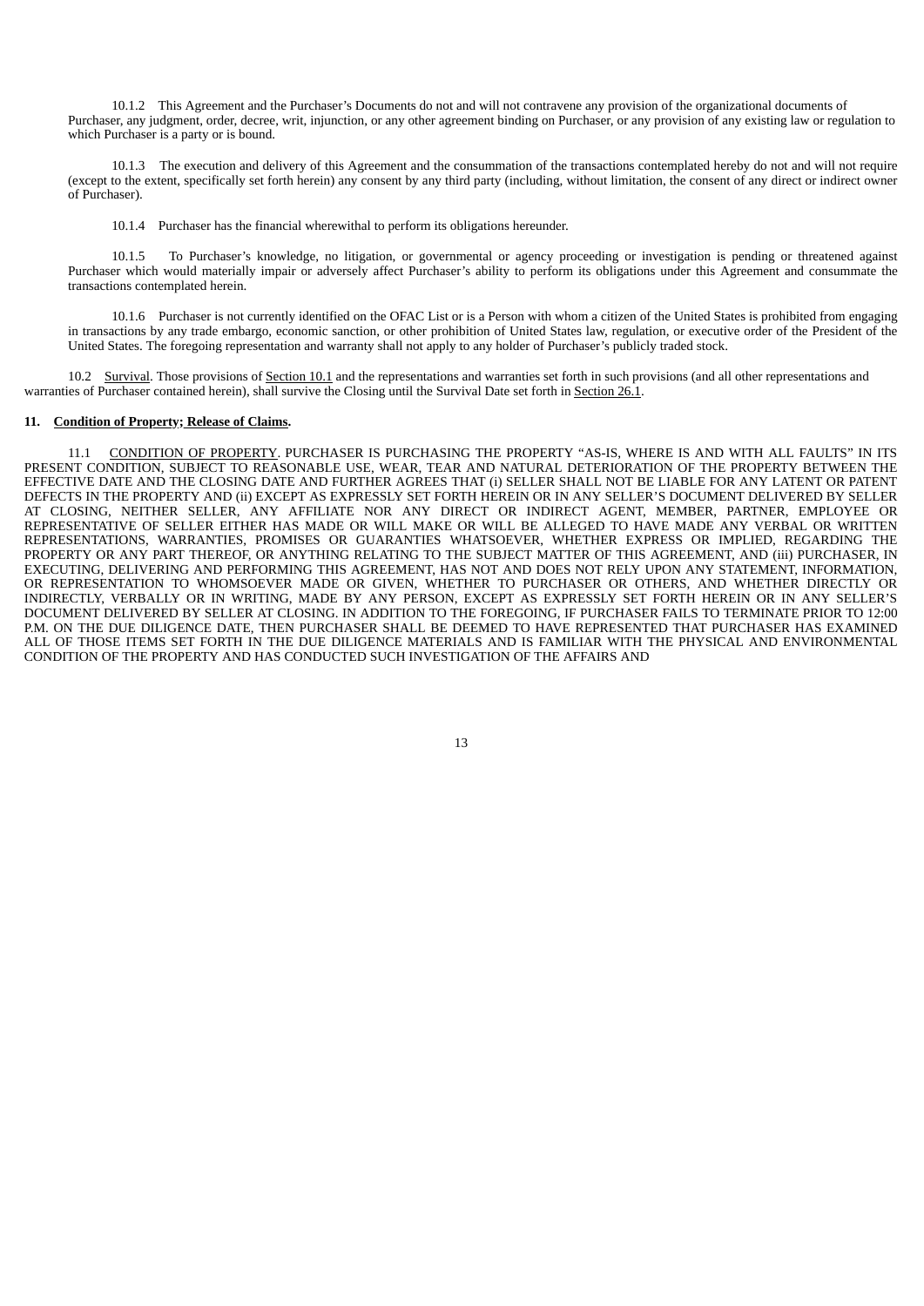10.1.2 This Agreement and the Purchaser's Documents do not and will not contravene any provision of the organizational documents of Purchaser, any judgment, order, decree, writ, injunction, or any other agreement binding on Purchaser, or any provision of any existing law or regulation to which Purchaser is a party or is bound.

10.1.3 The execution and delivery of this Agreement and the consummation of the transactions contemplated hereby do not and will not require (except to the extent, specifically set forth herein) any consent by any third party (including, without limitation, the consent of any direct or indirect owner of Purchaser).

10.1.4 Purchaser has the financial wherewithal to perform its obligations hereunder.

10.1.5 To Purchaser's knowledge, no litigation, or governmental or agency proceeding or investigation is pending or threatened against Purchaser which would materially impair or adversely affect Purchaser's ability to perform its obligations under this Agreement and consummate the transactions contemplated herein.

10.1.6 Purchaser is not currently identified on the OFAC List or is a Person with whom a citizen of the United States is prohibited from engaging in transactions by any trade embargo, economic sanction, or other prohibition of United States law, regulation, or executive order of the President of the United States. The foregoing representation and warranty shall not apply to any holder of Purchaser's publicly traded stock.

10.2 Survival. Those provisions of Section 10.1 and the representations and warranties set forth in such provisions (and all other representations and warranties of Purchaser contained herein), shall survive the Closing until the Survival Date set forth in Section 26.1.

**11. Condition of Property; Release of Claims.**

11.1 CONDITION OF PROPERTY. PURCHASER IS PURCHASING THE PROPERTY "AS-IS, WHERE IS AND WITH ALL FAULTS" IN ITS PRESENT CONDITION, SUBJECT TO REASONABLE USE, WEAR, TEAR AND NATURAL DETERIORATION OF THE PROPERTY BETWEEN THE EFFECTIVE DATE AND THE CLOSING DATE AND FURTHER AGREES THAT (i) SELLER SHALL NOT BE LIABLE FOR ANY LATENT OR PATENT DEFECTS IN THE PROPERTY AND (ii) EXCEPT AS EXPRESSLY SET FORTH HEREIN OR IN ANY SELLER'S DOCUMENT DELIVERED BY SELLER AT CLOSING, NEITHER SELLER, ANY AFFILIATE NOR ANY DIRECT OR INDIRECT AGENT, MEMBER, PARTNER, EMPLOYEE OR REPRESENTATIVE OF SELLER EITHER HAS MADE OR WILL MAKE OR WILL BE ALLEGED TO HAVE MADE ANY VERBAL OR WRITTEN REPRESENTATIONS, WARRANTIES, PROMISES OR GUARANTIES WHATSOEVER, WHETHER EXPRESS OR IMPLIED, REGARDING THE PROPERTY OR ANY PART THEREOF, OR ANYTHING RELATING TO THE SUBJECT MATTER OF THIS AGREEMENT, AND (iii) PURCHASER, IN EXECUTING, DELIVERING AND PERFORMING THIS AGREEMENT, HAS NOT AND DOES NOT RELY UPON ANY STATEMENT, INFORMATION, OR REPRESENTATION TO WHOMSOEVER MADE OR GIVEN, WHETHER TO PURCHASER OR OTHERS, AND WHETHER DIRECTLY OR INDIRECTLY, VERBALLY OR IN WRITING, MADE BY ANY PERSON, EXCEPT AS EXPRESSLY SET FORTH HEREIN OR IN ANY SELLER'S DOCUMENT DELIVERED BY SELLER AT CLOSING. IN ADDITION TO THE FOREGOING, IF PURCHASER FAILS TO TERMINATE PRIOR TO 12:00 P.M. ON THE DUE DILIGENCE DATE, THEN PURCHASER SHALL BE DEEMED TO HAVE REPRESENTED THAT PURCHASER HAS EXAMINED ALL OF THOSE ITEMS SET FORTH IN THE DUE DILIGENCE MATERIALS AND IS FAMILIAR WITH THE PHYSICAL AND ENVIRONMENTAL CONDITION OF THE PROPERTY AND HAS CONDUCTED SUCH INVESTIGATION OF THE AFFAIRS AND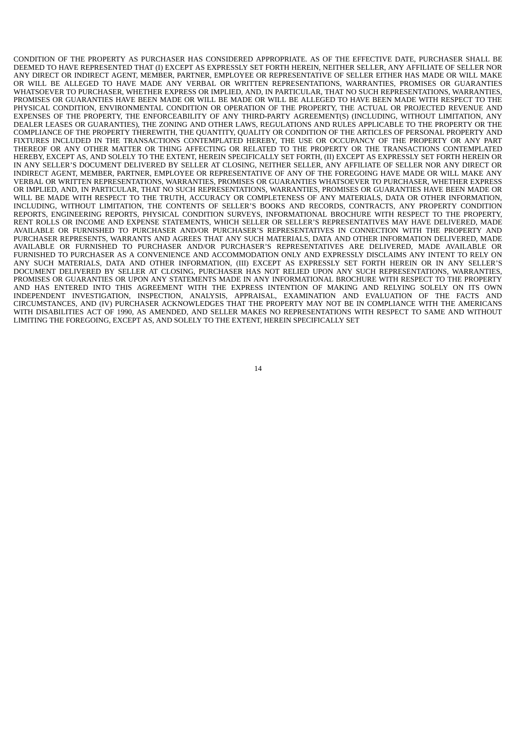CONDITION OF THE PROPERTY AS PURCHASER HAS CONSIDERED APPROPRIATE. AS OF THE EFFECTIVE DATE, PURCHASER SHALL BE DEEMED TO HAVE REPRESENTED THAT (I) EXCEPT AS EXPRESSLY SET FORTH HEREIN, NEITHER SELLER, ANY AFFILIATE OF SELLER NOR ANY DIRECT OR INDIRECT AGENT, MEMBER, PARTNER, EMPLOYEE OR REPRESENTATIVE OF SELLER EITHER HAS MADE OR WILL MAKE OR WILL BE ALLEGED TO HAVE MADE ANY VERBAL OR WRITTEN REPRESENTATIONS, WARRANTIES, PROMISES OR GUARANTIES WHATSOEVER TO PURCHASER, WHETHER EXPRESS OR IMPLIED, AND, IN PARTICULAR, THAT NO SUCH REPRESENTATIONS, WARRANTIES, PROMISES OR GUARANTIES HAVE BEEN MADE OR WILL BE MADE OR WILL BE ALLEGED TO HAVE BEEN MADE WITH RESPECT TO THE PHYSICAL CONDITION, ENVIRONMENTAL CONDITION OR OPERATION OF THE PROPERTY, THE ACTUAL OR PROJECTED REVENUE AND EXPENSES OF THE PROPERTY, THE ENFORCEABILITY OF ANY THIRD-PARTY AGREEMENT(S) (INCLUDING, WITHOUT LIMITATION, ANY DEALER LEASES OR GUARANTIES), THE ZONING AND OTHER LAWS, REGULATIONS AND RULES APPLICABLE TO THE PROPERTY OR THE COMPLIANCE OF THE PROPERTY THEREWITH, THE QUANTITY, QUALITY OR CONDITION OF THE ARTICLES OF PERSONAL PROPERTY AND FIXTURES INCLUDED IN THE TRANSACTIONS CONTEMPLATED HEREBY, THE USE OR OCCUPANCY OF THE PROPERTY OR ANY PART THEREOF OR ANY OTHER MATTER OR THING AFFECTING OR RELATED TO THE PROPERTY OR THE TRANSACTIONS CONTEMPLATED HEREBY, EXCEPT AS, AND SOLELY TO THE EXTENT, HEREIN SPECIFICALLY SET FORTH, (II) EXCEPT AS EXPRESSLY SET FORTH HEREIN OR IN ANY SELLER'S DOCUMENT DELIVERED BY SELLER AT CLOSING, NEITHER SELLER, ANY AFFILIATE OF SELLER NOR ANY DIRECT OR INDIRECT AGENT, MEMBER, PARTNER, EMPLOYEE OR REPRESENTATIVE OF ANY OF THE FOREGOING HAVE MADE OR WILL MAKE ANY VERBAL OR WRITTEN REPRESENTATIONS, WARRANTIES, PROMISES OR GUARANTIES WHATSOEVER TO PURCHASER, WHETHER EXPRESS OR IMPLIED, AND, IN PARTICULAR, THAT NO SUCH REPRESENTATIONS, WARRANTIES, PROMISES OR GUARANTIES HAVE BEEN MADE OR WILL BE MADE WITH RESPECT TO THE TRUTH, ACCURACY OR COMPLETENESS OF ANY MATERIALS, DATA OR OTHER INFORMATION, INCLUDING, WITHOUT LIMITATION, THE CONTENTS OF SELLER'S BOOKS AND RECORDS, CONTRACTS, ANY PROPERTY CONDITION REPORTS, ENGINEERING REPORTS, PHYSICAL CONDITION SURVEYS, INFORMATIONAL BROCHURE WITH RESPECT TO THE PROPERTY, RENT ROLLS OR INCOME AND EXPENSE STATEMENTS, WHICH SELLER OR SELLER'S REPRESENTATIVES MAY HAVE DELIVERED, MADE AVAILABLE OR FURNISHED TO PURCHASER AND/OR PURCHASER'S REPRESENTATIVES IN CONNECTION WITH THE PROPERTY AND PURCHASER REPRESENTS, WARRANTS AND AGREES THAT ANY SUCH MATERIALS, DATA AND OTHER INFORMATION DELIVERED, MADE AVAILABLE OR FURNISHED TO PURCHASER AND/OR PURCHASER'S REPRESENTATIVES ARE DELIVERED, MADE AVAILABLE OR FURNISHED TO PURCHASER AS A CONVENIENCE AND ACCOMMODATION ONLY AND EXPRESSLY DISCLAIMS ANY INTENT TO RELY ON ANY SUCH MATERIALS, DATA AND OTHER INFORMATION, (III) EXCEPT AS EXPRESSLY SET FORTH HEREIN OR IN ANY SELLER'S DOCUMENT DELIVERED BY SELLER AT CLOSING, PURCHASER HAS NOT RELIED UPON ANY SUCH REPRESENTATIONS, WARRANTIES, PROMISES OR GUARANTIES OR UPON ANY STATEMENTS MADE IN ANY INFORMATIONAL BROCHURE WITH RESPECT TO THE PROPERTY AND HAS ENTERED INTO THIS AGREEMENT WITH THE EXPRESS INTENTION OF MAKING AND RELYING SOLELY ON ITS OWN INDEPENDENT INVESTIGATION, INSPECTION, ANALYSIS, APPRAISAL, EXAMINATION AND EVALUATION OF THE FACTS AND CIRCUMSTANCES, AND (IV) PURCHASER ACKNOWLEDGES THAT THE PROPERTY MAY NOT BE IN COMPLIANCE WITH THE AMERICANS WITH DISABILITIES ACT OF 1990, AS AMENDED, AND SELLER MAKES NO REPRESENTATIONS WITH RESPECT TO SAME AND WITHOUT LIMITING THE FOREGOING, EXCEPT AS, AND SOLELY TO THE EXTENT, HEREIN SPECIFICALLY SET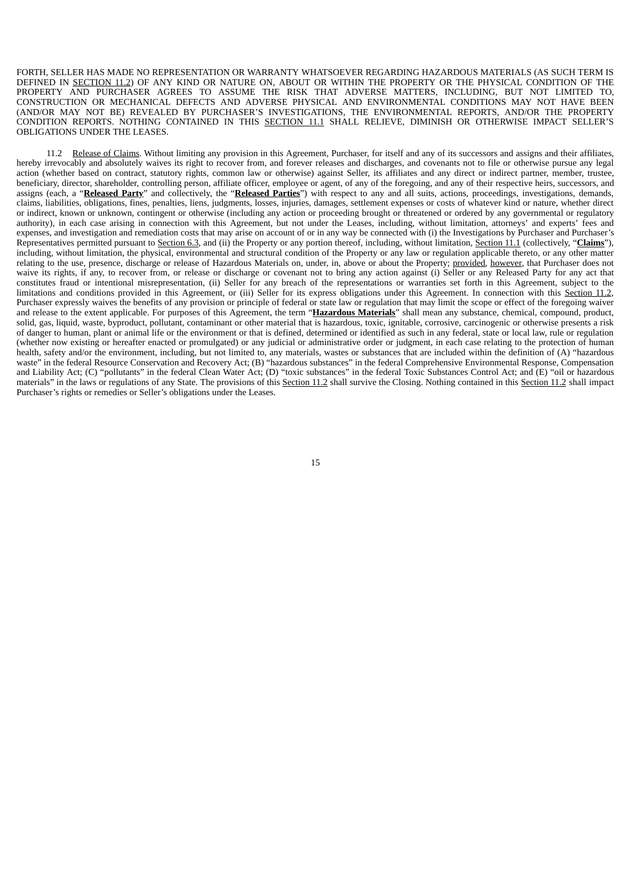FORTH, SELLER HAS MADE NO REPRESENTATION OR WARRANTY WHATSOEVER REGARDING HAZARDOUS MATERIALS (AS SUCH TERM IS DEFINED IN SECTION 11.2) OF ANY KIND OR NATURE ON, ABOUT OR WITHIN THE PROPERTY OR THE PHYSICAL CONDITION OF THE PROPERTY AND PURCHASER AGREES TO ASSUME THE RISK THAT ADVERSE MATTERS, INCLUDING, BUT NOT LIMITED TO, CONSTRUCTION OR MECHANICAL DEFECTS AND ADVERSE PHYSICAL AND ENVIRONMENTAL CONDITIONS MAY NOT HAVE BEEN (AND/OR MAY NOT BE) REVEALED BY PURCHASER'S INVESTIGATIONS, THE ENVIRONMENTAL REPORTS, AND/OR THE PROPERTY CONDITION REPORTS. NOTHING CONTAINED IN THIS SECTION 11.1 SHALL RELIEVE, DIMINISH OR OTHERWISE IMPACT SELLER'S OBLIGATIONS UNDER THE LEASES.

11.2 Release of Claims. Without limiting any provision in this Agreement, Purchaser, for itself and any of its successors and assigns and their affiliates, hereby irrevocably and absolutely waives its right to recover from, and forever releases and discharges, and covenants not to file or otherwise pursue any legal action (whether based on contract, statutory rights, common law or otherwise) against Seller, its affiliates and any direct or indirect partner, member, trustee, beneficiary, director, shareholder, controlling person, affiliate officer, employee or agent, of any of the foregoing, and any of their respective heirs, successors, and assigns (each, a "**Released Party**" and collectively, the "**Released Parties**") with respect to any and all suits, actions, proceedings, investigations, demands, claims, liabilities, obligations, fines, penalties, liens, judgments, losses, injuries, damages, settlement expenses or costs of whatever kind or nature, whether direct or indirect, known or unknown, contingent or otherwise (including any action or proceeding brought or threatened or ordered by any governmental or regulatory authority), in each case arising in connection with this Agreement, but not under the Leases, including, without limitation, attorneys' and experts' fees and expenses, and investigation and remediation costs that may arise on account of or in any way be connected with (i) the Investigations by Purchaser and Purchaser's Representatives permitted pursuant to Section 6.3, and (ii) the Property or any portion thereof, including, without limitation, Section 11.1 (collectively, "**Claims**"), including, without limitation, the physical, environmental and structural condition of the Property or any law or regulation applicable thereto, or any other matter relating to the use, presence, discharge or release of Hazardous Materials on, under, in, above or about the Property; provided, however, that Purchaser does not waive its rights, if any, to recover from, or release or discharge or covenant not to bring any action against (i) Seller or any Released Party for any act that constitutes fraud or intentional misrepresentation, (ii) Seller for any breach of the representations or warranties set forth in this Agreement, subject to the limitations and conditions provided in this Agreement, or (iii) Seller for its express obligations under this Agreement. In connection with this Section 11.2, Purchaser expressly waives the benefits of any provision or principle of federal or state law or regulation that may limit the scope or effect of the foregoing waiver and release to the extent applicable. For purposes of this Agreement, the term "**Hazardous Materials**" shall mean any substance, chemical, compound, product, solid, gas, liquid, waste, byproduct, pollutant, contaminant or other material that is hazardous, toxic, ignitable, corrosive, carcinogenic or otherwise presents a risk of danger to human, plant or animal life or the environment or that is defined, determined or identified as such in any federal, state or local law, rule or regulation (whether now existing or hereafter enacted or promulgated) or any judicial or administrative order or judgment, in each case relating to the protection of human health, safety and/or the environment, including, but not limited to, any materials, wastes or substances that are included within the definition of (A) "hazardous waste" in the federal Resource Conservation and Recovery Act; (B) "hazardous substances" in the federal Comprehensive Environmental Response, Compensation and Liability Act; (C) "pollutants" in the federal Clean Water Act; (D) "toxic substances" in the federal Toxic Substances Control Act; and (E) "oil or hazardous materials" in the laws or regulations of any State. The provisions of this Section 11.2 shall survive the Closing. Nothing contained in this Section 11.2 shall impact Purchaser's rights or remedies or Seller's obligations under the Leases.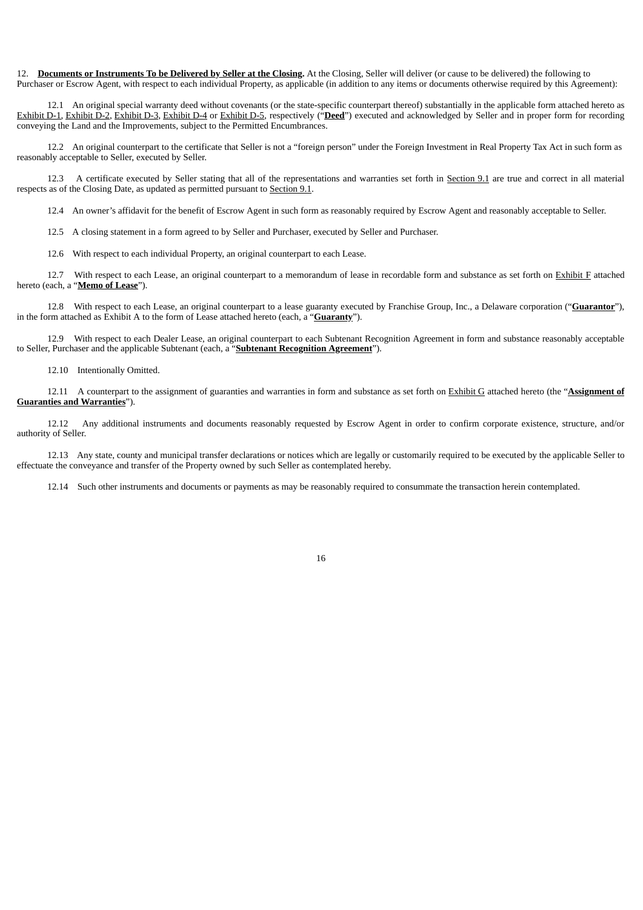12. **Documents or Instruments To be Delivered by Seller at the Closing.** At the Closing, Seller will deliver (or cause to be delivered) the following to Purchaser or Escrow Agent, with respect to each individual Property, as applicable (in addition to any items or documents otherwise required by this Agreement):

12.1 An original special warranty deed without covenants (or the state-specific counterpart thereof) substantially in the applicable form attached hereto as Exhibit D-1, Exhibit D-2, Exhibit D-3, Exhibit D-4 or Exhibit D-5, respectively ("**Deed**") executed and acknowledged by Seller and in proper form for recording conveying the Land and the Improvements, subject to the Permitted Encumbrances.

12.2 An original counterpart to the certificate that Seller is not a "foreign person" under the Foreign Investment in Real Property Tax Act in such form as reasonably acceptable to Seller, executed by Seller.

12.3 A certificate executed by Seller stating that all of the representations and warranties set forth in Section 9.1 are true and correct in all material respects as of the Closing Date, as updated as permitted pursuant to Section 9.1.

12.4 An owner's affidavit for the benefit of Escrow Agent in such form as reasonably required by Escrow Agent and reasonably acceptable to Seller.

12.5 A closing statement in a form agreed to by Seller and Purchaser, executed by Seller and Purchaser.

12.6 With respect to each individual Property, an original counterpart to each Lease.

12.7 With respect to each Lease, an original counterpart to a memorandum of lease in recordable form and substance as set forth on Exhibit F attached hereto (each, a "**Memo of Lease**").

12.8 With respect to each Lease, an original counterpart to a lease guaranty executed by Franchise Group, Inc., a Delaware corporation ("**Guarantor**"), in the form attached as Exhibit A to the form of Lease attached hereto (each, a "**Guaranty**").

12.9 With respect to each Dealer Lease, an original counterpart to each Subtenant Recognition Agreement in form and substance reasonably acceptable to Seller, Purchaser and the applicable Subtenant (each, a "**Subtenant Recognition Agreement**").

12.10 Intentionally Omitted.

12.11 A counterpart to the assignment of guaranties and warranties in form and substance as set forth on Exhibit G attached hereto (the "**Assignment of Guaranties and Warranties**").

12.12 Any additional instruments and documents reasonably requested by Escrow Agent in order to confirm corporate existence, structure, and/or authority of Seller.

12.13 Any state, county and municipal transfer declarations or notices which are legally or customarily required to be executed by the applicable Seller to effectuate the conveyance and transfer of the Property owned by such Seller as contemplated hereby.

12.14 Such other instruments and documents or payments as may be reasonably required to consummate the transaction herein contemplated.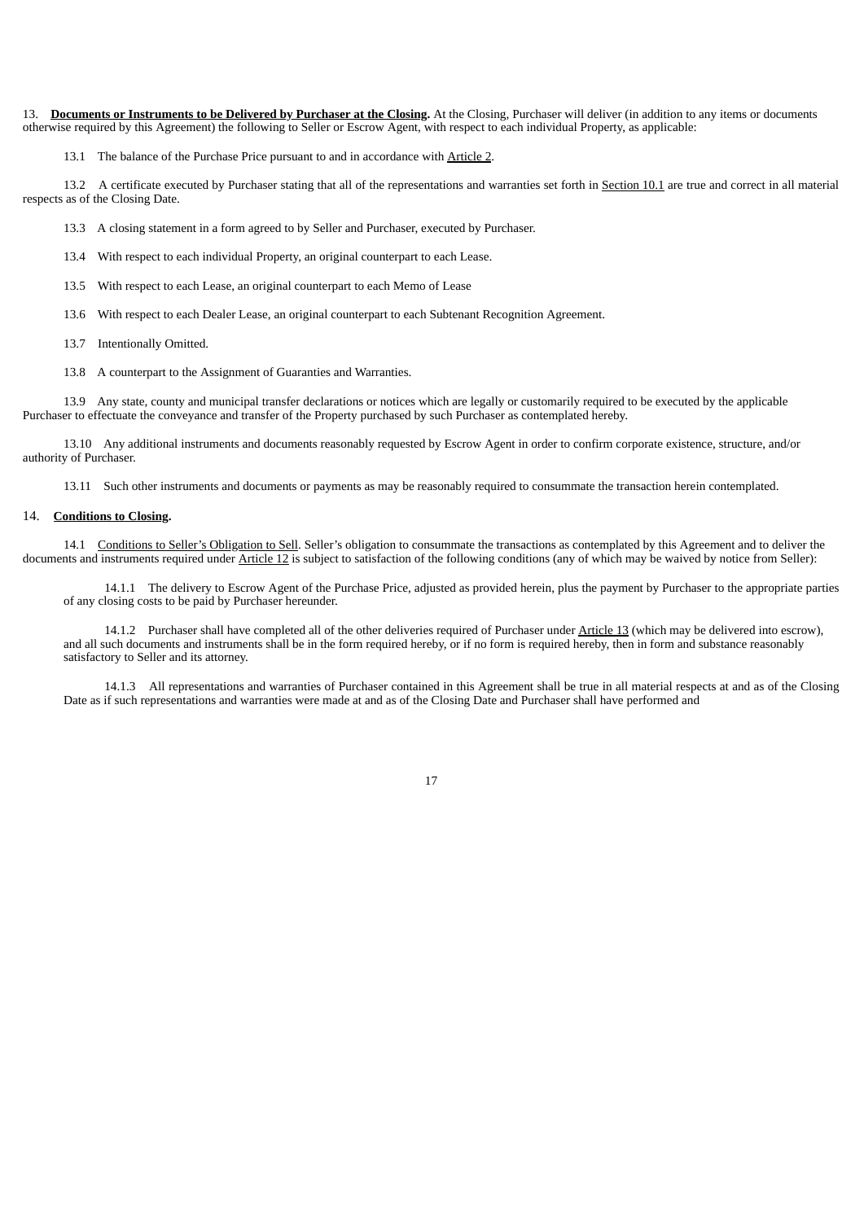13. **Documents or Instruments to be Delivered by Purchaser at the Closing.** At the Closing, Purchaser will deliver (in addition to any items or documents otherwise required by this Agreement) the following to Seller or Escrow Agent, with respect to each individual Property, as applicable:

13.1 The balance of the Purchase Price pursuant to and in accordance with Article 2.

13.2 A certificate executed by Purchaser stating that all of the representations and warranties set forth in Section 10.1 are true and correct in all material respects as of the Closing Date.

13.3 A closing statement in a form agreed to by Seller and Purchaser, executed by Purchaser.

13.4 With respect to each individual Property, an original counterpart to each Lease.

13.5 With respect to each Lease, an original counterpart to each Memo of Lease

13.6 With respect to each Dealer Lease, an original counterpart to each Subtenant Recognition Agreement.

13.7 Intentionally Omitted.

13.8 A counterpart to the Assignment of Guaranties and Warranties.

13.9 Any state, county and municipal transfer declarations or notices which are legally or customarily required to be executed by the applicable Purchaser to effectuate the conveyance and transfer of the Property purchased by such Purchaser as contemplated hereby.

13.10 Any additional instruments and documents reasonably requested by Escrow Agent in order to confirm corporate existence, structure, and/or authority of Purchaser.

13.11 Such other instruments and documents or payments as may be reasonably required to consummate the transaction herein contemplated.

14. **Conditions to Closing.**

14.1 Conditions to Seller's Obligation to Sell. Seller's obligation to consummate the transactions as contemplated by this Agreement and to deliver the documents and instruments required under Article 12 is subject to satisfaction of the following conditions (any of which may be waived by notice from Seller):

14.1.1 The delivery to Escrow Agent of the Purchase Price, adjusted as provided herein, plus the payment by Purchaser to the appropriate parties of any closing costs to be paid by Purchaser hereunder.

14.1.2 Purchaser shall have completed all of the other deliveries required of Purchaser under Article 13 (which may be delivered into escrow), and all such documents and instruments shall be in the form required hereby, or if no form is required hereby, then in form and substance reasonably satisfactory to Seller and its attorney.

14.1.3 All representations and warranties of Purchaser contained in this Agreement shall be true in all material respects at and as of the Closing Date as if such representations and warranties were made at and as of the Closing Date and Purchaser shall have performed and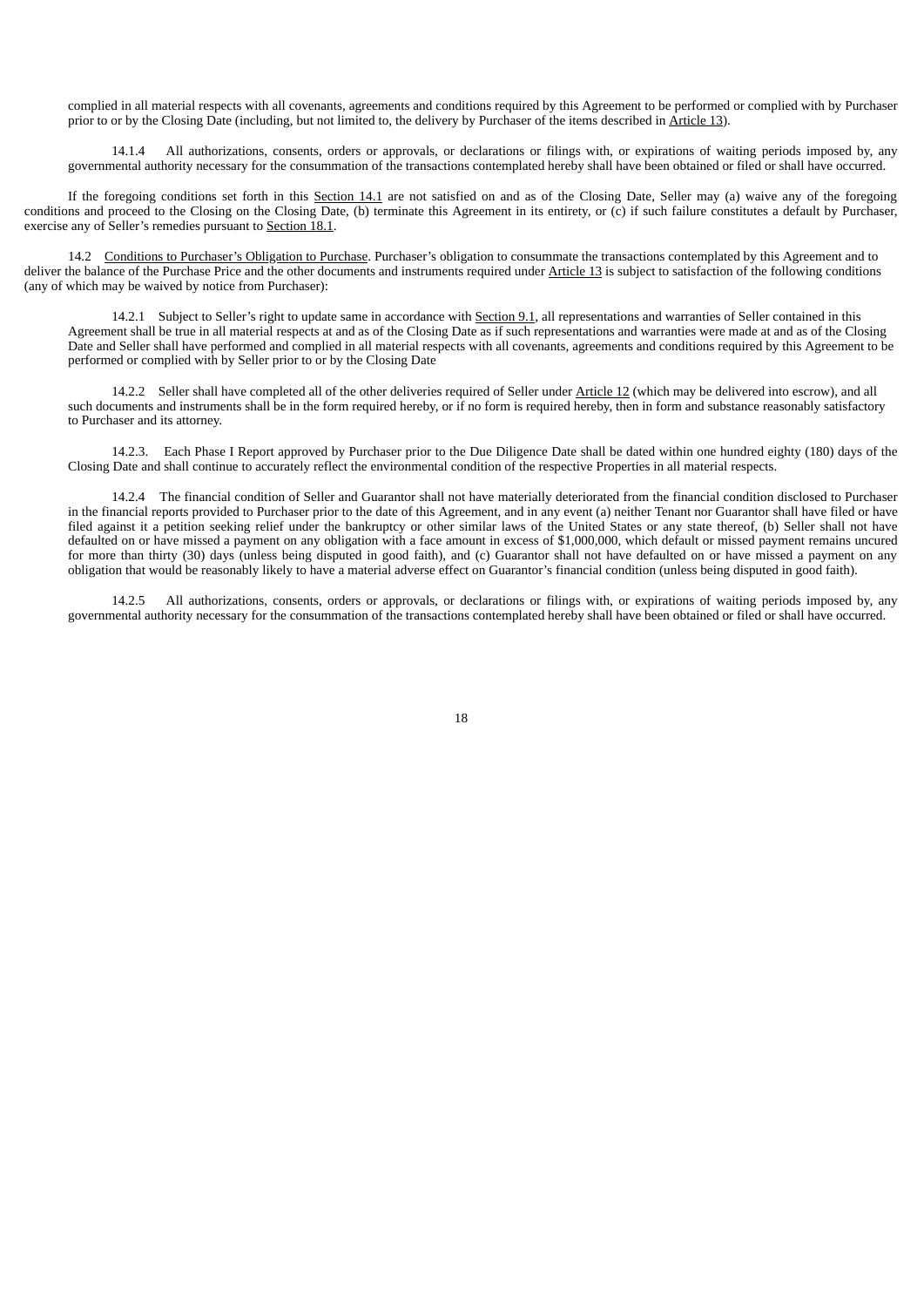complied in all material respects with all covenants, agreements and conditions required by this Agreement to be performed or complied with by Purchaser prior to or by the Closing Date (including, but not limited to, the delivery by Purchaser of the items described in Article 13).

14.1.4 All authorizations, consents, orders or approvals, or declarations or filings with, or expirations of waiting periods imposed by, any governmental authority necessary for the consummation of the transactions contemplated hereby shall have been obtained or filed or shall have occurred.

If the foregoing conditions set forth in this Section 14.1 are not satisfied on and as of the Closing Date, Seller may (a) waive any of the foregoing conditions and proceed to the Closing on the Closing Date, (b) terminate this Agreement in its entirety, or (c) if such failure constitutes a default by Purchaser, exercise any of Seller's remedies pursuant to Section 18.1.

14.2 Conditions to Purchaser's Obligation to Purchase. Purchaser's obligation to consummate the transactions contemplated by this Agreement and to deliver the balance of the Purchase Price and the other documents and instruments required under Article 13 is subject to satisfaction of the following conditions (any of which may be waived by notice from Purchaser):

14.2.1 Subject to Seller's right to update same in accordance with Section 9.1, all representations and warranties of Seller contained in this Agreement shall be true in all material respects at and as of the Closing Date as if such representations and warranties were made at and as of the Closing Date and Seller shall have performed and complied in all material respects with all covenants, agreements and conditions required by this Agreement to be performed or complied with by Seller prior to or by the Closing Date

14.2.2 Seller shall have completed all of the other deliveries required of Seller under Article 12 (which may be delivered into escrow), and all such documents and instruments shall be in the form required hereby, or if no form is required hereby, then in form and substance reasonably satisfactory to Purchaser and its attorney.

14.2.3. Each Phase I Report approved by Purchaser prior to the Due Diligence Date shall be dated within one hundred eighty (180) days of the Closing Date and shall continue to accurately reflect the environmental condition of the respective Properties in all material respects.

14.2.4 The financial condition of Seller and Guarantor shall not have materially deteriorated from the financial condition disclosed to Purchaser in the financial reports provided to Purchaser prior to the date of this Agreement, and in any event (a) neither Tenant nor Guarantor shall have filed or have filed against it a petition seeking relief under the bankruptcy or other similar laws of the United States or any state thereof, (b) Seller shall not have defaulted on or have missed a payment on any obligation with a face amount in excess of $1,000,000, which default or missed payment remains uncured for more than thirty (30) days (unless being disputed in good faith), and (c) Guarantor shall not have defaulted on or have missed a payment on any obligation that would be reasonably likely to have a material adverse effect on Guarantor's financial condition (unless being disputed in good faith).

14.2.5 All authorizations, consents, orders or approvals, or declarations or filings with, or expirations of waiting periods imposed by, any governmental authority necessary for the consummation of the transactions contemplated hereby shall have been obtained or filed or shall have occurred.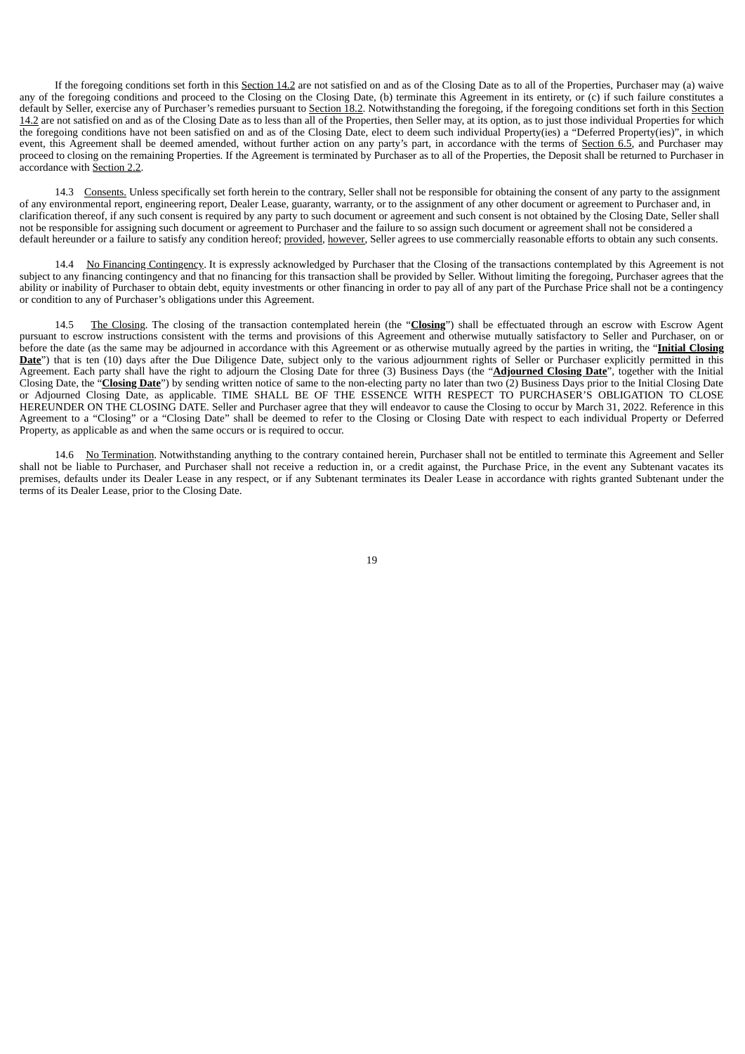If the foregoing conditions set forth in this Section 14.2 are not satisfied on and as of the Closing Date as to all of the Properties, Purchaser may (a) waive any of the foregoing conditions and proceed to the Closing on the Closing Date, (b) terminate this Agreement in its entirety, or (c) if such failure constitutes a default by Seller, exercise any of Purchaser's remedies pursuant to Section 18.2. Notwithstanding the foregoing, if the foregoing conditions set forth in this Section 14.2 are not satisfied on and as of the Closing Date as to less than all of the Properties, then Seller may, at its option, as to just those individual Properties for which the foregoing conditions have not been satisfied on and as of the Closing Date, elect to deem such individual Property(ies) a "Deferred Property(ies)", in which event, this Agreement shall be deemed amended, without further action on any party's part, in accordance with the terms of Section 6.5, and Purchaser may proceed to closing on the remaining Properties. If the Agreement is terminated by Purchaser as to all of the Properties, the Deposit shall be returned to Purchaser in accordance with Section 2.2.

14.3 Consents. Unless specifically set forth herein to the contrary, Seller shall not be responsible for obtaining the consent of any party to the assignment of any environmental report, engineering report, Dealer Lease, guaranty, warranty, or to the assignment of any other document or agreement to Purchaser and, in clarification thereof, if any such consent is required by any party to such document or agreement and such consent is not obtained by the Closing Date, Seller shall not be responsible for assigning such document or agreement to Purchaser and the failure to so assign such document or agreement shall not be considered a default hereunder or a failure to satisfy any condition hereof; provided, however, Seller agrees to use commercially reasonable efforts to obtain any such consents.

14.4 No Financing Contingency. It is expressly acknowledged by Purchaser that the Closing of the transactions contemplated by this Agreement is not subject to any financing contingency and that no financing for this transaction shall be provided by Seller. Without limiting the foregoing, Purchaser agrees that the ability or inability of Purchaser to obtain debt, equity investments or other financing in order to pay all of any part of the Purchase Price shall not be a contingency or condition to any of Purchaser's obligations under this Agreement.

14.5 The Closing. The closing of the transaction contemplated herein (the "**Closing**") shall be effectuated through an escrow with Escrow Agent pursuant to escrow instructions consistent with the terms and provisions of this Agreement and otherwise mutually satisfactory to Seller and Purchaser, on or before the date (as the same may be adjourned in accordance with this Agreement or as otherwise mutually agreed by the parties in writing, the "**Initial Closing Date**") that is ten (10) days after the Due Diligence Date, subject only to the various adjournment rights of Seller or Purchaser explicitly permitted in this Agreement. Each party shall have the right to adjourn the Closing Date for three (3) Business Days (the "**Adjourned Closing Date**", together with the Initial Closing Date, the "**Closing Date**") by sending written notice of same to the non-electing party no later than two (2) Business Days prior to the Initial Closing Date or Adjourned Closing Date, as applicable. TIME SHALL BE OF THE ESSENCE WITH RESPECT TO PURCHASER'S OBLIGATION TO CLOSE HEREUNDER ON THE CLOSING DATE. Seller and Purchaser agree that they will endeavor to cause the Closing to occur by March 31, 2022. Reference in this Agreement to a "Closing" or a "Closing Date" shall be deemed to refer to the Closing or Closing Date with respect to each individual Property or Deferred Property, as applicable as and when the same occurs or is required to occur.

14.6 No Termination. Notwithstanding anything to the contrary contained herein, Purchaser shall not be entitled to terminate this Agreement and Seller shall not be liable to Purchaser, and Purchaser shall not receive a reduction in, or a credit against, the Purchase Price, in the event any Subtenant vacates its premises, defaults under its Dealer Lease in any respect, or if any Subtenant terminates its Dealer Lease in accordance with rights granted Subtenant under the terms of its Dealer Lease, prior to the Closing Date.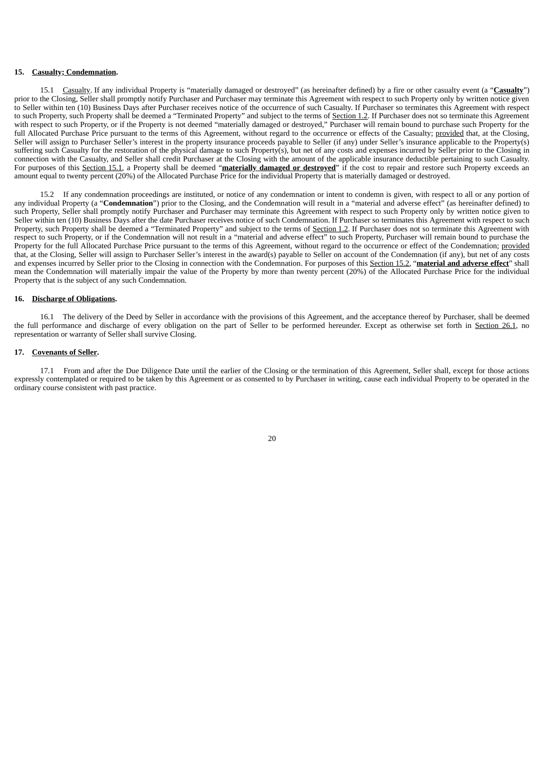**15. Casualty; Condemnation.**

15.1 Casualty. If any individual Property is "materially damaged or destroyed" (as hereinafter defined) by a fire or other casualty event (a "**Casualty**") prior to the Closing, Seller shall promptly notify Purchaser and Purchaser may terminate this Agreement with respect to such Property only by written notice given to Seller within ten (10) Business Days after Purchaser receives notice of the occurrence of such Casualty. If Purchaser so terminates this Agreement with respect to such Property, such Property shall be deemed a "Terminated Property" and subject to the terms of Section 1.2. If Purchaser does not so terminate this Agreement with respect to such Property, or if the Property is not deemed "materially damaged or destroyed," Purchaser will remain bound to purchase such Property for the full Allocated Purchase Price pursuant to the terms of this Agreement, without regard to the occurrence or effects of the Casualty; provided that, at the Closing, Seller will assign to Purchaser Seller's interest in the property insurance proceeds payable to Seller (if any) under Seller's insurance applicable to the Property(s) suffering such Casualty for the restoration of the physical damage to such Property(s), but net of any costs and expenses incurred by Seller prior to the Closing in connection with the Casualty, and Seller shall credit Purchaser at the Closing with the amount of the applicable insurance deductible pertaining to such Casualty. For purposes of this Section 15.1, a Property shall be deemed "**materially damaged or destroyed**" if the cost to repair and restore such Property exceeds an amount equal to twenty percent (20%) of the Allocated Purchase Price for the individual Property that is materially damaged or destroyed.

15.2 If any condemnation proceedings are instituted, or notice of any condemnation or intent to condemn is given, with respect to all or any portion of any individual Property (a "**Condemnation**") prior to the Closing, and the Condemnation will result in a "material and adverse effect" (as hereinafter defined) to such Property, Seller shall promptly notify Purchaser and Purchaser may terminate this Agreement with respect to such Property only by written notice given to Seller within ten (10) Business Days after the date Purchaser receives notice of such Condemnation. If Purchaser so terminates this Agreement with respect to such Property, such Property shall be deemed a "Terminated Property" and subject to the terms of Section 1.2. If Purchaser does not so terminate this Agreement with respect to such Property, or if the Condemnation will not result in a "material and adverse effect" to such Property, Purchaser will remain bound to purchase the Property for the full Allocated Purchase Price pursuant to the terms of this Agreement, without regard to the occurrence or effect of the Condemnation; provided that, at the Closing, Seller will assign to Purchaser Seller's interest in the award(s) payable to Seller on account of the Condemnation (if any), but net of any costs and expenses incurred by Seller prior to the Closing in connection with the Condemnation. For purposes of this Section 15.2, "**material and adverse effect**" shall mean the Condemnation will materially impair the value of the Property by more than twenty percent (20%) of the Allocated Purchase Price for the individual Property that is the subject of any such Condemnation.

**16. Discharge of Obligations.**

16.1 The delivery of the Deed by Seller in accordance with the provisions of this Agreement, and the acceptance thereof by Purchaser, shall be deemed the full performance and discharge of every obligation on the part of Seller to be performed hereunder. Except as otherwise set forth in Section 26.1, no representation or warranty of Seller shall survive Closing.

**17. Covenants of Seller.**

17.1 From and after the Due Diligence Date until the earlier of the Closing or the termination of this Agreement, Seller shall, except for those actions expressly contemplated or required to be taken by this Agreement or as consented to by Purchaser in writing, cause each individual Property to be operated in the ordinary course consistent with past practice.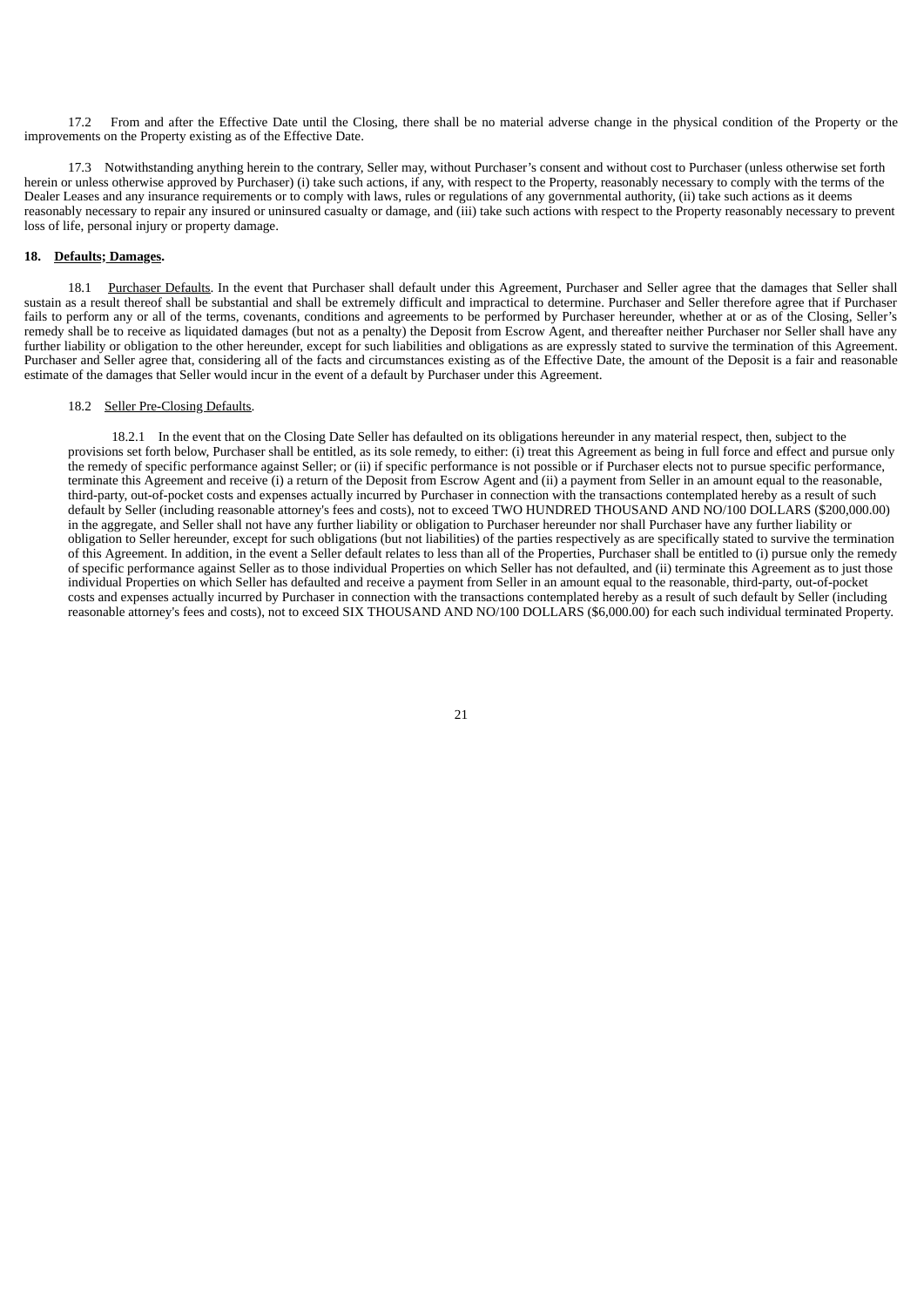17.2 From and after the Effective Date until the Closing, there shall be no material adverse change in the physical condition of the Property or the improvements on the Property existing as of the Effective Date.

17.3 Notwithstanding anything herein to the contrary, Seller may, without Purchaser's consent and without cost to Purchaser (unless otherwise set forth herein or unless otherwise approved by Purchaser) (i) take such actions, if any, with respect to the Property, reasonably necessary to comply with the terms of the Dealer Leases and any insurance requirements or to comply with laws, rules or regulations of any governmental authority, (ii) take such actions as it deems reasonably necessary to repair any insured or uninsured casualty or damage, and (iii) take such actions with respect to the Property reasonably necessary to prevent loss of life, personal injury or property damage.

**18. Defaults; Damages.**

18.1 Purchaser Defaults. In the event that Purchaser shall default under this Agreement, Purchaser and Seller agree that the damages that Seller shall sustain as a result thereof shall be substantial and shall be extremely difficult and impractical to determine. Purchaser and Seller therefore agree that if Purchaser fails to perform any or all of the terms, covenants, conditions and agreements to be performed by Purchaser hereunder, whether at or as of the Closing, Seller's remedy shall be to receive as liquidated damages (but not as a penalty) the Deposit from Escrow Agent, and thereafter neither Purchaser nor Seller shall have any further liability or obligation to the other hereunder, except for such liabilities and obligations as are expressly stated to survive the termination of this Agreement. Purchaser and Seller agree that, considering all of the facts and circumstances existing as of the Effective Date, the amount of the Deposit is a fair and reasonable estimate of the damages that Seller would incur in the event of a default by Purchaser under this Agreement.

18.2 Seller Pre-Closing Defaults.

18.2.1 In the event that on the Closing Date Seller has defaulted on its obligations hereunder in any material respect, then, subject to the provisions set forth below, Purchaser shall be entitled, as its sole remedy, to either: (i) treat this Agreement as being in full force and effect and pursue only the remedy of specific performance against Seller; or (ii) if specific performance is not possible or if Purchaser elects not to pursue specific performance, terminate this Agreement and receive (i) a return of the Deposit from Escrow Agent and (ii) a payment from Seller in an amount equal to the reasonable, third-party, out-of-pocket costs and expenses actually incurred by Purchaser in connection with the transactions contemplated hereby as a result of such default by Seller (including reasonable attorney's fees and costs), not to exceed TWO HUNDRED THOUSAND AND NO/100 DOLLARS ($200,000.00) in the aggregate, and Seller shall not have any further liability or obligation to Purchaser hereunder nor shall Purchaser have any further liability or obligation to Seller hereunder, except for such obligations (but not liabilities) of the parties respectively as are specifically stated to survive the termination of this Agreement. In addition, in the event a Seller default relates to less than all of the Properties, Purchaser shall be entitled to (i) pursue only the remedy of specific performance against Seller as to those individual Properties on which Seller has not defaulted, and (ii) terminate this Agreement as to just those individual Properties on which Seller has defaulted and receive a payment from Seller in an amount equal to the reasonable, third-party, out-of-pocket costs and expenses actually incurred by Purchaser in connection with the transactions contemplated hereby as a result of such default by Seller (including reasonable attorney's fees and costs), not to exceed SIX THOUSAND AND NO/100 DOLLARS ($6,000.00) for each such individual terminated Property.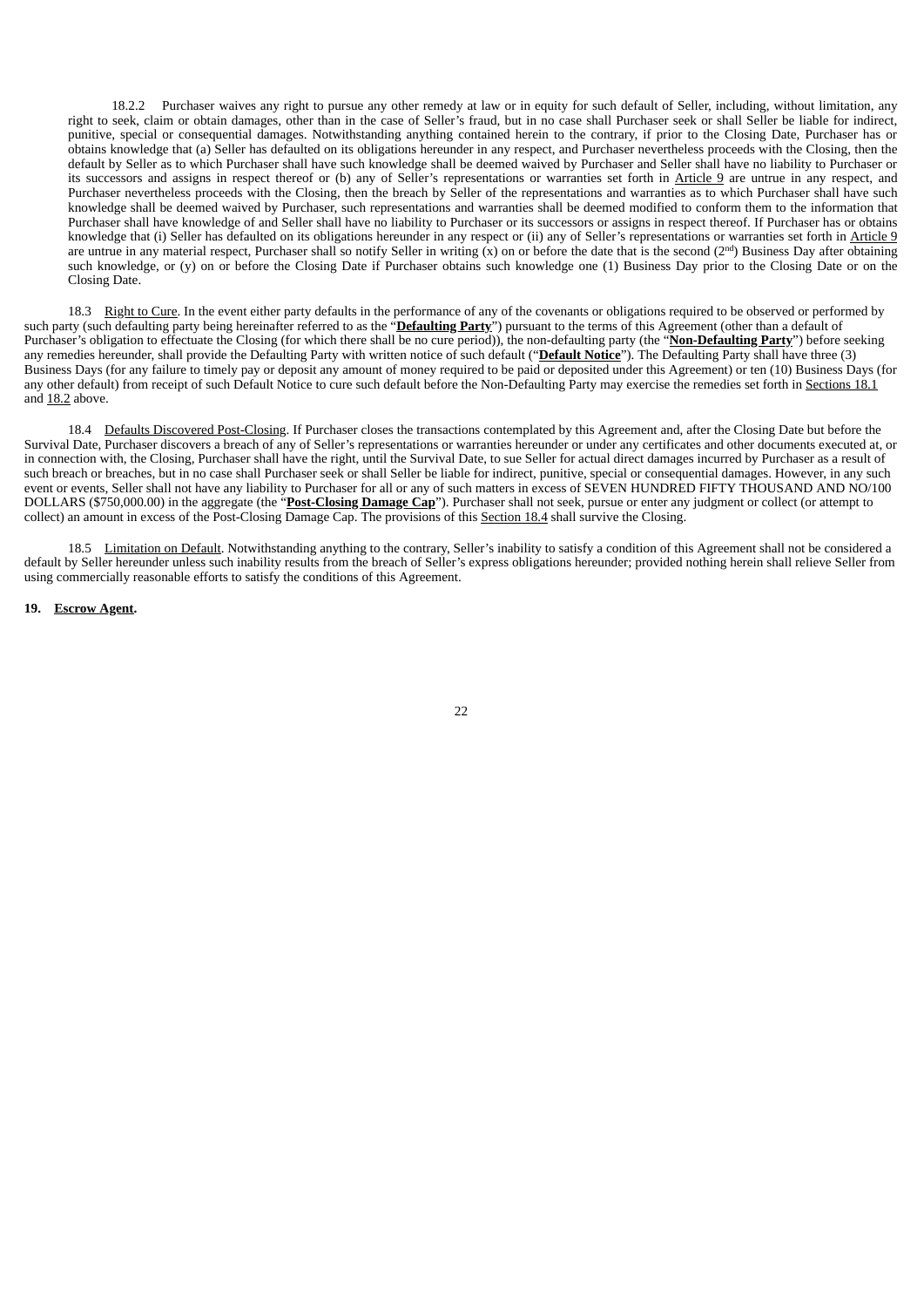18.2.2 Purchaser waives any right to pursue any other remedy at law or in equity for such default of Seller, including, without limitation, any right to seek, claim or obtain damages, other than in the case of Seller's fraud, but in no case shall Purchaser seek or shall Seller be liable for indirect, punitive, special or consequential damages. Notwithstanding anything contained herein to the contrary, if prior to the Closing Date, Purchaser has or obtains knowledge that (a) Seller has defaulted on its obligations hereunder in any respect, and Purchaser nevertheless proceeds with the Closing, then the default by Seller as to which Purchaser shall have such knowledge shall be deemed waived by Purchaser and Seller shall have no liability to Purchaser or its successors and assigns in respect thereof or (b) any of Seller's representations or warranties set forth in Article 9 are untrue in any respect, and Purchaser nevertheless proceeds with the Closing, then the breach by Seller of the representations and warranties as to which Purchaser shall have such knowledge shall be deemed waived by Purchaser, such representations and warranties shall be deemed modified to conform them to the information that Purchaser shall have knowledge of and Seller shall have no liability to Purchaser or its successors or assigns in respect thereof. If Purchaser has or obtains knowledge that (i) Seller has defaulted on its obligations hereunder in any respect or (ii) any of Seller's representations or warranties set forth in Article 9 are untrue in any material respect, Purchaser shall so notify Seller in writing (x) on or before the date that is the second (2nd) Business Day after obtaining such knowledge, or (y) on or before the Closing Date if Purchaser obtains such knowledge one (1) Business Day prior to the Closing Date or on the Closing Date.

18.3 Right to Cure. In the event either party defaults in the performance of any of the covenants or obligations required to be observed or performed by such party (such defaulting party being hereinafter referred to as the "**Defaulting Party**") pursuant to the terms of this Agreement (other than a default of Purchaser's obligation to effectuate the Closing (for which there shall be no cure period)), the non-defaulting party (the "**Non-Defaulting Party**") before seeking any remedies hereunder, shall provide the Defaulting Party with written notice of such default ("**Default Notice**"). The Defaulting Party shall have three (3) Business Days (for any failure to timely pay or deposit any amount of money required to be paid or deposited under this Agreement) or ten (10) Business Days (for any other default) from receipt of such Default Notice to cure such default before the Non-Defaulting Party may exercise the remedies set forth in Sections 18.1 and 18.2 above.

18.4 Defaults Discovered Post-Closing. If Purchaser closes the transactions contemplated by this Agreement and, after the Closing Date but before the Survival Date, Purchaser discovers a breach of any of Seller's representations or warranties hereunder or under any certificates and other documents executed at, or in connection with, the Closing, Purchaser shall have the right, until the Survival Date, to sue Seller for actual direct damages incurred by Purchaser as a result of such breach or breaches, but in no case shall Purchaser seek or shall Seller be liable for indirect, punitive, special or consequential damages. However, in any such event or events, Seller shall not have any liability to Purchaser for all or any of such matters in excess of SEVEN HUNDRED FIFTY THOUSAND AND NO/100 DOLLARS ($750,000.00) in the aggregate (the "**Post-Closing Damage Cap**"). Purchaser shall not seek, pursue or enter any judgment or collect (or attempt to collect) an amount in excess of the Post-Closing Damage Cap. The provisions of this Section 18.4 shall survive the Closing.

18.5 Limitation on Default. Notwithstanding anything to the contrary, Seller's inability to satisfy a condition of this Agreement shall not be considered a default by Seller hereunder unless such inability results from the breach of Seller's express obligations hereunder; provided nothing herein shall relieve Seller from using commercially reasonable efforts to satisfy the conditions of this Agreement.

## 19. Escrow Agent.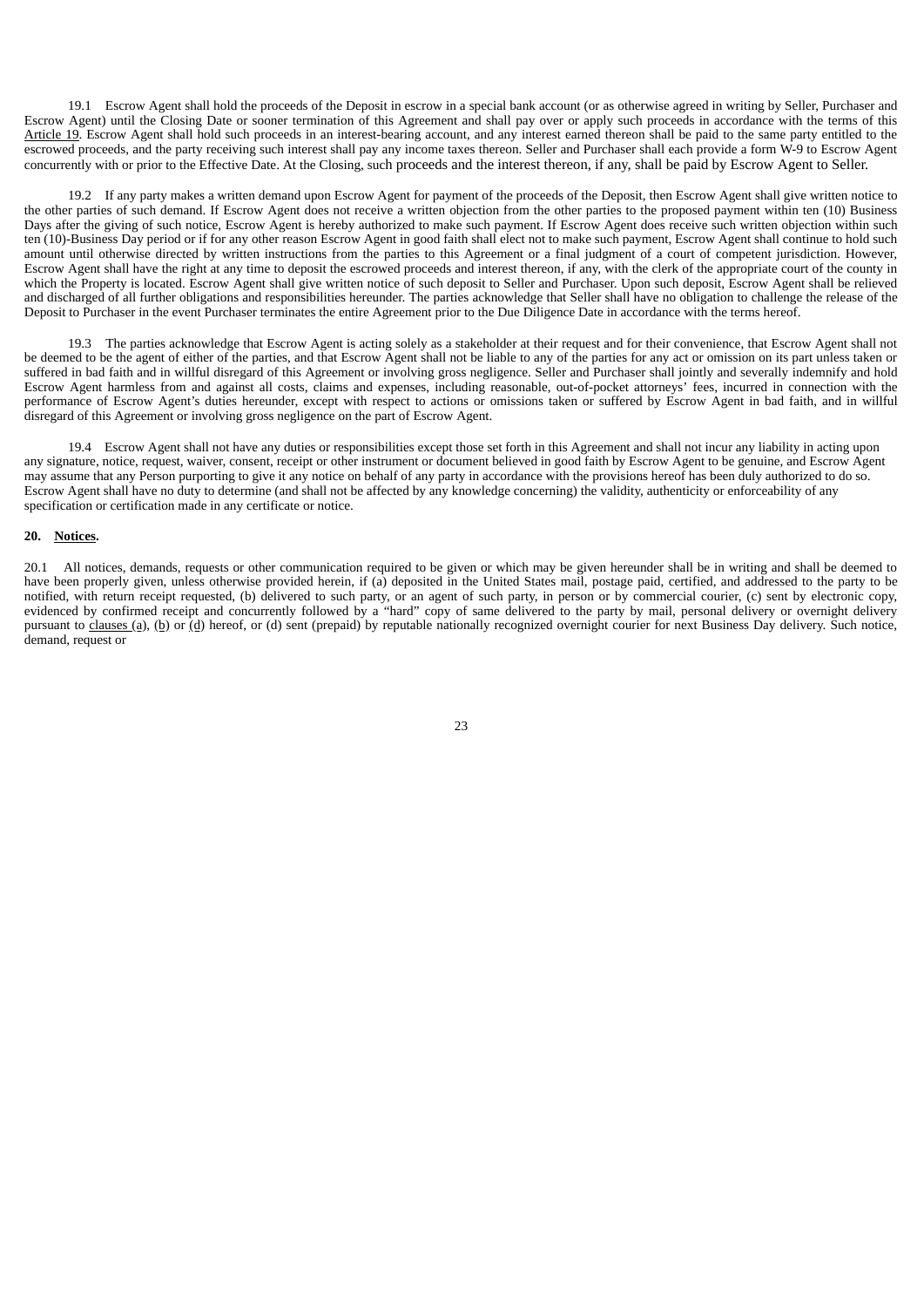19.1 Escrow Agent shall hold the proceeds of the Deposit in escrow in a special bank account (or as otherwise agreed in writing by Seller, Purchaser and Escrow Agent) until the Closing Date or sooner termination of this Agreement and shall pay over or apply such proceeds in accordance with the terms of this Article 19. Escrow Agent shall hold such proceeds in an interest-bearing account, and any interest earned thereon shall be paid to the same party entitled to the escrowed proceeds, and the party receiving such interest shall pay any income taxes thereon. Seller and Purchaser shall each provide a form W-9 to Escrow Agent concurrently with or prior to the Effective Date. At the Closing, such proceeds and the interest thereon, if any, shall be paid by Escrow Agent to Seller.

19.2 If any party makes a written demand upon Escrow Agent for payment of the proceeds of the Deposit, then Escrow Agent shall give written notice to the other parties of such demand. If Escrow Agent does not receive a written objection from the other parties to the proposed payment within ten (10) Business Days after the giving of such notice, Escrow Agent is hereby authorized to make such payment. If Escrow Agent does receive such written objection within such ten (10)-Business Day period or if for any other reason Escrow Agent in good faith shall elect not to make such payment, Escrow Agent shall continue to hold such amount until otherwise directed by written instructions from the parties to this Agreement or a final judgment of a court of competent jurisdiction. However, Escrow Agent shall have the right at any time to deposit the escrowed proceeds and interest thereon, if any, with the clerk of the appropriate court of the county in which the Property is located. Escrow Agent shall give written notice of such deposit to Seller and Purchaser. Upon such deposit, Escrow Agent shall be relieved and discharged of all further obligations and responsibilities hereunder. The parties acknowledge that Seller shall have no obligation to challenge the release of the Deposit to Purchaser in the event Purchaser terminates the entire Agreement prior to the Due Diligence Date in accordance with the terms hereof.

19.3 The parties acknowledge that Escrow Agent is acting solely as a stakeholder at their request and for their convenience, that Escrow Agent shall not be deemed to be the agent of either of the parties, and that Escrow Agent shall not be liable to any of the parties for any act or omission on its part unless taken or suffered in bad faith and in willful disregard of this Agreement or involving gross negligence. Seller and Purchaser shall jointly and severally indemnify and hold Escrow Agent harmless from and against all costs, claims and expenses, including reasonable, out-of-pocket attorneys' fees, incurred in connection with the performance of Escrow Agent's duties hereunder, except with respect to actions or omissions taken or suffered by Escrow Agent in bad faith, and in willful disregard of this Agreement or involving gross negligence on the part of Escrow Agent.

19.4 Escrow Agent shall not have any duties or responsibilities except those set forth in this Agreement and shall not incur any liability in acting upon any signature, notice, request, waiver, consent, receipt or other instrument or document believed in good faith by Escrow Agent to be genuine, and Escrow Agent may assume that any Person purporting to give it any notice on behalf of any party in accordance with the provisions hereof has been duly authorized to do so. Escrow Agent shall have no duty to determine (and shall not be affected by any knowledge concerning) the validity, authenticity or enforceability of any specification or certification made in any certificate or notice.

**20. Notices.**

20.1 All notices, demands, requests or other communication required to be given or which may be given hereunder shall be in writing and shall be deemed to have been properly given, unless otherwise provided herein, if (a) deposited in the United States mail, postage paid, certified, and addressed to the party to be notified, with return receipt requested, (b) delivered to such party, or an agent of such party, in person or by commercial courier, (c) sent by electronic copy, evidenced by confirmed receipt and concurrently followed by a "hard" copy of same delivered to the party by mail, personal delivery or overnight delivery pursuant to clauses (a), (b) or (d) hereof, or (d) sent (prepaid) by reputable nationally recognized overnight courier for next Business Day delivery. Such notice, demand, request or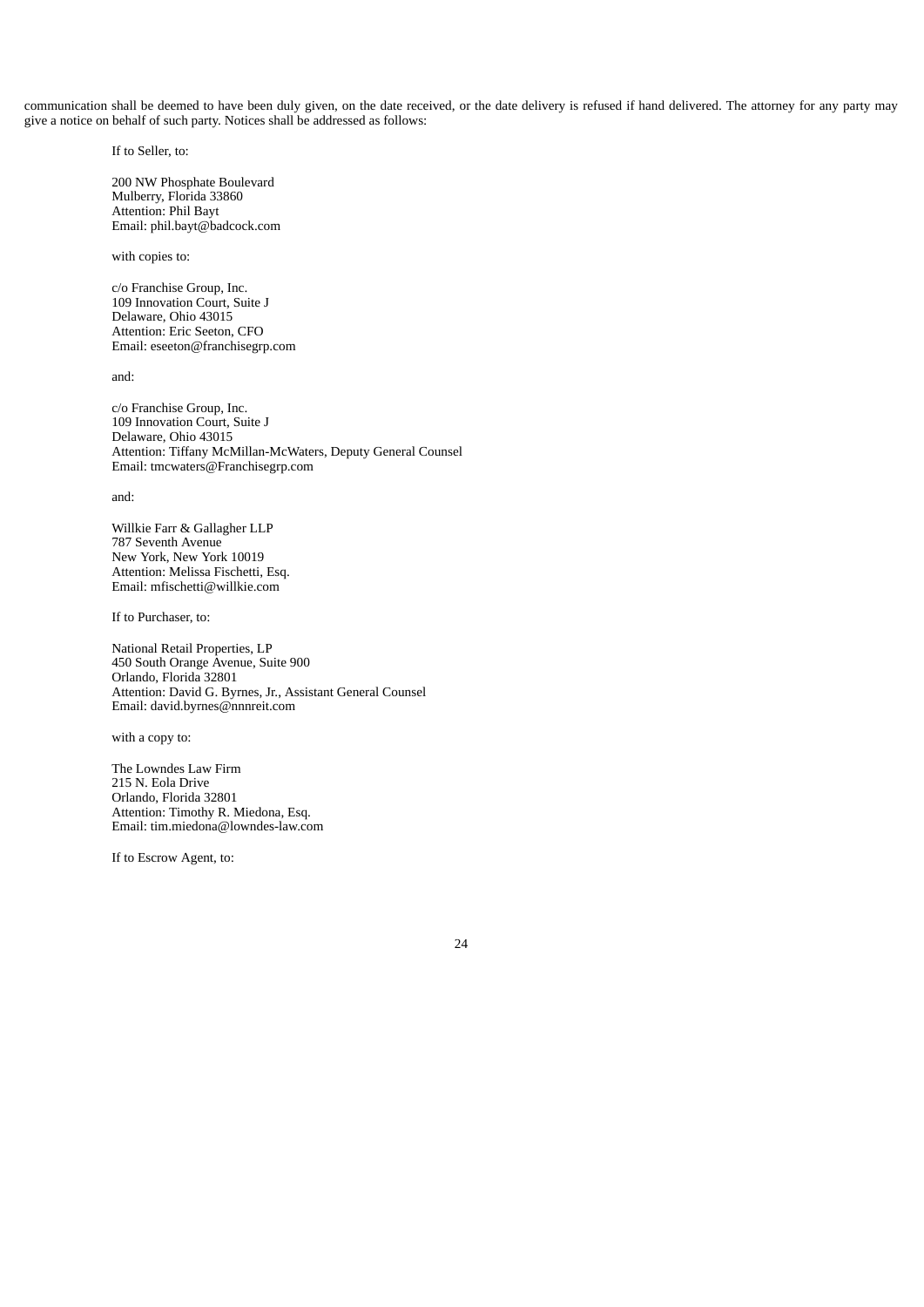communication shall be deemed to have been duly given, on the date received, or the date delivery is refused if hand delivered. The attorney for any party may give a notice on behalf of such party. Notices shall be addressed as follows:

If to Seller, to:

200 NW Phosphate Boulevard
Mulberry, Florida 33860
Attention: Phil Bayt
Email: phil.bayt@badcock.com

with copies to:

c/o Franchise Group, Inc.
109 Innovation Court, Suite J
Delaware, Ohio 43015
Attention: Eric Seeton, CFO
Email: eseeton@franchisegrp.com

and:

c/o Franchise Group, Inc.
109 Innovation Court, Suite J
Delaware, Ohio 43015
Attention: Tiffany McMillan-McWaters, Deputy General Counsel
Email: tmcwaters@Franchisegrp.com

and:

Willkie Farr & Gallagher LLP
787 Seventh Avenue
New York, New York 10019
Attention: Melissa Fischetti, Esq.
Email: mfischetti@willkie.com

If to Purchaser, to:

National Retail Properties, LP
450 South Orange Avenue, Suite 900
Orlando, Florida 32801
Attention: David G. Byrnes, Jr., Assistant General Counsel
Email: david.byrnes@nnnreit.com

with a copy to:

The Lowndes Law Firm
215 N. Eola Drive
Orlando, Florida 32801
Attention: Timothy R. Miedona, Esq.
Email: tim.miedona@lowndes-law.com

If to Escrow Agent, to: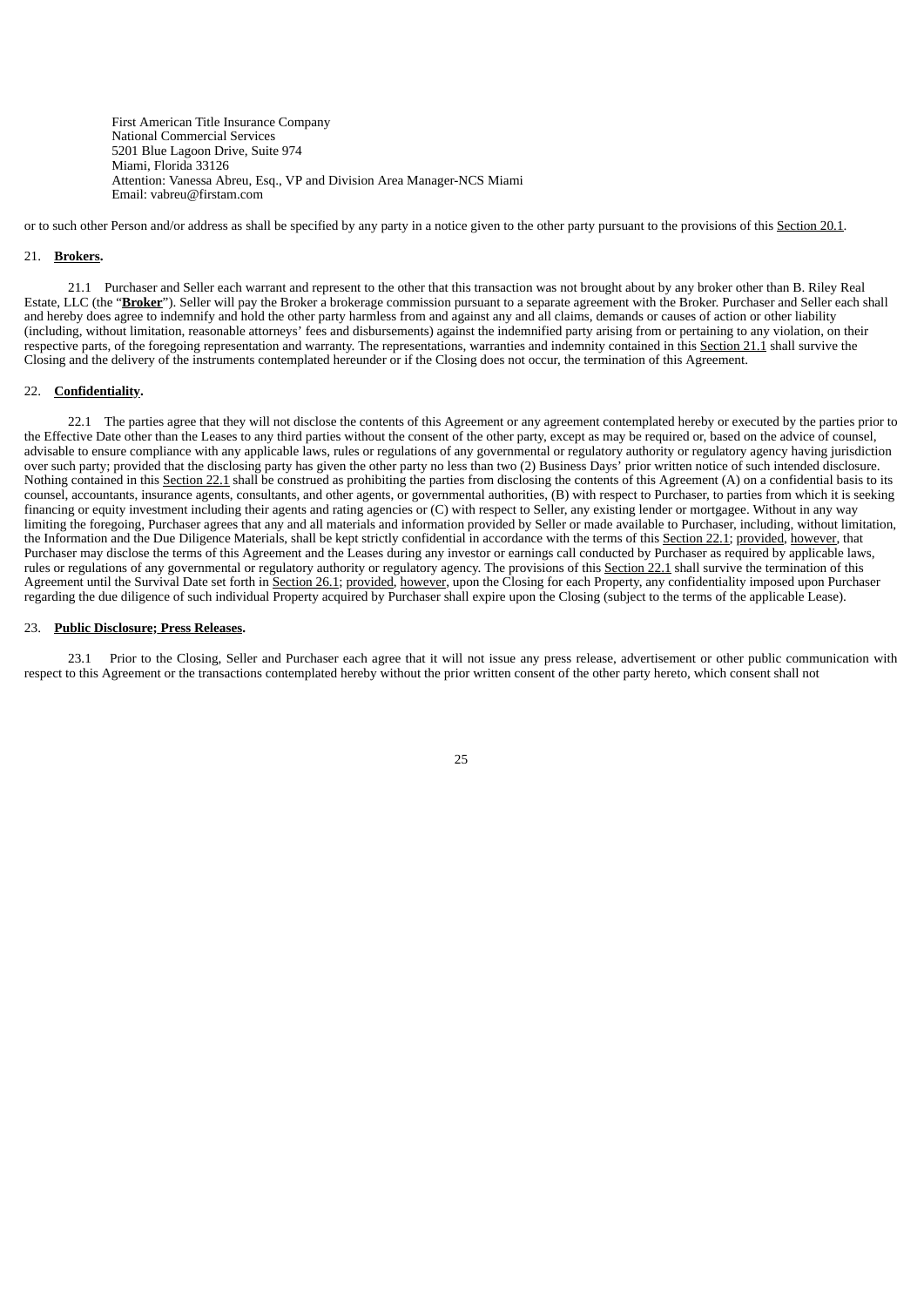First American Title Insurance Company
National Commercial Services
5201 Blue Lagoon Drive, Suite 974
Miami, Florida 33126
Attention: Vanessa Abreu, Esq., VP and Division Area Manager-NCS Miami
Email: vabreu@firstam.com

or to such other Person and/or address as shall be specified by any party in a notice given to the other party pursuant to the provisions of this Section 20.1.

21. **Brokers.**

21.1 Purchaser and Seller each warrant and represent to the other that this transaction was not brought about by any broker other than B. Riley Real Estate, LLC (the "**Broker**"). Seller will pay the Broker a brokerage commission pursuant to a separate agreement with the Broker. Purchaser and Seller each shall and hereby does agree to indemnify and hold the other party harmless from and against any and all claims, demands or causes of action or other liability (including, without limitation, reasonable attorneys' fees and disbursements) against the indemnified party arising from or pertaining to any violation, on their respective parts, of the foregoing representation and warranty. The representations, warranties and indemnity contained in this Section 21.1 shall survive the Closing and the delivery of the instruments contemplated hereunder or if the Closing does not occur, the termination of this Agreement.

22. **Confidentiality.**

22.1 The parties agree that they will not disclose the contents of this Agreement or any agreement contemplated hereby or executed by the parties prior to the Effective Date other than the Leases to any third parties without the consent of the other party, except as may be required or, based on the advice of counsel, advisable to ensure compliance with any applicable laws, rules or regulations of any governmental or regulatory authority or regulatory agency having jurisdiction over such party; provided that the disclosing party has given the other party no less than two (2) Business Days' prior written notice of such intended disclosure. Nothing contained in this Section 22.1 shall be construed as prohibiting the parties from disclosing the contents of this Agreement (A) on a confidential basis to its counsel, accountants, insurance agents, consultants, and other agents, or governmental authorities, (B) with respect to Purchaser, to parties from which it is seeking financing or equity investment including their agents and rating agencies or (C) with respect to Seller, any existing lender or mortgagee. Without in any way limiting the foregoing, Purchaser agrees that any and all materials and information provided by Seller or made available to Purchaser, including, without limitation, the Information and the Due Diligence Materials, shall be kept strictly confidential in accordance with the terms of this Section 22.1; provided, however, that Purchaser may disclose the terms of this Agreement and the Leases during any investor or earnings call conducted by Purchaser as required by applicable laws, rules or regulations of any governmental or regulatory authority or regulatory agency. The provisions of this Section 22.1 shall survive the termination of this Agreement until the Survival Date set forth in Section 26.1; provided, however, upon the Closing for each Property, any confidentiality imposed upon Purchaser regarding the due diligence of such individual Property acquired by Purchaser shall expire upon the Closing (subject to the terms of the applicable Lease).

23. **Public Disclosure; Press Releases.**

23.1 Prior to the Closing, Seller and Purchaser each agree that it will not issue any press release, advertisement or other public communication with respect to this Agreement or the transactions contemplated hereby without the prior written consent of the other party hereto, which consent shall not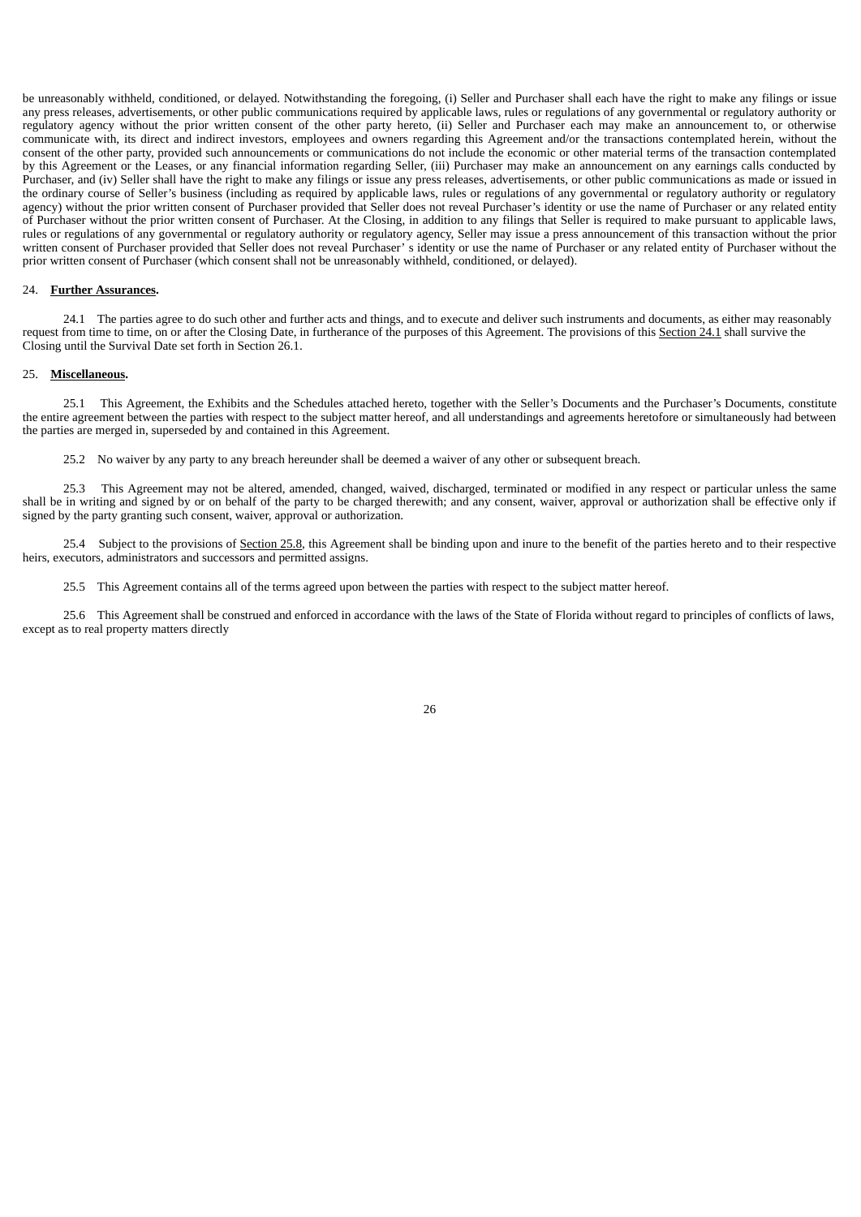be unreasonably withheld, conditioned, or delayed. Notwithstanding the foregoing, (i) Seller and Purchaser shall each have the right to make any filings or issue any press releases, advertisements, or other public communications required by applicable laws, rules or regulations of any governmental or regulatory authority or regulatory agency without the prior written consent of the other party hereto, (ii) Seller and Purchaser each may make an announcement to, or otherwise communicate with, its direct and indirect investors, employees and owners regarding this Agreement and/or the transactions contemplated herein, without the consent of the other party, provided such announcements or communications do not include the economic or other material terms of the transaction contemplated by this Agreement or the Leases, or any financial information regarding Seller, (iii) Purchaser may make an announcement on any earnings calls conducted by Purchaser, and (iv) Seller shall have the right to make any filings or issue any press releases, advertisements, or other public communications as made or issued in the ordinary course of Seller's business (including as required by applicable laws, rules or regulations of any governmental or regulatory authority or regulatory agency) without the prior written consent of Purchaser provided that Seller does not reveal Purchaser's identity or use the name of Purchaser or any related entity of Purchaser without the prior written consent of Purchaser. At the Closing, in addition to any filings that Seller is required to make pursuant to applicable laws, rules or regulations of any governmental or regulatory authority or regulatory agency, Seller may issue a press announcement of this transaction without the prior written consent of Purchaser provided that Seller does not reveal Purchaser' s identity or use the name of Purchaser or any related entity of Purchaser without the prior written consent of Purchaser (which consent shall not be unreasonably withheld, conditioned, or delayed).

24. **Further Assurances.**

24.1 The parties agree to do such other and further acts and things, and to execute and deliver such instruments and documents, as either may reasonably request from time to time, on or after the Closing Date, in furtherance of the purposes of this Agreement. The provisions of this Section 24.1 shall survive the Closing until the Survival Date set forth in Section 26.1.

25. **Miscellaneous.**

25.1 This Agreement, the Exhibits and the Schedules attached hereto, together with the Seller's Documents and the Purchaser's Documents, constitute the entire agreement between the parties with respect to the subject matter hereof, and all understandings and agreements heretofore or simultaneously had between the parties are merged in, superseded by and contained in this Agreement.

25.2 No waiver by any party to any breach hereunder shall be deemed a waiver of any other or subsequent breach.

25.3 This Agreement may not be altered, amended, changed, waived, discharged, terminated or modified in any respect or particular unless the same shall be in writing and signed by or on behalf of the party to be charged therewith; and any consent, waiver, approval or authorization shall be effective only if signed by the party granting such consent, waiver, approval or authorization.

25.4 Subject to the provisions of Section 25.8, this Agreement shall be binding upon and inure to the benefit of the parties hereto and to their respective heirs, executors, administrators and successors and permitted assigns.

25.5 This Agreement contains all of the terms agreed upon between the parties with respect to the subject matter hereof.

25.6 This Agreement shall be construed and enforced in accordance with the laws of the State of Florida without regard to principles of conflicts of laws, except as to real property matters directly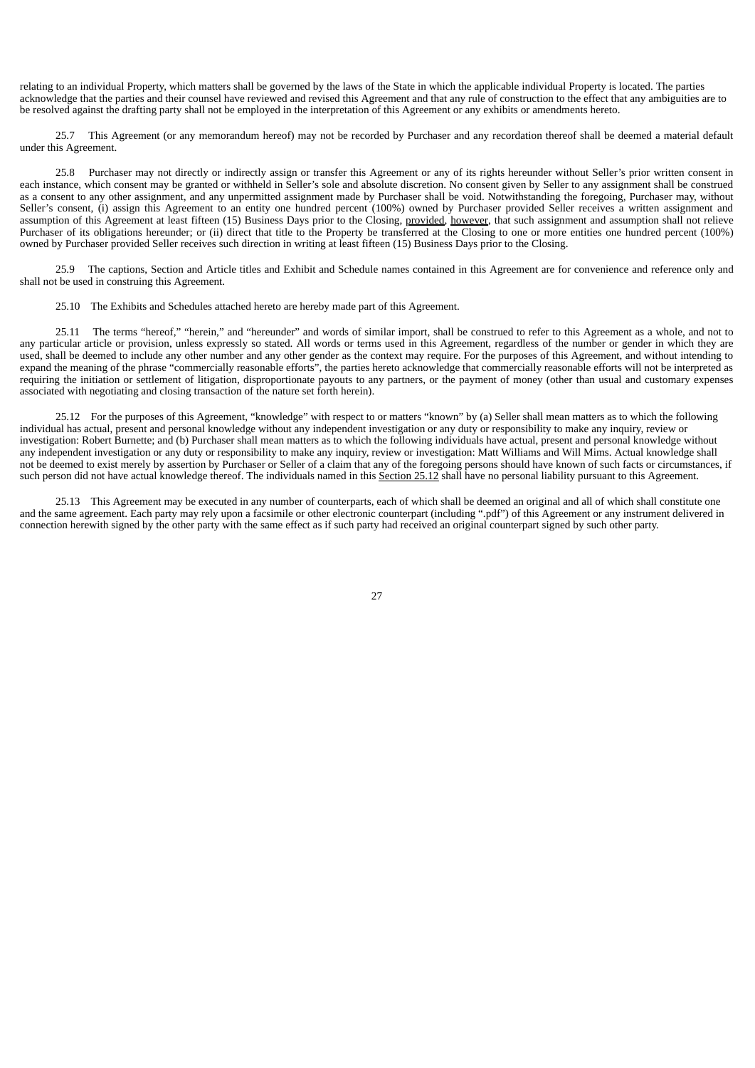relating to an individual Property, which matters shall be governed by the laws of the State in which the applicable individual Property is located. The parties acknowledge that the parties and their counsel have reviewed and revised this Agreement and that any rule of construction to the effect that any ambiguities are to be resolved against the drafting party shall not be employed in the interpretation of this Agreement or any exhibits or amendments hereto.

25.7 This Agreement (or any memorandum hereof) may not be recorded by Purchaser and any recordation thereof shall be deemed a material default under this Agreement.

25.8 Purchaser may not directly or indirectly assign or transfer this Agreement or any of its rights hereunder without Seller's prior written consent in each instance, which consent may be granted or withheld in Seller's sole and absolute discretion. No consent given by Seller to any assignment shall be construed as a consent to any other assignment, and any unpermitted assignment made by Purchaser shall be void. Notwithstanding the foregoing, Purchaser may, without Seller's consent, (i) assign this Agreement to an entity one hundred percent (100%) owned by Purchaser provided Seller receives a written assignment and assumption of this Agreement at least fifteen (15) Business Days prior to the Closing, provided, however, that such assignment and assumption shall not relieve Purchaser of its obligations hereunder; or (ii) direct that title to the Property be transferred at the Closing to one or more entities one hundred percent (100%) owned by Purchaser provided Seller receives such direction in writing at least fifteen (15) Business Days prior to the Closing.

25.9 The captions, Section and Article titles and Exhibit and Schedule names contained in this Agreement are for convenience and reference only and shall not be used in construing this Agreement.

25.10 The Exhibits and Schedules attached hereto are hereby made part of this Agreement.

25.11 The terms "hereof," "herein," and "hereunder" and words of similar import, shall be construed to refer to this Agreement as a whole, and not to any particular article or provision, unless expressly so stated. All words or terms used in this Agreement, regardless of the number or gender in which they are used, shall be deemed to include any other number and any other gender as the context may require. For the purposes of this Agreement, and without intending to expand the meaning of the phrase "commercially reasonable efforts", the parties hereto acknowledge that commercially reasonable efforts will not be interpreted as requiring the initiation or settlement of litigation, disproportionate payouts to any partners, or the payment of money (other than usual and customary expenses associated with negotiating and closing transaction of the nature set forth herein).

25.12 For the purposes of this Agreement, "knowledge" with respect to or matters "known" by (a) Seller shall mean matters as to which the following individual has actual, present and personal knowledge without any independent investigation or any duty or responsibility to make any inquiry, review or investigation: Robert Burnette; and (b) Purchaser shall mean matters as to which the following individuals have actual, present and personal knowledge without any independent investigation or any duty or responsibility to make any inquiry, review or investigation: Matt Williams and Will Mims. Actual knowledge shall not be deemed to exist merely by assertion by Purchaser or Seller of a claim that any of the foregoing persons should have known of such facts or circumstances, if such person did not have actual knowledge thereof. The individuals named in this Section 25.12 shall have no personal liability pursuant to this Agreement.

25.13 This Agreement may be executed in any number of counterparts, each of which shall be deemed an original and all of which shall constitute one and the same agreement. Each party may rely upon a facsimile or other electronic counterpart (including ".pdf") of this Agreement or any instrument delivered in connection herewith signed by the other party with the same effect as if such party had received an original counterpart signed by such other party.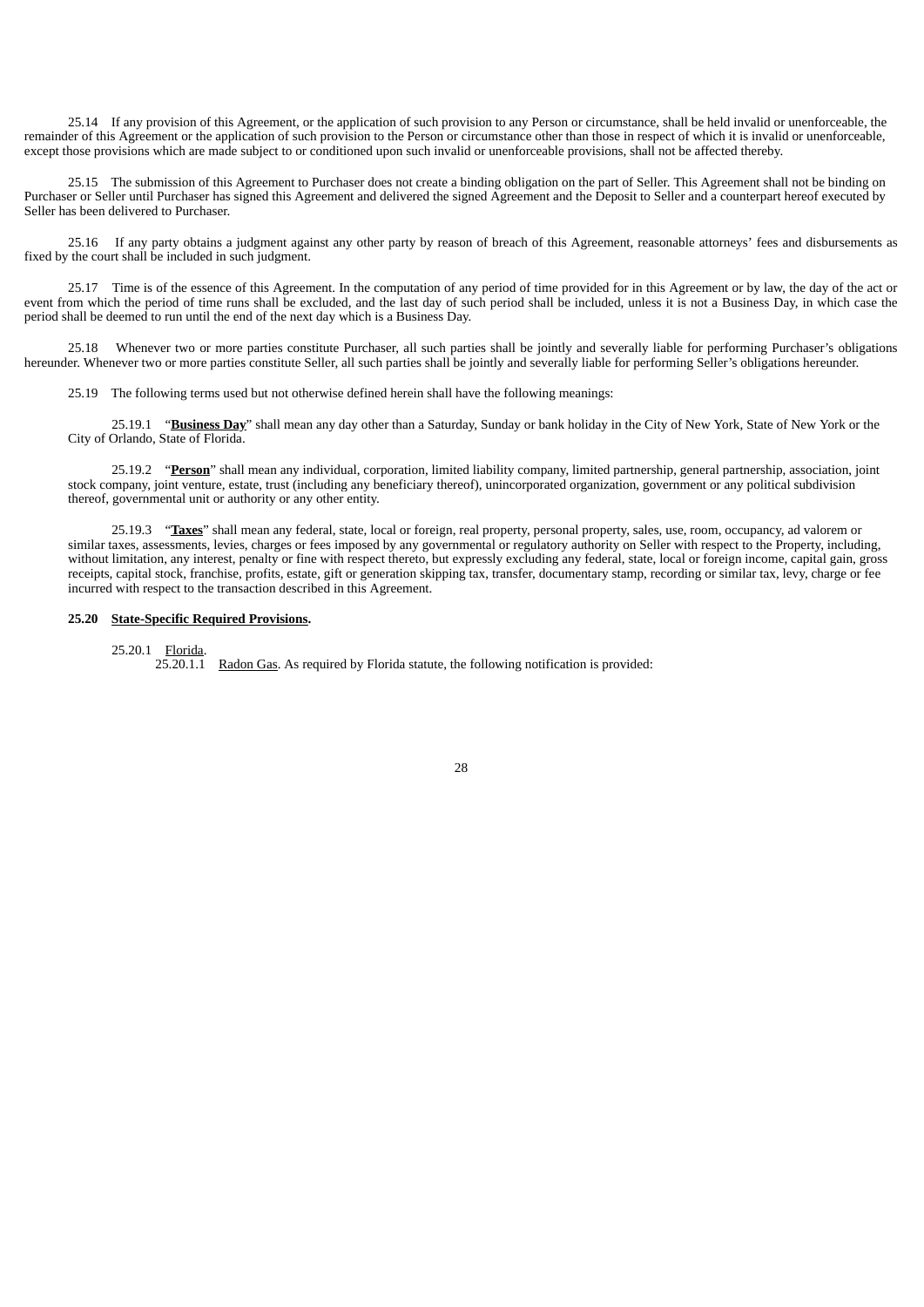25.14 If any provision of this Agreement, or the application of such provision to any Person or circumstance, shall be held invalid or unenforceable, the remainder of this Agreement or the application of such provision to the Person or circumstance other than those in respect of which it is invalid or unenforceable, except those provisions which are made subject to or conditioned upon such invalid or unenforceable provisions, shall not be affected thereby.

25.15 The submission of this Agreement to Purchaser does not create a binding obligation on the part of Seller. This Agreement shall not be binding on Purchaser or Seller until Purchaser has signed this Agreement and delivered the signed Agreement and the Deposit to Seller and a counterpart hereof executed by Seller has been delivered to Purchaser.

25.16 If any party obtains a judgment against any other party by reason of breach of this Agreement, reasonable attorneys' fees and disbursements as fixed by the court shall be included in such judgment.

25.17 Time is of the essence of this Agreement. In the computation of any period of time provided for in this Agreement or by law, the day of the act or event from which the period of time runs shall be excluded, and the last day of such period shall be included, unless it is not a Business Day, in which case the period shall be deemed to run until the end of the next day which is a Business Day.

25.18 Whenever two or more parties constitute Purchaser, all such parties shall be jointly and severally liable for performing Purchaser's obligations hereunder. Whenever two or more parties constitute Seller, all such parties shall be jointly and severally liable for performing Seller's obligations hereunder.

25.19 The following terms used but not otherwise defined herein shall have the following meanings:

25.19.1 "**Business Day**" shall mean any day other than a Saturday, Sunday or bank holiday in the City of New York, State of New York or the City of Orlando, State of Florida.

25.19.2 "**Person**" shall mean any individual, corporation, limited liability company, limited partnership, general partnership, association, joint stock company, joint venture, estate, trust (including any beneficiary thereof), unincorporated organization, government or any political subdivision thereof, governmental unit or authority or any other entity.

25.19.3 "**Taxes**" shall mean any federal, state, local or foreign, real property, personal property, sales, use, room, occupancy, ad valorem or similar taxes, assessments, levies, charges or fees imposed by any governmental or regulatory authority on Seller with respect to the Property, including, without limitation, any interest, penalty or fine with respect thereto, but expressly excluding any federal, state, local or foreign income, capital gain, gross receipts, capital stock, franchise, profits, estate, gift or generation skipping tax, transfer, documentary stamp, recording or similar tax, levy, charge or fee incurred with respect to the transaction described in this Agreement.

**25.20 State-Specific Required Provisions.**

25.20.1 Florida.

25.20.1.1 Radon Gas. As required by Florida statute, the following notification is provided: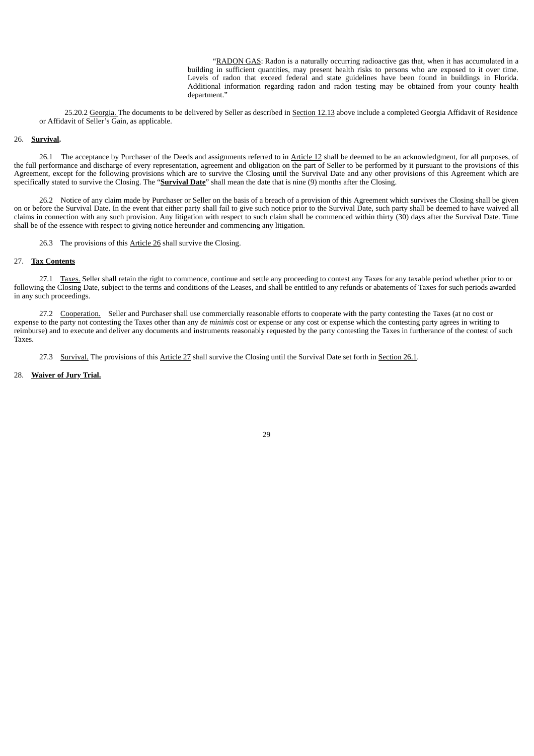> "RADON GAS: Radon is a naturally occurring radioactive gas that, when it has accumulated in a building in sufficient quantities, may present health risks to persons who are exposed to it over time. Levels of radon that exceed federal and state guidelines have been found in buildings in Florida. Additional information regarding radon and radon testing may be obtained from your county health department."

25.20.2 Georgia. The documents to be delivered by Seller as described in Section 12.13 above include a completed Georgia Affidavit of Residence or Affidavit of Seller's Gain, as applicable.

26. **Survival.**

26.1 The acceptance by Purchaser of the Deeds and assignments referred to in Article 12 shall be deemed to be an acknowledgment, for all purposes, of the full performance and discharge of every representation, agreement and obligation on the part of Seller to be performed by it pursuant to the provisions of this Agreement, except for the following provisions which are to survive the Closing until the Survival Date and any other provisions of this Agreement which are specifically stated to survive the Closing. The "**Survival Date**" shall mean the date that is nine (9) months after the Closing.

26.2 Notice of any claim made by Purchaser or Seller on the basis of a breach of a provision of this Agreement which survives the Closing shall be given on or before the Survival Date. In the event that either party shall fail to give such notice prior to the Survival Date, such party shall be deemed to have waived all claims in connection with any such provision. Any litigation with respect to such claim shall be commenced within thirty (30) days after the Survival Date. Time shall be of the essence with respect to giving notice hereunder and commencing any litigation.

26.3 The provisions of this Article 26 shall survive the Closing.

27. **Tax Contents**

27.1 Taxes. Seller shall retain the right to commence, continue and settle any proceeding to contest any Taxes for any taxable period whether prior to or following the Closing Date, subject to the terms and conditions of the Leases, and shall be entitled to any refunds or abatements of Taxes for such periods awarded in any such proceedings.

27.2 Cooperation. Seller and Purchaser shall use commercially reasonable efforts to cooperate with the party contesting the Taxes (at no cost or expense to the party not contesting the Taxes other than any *de minimis* cost or expense or any cost or expense which the contesting party agrees in writing to reimburse) and to execute and deliver any documents and instruments reasonably requested by the party contesting the Taxes in furtherance of the contest of such Taxes.

27.3 Survival. The provisions of this Article 27 shall survive the Closing until the Survival Date set forth in Section 26.1.

28. **Waiver of Jury Trial.**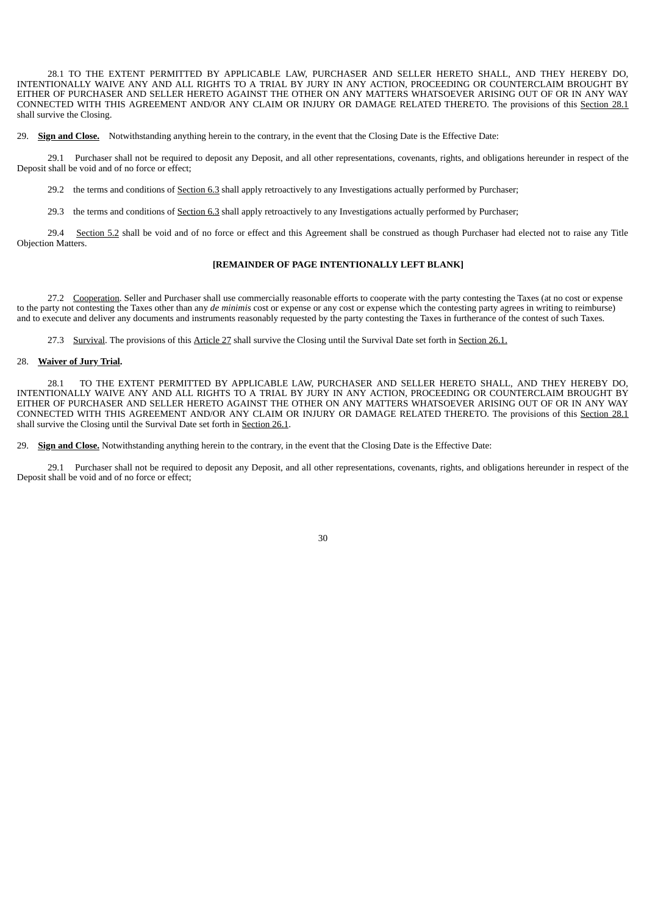28.1 TO THE EXTENT PERMITTED BY APPLICABLE LAW, PURCHASER AND SELLER HERETO SHALL, AND THEY HEREBY DO, INTENTIONALLY WAIVE ANY AND ALL RIGHTS TO A TRIAL BY JURY IN ANY ACTION, PROCEEDING OR COUNTERCLAIM BROUGHT BY EITHER OF PURCHASER AND SELLER HERETO AGAINST THE OTHER ON ANY MATTERS WHATSOEVER ARISING OUT OF OR IN ANY WAY CONNECTED WITH THIS AGREEMENT AND/OR ANY CLAIM OR INJURY OR DAMAGE RELATED THERETO. The provisions of this Section 28.1 shall survive the Closing.

29. **Sign and Close.** Notwithstanding anything herein to the contrary, in the event that the Closing Date is the Effective Date:

29.1 Purchaser shall not be required to deposit any Deposit, and all other representations, covenants, rights, and obligations hereunder in respect of the Deposit shall be void and of no force or effect;

29.2 the terms and conditions of Section 6.3 shall apply retroactively to any Investigations actually performed by Purchaser;

29.3 the terms and conditions of Section 6.3 shall apply retroactively to any Investigations actually performed by Purchaser;

29.4 Section 5.2 shall be void and of no force or effect and this Agreement shall be construed as though Purchaser had elected not to raise any Title Objection Matters.

**[REMAINDER OF PAGE INTENTIONALLY LEFT BLANK]**

27.2 Cooperation. Seller and Purchaser shall use commercially reasonable efforts to cooperate with the party contesting the Taxes (at no cost or expense to the party not contesting the Taxes other than any *de minimis* cost or expense or any cost or expense which the contesting party agrees in writing to reimburse) and to execute and deliver any documents and instruments reasonably requested by the party contesting the Taxes in furtherance of the contest of such Taxes.

27.3 Survival. The provisions of this Article 27 shall survive the Closing until the Survival Date set forth in Section 26.1.

28. **Waiver of Jury Trial.**

28.1 TO THE EXTENT PERMITTED BY APPLICABLE LAW, PURCHASER AND SELLER HERETO SHALL, AND THEY HEREBY DO, INTENTIONALLY WAIVE ANY AND ALL RIGHTS TO A TRIAL BY JURY IN ANY ACTION, PROCEEDING OR COUNTERCLAIM BROUGHT BY EITHER OF PURCHASER AND SELLER HERETO AGAINST THE OTHER ON ANY MATTERS WHATSOEVER ARISING OUT OF OR IN ANY WAY CONNECTED WITH THIS AGREEMENT AND/OR ANY CLAIM OR INJURY OR DAMAGE RELATED THERETO. The provisions of this Section 28.1 shall survive the Closing until the Survival Date set forth in Section 26.1.

29. **Sign and Close.** Notwithstanding anything herein to the contrary, in the event that the Closing Date is the Effective Date:

29.1 Purchaser shall not be required to deposit any Deposit, and all other representations, covenants, rights, and obligations hereunder in respect of the Deposit shall be void and of no force or effect;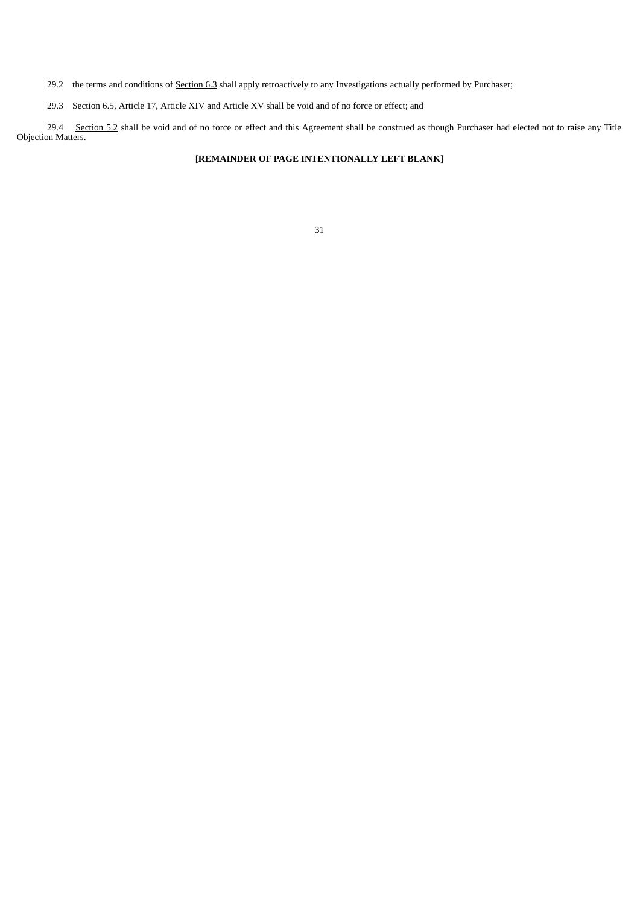29.2 the terms and conditions of Section 6.3 shall apply retroactively to any Investigations actually performed by Purchaser;

29.3 Section 6.5, Article 17, Article XIV and Article XV shall be void and of no force or effect; and

29.4 Section 5.2 shall be void and of no force or effect and this Agreement shall be construed as though Purchaser had elected not to raise any Title Objection Matters.

**[REMAINDER OF PAGE INTENTIONALLY LEFT BLANK]**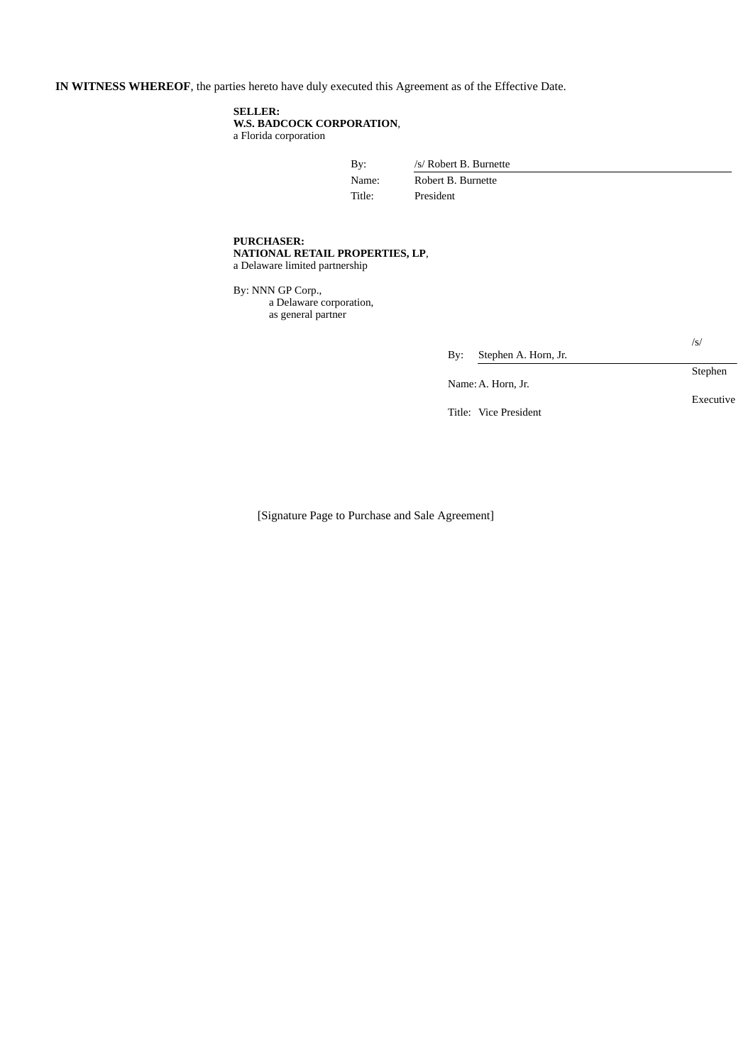**IN WITNESS WHEREOF**, the parties hereto have duly executed this Agreement as of the Effective Date.

**SELLER:**
**W.S. BADCOCK CORPORATION**,
a Florida corporation

| | |
|---|---|
| By: | /s/ Robert B. Burnette |
| Name: | Robert B. Burnette |
| Title: | President |

**PURCHASER:**
**NATIONAL RETAIL PROPERTIES, LP**,
a Delaware limited partnership

By: NNN GP Corp.,
a Delaware corporation,
as general partner

| | |
|---|---|
| By: | /s/ Stephen A. Horn, Jr. |
| Name: | Stephen A. Horn, Jr. |
| Title: | Executive Vice President |

[Signature Page to Purchase and Sale Agreement]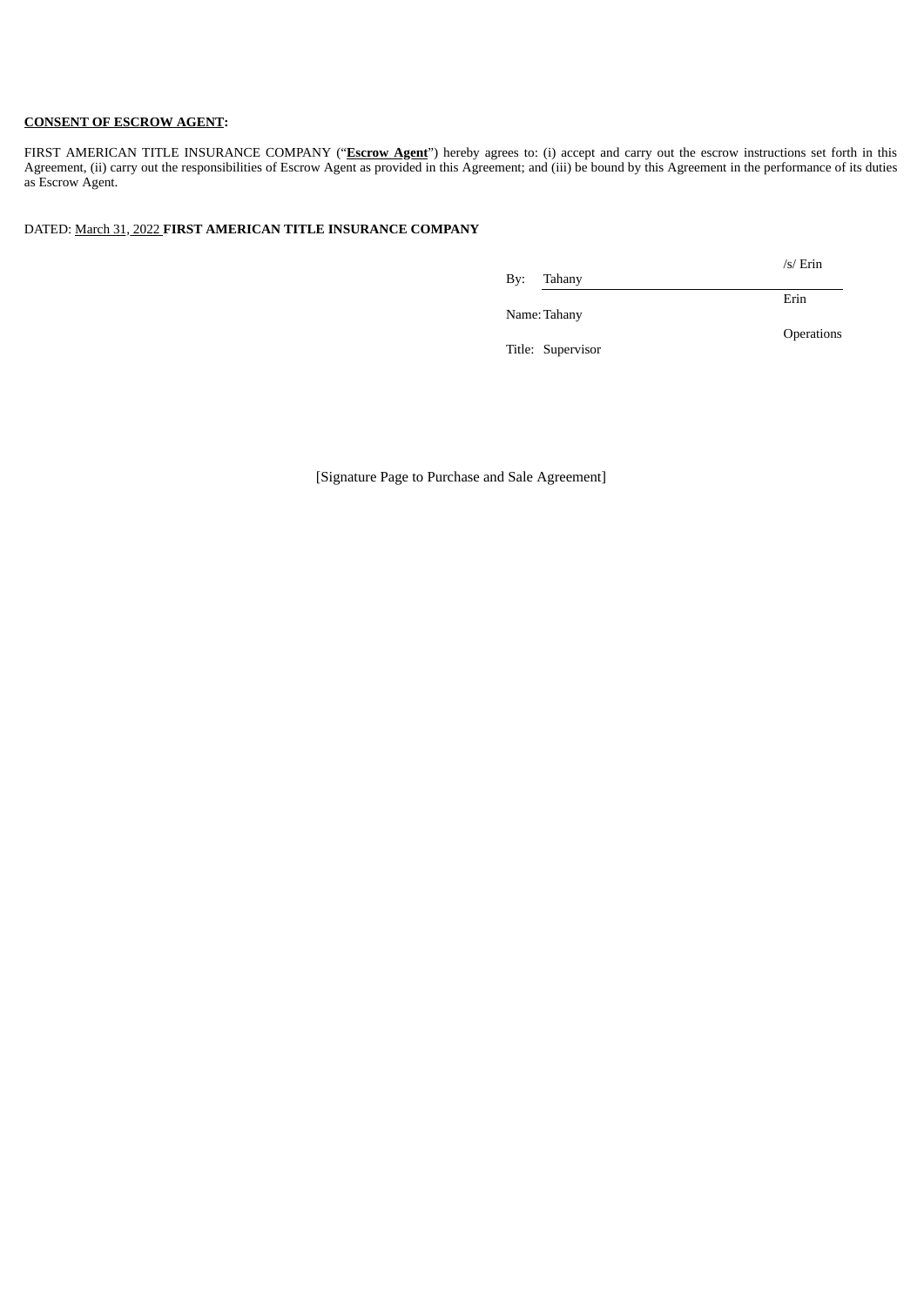**CONSENT OF ESCROW AGENT:**

FIRST AMERICAN TITLE INSURANCE COMPANY ("**Escrow Agent**") hereby agrees to: (i) accept and carry out the escrow instructions set forth in this Agreement, (ii) carry out the responsibilities of Escrow Agent as provided in this Agreement; and (iii) be bound by this Agreement in the performance of its duties as Escrow Agent.

DATED: March 31, 2022 **FIRST AMERICAN TITLE INSURANCE COMPANY**

By: /s/ Erin Tahany

Name: Erin Tahany

Title: Operations Supervisor

[Signature Page to Purchase and Sale Agreement]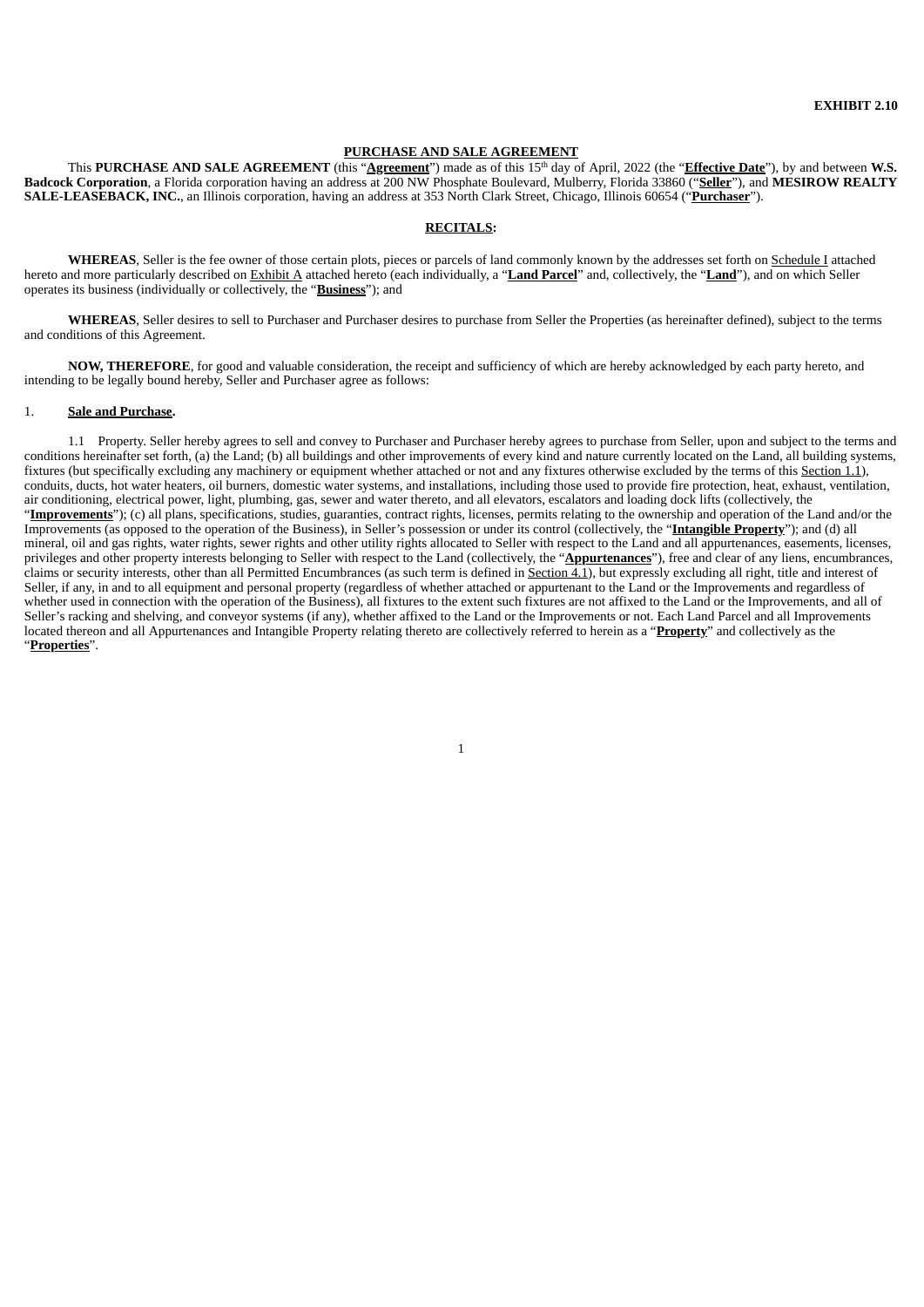**EXHIBIT 2.10**

**PURCHASE AND SALE AGREEMENT**

This **PURCHASE AND SALE AGREEMENT** (this "**Agreement**") made as of this 15th day of April, 2022 (the "**Effective Date**"), by and between **W.S. Badcock Corporation**, a Florida corporation having an address at 200 NW Phosphate Boulevard, Mulberry, Florida 33860 ("**Seller**"), and **MESIROW REALTY SALE-LEASEBACK, INC.**, an Illinois corporation, having an address at 353 North Clark Street, Chicago, Illinois 60654 ("**Purchaser**").

**RECITALS:**

**WHEREAS**, Seller is the fee owner of those certain plots, pieces or parcels of land commonly known by the addresses set forth on Schedule I attached hereto and more particularly described on Exhibit A attached hereto (each individually, a "**Land Parcel**" and, collectively, the "**Land**"), and on which Seller operates its business (individually or collectively, the "**Business**"); and

**WHEREAS**, Seller desires to sell to Purchaser and Purchaser desires to purchase from Seller the Properties (as hereinafter defined), subject to the terms and conditions of this Agreement.

**NOW, THEREFORE**, for good and valuable consideration, the receipt and sufficiency of which are hereby acknowledged by each party hereto, and intending to be legally bound hereby, Seller and Purchaser agree as follows:

1. **Sale and Purchase.**

1.1 Property. Seller hereby agrees to sell and convey to Purchaser and Purchaser hereby agrees to purchase from Seller, upon and subject to the terms and conditions hereinafter set forth, (a) the Land; (b) all buildings and other improvements of every kind and nature currently located on the Land, all building systems, fixtures (but specifically excluding any machinery or equipment whether attached or not and any fixtures otherwise excluded by the terms of this Section 1.1), conduits, ducts, hot water heaters, oil burners, domestic water systems, and installations, including those used to provide fire protection, heat, exhaust, ventilation, air conditioning, electrical power, light, plumbing, gas, sewer and water thereto, and all elevators, escalators and loading dock lifts (collectively, the "**Improvements**"); (c) all plans, specifications, studies, guaranties, contract rights, licenses, permits relating to the ownership and operation of the Land and/or the Improvements (as opposed to the operation of the Business), in Seller's possession or under its control (collectively, the "**Intangible Property**"); and (d) all mineral, oil and gas rights, water rights, sewer rights and other utility rights allocated to Seller with respect to the Land and all appurtenances, easements, licenses, privileges and other property interests belonging to Seller with respect to the Land (collectively, the "**Appurtenances**"), free and clear of any liens, encumbrances, claims or security interests, other than all Permitted Encumbrances (as such term is defined in Section 4.1), but expressly excluding all right, title and interest of Seller, if any, in and to all equipment and personal property (regardless of whether attached or appurtenant to the Land or the Improvements and regardless of whether used in connection with the operation of the Business), all fixtures to the extent such fixtures are not affixed to the Land or the Improvements, and all of Seller's racking and shelving, and conveyor systems (if any), whether affixed to the Land or the Improvements or not. Each Land Parcel and all Improvements located thereon and all Appurtenances and Intangible Property relating thereto are collectively referred to herein as a "**Property**" and collectively as the "**Properties**".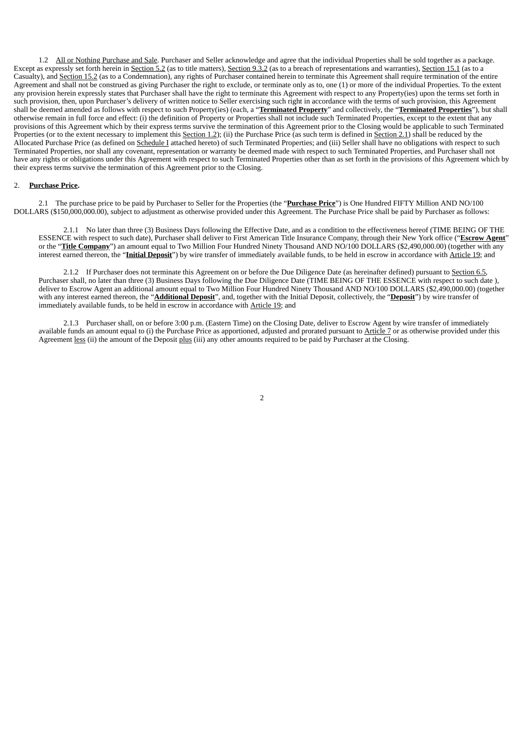1.2 All or Nothing Purchase and Sale. Purchaser and Seller acknowledge and agree that the individual Properties shall be sold together as a package. Except as expressly set forth herein in Section 5.2 (as to title matters), Section 9.3.2 (as to a breach of representations and warranties), Section 15.1 (as to a Casualty), and Section 15.2 (as to a Condemnation), any rights of Purchaser contained herein to terminate this Agreement shall require termination of the entire Agreement and shall not be construed as giving Purchaser the right to exclude, or terminate only as to, one (1) or more of the individual Properties. To the extent any provision herein expressly states that Purchaser shall have the right to terminate this Agreement with respect to any Property(ies) upon the terms set forth in such provision, then, upon Purchaser's delivery of written notice to Seller exercising such right in accordance with the terms of such provision, this Agreement shall be deemed amended as follows with respect to such Property(ies) (each, a "**Terminated Property**" and collectively, the "**Terminated Properties**"), but shall otherwise remain in full force and effect: (i) the definition of Property or Properties shall not include such Terminated Properties, except to the extent that any provisions of this Agreement which by their express terms survive the termination of this Agreement prior to the Closing would be applicable to such Terminated Properties (or to the extent necessary to implement this Section 1.2); (ii) the Purchase Price (as such term is defined in Section 2.1) shall be reduced by the Allocated Purchase Price (as defined on Schedule I attached hereto) of such Terminated Properties; and (iii) Seller shall have no obligations with respect to such Terminated Properties, nor shall any covenant, representation or warranty be deemed made with respect to such Terminated Properties, and Purchaser shall not have any rights or obligations under this Agreement with respect to such Terminated Properties other than as set forth in the provisions of this Agreement which by their express terms survive the termination of this Agreement prior to the Closing.

2. **Purchase Price.**

2.1 The purchase price to be paid by Purchaser to Seller for the Properties (the "**Purchase Price**") is One Hundred FIFTY Million AND NO/100 DOLLARS ($150,000,000.00), subject to adjustment as otherwise provided under this Agreement. The Purchase Price shall be paid by Purchaser as follows:

2.1.1 No later than three (3) Business Days following the Effective Date, and as a condition to the effectiveness hereof (TIME BEING OF THE ESSENCE with respect to such date), Purchaser shall deliver to First American Title Insurance Company, through their New York office ("**Escrow Agent**" or the "**Title Company**") an amount equal to Two Million Four Hundred Ninety Thousand AND NO/100 DOLLARS ($2,490,000.00) (together with any interest earned thereon, the "**Initial Deposit**") by wire transfer of immediately available funds, to be held in escrow in accordance with Article 19; and

2.1.2 If Purchaser does not terminate this Agreement on or before the Due Diligence Date (as hereinafter defined) pursuant to Section 6.5, Purchaser shall, no later than three (3) Business Days following the Due Diligence Date (TIME BEING OF THE ESSENCE with respect to such date ), deliver to Escrow Agent an additional amount equal to Two Million Four Hundred Ninety Thousand AND NO/100 DOLLARS ($2,490,000.00) (together with any interest earned thereon, the "**Additional Deposit**", and, together with the Initial Deposit, collectively, the "**Deposit**") by wire transfer of immediately available funds, to be held in escrow in accordance with Article 19; and

2.1.3 Purchaser shall, on or before 3:00 p.m. (Eastern Time) on the Closing Date, deliver to Escrow Agent by wire transfer of immediately available funds an amount equal to (i) the Purchase Price as apportioned, adjusted and prorated pursuant to Article 7 or as otherwise provided under this Agreement less (ii) the amount of the Deposit plus (iii) any other amounts required to be paid by Purchaser at the Closing.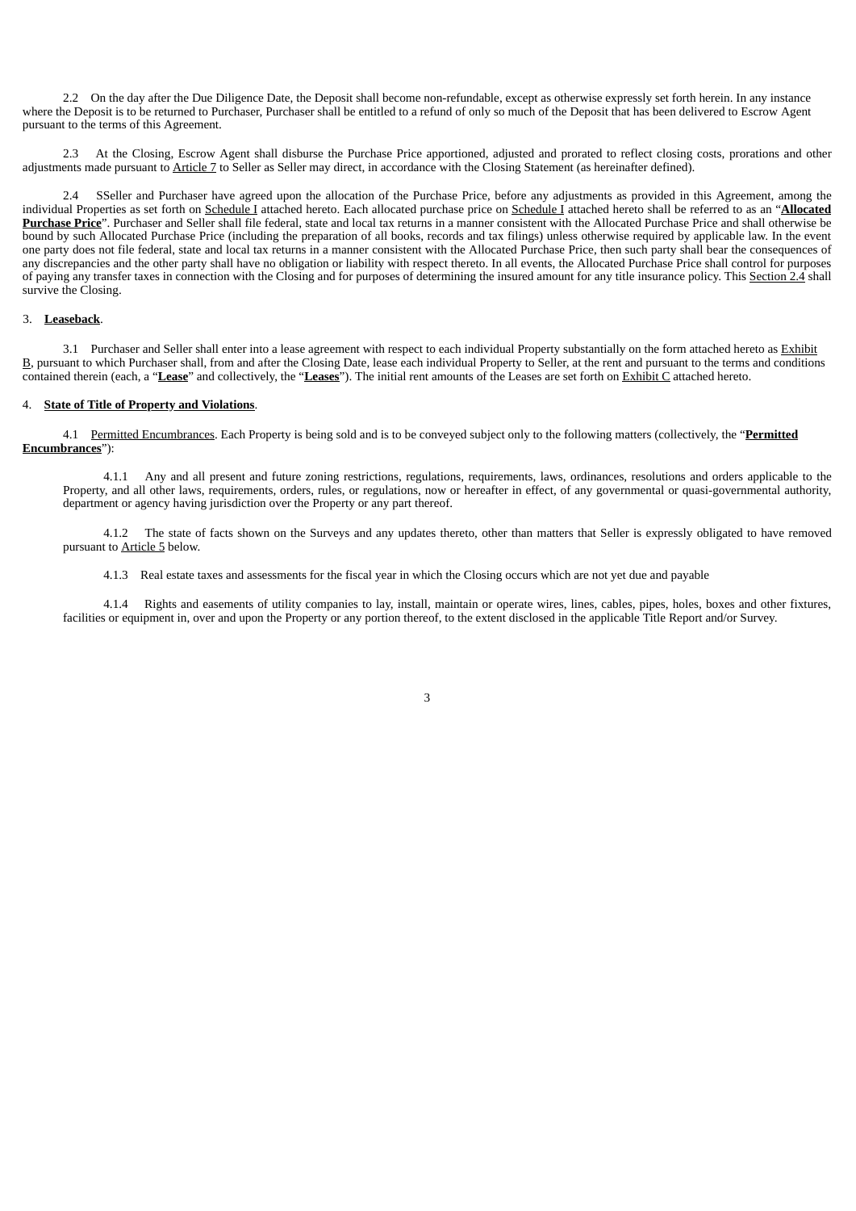2.2 On the day after the Due Diligence Date, the Deposit shall become non-refundable, except as otherwise expressly set forth herein. In any instance where the Deposit is to be returned to Purchaser, Purchaser shall be entitled to a refund of only so much of the Deposit that has been delivered to Escrow Agent pursuant to the terms of this Agreement.

2.3 At the Closing, Escrow Agent shall disburse the Purchase Price apportioned, adjusted and prorated to reflect closing costs, prorations and other adjustments made pursuant to Article 7 to Seller as Seller may direct, in accordance with the Closing Statement (as hereinafter defined).

2.4 SSeller and Purchaser have agreed upon the allocation of the Purchase Price, before any adjustments as provided in this Agreement, among the individual Properties as set forth on Schedule I attached hereto. Each allocated purchase price on Schedule I attached hereto shall be referred to as an "**Allocated Purchase Price**". Purchaser and Seller shall file federal, state and local tax returns in a manner consistent with the Allocated Purchase Price and shall otherwise be bound by such Allocated Purchase Price (including the preparation of all books, records and tax filings) unless otherwise required by applicable law. In the event one party does not file federal, state and local tax returns in a manner consistent with the Allocated Purchase Price, then such party shall bear the consequences of any discrepancies and the other party shall have no obligation or liability with respect thereto. In all events, the Allocated Purchase Price shall control for purposes of paying any transfer taxes in connection with the Closing and for purposes of determining the insured amount for any title insurance policy. This Section 2.4 shall survive the Closing.

3. **Leaseback**.

3.1 Purchaser and Seller shall enter into a lease agreement with respect to each individual Property substantially on the form attached hereto as Exhibit B, pursuant to which Purchaser shall, from and after the Closing Date, lease each individual Property to Seller, at the rent and pursuant to the terms and conditions contained therein (each, a "**Lease**" and collectively, the "**Leases**"). The initial rent amounts of the Leases are set forth on Exhibit C attached hereto.

4. **State of Title of Property and Violations**.

4.1 Permitted Encumbrances. Each Property is being sold and is to be conveyed subject only to the following matters (collectively, the "**Permitted Encumbrances**"):

4.1.1 Any and all present and future zoning restrictions, regulations, requirements, laws, ordinances, resolutions and orders applicable to the Property, and all other laws, requirements, orders, rules, or regulations, now or hereafter in effect, of any governmental or quasi-governmental authority, department or agency having jurisdiction over the Property or any part thereof.

4.1.2 The state of facts shown on the Surveys and any updates thereto, other than matters that Seller is expressly obligated to have removed pursuant to Article 5 below.

4.1.3 Real estate taxes and assessments for the fiscal year in which the Closing occurs which are not yet due and payable

4.1.4 Rights and easements of utility companies to lay, install, maintain or operate wires, lines, cables, pipes, holes, boxes and other fixtures, facilities or equipment in, over and upon the Property or any portion thereof, to the extent disclosed in the applicable Title Report and/or Survey.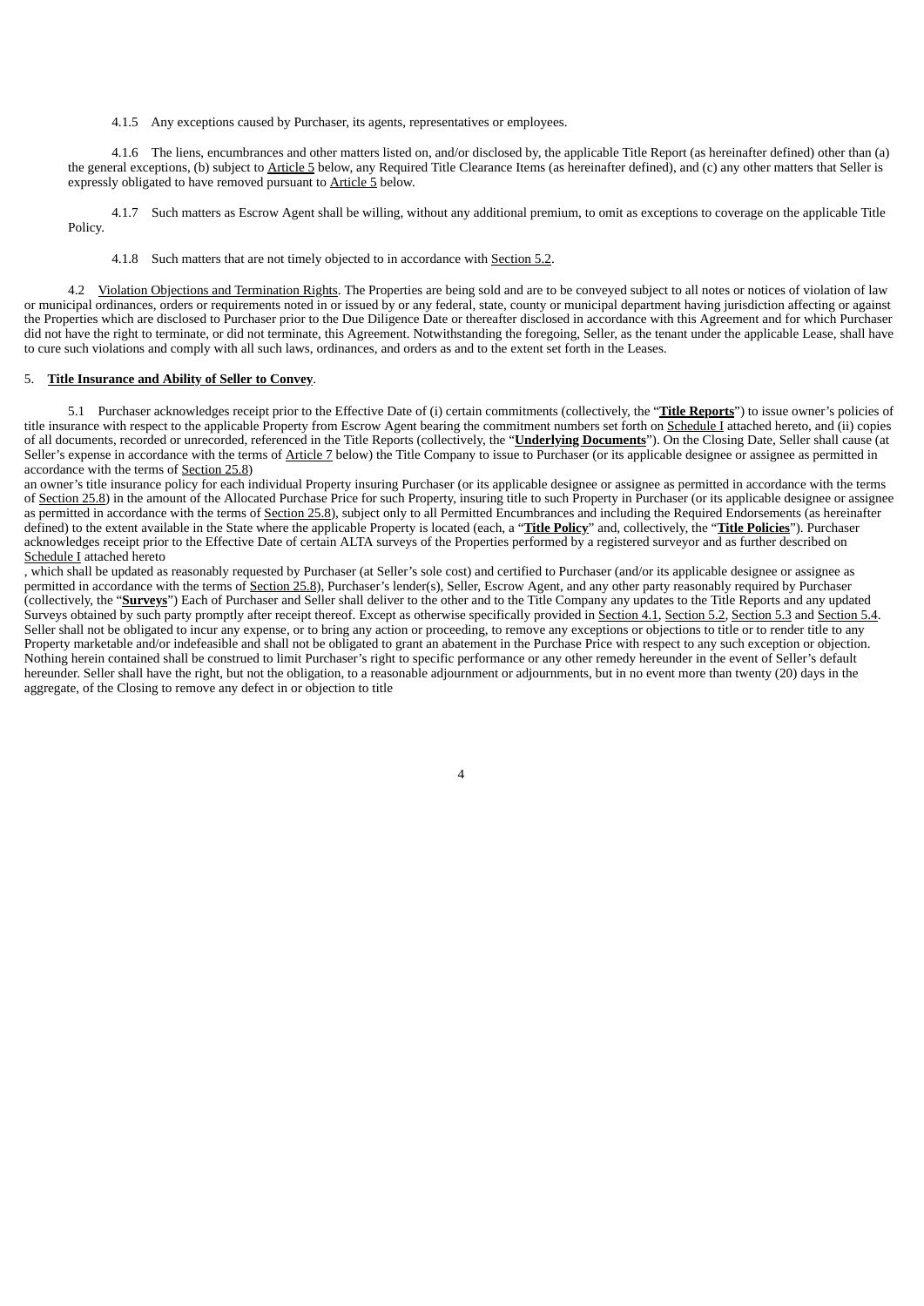4.1.5 Any exceptions caused by Purchaser, its agents, representatives or employees.

4.1.6 The liens, encumbrances and other matters listed on, and/or disclosed by, the applicable Title Report (as hereinafter defined) other than (a) the general exceptions, (b) subject to Article 5 below, any Required Title Clearance Items (as hereinafter defined), and (c) any other matters that Seller is expressly obligated to have removed pursuant to Article 5 below.

4.1.7 Such matters as Escrow Agent shall be willing, without any additional premium, to omit as exceptions to coverage on the applicable Title Policy.

4.1.8 Such matters that are not timely objected to in accordance with Section 5.2.

4.2 Violation Objections and Termination Rights. The Properties are being sold and are to be conveyed subject to all notes or notices of violation of law or municipal ordinances, orders or requirements noted in or issued by or any federal, state, county or municipal department having jurisdiction affecting or against the Properties which are disclosed to Purchaser prior to the Due Diligence Date or thereafter disclosed in accordance with this Agreement and for which Purchaser did not have the right to terminate, or did not terminate, this Agreement. Notwithstanding the foregoing, Seller, as the tenant under the applicable Lease, shall have to cure such violations and comply with all such laws, ordinances, and orders as and to the extent set forth in the Leases.

5. **Title Insurance and Ability of Seller to Convey**.

5.1 Purchaser acknowledges receipt prior to the Effective Date of (i) certain commitments (collectively, the "**Title Reports**") to issue owner's policies of title insurance with respect to the applicable Property from Escrow Agent bearing the commitment numbers set forth on Schedule I attached hereto, and (ii) copies of all documents, recorded or unrecorded, referenced in the Title Reports (collectively, the "**Underlying Documents**"). On the Closing Date, Seller shall cause (at Seller's expense in accordance with the terms of Article 7 below) the Title Company to issue to Purchaser (or its applicable designee or assignee as permitted in accordance with the terms of Section 25.8) an owner's title insurance policy for each individual Property insuring Purchaser (or its applicable designee or assignee as permitted in accordance with the terms of Section 25.8) in the amount of the Allocated Purchase Price for such Property, insuring title to such Property in Purchaser (or its applicable designee or assignee as permitted in accordance with the terms of Section 25.8), subject only to all Permitted Encumbrances and including the Required Endorsements (as hereinafter defined) to the extent available in the State where the applicable Property is located (each, a "**Title Policy**" and, collectively, the "**Title Policies**"). Purchaser acknowledges receipt prior to the Effective Date of certain ALTA surveys of the Properties performed by a registered surveyor and as further described on Schedule I attached hereto, which shall be updated as reasonably requested by Purchaser (at Seller's sole cost) and certified to Purchaser (and/or its applicable designee or assignee as permitted in accordance with the terms of Section 25.8), Purchaser's lender(s), Seller, Escrow Agent, and any other party reasonably required by Purchaser (collectively, the "**Surveys**") Each of Purchaser and Seller shall deliver to the other and to the Title Company any updates to the Title Reports and any updated Surveys obtained by such party promptly after receipt thereof. Except as otherwise specifically provided in Section 4.1, Section 5.2, Section 5.3 and Section 5.4. Seller shall not be obligated to incur any expense, or to bring any action or proceeding, to remove any exceptions or objections to title or to render title to any Property marketable and/or indefeasible and shall not be obligated to grant an abatement in the Purchase Price with respect to any such exception or objection. Nothing herein contained shall be construed to limit Purchaser's right to specific performance or any other remedy hereunder in the event of Seller's default hereunder. Seller shall have the right, but not the obligation, to a reasonable adjournment or adjournments, but in no event more than twenty (20) days in the aggregate, of the Closing to remove any defect in or objection to title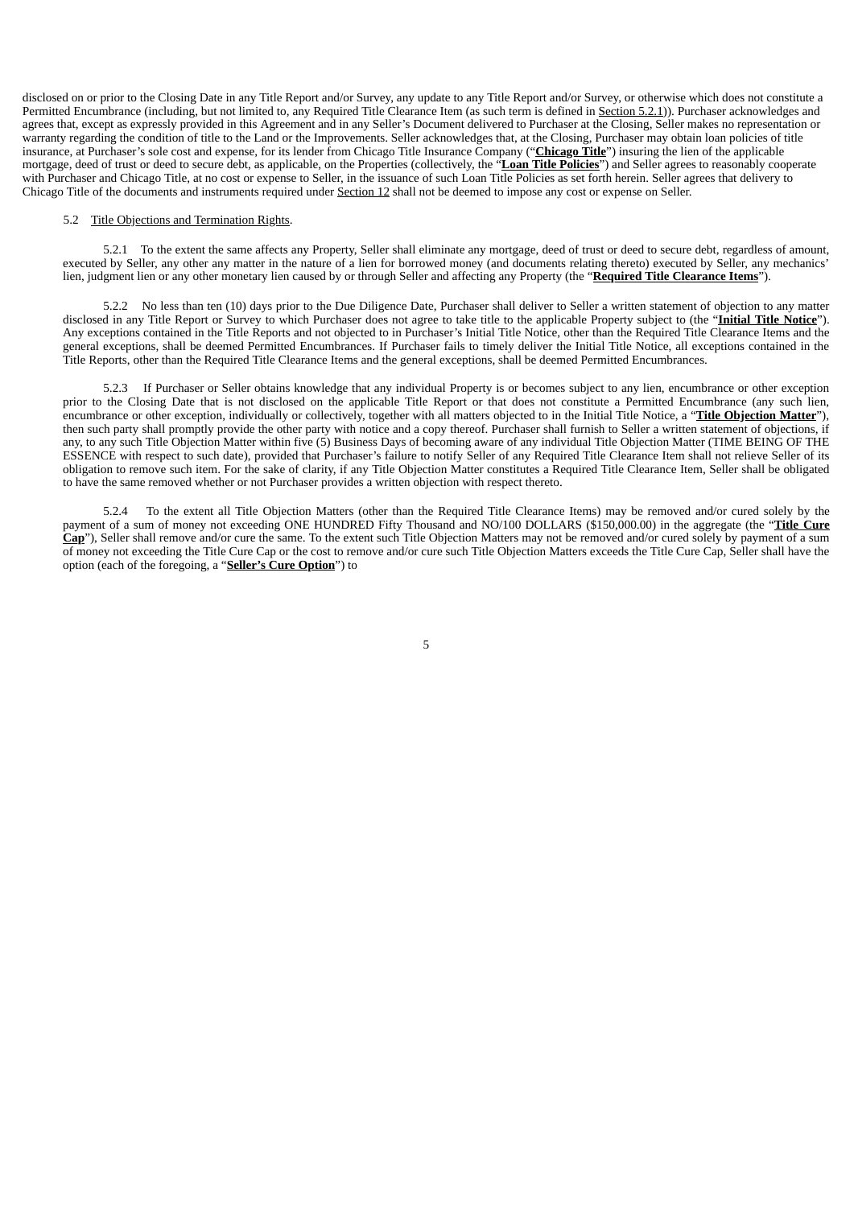disclosed on or prior to the Closing Date in any Title Report and/or Survey, any update to any Title Report and/or Survey, or otherwise which does not constitute a Permitted Encumbrance (including, but not limited to, any Required Title Clearance Item (as such term is defined in Section 5.2.1)). Purchaser acknowledges and agrees that, except as expressly provided in this Agreement and in any Seller's Document delivered to Purchaser at the Closing, Seller makes no representation or warranty regarding the condition of title to the Land or the Improvements. Seller acknowledges that, at the Closing, Purchaser may obtain loan policies of title insurance, at Purchaser's sole cost and expense, for its lender from Chicago Title Insurance Company ("**Chicago Title**") insuring the lien of the applicable mortgage, deed of trust or deed to secure debt, as applicable, on the Properties (collectively, the "**Loan Title Policies**") and Seller agrees to reasonably cooperate with Purchaser and Chicago Title, at no cost or expense to Seller, in the issuance of such Loan Title Policies as set forth herein. Seller agrees that delivery to Chicago Title of the documents and instruments required under Section 12 shall not be deemed to impose any cost or expense on Seller.

5.2 Title Objections and Termination Rights.

5.2.1 To the extent the same affects any Property, Seller shall eliminate any mortgage, deed of trust or deed to secure debt, regardless of amount, executed by Seller, any other any matter in the nature of a lien for borrowed money (and documents relating thereto) executed by Seller, any mechanics' lien, judgment lien or any other monetary lien caused by or through Seller and affecting any Property (the "**Required Title Clearance Items**").

5.2.2 No less than ten (10) days prior to the Due Diligence Date, Purchaser shall deliver to Seller a written statement of objection to any matter disclosed in any Title Report or Survey to which Purchaser does not agree to take title to the applicable Property subject to (the "**Initial Title Notice**"). Any exceptions contained in the Title Reports and not objected to in Purchaser's Initial Title Notice, other than the Required Title Clearance Items and the general exceptions, shall be deemed Permitted Encumbrances. If Purchaser fails to timely deliver the Initial Title Notice, all exceptions contained in the Title Reports, other than the Required Title Clearance Items and the general exceptions, shall be deemed Permitted Encumbrances.

5.2.3 If Purchaser or Seller obtains knowledge that any individual Property is or becomes subject to any lien, encumbrance or other exception prior to the Closing Date that is not disclosed on the applicable Title Report or that does not constitute a Permitted Encumbrance (any such lien, encumbrance or other exception, individually or collectively, together with all matters objected to in the Initial Title Notice, a "**Title Objection Matter**"), then such party shall promptly provide the other party with notice and a copy thereof. Purchaser shall furnish to Seller a written statement of objections, if any, to any such Title Objection Matter within five (5) Business Days of becoming aware of any individual Title Objection Matter (TIME BEING OF THE ESSENCE with respect to such date), provided that Purchaser's failure to notify Seller of any Required Title Clearance Item shall not relieve Seller of its obligation to remove such item. For the sake of clarity, if any Title Objection Matter constitutes a Required Title Clearance Item, Seller shall be obligated to have the same removed whether or not Purchaser provides a written objection with respect thereto.

5.2.4 To the extent all Title Objection Matters (other than the Required Title Clearance Items) may be removed and/or cured solely by the payment of a sum of money not exceeding ONE HUNDRED Fifty Thousand and NO/100 DOLLARS ($150,000.00) in the aggregate (the "**Title Cure Cap**"), Seller shall remove and/or cure the same. To the extent such Title Objection Matters may not be removed and/or cured solely by payment of a sum of money not exceeding the Title Cure Cap or the cost to remove and/or cure such Title Objection Matters exceeds the Title Cure Cap, Seller shall have the option (each of the foregoing, a "**Seller's Cure Option**") to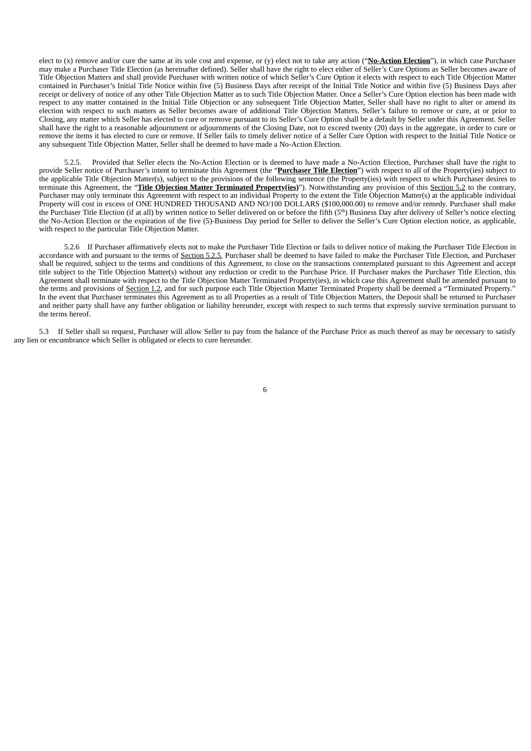elect to (x) remove and/or cure the same at its sole cost and expense, or (y) elect not to take any action ("**No-Action Election**"), in which case Purchaser may make a Purchaser Title Election (as hereinafter defined). Seller shall have the right to elect either of Seller's Cure Options as Seller becomes aware of Title Objection Matters and shall provide Purchaser with written notice of which Seller's Cure Option it elects with respect to each Title Objection Matter contained in Purchaser's Initial Title Notice within five (5) Business Days after receipt of the Initial Title Notice and within five (5) Business Days after receipt or delivery of notice of any other Title Objection Matter as to such Title Objection Matter. Once a Seller's Cure Option election has been made with respect to any matter contained in the Initial Title Objection or any subsequent Title Objection Matter, Seller shall have no right to alter or amend its election with respect to such matters as Seller becomes aware of additional Title Objection Matters. Seller's failure to remove or cure, at or prior to Closing, any matter which Seller has elected to cure or remove pursuant to its Seller's Cure Option shall be a default by Seller under this Agreement. Seller shall have the right to a reasonable adjournment or adjournments of the Closing Date, not to exceed twenty (20) days in the aggregate, in order to cure or remove the items it has elected to cure or remove. If Seller fails to timely deliver notice of a Seller Cure Option with respect to the Initial Title Notice or any subsequent Title Objection Matter, Seller shall be deemed to have made a No-Action Election.

5.2.5. Provided that Seller elects the No-Action Election or is deemed to have made a No-Action Election, Purchaser shall have the right to provide Seller notice of Purchaser's intent to terminate this Agreement (the "**Purchaser Title Election**") with respect to all of the Property(ies) subject to the applicable Title Objection Matter(s), subject to the provisions of the following sentence (the Property(ies) with respect to which Purchaser desires to terminate this Agreement, the "**Title Objection Matter Terminated Property(ies)**"). Notwithstanding any provision of this Section 5.2 to the contrary, Purchaser may only terminate this Agreement with respect to an individual Property to the extent the Title Objection Matter(s) at the applicable individual Property will cost in excess of ONE HUNDRED THOUSAND AND NO/100 DOLLARS ($100,000.00) to remove and/or remedy. Purchaser shall make the Purchaser Title Election (if at all) by written notice to Seller delivered on or before the fifth (5th) Business Day after delivery of Seller's notice electing the No-Action Election or the expiration of the five (5)-Business Day period for Seller to deliver the Seller's Cure Option election notice, as applicable, with respect to the particular Title Objection Matter.

5.2.6 If Purchaser affirmatively elects not to make the Purchaser Title Election or fails to deliver notice of making the Purchaser Title Election in accordance with and pursuant to the terms of Section 5.2.5, Purchaser shall be deemed to have failed to make the Purchaser Title Election, and Purchaser shall be required, subject to the terms and conditions of this Agreement, to close on the transactions contemplated pursuant to this Agreement and accept title subject to the Title Objection Matter(s) without any reduction or credit to the Purchase Price. If Purchaser makes the Purchaser Title Election, this Agreement shall terminate with respect to the Title Objection Matter Terminated Property(ies), in which case this Agreement shall be amended pursuant to the terms and provisions of Section 1.2, and for such purpose each Title Objection Matter Terminated Property shall be deemed a "Terminated Property." In the event that Purchaser terminates this Agreement as to all Properties as a result of Title Objection Matters, the Deposit shall be returned to Purchaser and neither party shall have any further obligation or liability hereunder, except with respect to such terms that expressly survive termination pursuant to the terms hereof.

5.3 If Seller shall so request, Purchaser will allow Seller to pay from the balance of the Purchase Price as much thereof as may be necessary to satisfy any lien or encumbrance which Seller is obligated or elects to cure hereunder.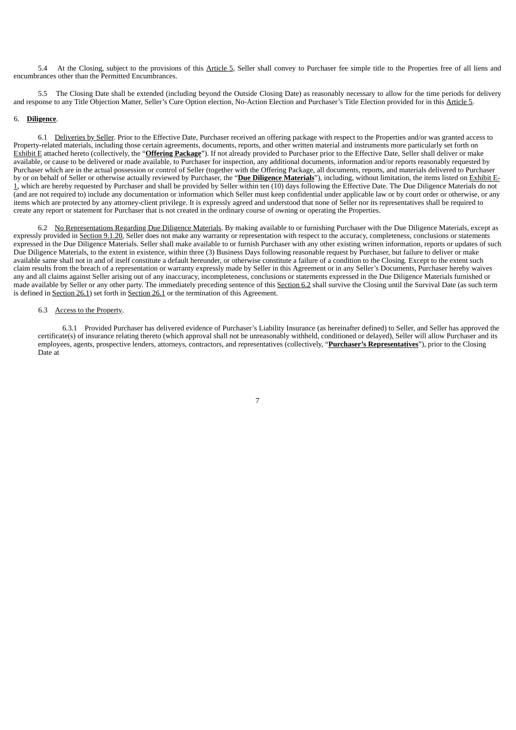5.4 At the Closing, subject to the provisions of this Article 5, Seller shall convey to Purchaser fee simple title to the Properties free of all liens and encumbrances other than the Permitted Encumbrances.

5.5 The Closing Date shall be extended (including beyond the Outside Closing Date) as reasonably necessary to allow for the time periods for delivery and response to any Title Objection Matter, Seller's Cure Option election, No-Action Election and Purchaser's Title Election provided for in this Article 5.

6. **Diligence**.

6.1 Deliveries by Seller. Prior to the Effective Date, Purchaser received an offering package with respect to the Properties and/or was granted access to Property-related materials, including those certain agreements, documents, reports, and other written material and instruments more particularly set forth on Exhibit E attached hereto (collectively, the "**Offering Package**"). If not already provided to Purchaser prior to the Effective Date, Seller shall deliver or make available, or cause to be delivered or made available, to Purchaser for inspection, any additional documents, information and/or reports reasonably requested by Purchaser which are in the actual possession or control of Seller (together with the Offering Package, all documents, reports, and materials delivered to Purchaser by or on behalf of Seller or otherwise actually reviewed by Purchaser, the "**Due Diligence Materials**"), including, without limitation, the items listed on Exhibit E-1, which are hereby requested by Purchaser and shall be provided by Seller within ten (10) days following the Effective Date. The Due Diligence Materials do not (and are not required to) include any documentation or information which Seller must keep confidential under applicable law or by court order or otherwise, or any items which are protected by any attorney-client privilege. It is expressly agreed and understood that none of Seller nor its representatives shall be required to create any report or statement for Purchaser that is not created in the ordinary course of owning or operating the Properties.

6.2 No Representations Regarding Due Diligence Materials. By making available to or furnishing Purchaser with the Due Diligence Materials, except as expressly provided in Section 9.1.20, Seller does not make any warranty or representation with respect to the accuracy, completeness, conclusions or statements expressed in the Due Diligence Materials. Seller shall make available to or furnish Purchaser with any other existing written information, reports or updates of such Due Diligence Materials, to the extent in existence, within three (3) Business Days following reasonable request by Purchaser, but failure to deliver or make available same shall not in and of itself constitute a default hereunder, or otherwise constitute a failure of a condition to the Closing. Except to the extent such claim results from the breach of a representation or warranty expressly made by Seller in this Agreement or in any Seller's Documents, Purchaser hereby waives any and all claims against Seller arising out of any inaccuracy, incompleteness, conclusions or statements expressed in the Due Diligence Materials furnished or made available by Seller or any other party. The immediately preceding sentence of this Section 6.2 shall survive the Closing until the Survival Date (as such term is defined in Section 26.1) set forth in Section 26.1 or the termination of this Agreement.

6.3 Access to the Property.

6.3.1 Provided Purchaser has delivered evidence of Purchaser's Liability Insurance (as hereinafter defined) to Seller, and Seller has approved the certificate(s) of insurance relating thereto (which approval shall not be unreasonably withheld, conditioned or delayed), Seller will allow Purchaser and its employees, agents, prospective lenders, attorneys, contractors, and representatives (collectively, "**Purchaser's Representatives**"), prior to the Closing Date at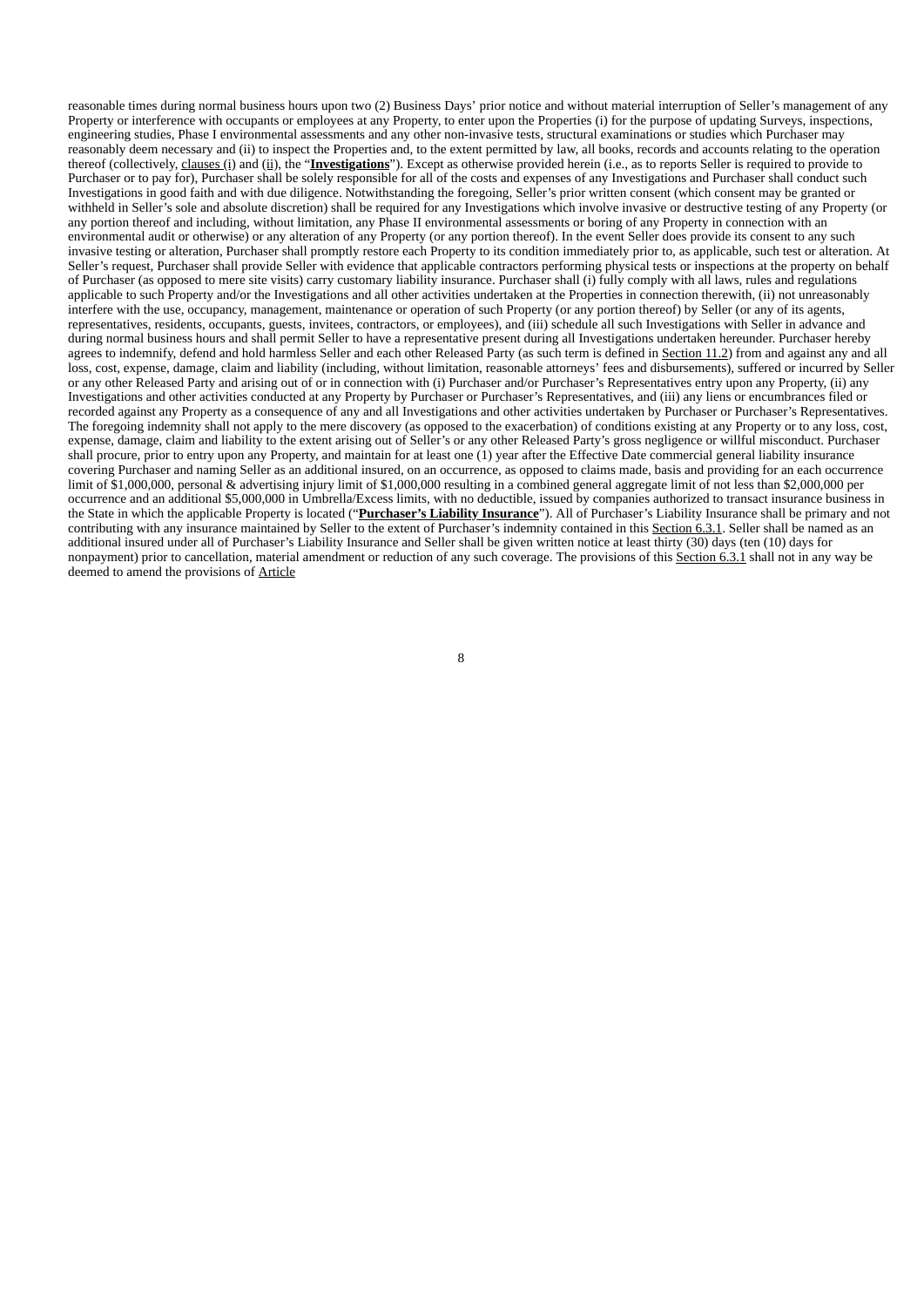reasonable times during normal business hours upon two (2) Business Days' prior notice and without material interruption of Seller's management of any Property or interference with occupants or employees at any Property, to enter upon the Properties (i) for the purpose of updating Surveys, inspections, engineering studies, Phase I environmental assessments and any other non-invasive tests, structural examinations or studies which Purchaser may reasonably deem necessary and (ii) to inspect the Properties and, to the extent permitted by law, all books, records and accounts relating to the operation thereof (collectively, clauses (i) and (ii), the "**Investigations**"). Except as otherwise provided herein (i.e., as to reports Seller is required to provide to Purchaser or to pay for), Purchaser shall be solely responsible for all of the costs and expenses of any Investigations and Purchaser shall conduct such Investigations in good faith and with due diligence. Notwithstanding the foregoing, Seller's prior written consent (which consent may be granted or withheld in Seller's sole and absolute discretion) shall be required for any Investigations which involve invasive or destructive testing of any Property (or any portion thereof and including, without limitation, any Phase II environmental assessments or boring of any Property in connection with an environmental audit or otherwise) or any alteration of any Property (or any portion thereof). In the event Seller does provide its consent to any such invasive testing or alteration, Purchaser shall promptly restore each Property to its condition immediately prior to, as applicable, such test or alteration. At Seller's request, Purchaser shall provide Seller with evidence that applicable contractors performing physical tests or inspections at the property on behalf of Purchaser (as opposed to mere site visits) carry customary liability insurance. Purchaser shall (i) fully comply with all laws, rules and regulations applicable to such Property and/or the Investigations and all other activities undertaken at the Properties in connection therewith, (ii) not unreasonably interfere with the use, occupancy, management, maintenance or operation of such Property (or any portion thereof) by Seller (or any of its agents, representatives, residents, occupants, guests, invitees, contractors, or employees), and (iii) schedule all such Investigations with Seller in advance and during normal business hours and shall permit Seller to have a representative present during all Investigations undertaken hereunder. Purchaser hereby agrees to indemnify, defend and hold harmless Seller and each other Released Party (as such term is defined in Section 11.2) from and against any and all loss, cost, expense, damage, claim and liability (including, without limitation, reasonable attorneys' fees and disbursements), suffered or incurred by Seller or any other Released Party and arising out of or in connection with (i) Purchaser and/or Purchaser's Representatives entry upon any Property, (ii) any Investigations and other activities conducted at any Property by Purchaser or Purchaser's Representatives, and (iii) any liens or encumbrances filed or recorded against any Property as a consequence of any and all Investigations and other activities undertaken by Purchaser or Purchaser's Representatives. The foregoing indemnity shall not apply to the mere discovery (as opposed to the exacerbation) of conditions existing at any Property or to any loss, cost, expense, damage, claim and liability to the extent arising out of Seller's or any other Released Party's gross negligence or willful misconduct. Purchaser shall procure, prior to entry upon any Property, and maintain for at least one (1) year after the Effective Date commercial general liability insurance covering Purchaser and naming Seller as an additional insured, on an occurrence, as opposed to claims made, basis and providing for an each occurrence limit of $1,000,000, personal & advertising injury limit of $1,000,000 resulting in a combined general aggregate limit of not less than $2,000,000 per occurrence and an additional $5,000,000 in Umbrella/Excess limits, with no deductible, issued by companies authorized to transact insurance business in the State in which the applicable Property is located ("**Purchaser's Liability Insurance**"). All of Purchaser's Liability Insurance shall be primary and not contributing with any insurance maintained by Seller to the extent of Purchaser's indemnity contained in this Section 6.3.1. Seller shall be named as an additional insured under all of Purchaser's Liability Insurance and Seller shall be given written notice at least thirty (30) days (ten (10) days for nonpayment) prior to cancellation, material amendment or reduction of any such coverage. The provisions of this Section 6.3.1 shall not in any way be deemed to amend the provisions of Article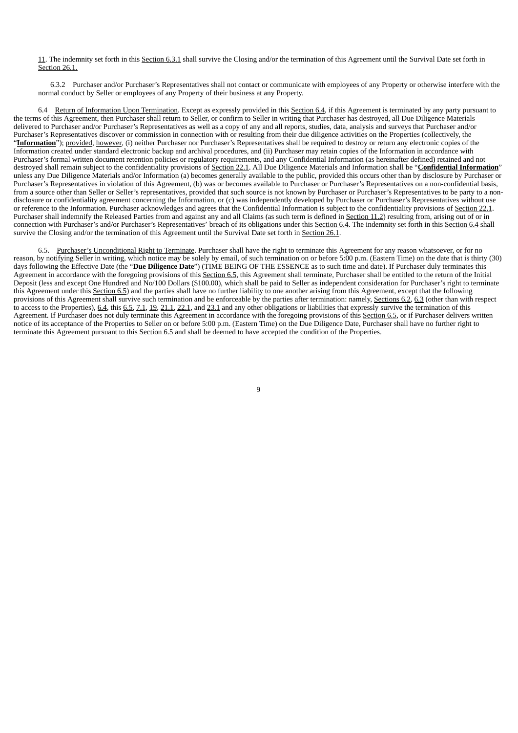11. The indemnity set forth in this Section 6.3.1 shall survive the Closing and/or the termination of this Agreement until the Survival Date set forth in Section 26.1.

6.3.2 Purchaser and/or Purchaser's Representatives shall not contact or communicate with employees of any Property or otherwise interfere with the normal conduct by Seller or employees of any Property of their business at any Property.

6.4 Return of Information Upon Termination. Except as expressly provided in this Section 6.4, if this Agreement is terminated by any party pursuant to the terms of this Agreement, then Purchaser shall return to Seller, or confirm to Seller in writing that Purchaser has destroyed, all Due Diligence Materials delivered to Purchaser and/or Purchaser's Representatives as well as a copy of any and all reports, studies, data, analysis and surveys that Purchaser and/or Purchaser's Representatives discover or commission in connection with or resulting from their due diligence activities on the Properties (collectively, the "**Information**"); provided, however, (i) neither Purchaser nor Purchaser's Representatives shall be required to destroy or return any electronic copies of the Information created under standard electronic backup and archival procedures, and (ii) Purchaser may retain copies of the Information in accordance with Purchaser's formal written document retention policies or regulatory requirements, and any Confidential Information (as hereinafter defined) retained and not destroyed shall remain subject to the confidentiality provisions of Section 22.1. All Due Diligence Materials and Information shall be "**Confidential Information**" unless any Due Diligence Materials and/or Information (a) becomes generally available to the public, provided this occurs other than by disclosure by Purchaser or Purchaser's Representatives in violation of this Agreement, (b) was or becomes available to Purchaser or Purchaser's Representatives on a non-confidential basis, from a source other than Seller or Seller's representatives, provided that such source is not known by Purchaser or Purchaser's Representatives to be party to a non-disclosure or confidentiality agreement concerning the Information, or (c) was independently developed by Purchaser or Purchaser's Representatives without use or reference to the Information. Purchaser acknowledges and agrees that the Confidential Information is subject to the confidentiality provisions of Section 22.1. Purchaser shall indemnify the Released Parties from and against any and all Claims (as such term is defined in Section 11.2) resulting from, arising out of or in connection with Purchaser's and/or Purchaser's Representatives' breach of its obligations under this Section 6.4. The indemnity set forth in this Section 6.4 shall survive the Closing and/or the termination of this Agreement until the Survival Date set forth in Section 26.1.

6.5. Purchaser's Unconditional Right to Terminate. Purchaser shall have the right to terminate this Agreement for any reason whatsoever, or for no reason, by notifying Seller in writing, which notice may be solely by email, of such termination on or before 5:00 p.m. (Eastern Time) on the date that is thirty (30) days following the Effective Date (the "**Due Diligence Date**") (TIME BEING OF THE ESSENCE as to such time and date). If Purchaser duly terminates this Agreement in accordance with the foregoing provisions of this Section 6.5, this Agreement shall terminate, Purchaser shall be entitled to the return of the Initial Deposit (less and except One Hundred and No/100 Dollars ($100.00), which shall be paid to Seller as independent consideration for Purchaser's right to terminate this Agreement under this Section 6.5) and the parties shall have no further liability to one another arising from this Agreement, except that the following provisions of this Agreement shall survive such termination and be enforceable by the parties after termination: namely, Sections 6.2, 6.3 (other than with respect to access to the Properties), 6.4, this 6.5, 7.1, 19, 21.1, 22.1, and 23.1 and any other obligations or liabilities that expressly survive the termination of this Agreement. If Purchaser does not duly terminate this Agreement in accordance with the foregoing provisions of this Section 6.5, or if Purchaser delivers written notice of its acceptance of the Properties to Seller on or before 5:00 p.m. (Eastern Time) on the Due Diligence Date, Purchaser shall have no further right to terminate this Agreement pursuant to this Section 6.5 and shall be deemed to have accepted the condition of the Properties.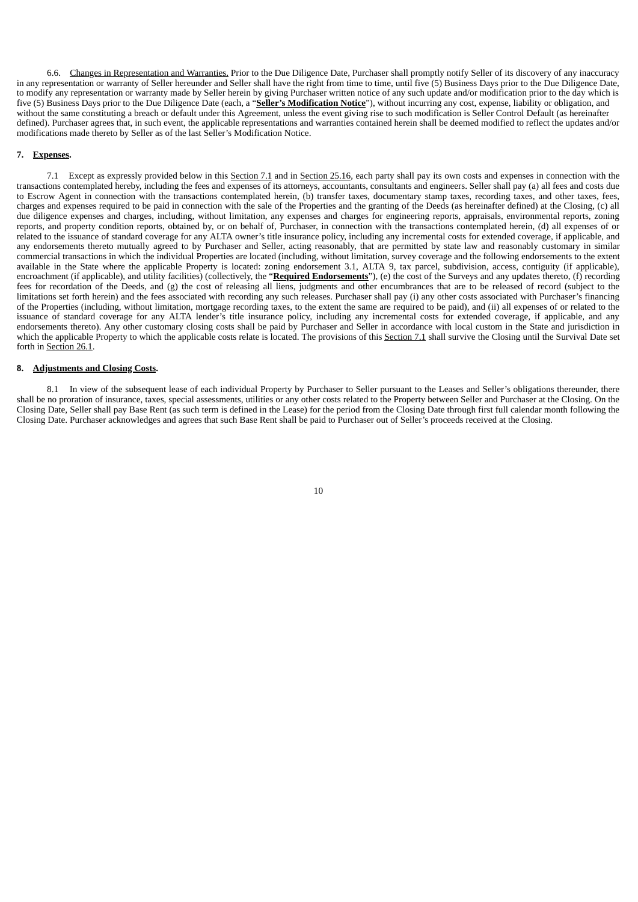6.6. Changes in Representation and Warranties. Prior to the Due Diligence Date, Purchaser shall promptly notify Seller of its discovery of any inaccuracy in any representation or warranty of Seller hereunder and Seller shall have the right from time to time, until five (5) Business Days prior to the Due Diligence Date, to modify any representation or warranty made by Seller herein by giving Purchaser written notice of any such update and/or modification prior to the day which is five (5) Business Days prior to the Due Diligence Date (each, a "**Seller's Modification Notice**"), without incurring any cost, expense, liability or obligation, and without the same constituting a breach or default under this Agreement, unless the event giving rise to such modification is Seller Control Default (as hereinafter defined). Purchaser agrees that, in such event, the applicable representations and warranties contained herein shall be deemed modified to reflect the updates and/or modifications made thereto by Seller as of the last Seller's Modification Notice.

**7. Expenses.**

7.1 Except as expressly provided below in this Section 7.1 and in Section 25.16, each party shall pay its own costs and expenses in connection with the transactions contemplated hereby, including the fees and expenses of its attorneys, accountants, consultants and engineers. Seller shall pay (a) all fees and costs due to Escrow Agent in connection with the transactions contemplated herein, (b) transfer taxes, documentary stamp taxes, recording taxes, and other taxes, fees, charges and expenses required to be paid in connection with the sale of the Properties and the granting of the Deeds (as hereinafter defined) at the Closing, (c) all due diligence expenses and charges, including, without limitation, any expenses and charges for engineering reports, appraisals, environmental reports, zoning reports, and property condition reports, obtained by, or on behalf of, Purchaser, in connection with the transactions contemplated herein, (d) all expenses of or related to the issuance of standard coverage for any ALTA owner's title insurance policy, including any incremental costs for extended coverage, if applicable, and any endorsements thereto mutually agreed to by Purchaser and Seller, acting reasonably, that are permitted by state law and reasonably customary in similar commercial transactions in which the individual Properties are located (including, without limitation, survey coverage and the following endorsements to the extent available in the State where the applicable Property is located: zoning endorsement 3.1, ALTA 9, tax parcel, subdivision, access, contiguity (if applicable), encroachment (if applicable), and utility facilities) (collectively, the "**Required Endorsements**"), (e) the cost of the Surveys and any updates thereto, (f) recording fees for recordation of the Deeds, and (g) the cost of releasing all liens, judgments and other encumbrances that are to be released of record (subject to the limitations set forth herein) and the fees associated with recording any such releases. Purchaser shall pay (i) any other costs associated with Purchaser's financing of the Properties (including, without limitation, mortgage recording taxes, to the extent the same are required to be paid), and (ii) all expenses of or related to the issuance of standard coverage for any ALTA lender's title insurance policy, including any incremental costs for extended coverage, if applicable, and any endorsements thereto). Any other customary closing costs shall be paid by Purchaser and Seller in accordance with local custom in the State and jurisdiction in which the applicable Property to which the applicable costs relate is located. The provisions of this Section 7.1 shall survive the Closing until the Survival Date set forth in Section 26.1.

**8. Adjustments and Closing Costs.**

8.1 In view of the subsequent lease of each individual Property by Purchaser to Seller pursuant to the Leases and Seller's obligations thereunder, there shall be no proration of insurance, taxes, special assessments, utilities or any other costs related to the Property between Seller and Purchaser at the Closing. On the Closing Date, Seller shall pay Base Rent (as such term is defined in the Lease) for the period from the Closing Date through first full calendar month following the Closing Date. Purchaser acknowledges and agrees that such Base Rent shall be paid to Purchaser out of Seller's proceeds received at the Closing.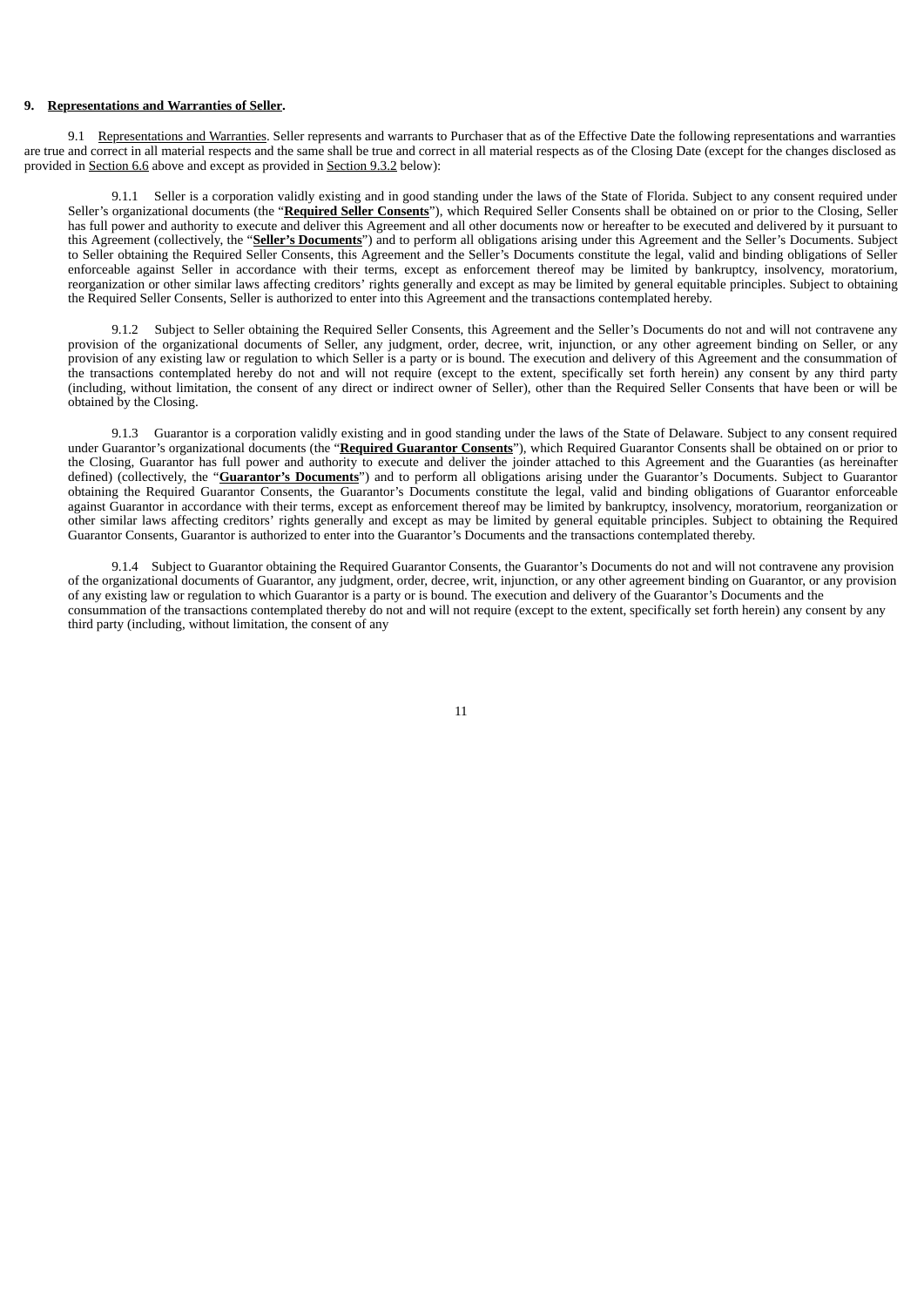**9. Representations and Warranties of Seller.**

9.1 Representations and Warranties. Seller represents and warrants to Purchaser that as of the Effective Date the following representations and warranties are true and correct in all material respects and the same shall be true and correct in all material respects as of the Closing Date (except for the changes disclosed as provided in Section 6.6 above and except as provided in Section 9.3.2 below):

9.1.1 Seller is a corporation validly existing and in good standing under the laws of the State of Florida. Subject to any consent required under Seller's organizational documents (the "**Required Seller Consents**"), which Required Seller Consents shall be obtained on or prior to the Closing, Seller has full power and authority to execute and deliver this Agreement and all other documents now or hereafter to be executed and delivered by it pursuant to this Agreement (collectively, the "**Seller's Documents**") and to perform all obligations arising under this Agreement and the Seller's Documents. Subject to Seller obtaining the Required Seller Consents, this Agreement and the Seller's Documents constitute the legal, valid and binding obligations of Seller enforceable against Seller in accordance with their terms, except as enforcement thereof may be limited by bankruptcy, insolvency, moratorium, reorganization or other similar laws affecting creditors' rights generally and except as may be limited by general equitable principles. Subject to obtaining the Required Seller Consents, Seller is authorized to enter into this Agreement and the transactions contemplated hereby.

9.1.2 Subject to Seller obtaining the Required Seller Consents, this Agreement and the Seller's Documents do not and will not contravene any provision of the organizational documents of Seller, any judgment, order, decree, writ, injunction, or any other agreement binding on Seller, or any provision of any existing law or regulation to which Seller is a party or is bound. The execution and delivery of this Agreement and the consummation of the transactions contemplated hereby do not and will not require (except to the extent, specifically set forth herein) any consent by any third party (including, without limitation, the consent of any direct or indirect owner of Seller), other than the Required Seller Consents that have been or will be obtained by the Closing.

9.1.3 Guarantor is a corporation validly existing and in good standing under the laws of the State of Delaware. Subject to any consent required under Guarantor's organizational documents (the "**Required Guarantor Consents**"), which Required Guarantor Consents shall be obtained on or prior to the Closing, Guarantor has full power and authority to execute and deliver the joinder attached to this Agreement and the Guaranties (as hereinafter defined) (collectively, the "**Guarantor's Documents**") and to perform all obligations arising under the Guarantor's Documents. Subject to Guarantor obtaining the Required Guarantor Consents, the Guarantor's Documents constitute the legal, valid and binding obligations of Guarantor enforceable against Guarantor in accordance with their terms, except as enforcement thereof may be limited by bankruptcy, insolvency, moratorium, reorganization or other similar laws affecting creditors' rights generally and except as may be limited by general equitable principles. Subject to obtaining the Required Guarantor Consents, Guarantor is authorized to enter into the Guarantor's Documents and the transactions contemplated thereby.

9.1.4 Subject to Guarantor obtaining the Required Guarantor Consents, the Guarantor's Documents do not and will not contravene any provision of the organizational documents of Guarantor, any judgment, order, decree, writ, injunction, or any other agreement binding on Guarantor, or any provision of any existing law or regulation to which Guarantor is a party or is bound. The execution and delivery of the Guarantor's Documents and the consummation of the transactions contemplated thereby do not and will not require (except to the extent, specifically set forth herein) any consent by any third party (including, without limitation, the consent of any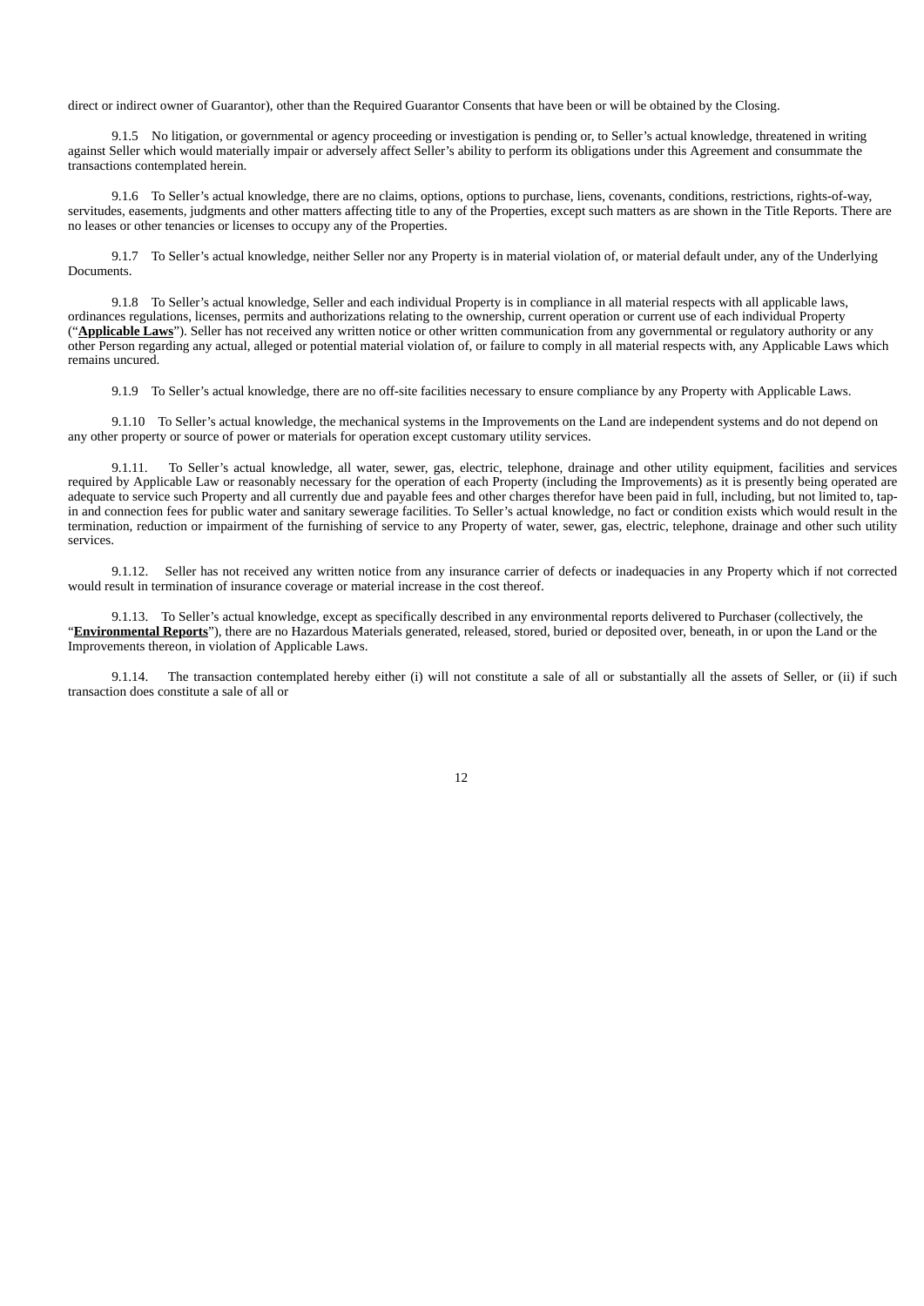direct or indirect owner of Guarantor), other than the Required Guarantor Consents that have been or will be obtained by the Closing.

9.1.5 No litigation, or governmental or agency proceeding or investigation is pending or, to Seller's actual knowledge, threatened in writing against Seller which would materially impair or adversely affect Seller's ability to perform its obligations under this Agreement and consummate the transactions contemplated herein.

9.1.6 To Seller's actual knowledge, there are no claims, options, options to purchase, liens, covenants, conditions, restrictions, rights-of-way, servitudes, easements, judgments and other matters affecting title to any of the Properties, except such matters as are shown in the Title Reports. There are no leases or other tenancies or licenses to occupy any of the Properties.

9.1.7 To Seller's actual knowledge, neither Seller nor any Property is in material violation of, or material default under, any of the Underlying Documents.

9.1.8 To Seller's actual knowledge, Seller and each individual Property is in compliance in all material respects with all applicable laws, ordinances regulations, licenses, permits and authorizations relating to the ownership, current operation or current use of each individual Property ("**Applicable Laws**"). Seller has not received any written notice or other written communication from any governmental or regulatory authority or any other Person regarding any actual, alleged or potential material violation of, or failure to comply in all material respects with, any Applicable Laws which remains uncured.

9.1.9 To Seller's actual knowledge, there are no off-site facilities necessary to ensure compliance by any Property with Applicable Laws.

9.1.10 To Seller's actual knowledge, the mechanical systems in the Improvements on the Land are independent systems and do not depend on any other property or source of power or materials for operation except customary utility services.

9.1.11. To Seller's actual knowledge, all water, sewer, gas, electric, telephone, drainage and other utility equipment, facilities and services required by Applicable Law or reasonably necessary for the operation of each Property (including the Improvements) as it is presently being operated are adequate to service such Property and all currently due and payable fees and other charges therefor have been paid in full, including, but not limited to, tap-in and connection fees for public water and sanitary sewerage facilities. To Seller's actual knowledge, no fact or condition exists which would result in the termination, reduction or impairment of the furnishing of service to any Property of water, sewer, gas, electric, telephone, drainage and other such utility services.

9.1.12. Seller has not received any written notice from any insurance carrier of defects or inadequacies in any Property which if not corrected would result in termination of insurance coverage or material increase in the cost thereof.

9.1.13. To Seller's actual knowledge, except as specifically described in any environmental reports delivered to Purchaser (collectively, the "**Environmental Reports**"), there are no Hazardous Materials generated, released, stored, buried or deposited over, beneath, in or upon the Land or the Improvements thereon, in violation of Applicable Laws.

9.1.14. The transaction contemplated hereby either (i) will not constitute a sale of all or substantially all the assets of Seller, or (ii) if such transaction does constitute a sale of all or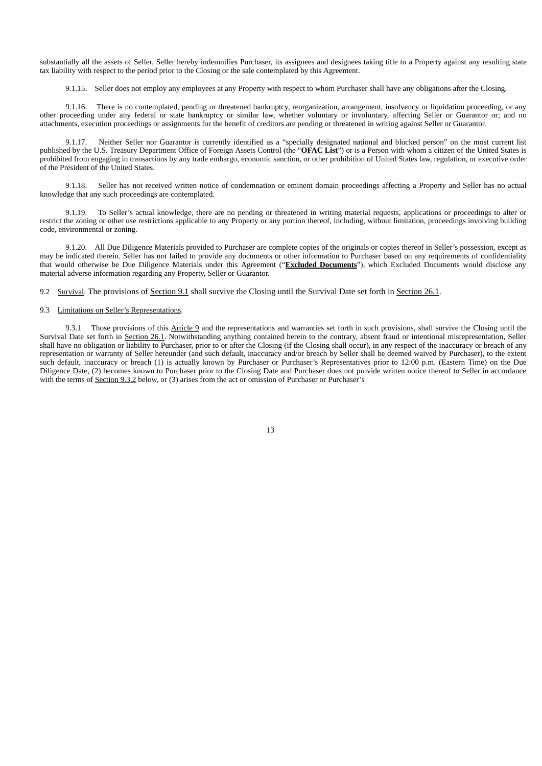substantially all the assets of Seller, Seller hereby indemnifies Purchaser, its assignees and designees taking title to a Property against any resulting state tax liability with respect to the period prior to the Closing or the sale contemplated by this Agreement.

9.1.15. Seller does not employ any employees at any Property with respect to whom Purchaser shall have any obligations after the Closing.

9.1.16. There is no contemplated, pending or threatened bankruptcy, reorganization, arrangement, insolvency or liquidation proceeding, or any other proceeding under any federal or state bankruptcy or similar law, whether voluntary or involuntary, affecting Seller or Guarantor or; and no attachments, execution proceedings or assignments for the benefit of creditors are pending or threatened in writing against Seller or Guarantor.

9.1.17. Neither Seller nor Guarantor is currently identified as a "specially designated national and blocked person" on the most current list published by the U.S. Treasury Department Office of Foreign Assets Control (the "**OFAC List**") or is a Person with whom a citizen of the United States is prohibited from engaging in transactions by any trade embargo, economic sanction, or other prohibition of United States law, regulation, or executive order of the President of the United States.

9.1.18. Seller has not received written notice of condemnation or eminent domain proceedings affecting a Property and Seller has no actual knowledge that any such proceedings are contemplated.

9.1.19. To Seller's actual knowledge, there are no pending or threatened in writing material requests, applications or proceedings to alter or restrict the zoning or other use restrictions applicable to any Property or any portion thereof, including, without limitation, proceedings involving building code, environmental or zoning.

9.1.20. All Due Diligence Materials provided to Purchaser are complete copies of the originals or copies thereof in Seller's possession, except as may be indicated therein. Seller has not failed to provide any documents or other information to Purchaser based on any requirements of confidentiality that would otherwise be Due Diligence Materials under this Agreement ("**Excluded Documents**"), which Excluded Documents would disclose any material adverse information regarding any Property, Seller or Guarantor.

9.2 Survival. The provisions of Section 9.1 shall survive the Closing until the Survival Date set forth in Section 26.1.

9.3 Limitations on Seller's Representations.

9.3.1 Those provisions of this Article 9 and the representations and warranties set forth in such provisions, shall survive the Closing until the Survival Date set forth in Section 26.1. Notwithstanding anything contained herein to the contrary, absent fraud or intentional misrepresentation, Seller shall have no obligation or liability to Purchaser, prior to or after the Closing (if the Closing shall occur), in any respect of the inaccuracy or breach of any representation or warranty of Seller hereunder (and such default, inaccuracy and/or breach by Seller shall be deemed waived by Purchaser), to the extent such default, inaccuracy or breach (1) is actually known by Purchaser or Purchaser's Representatives prior to 12:00 p.m. (Eastern Time) on the Due Diligence Date, (2) becomes known to Purchaser prior to the Closing Date and Purchaser does not provide written notice thereof to Seller in accordance with the terms of Section 9.3.2 below, or (3) arises from the act or omission of Purchaser or Purchaser's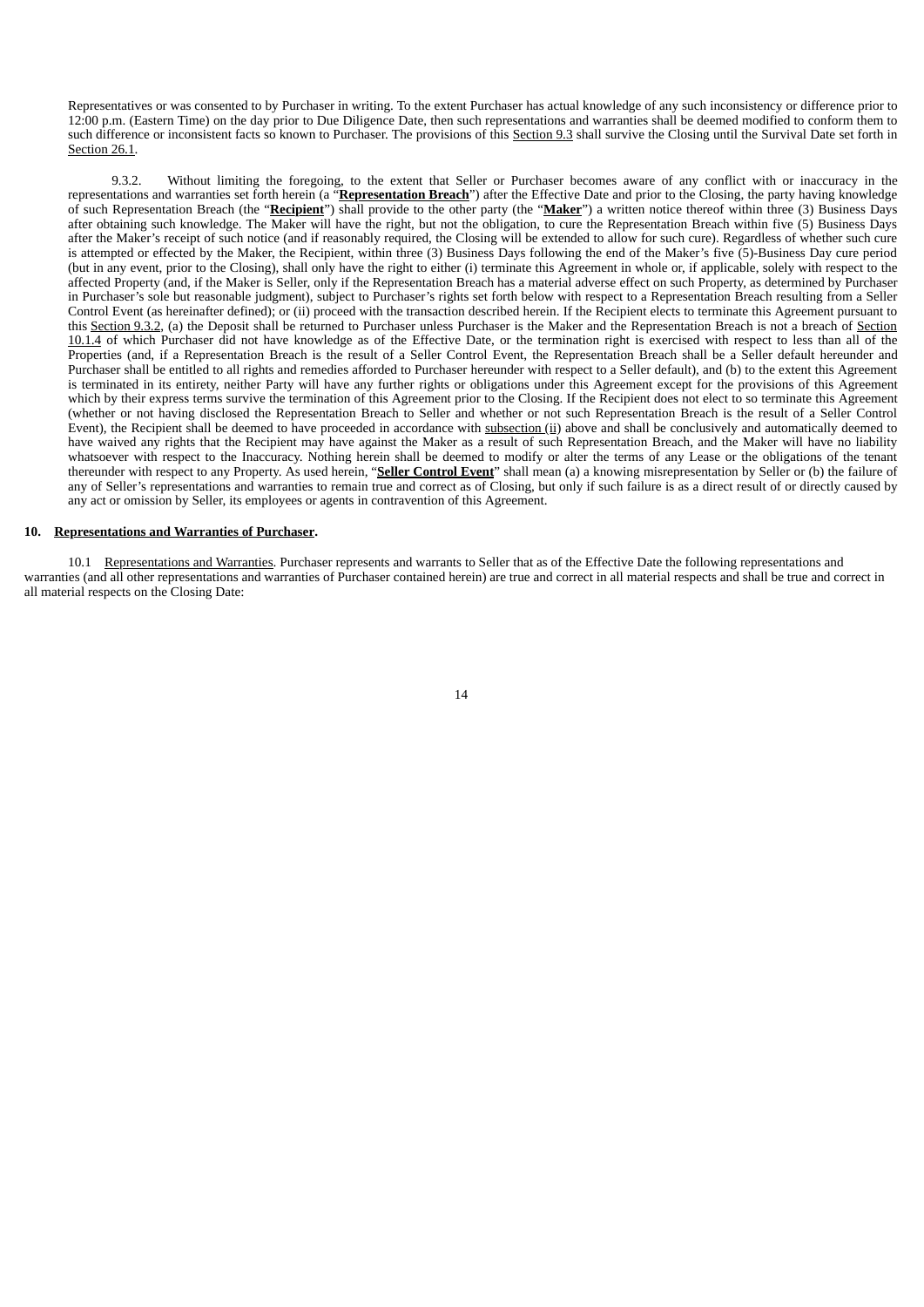Representatives or was consented to by Purchaser in writing. To the extent Purchaser has actual knowledge of any such inconsistency or difference prior to 12:00 p.m. (Eastern Time) on the day prior to Due Diligence Date, then such representations and warranties shall be deemed modified to conform them to such difference or inconsistent facts so known to Purchaser. The provisions of this Section 9.3 shall survive the Closing until the Survival Date set forth in Section 26.1.

9.3.2. Without limiting the foregoing, to the extent that Seller or Purchaser becomes aware of any conflict with or inaccuracy in the representations and warranties set forth herein (a "**Representation Breach**") after the Effective Date and prior to the Closing, the party having knowledge of such Representation Breach (the "**Recipient**") shall provide to the other party (the "**Maker**") a written notice thereof within three (3) Business Days after obtaining such knowledge. The Maker will have the right, but not the obligation, to cure the Representation Breach within five (5) Business Days after the Maker's receipt of such notice (and if reasonably required, the Closing will be extended to allow for such cure). Regardless of whether such cure is attempted or effected by the Maker, the Recipient, within three (3) Business Days following the end of the Maker's five (5)-Business Day cure period (but in any event, prior to the Closing), shall only have the right to either (i) terminate this Agreement in whole or, if applicable, solely with respect to the affected Property (and, if the Maker is Seller, only if the Representation Breach has a material adverse effect on such Property, as determined by Purchaser in Purchaser's sole but reasonable judgment), subject to Purchaser's rights set forth below with respect to a Representation Breach resulting from a Seller Control Event (as hereinafter defined); or (ii) proceed with the transaction described herein. If the Recipient elects to terminate this Agreement pursuant to this Section 9.3.2, (a) the Deposit shall be returned to Purchaser unless Purchaser is the Maker and the Representation Breach is not a breach of Section 10.1.4 of which Purchaser did not have knowledge as of the Effective Date, or the termination right is exercised with respect to less than all of the Properties (and, if a Representation Breach is the result of a Seller Control Event, the Representation Breach shall be a Seller default hereunder and Purchaser shall be entitled to all rights and remedies afforded to Purchaser hereunder with respect to a Seller default), and (b) to the extent this Agreement is terminated in its entirety, neither Party will have any further rights or obligations under this Agreement except for the provisions of this Agreement which by their express terms survive the termination of this Agreement prior to the Closing. If the Recipient does not elect to so terminate this Agreement (whether or not having disclosed the Representation Breach to Seller and whether or not such Representation Breach is the result of a Seller Control Event), the Recipient shall be deemed to have proceeded in accordance with subsection (ii) above and shall be conclusively and automatically deemed to have waived any rights that the Recipient may have against the Maker as a result of such Representation Breach, and the Maker will have no liability whatsoever with respect to the Inaccuracy. Nothing herein shall be deemed to modify or alter the terms of any Lease or the obligations of the tenant thereunder with respect to any Property. As used herein, "**Seller Control Event**" shall mean (a) a knowing misrepresentation by Seller or (b) the failure of any of Seller's representations and warranties to remain true and correct as of Closing, but only if such failure is as a direct result of or directly caused by any act or omission by Seller, its employees or agents in contravention of this Agreement.

**10. Representations and Warranties of Purchaser.**

10.1 Representations and Warranties. Purchaser represents and warrants to Seller that as of the Effective Date the following representations and warranties (and all other representations and warranties of Purchaser contained herein) are true and correct in all material respects and shall be true and correct in all material respects on the Closing Date: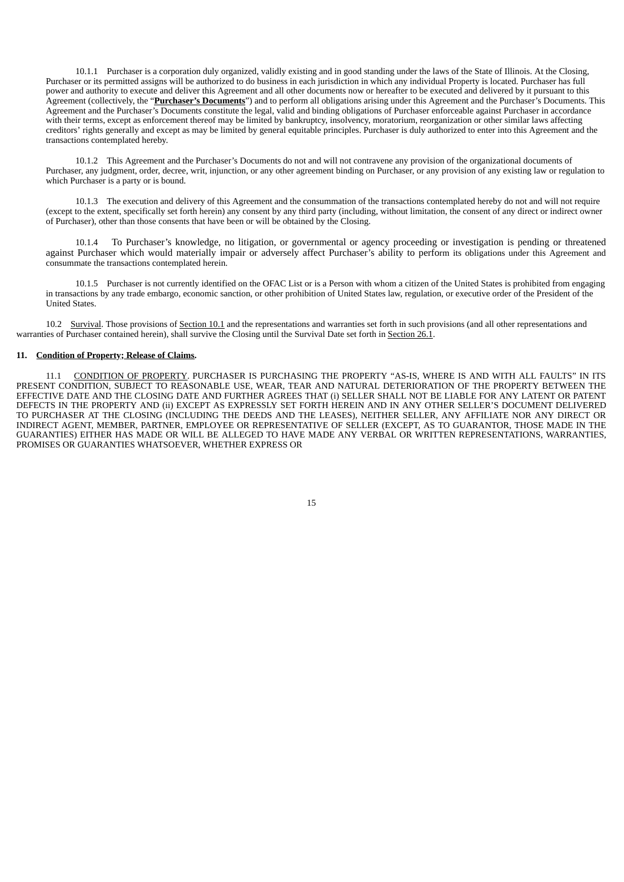10.1.1 Purchaser is a corporation duly organized, validly existing and in good standing under the laws of the State of Illinois. At the Closing, Purchaser or its permitted assigns will be authorized to do business in each jurisdiction in which any individual Property is located. Purchaser has full power and authority to execute and deliver this Agreement and all other documents now or hereafter to be executed and delivered by it pursuant to this Agreement (collectively, the "**Purchaser's Documents**") and to perform all obligations arising under this Agreement and the Purchaser's Documents. This Agreement and the Purchaser's Documents constitute the legal, valid and binding obligations of Purchaser enforceable against Purchaser in accordance with their terms, except as enforcement thereof may be limited by bankruptcy, insolvency, moratorium, reorganization or other similar laws affecting creditors' rights generally and except as may be limited by general equitable principles. Purchaser is duly authorized to enter into this Agreement and the transactions contemplated hereby.

10.1.2 This Agreement and the Purchaser's Documents do not and will not contravene any provision of the organizational documents of Purchaser, any judgment, order, decree, writ, injunction, or any other agreement binding on Purchaser, or any provision of any existing law or regulation to which Purchaser is a party or is bound.

10.1.3 The execution and delivery of this Agreement and the consummation of the transactions contemplated hereby do not and will not require (except to the extent, specifically set forth herein) any consent by any third party (including, without limitation, the consent of any direct or indirect owner of Purchaser), other than those consents that have been or will be obtained by the Closing.

10.1.4 To Purchaser's knowledge, no litigation, or governmental or agency proceeding or investigation is pending or threatened against Purchaser which would materially impair or adversely affect Purchaser's ability to perform its obligations under this Agreement and consummate the transactions contemplated herein.

10.1.5 Purchaser is not currently identified on the OFAC List or is a Person with whom a citizen of the United States is prohibited from engaging in transactions by any trade embargo, economic sanction, or other prohibition of United States law, regulation, or executive order of the President of the United States.

10.2 Survival. Those provisions of Section 10.1 and the representations and warranties set forth in such provisions (and all other representations and warranties of Purchaser contained herein), shall survive the Closing until the Survival Date set forth in Section 26.1.

**11. Condition of Property; Release of Claims.**

11.1 CONDITION OF PROPERTY. PURCHASER IS PURCHASING THE PROPERTY "AS-IS, WHERE IS AND WITH ALL FAULTS" IN ITS PRESENT CONDITION, SUBJECT TO REASONABLE USE, WEAR, TEAR AND NATURAL DETERIORATION OF THE PROPERTY BETWEEN THE EFFECTIVE DATE AND THE CLOSING DATE AND FURTHER AGREES THAT (i) SELLER SHALL NOT BE LIABLE FOR ANY LATENT OR PATENT DEFECTS IN THE PROPERTY AND (ii) EXCEPT AS EXPRESSLY SET FORTH HEREIN AND IN ANY OTHER SELLER'S DOCUMENT DELIVERED TO PURCHASER AT THE CLOSING (INCLUDING THE DEEDS AND THE LEASES), NEITHER SELLER, ANY AFFILIATE NOR ANY DIRECT OR INDIRECT AGENT, MEMBER, PARTNER, EMPLOYEE OR REPRESENTATIVE OF SELLER (EXCEPT, AS TO GUARANTOR, THOSE MADE IN THE GUARANTIES) EITHER HAS MADE OR WILL BE ALLEGED TO HAVE MADE ANY VERBAL OR WRITTEN REPRESENTATIONS, WARRANTIES, PROMISES OR GUARANTIES WHATSOEVER, WHETHER EXPRESS OR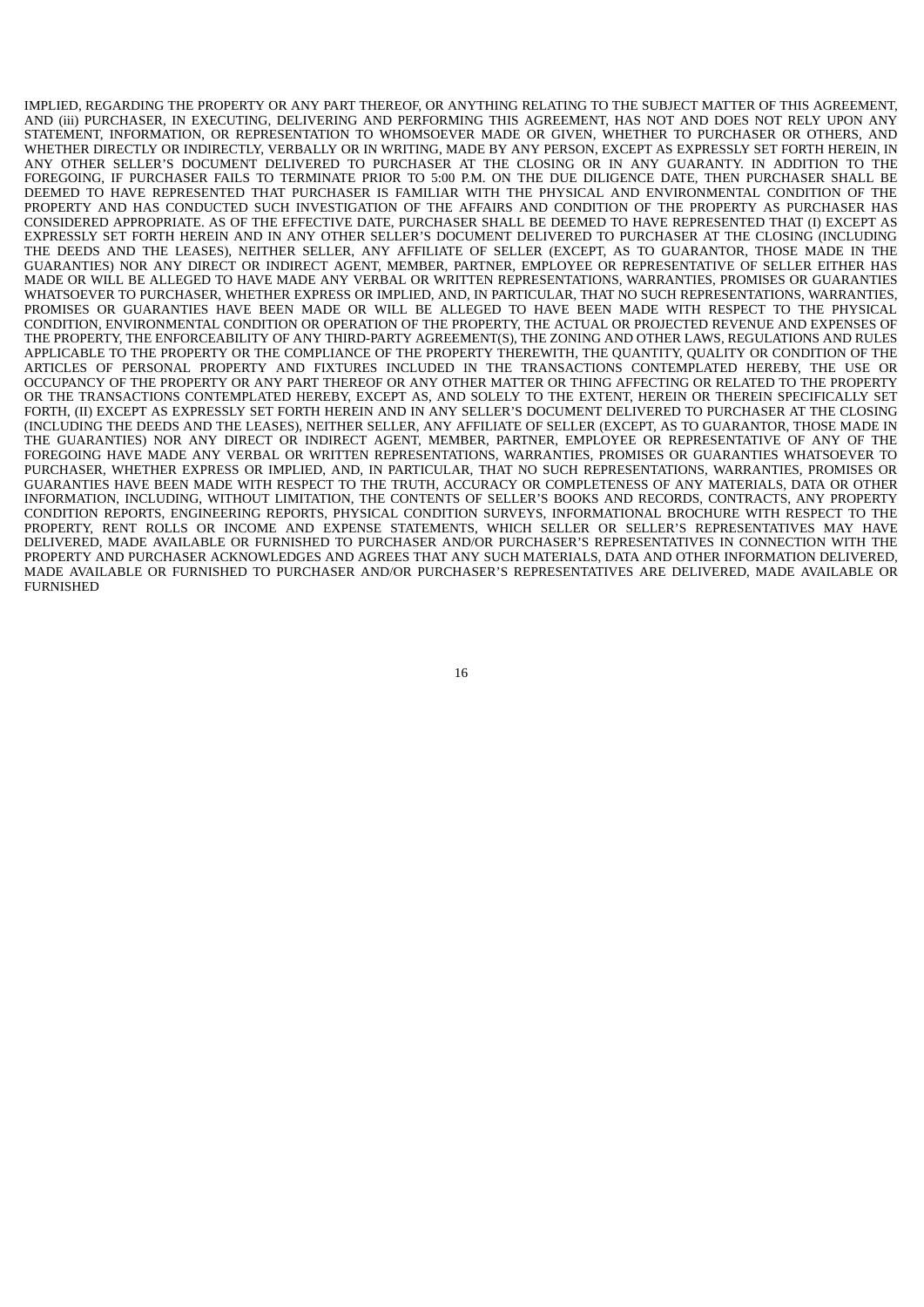IMPLIED, REGARDING THE PROPERTY OR ANY PART THEREOF, OR ANYTHING RELATING TO THE SUBJECT MATTER OF THIS AGREEMENT, AND (iii) PURCHASER, IN EXECUTING, DELIVERING AND PERFORMING THIS AGREEMENT, HAS NOT AND DOES NOT RELY UPON ANY STATEMENT, INFORMATION, OR REPRESENTATION TO WHOMSOEVER MADE OR GIVEN, WHETHER TO PURCHASER OR OTHERS, AND WHETHER DIRECTLY OR INDIRECTLY, VERBALLY OR IN WRITING, MADE BY ANY PERSON, EXCEPT AS EXPRESSLY SET FORTH HEREIN, IN ANY OTHER SELLER'S DOCUMENT DELIVERED TO PURCHASER AT THE CLOSING OR IN ANY GUARANTY. IN ADDITION TO THE FOREGOING, IF PURCHASER FAILS TO TERMINATE PRIOR TO 5:00 P.M. ON THE DUE DILIGENCE DATE, THEN PURCHASER SHALL BE DEEMED TO HAVE REPRESENTED THAT PURCHASER IS FAMILIAR WITH THE PHYSICAL AND ENVIRONMENTAL CONDITION OF THE PROPERTY AND HAS CONDUCTED SUCH INVESTIGATION OF THE AFFAIRS AND CONDITION OF THE PROPERTY AS PURCHASER HAS CONSIDERED APPROPRIATE. AS OF THE EFFECTIVE DATE, PURCHASER SHALL BE DEEMED TO HAVE REPRESENTED THAT (I) EXCEPT AS EXPRESSLY SET FORTH HEREIN AND IN ANY OTHER SELLER'S DOCUMENT DELIVERED TO PURCHASER AT THE CLOSING (INCLUDING THE DEEDS AND THE LEASES), NEITHER SELLER, ANY AFFILIATE OF SELLER (EXCEPT, AS TO GUARANTOR, THOSE MADE IN THE GUARANTIES) NOR ANY DIRECT OR INDIRECT AGENT, MEMBER, PARTNER, EMPLOYEE OR REPRESENTATIVE OF SELLER EITHER HAS MADE OR WILL BE ALLEGED TO HAVE MADE ANY VERBAL OR WRITTEN REPRESENTATIONS, WARRANTIES, PROMISES OR GUARANTIES WHATSOEVER TO PURCHASER, WHETHER EXPRESS OR IMPLIED, AND, IN PARTICULAR, THAT NO SUCH REPRESENTATIONS, WARRANTIES, PROMISES OR GUARANTIES HAVE BEEN MADE OR WILL BE ALLEGED TO HAVE BEEN MADE WITH RESPECT TO THE PHYSICAL CONDITION, ENVIRONMENTAL CONDITION OR OPERATION OF THE PROPERTY, THE ACTUAL OR PROJECTED REVENUE AND EXPENSES OF THE PROPERTY, THE ENFORCEABILITY OF ANY THIRD-PARTY AGREEMENT(S), THE ZONING AND OTHER LAWS, REGULATIONS AND RULES APPLICABLE TO THE PROPERTY OR THE COMPLIANCE OF THE PROPERTY THEREWITH, THE QUANTITY, QUALITY OR CONDITION OF THE ARTICLES OF PERSONAL PROPERTY AND FIXTURES INCLUDED IN THE TRANSACTIONS CONTEMPLATED HEREBY, THE USE OR OCCUPANCY OF THE PROPERTY OR ANY PART THEREOF OR ANY OTHER MATTER OR THING AFFECTING OR RELATED TO THE PROPERTY OR THE TRANSACTIONS CONTEMPLATED HEREBY, EXCEPT AS, AND SOLELY TO THE EXTENT, HEREIN OR THEREIN SPECIFICALLY SET FORTH, (II) EXCEPT AS EXPRESSLY SET FORTH HEREIN AND IN ANY SELLER'S DOCUMENT DELIVERED TO PURCHASER AT THE CLOSING (INCLUDING THE DEEDS AND THE LEASES), NEITHER SELLER, ANY AFFILIATE OF SELLER (EXCEPT, AS TO GUARANTOR, THOSE MADE IN THE GUARANTIES) NOR ANY DIRECT OR INDIRECT AGENT, MEMBER, PARTNER, EMPLOYEE OR REPRESENTATIVE OF ANY OF THE FOREGOING HAVE MADE ANY VERBAL OR WRITTEN REPRESENTATIONS, WARRANTIES, PROMISES OR GUARANTIES WHATSOEVER TO PURCHASER, WHETHER EXPRESS OR IMPLIED, AND, IN PARTICULAR, THAT NO SUCH REPRESENTATIONS, WARRANTIES, PROMISES OR GUARANTIES HAVE BEEN MADE WITH RESPECT TO THE TRUTH, ACCURACY OR COMPLETENESS OF ANY MATERIALS, DATA OR OTHER INFORMATION, INCLUDING, WITHOUT LIMITATION, THE CONTENTS OF SELLER'S BOOKS AND RECORDS, CONTRACTS, ANY PROPERTY CONDITION REPORTS, ENGINEERING REPORTS, PHYSICAL CONDITION SURVEYS, INFORMATIONAL BROCHURE WITH RESPECT TO THE PROPERTY, RENT ROLLS OR INCOME AND EXPENSE STATEMENTS, WHICH SELLER OR SELLER'S REPRESENTATIVES MAY HAVE DELIVERED, MADE AVAILABLE OR FURNISHED TO PURCHASER AND/OR PURCHASER'S REPRESENTATIVES IN CONNECTION WITH THE PROPERTY AND PURCHASER ACKNOWLEDGES AND AGREES THAT ANY SUCH MATERIALS, DATA AND OTHER INFORMATION DELIVERED, MADE AVAILABLE OR FURNISHED TO PURCHASER AND/OR PURCHASER'S REPRESENTATIVES ARE DELIVERED, MADE AVAILABLE OR FURNISHED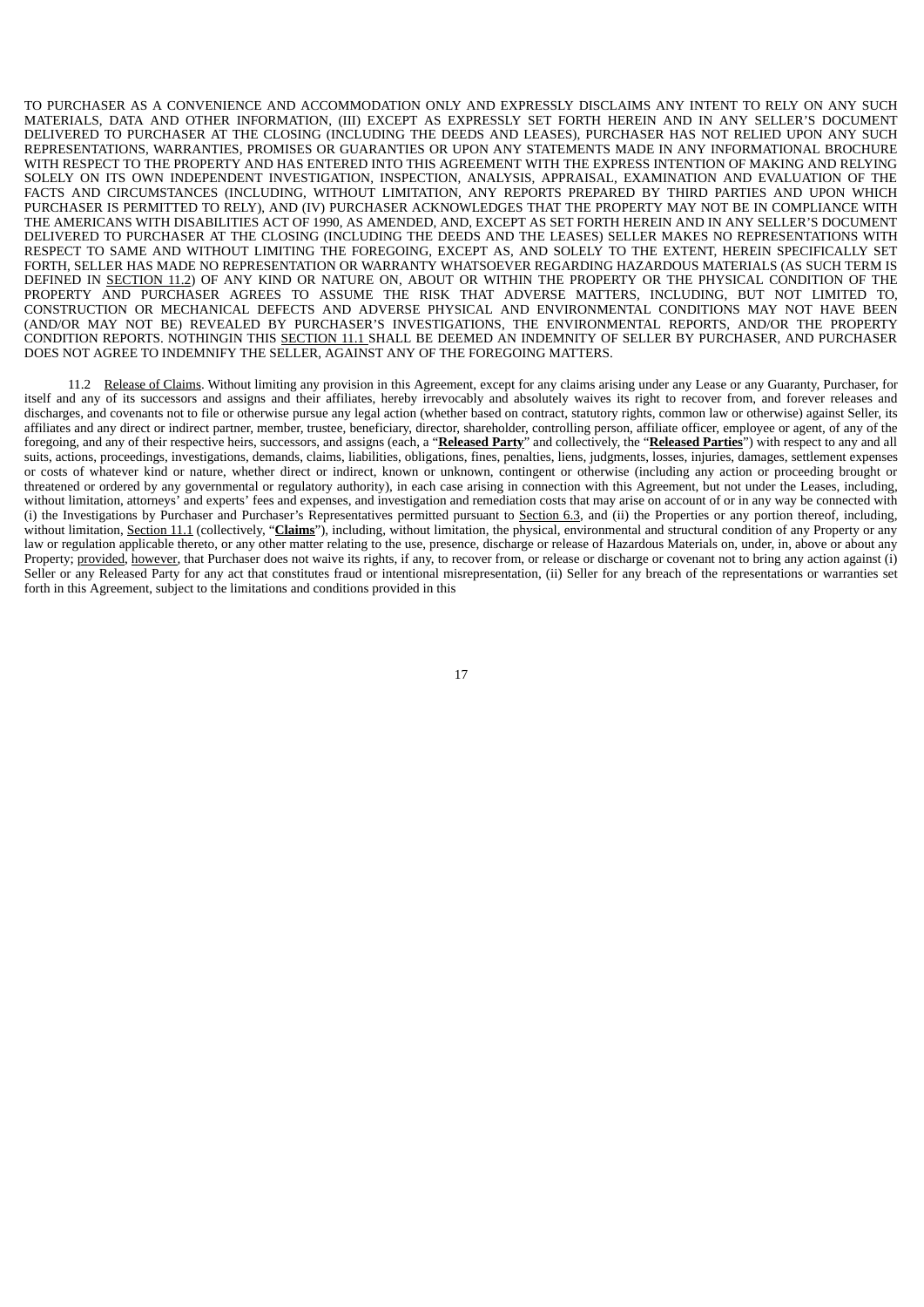TO PURCHASER AS A CONVENIENCE AND ACCOMMODATION ONLY AND EXPRESSLY DISCLAIMS ANY INTENT TO RELY ON ANY SUCH MATERIALS, DATA AND OTHER INFORMATION, (III) EXCEPT AS EXPRESSLY SET FORTH HEREIN AND IN ANY SELLER'S DOCUMENT DELIVERED TO PURCHASER AT THE CLOSING (INCLUDING THE DEEDS AND LEASES), PURCHASER HAS NOT RELIED UPON ANY SUCH REPRESENTATIONS, WARRANTIES, PROMISES OR GUARANTIES OR UPON ANY STATEMENTS MADE IN ANY INFORMATIONAL BROCHURE WITH RESPECT TO THE PROPERTY AND HAS ENTERED INTO THIS AGREEMENT WITH THE EXPRESS INTENTION OF MAKING AND RELYING SOLELY ON ITS OWN INDEPENDENT INVESTIGATION, INSPECTION, ANALYSIS, APPRAISAL, EXAMINATION AND EVALUATION OF THE FACTS AND CIRCUMSTANCES (INCLUDING, WITHOUT LIMITATION, ANY REPORTS PREPARED BY THIRD PARTIES AND UPON WHICH PURCHASER IS PERMITTED TO RELY), AND (IV) PURCHASER ACKNOWLEDGES THAT THE PROPERTY MAY NOT BE IN COMPLIANCE WITH THE AMERICANS WITH DISABILITIES ACT OF 1990, AS AMENDED, AND, EXCEPT AS SET FORTH HEREIN AND IN ANY SELLER'S DOCUMENT DELIVERED TO PURCHASER AT THE CLOSING (INCLUDING THE DEEDS AND THE LEASES) SELLER MAKES NO REPRESENTATIONS WITH RESPECT TO SAME AND WITHOUT LIMITING THE FOREGOING, EXCEPT AS, AND SOLELY TO THE EXTENT, HEREIN SPECIFICALLY SET FORTH, SELLER HAS MADE NO REPRESENTATION OR WARRANTY WHATSOEVER REGARDING HAZARDOUS MATERIALS (AS SUCH TERM IS DEFINED IN SECTION 11.2) OF ANY KIND OR NATURE ON, ABOUT OR WITHIN THE PROPERTY OR THE PHYSICAL CONDITION OF THE PROPERTY AND PURCHASER AGREES TO ASSUME THE RISK THAT ADVERSE MATTERS, INCLUDING, BUT NOT LIMITED TO, CONSTRUCTION OR MECHANICAL DEFECTS AND ADVERSE PHYSICAL AND ENVIRONMENTAL CONDITIONS MAY NOT HAVE BEEN (AND/OR MAY NOT BE) REVEALED BY PURCHASER'S INVESTIGATIONS, THE ENVIRONMENTAL REPORTS, AND/OR THE PROPERTY CONDITION REPORTS. NOTHINGIN THIS SECTION 11.1 SHALL BE DEEMED AN INDEMNITY OF SELLER BY PURCHASER, AND PURCHASER DOES NOT AGREE TO INDEMNIFY THE SELLER, AGAINST ANY OF THE FOREGOING MATTERS.

11.2 Release of Claims. Without limiting any provision in this Agreement, except for any claims arising under any Lease or any Guaranty, Purchaser, for itself and any of its successors and assigns and their affiliates, hereby irrevocably and absolutely waives its right to recover from, and forever releases and discharges, and covenants not to file or otherwise pursue any legal action (whether based on contract, statutory rights, common law or otherwise) against Seller, its affiliates and any direct or indirect partner, member, trustee, beneficiary, director, shareholder, controlling person, affiliate officer, employee or agent, of any of the foregoing, and any of their respective heirs, successors, and assigns (each, a "**Released Party**" and collectively, the "**Released Parties**") with respect to any and all suits, actions, proceedings, investigations, demands, claims, liabilities, obligations, fines, penalties, liens, judgments, losses, injuries, damages, settlement expenses or costs of whatever kind or nature, whether direct or indirect, known or unknown, contingent or otherwise (including any action or proceeding brought or threatened or ordered by any governmental or regulatory authority), in each case arising in connection with this Agreement, but not under the Leases, including, without limitation, attorneys' and experts' fees and expenses, and investigation and remediation costs that may arise on account of or in any way be connected with (i) the Investigations by Purchaser and Purchaser's Representatives permitted pursuant to Section 6.3, and (ii) the Properties or any portion thereof, including, without limitation, Section 11.1 (collectively, "**Claims**"), including, without limitation, the physical, environmental and structural condition of any Property or any law or regulation applicable thereto, or any other matter relating to the use, presence, discharge or release of Hazardous Materials on, under, in, above or about any Property; provided, however, that Purchaser does not waive its rights, if any, to recover from, or release or discharge or covenant not to bring any action against (i) Seller or any Released Party for any act that constitutes fraud or intentional misrepresentation, (ii) Seller for any breach of the representations or warranties set forth in this Agreement, subject to the limitations and conditions provided in this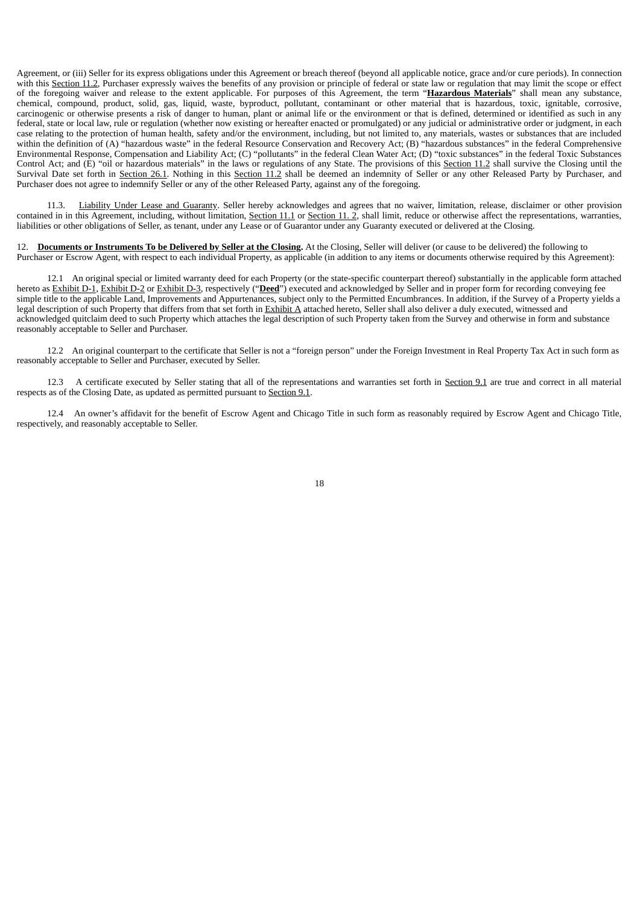Agreement, or (iii) Seller for its express obligations under this Agreement or breach thereof (beyond all applicable notice, grace and/or cure periods). In connection with this Section 11.2, Purchaser expressly waives the benefits of any provision or principle of federal or state law or regulation that may limit the scope or effect of the foregoing waiver and release to the extent applicable. For purposes of this Agreement, the term "**Hazardous Materials**" shall mean any substance, chemical, compound, product, solid, gas, liquid, waste, byproduct, pollutant, contaminant or other material that is hazardous, toxic, ignitable, corrosive, carcinogenic or otherwise presents a risk of danger to human, plant or animal life or the environment or that is defined, determined or identified as such in any federal, state or local law, rule or regulation (whether now existing or hereafter enacted or promulgated) or any judicial or administrative order or judgment, in each case relating to the protection of human health, safety and/or the environment, including, but not limited to, any materials, wastes or substances that are included within the definition of (A) "hazardous waste" in the federal Resource Conservation and Recovery Act; (B) "hazardous substances" in the federal Comprehensive Environmental Response, Compensation and Liability Act; (C) "pollutants" in the federal Clean Water Act; (D) "toxic substances" in the federal Toxic Substances Control Act; and (E) "oil or hazardous materials" in the laws or regulations of any State. The provisions of this Section 11.2 shall survive the Closing until the Survival Date set forth in Section 26.1. Nothing in this Section 11.2 shall be deemed an indemnity of Seller or any other Released Party by Purchaser, and Purchaser does not agree to indemnify Seller or any of the other Released Party, against any of the foregoing.

11.3. Liability Under Lease and Guaranty. Seller hereby acknowledges and agrees that no waiver, limitation, release, disclaimer or other provision contained in in this Agreement, including, without limitation, Section 11.1 or Section 11. 2, shall limit, reduce or otherwise affect the representations, warranties, liabilities or other obligations of Seller, as tenant, under any Lease or of Guarantor under any Guaranty executed or delivered at the Closing.

12. **Documents or Instruments To be Delivered by Seller at the Closing.** At the Closing, Seller will deliver (or cause to be delivered) the following to Purchaser or Escrow Agent, with respect to each individual Property, as applicable (in addition to any items or documents otherwise required by this Agreement):

12.1 An original special or limited warranty deed for each Property (or the state-specific counterpart thereof) substantially in the applicable form attached hereto as Exhibit D-1, Exhibit D-2 or Exhibit D-3, respectively ("**Deed**") executed and acknowledged by Seller and in proper form for recording conveying fee simple title to the applicable Land, Improvements and Appurtenances, subject only to the Permitted Encumbrances. In addition, if the Survey of a Property yields a legal description of such Property that differs from that set forth in Exhibit A attached hereto, Seller shall also deliver a duly executed, witnessed and acknowledged quitclaim deed to such Property which attaches the legal description of such Property taken from the Survey and otherwise in form and substance reasonably acceptable to Seller and Purchaser.

12.2 An original counterpart to the certificate that Seller is not a "foreign person" under the Foreign Investment in Real Property Tax Act in such form as reasonably acceptable to Seller and Purchaser, executed by Seller.

12.3 A certificate executed by Seller stating that all of the representations and warranties set forth in Section 9.1 are true and correct in all material respects as of the Closing Date, as updated as permitted pursuant to Section 9.1.

12.4 An owner's affidavit for the benefit of Escrow Agent and Chicago Title in such form as reasonably required by Escrow Agent and Chicago Title, respectively, and reasonably acceptable to Seller.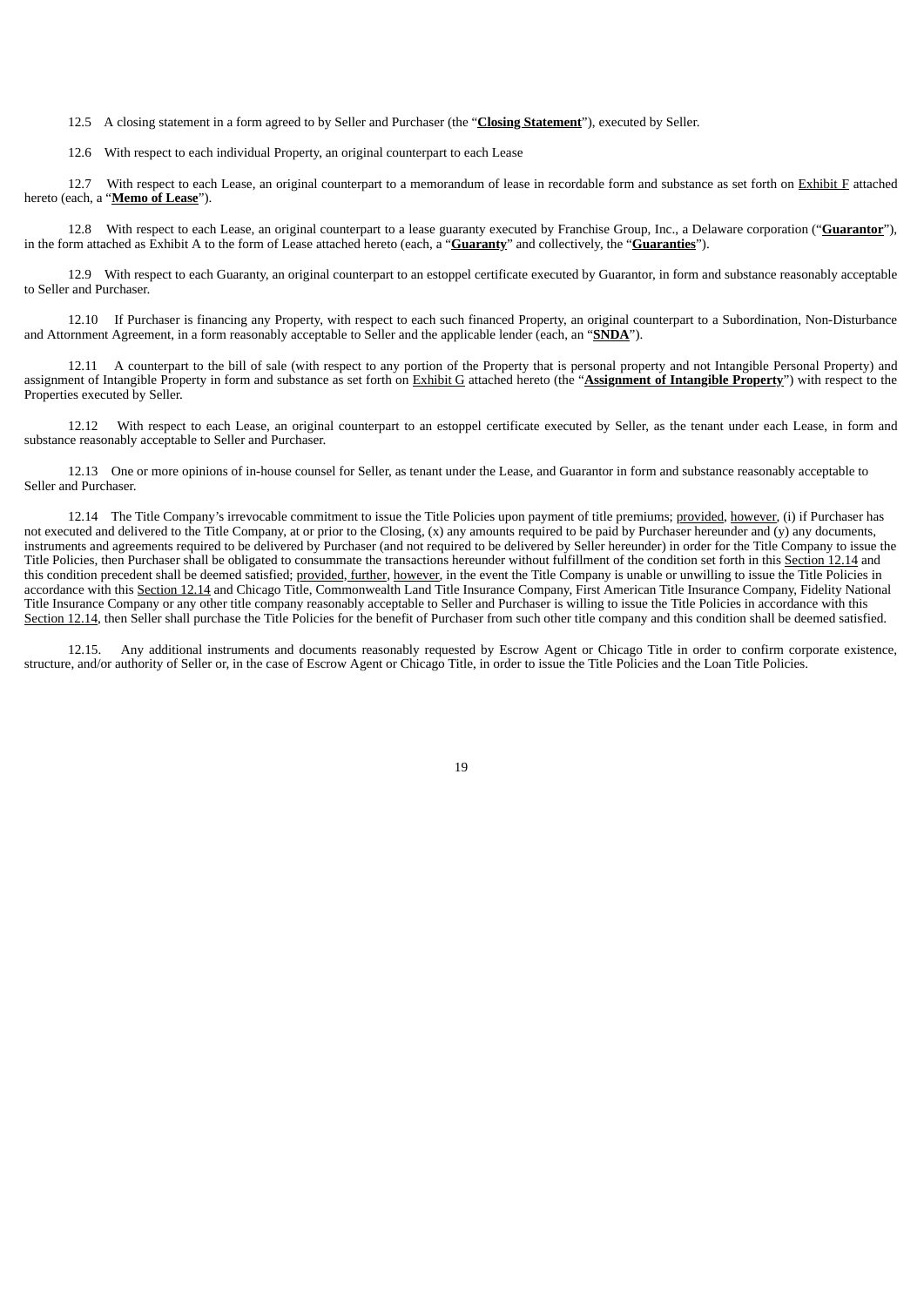12.5 A closing statement in a form agreed to by Seller and Purchaser (the "**Closing Statement**"), executed by Seller.

12.6 With respect to each individual Property, an original counterpart to each Lease

12.7 With respect to each Lease, an original counterpart to a memorandum of lease in recordable form and substance as set forth on Exhibit F attached hereto (each, a "**Memo of Lease**").

12.8 With respect to each Lease, an original counterpart to a lease guaranty executed by Franchise Group, Inc., a Delaware corporation ("**Guarantor**"), in the form attached as Exhibit A to the form of Lease attached hereto (each, a "**Guaranty**" and collectively, the "**Guaranties**").

12.9 With respect to each Guaranty, an original counterpart to an estoppel certificate executed by Guarantor, in form and substance reasonably acceptable to Seller and Purchaser.

12.10 If Purchaser is financing any Property, with respect to each such financed Property, an original counterpart to a Subordination, Non-Disturbance and Attornment Agreement, in a form reasonably acceptable to Seller and the applicable lender (each, an "**SNDA**").

12.11 A counterpart to the bill of sale (with respect to any portion of the Property that is personal property and not Intangible Personal Property) and assignment of Intangible Property in form and substance as set forth on Exhibit G attached hereto (the "**Assignment of Intangible Property**") with respect to the Properties executed by Seller.

12.12 With respect to each Lease, an original counterpart to an estoppel certificate executed by Seller, as the tenant under each Lease, in form and substance reasonably acceptable to Seller and Purchaser.

12.13 One or more opinions of in-house counsel for Seller, as tenant under the Lease, and Guarantor in form and substance reasonably acceptable to Seller and Purchaser.

12.14 The Title Company's irrevocable commitment to issue the Title Policies upon payment of title premiums; provided, however, (i) if Purchaser has not executed and delivered to the Title Company, at or prior to the Closing, (x) any amounts required to be paid by Purchaser hereunder and (y) any documents, instruments and agreements required to be delivered by Purchaser (and not required to be delivered by Seller hereunder) in order for the Title Company to issue the Title Policies, then Purchaser shall be obligated to consummate the transactions hereunder without fulfillment of the condition set forth in this Section 12.14 and this condition precedent shall be deemed satisfied; provided, further, however, in the event the Title Company is unable or unwilling to issue the Title Policies in accordance with this Section 12.14 and Chicago Title, Commonwealth Land Title Insurance Company, First American Title Insurance Company, Fidelity National Title Insurance Company or any other title company reasonably acceptable to Seller and Purchaser is willing to issue the Title Policies in accordance with this Section 12.14, then Seller shall purchase the Title Policies for the benefit of Purchaser from such other title company and this condition shall be deemed satisfied.

12.15. Any additional instruments and documents reasonably requested by Escrow Agent or Chicago Title in order to confirm corporate existence, structure, and/or authority of Seller or, in the case of Escrow Agent or Chicago Title, in order to issue the Title Policies and the Loan Title Policies.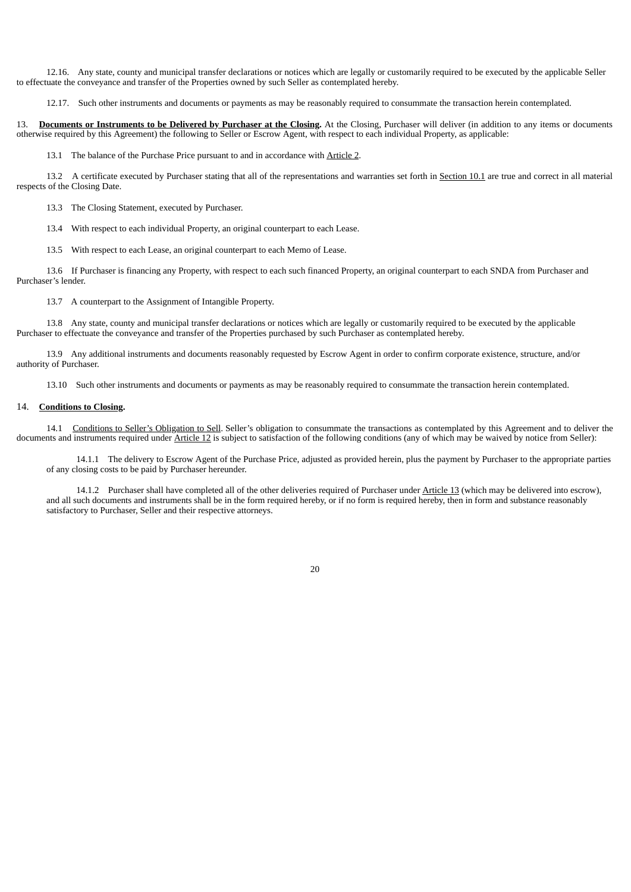12.16. Any state, county and municipal transfer declarations or notices which are legally or customarily required to be executed by the applicable Seller to effectuate the conveyance and transfer of the Properties owned by such Seller as contemplated hereby.

12.17. Such other instruments and documents or payments as may be reasonably required to consummate the transaction herein contemplated.

13. **Documents or Instruments to be Delivered by Purchaser at the Closing.** At the Closing, Purchaser will deliver (in addition to any items or documents otherwise required by this Agreement) the following to Seller or Escrow Agent, with respect to each individual Property, as applicable:

13.1 The balance of the Purchase Price pursuant to and in accordance with Article 2.

13.2 A certificate executed by Purchaser stating that all of the representations and warranties set forth in Section 10.1 are true and correct in all material respects of the Closing Date.

13.3 The Closing Statement, executed by Purchaser.

13.4 With respect to each individual Property, an original counterpart to each Lease.

13.5 With respect to each Lease, an original counterpart to each Memo of Lease.

13.6 If Purchaser is financing any Property, with respect to each such financed Property, an original counterpart to each SNDA from Purchaser and Purchaser's lender.

13.7 A counterpart to the Assignment of Intangible Property.

13.8 Any state, county and municipal transfer declarations or notices which are legally or customarily required to be executed by the applicable Purchaser to effectuate the conveyance and transfer of the Properties purchased by such Purchaser as contemplated hereby.

13.9 Any additional instruments and documents reasonably requested by Escrow Agent in order to confirm corporate existence, structure, and/or authority of Purchaser.

13.10 Such other instruments and documents or payments as may be reasonably required to consummate the transaction herein contemplated.

14. **Conditions to Closing.**

14.1 Conditions to Seller's Obligation to Sell. Seller's obligation to consummate the transactions as contemplated by this Agreement and to deliver the documents and instruments required under Article 12 is subject to satisfaction of the following conditions (any of which may be waived by notice from Seller):

14.1.1 The delivery to Escrow Agent of the Purchase Price, adjusted as provided herein, plus the payment by Purchaser to the appropriate parties of any closing costs to be paid by Purchaser hereunder.

14.1.2 Purchaser shall have completed all of the other deliveries required of Purchaser under Article 13 (which may be delivered into escrow), and all such documents and instruments shall be in the form required hereby, or if no form is required hereby, then in form and substance reasonably satisfactory to Purchaser, Seller and their respective attorneys.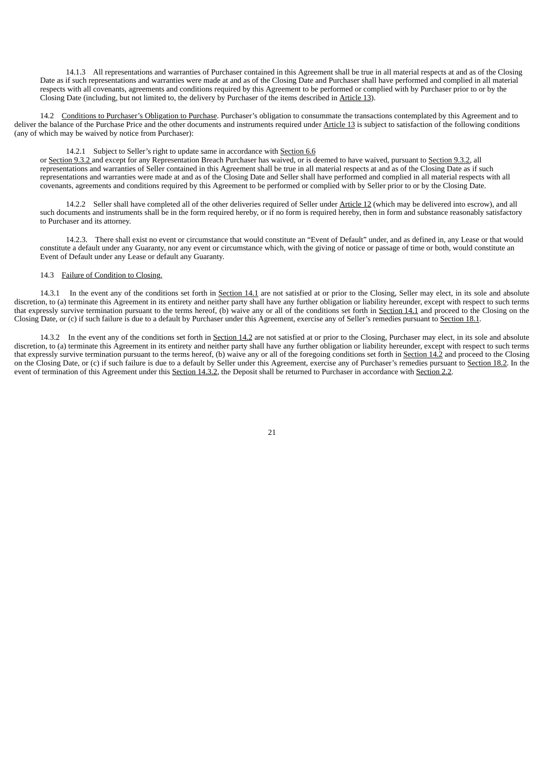14.1.3 All representations and warranties of Purchaser contained in this Agreement shall be true in all material respects at and as of the Closing Date as if such representations and warranties were made at and as of the Closing Date and Purchaser shall have performed and complied in all material respects with all covenants, agreements and conditions required by this Agreement to be performed or complied with by Purchaser prior to or by the Closing Date (including, but not limited to, the delivery by Purchaser of the items described in Article 13).

14.2 Conditions to Purchaser's Obligation to Purchase. Purchaser's obligation to consummate the transactions contemplated by this Agreement and to deliver the balance of the Purchase Price and the other documents and instruments required under Article 13 is subject to satisfaction of the following conditions (any of which may be waived by notice from Purchaser):

14.2.1 Subject to Seller's right to update same in accordance with Section 6.6 or Section 9.3.2 and except for any Representation Breach Purchaser has waived, or is deemed to have waived, pursuant to Section 9.3.2, all representations and warranties of Seller contained in this Agreement shall be true in all material respects at and as of the Closing Date as if such representations and warranties were made at and as of the Closing Date and Seller shall have performed and complied in all material respects with all covenants, agreements and conditions required by this Agreement to be performed or complied with by Seller prior to or by the Closing Date.

14.2.2 Seller shall have completed all of the other deliveries required of Seller under Article 12 (which may be delivered into escrow), and all such documents and instruments shall be in the form required hereby, or if no form is required hereby, then in form and substance reasonably satisfactory to Purchaser and its attorney.

14.2.3. There shall exist no event or circumstance that would constitute an "Event of Default" under, and as defined in, any Lease or that would constitute a default under any Guaranty, nor any event or circumstance which, with the giving of notice or passage of time or both, would constitute an Event of Default under any Lease or default any Guaranty.

14.3 Failure of Condition to Closing.

14.3.1 In the event any of the conditions set forth in Section 14.1 are not satisfied at or prior to the Closing, Seller may elect, in its sole and absolute discretion, to (a) terminate this Agreement in its entirety and neither party shall have any further obligation or liability hereunder, except with respect to such terms that expressly survive termination pursuant to the terms hereof, (b) waive any or all of the conditions set forth in Section 14.1 and proceed to the Closing on the Closing Date, or (c) if such failure is due to a default by Purchaser under this Agreement, exercise any of Seller's remedies pursuant to Section 18.1.

14.3.2 In the event any of the conditions set forth in Section 14.2 are not satisfied at or prior to the Closing, Purchaser may elect, in its sole and absolute discretion, to (a) terminate this Agreement in its entirety and neither party shall have any further obligation or liability hereunder, except with respect to such terms that expressly survive termination pursuant to the terms hereof, (b) waive any or all of the foregoing conditions set forth in Section 14.2 and proceed to the Closing on the Closing Date, or (c) if such failure is due to a default by Seller under this Agreement, exercise any of Purchaser's remedies pursuant to Section 18.2. In the event of termination of this Agreement under this Section 14.3.2, the Deposit shall be returned to Purchaser in accordance with Section 2.2.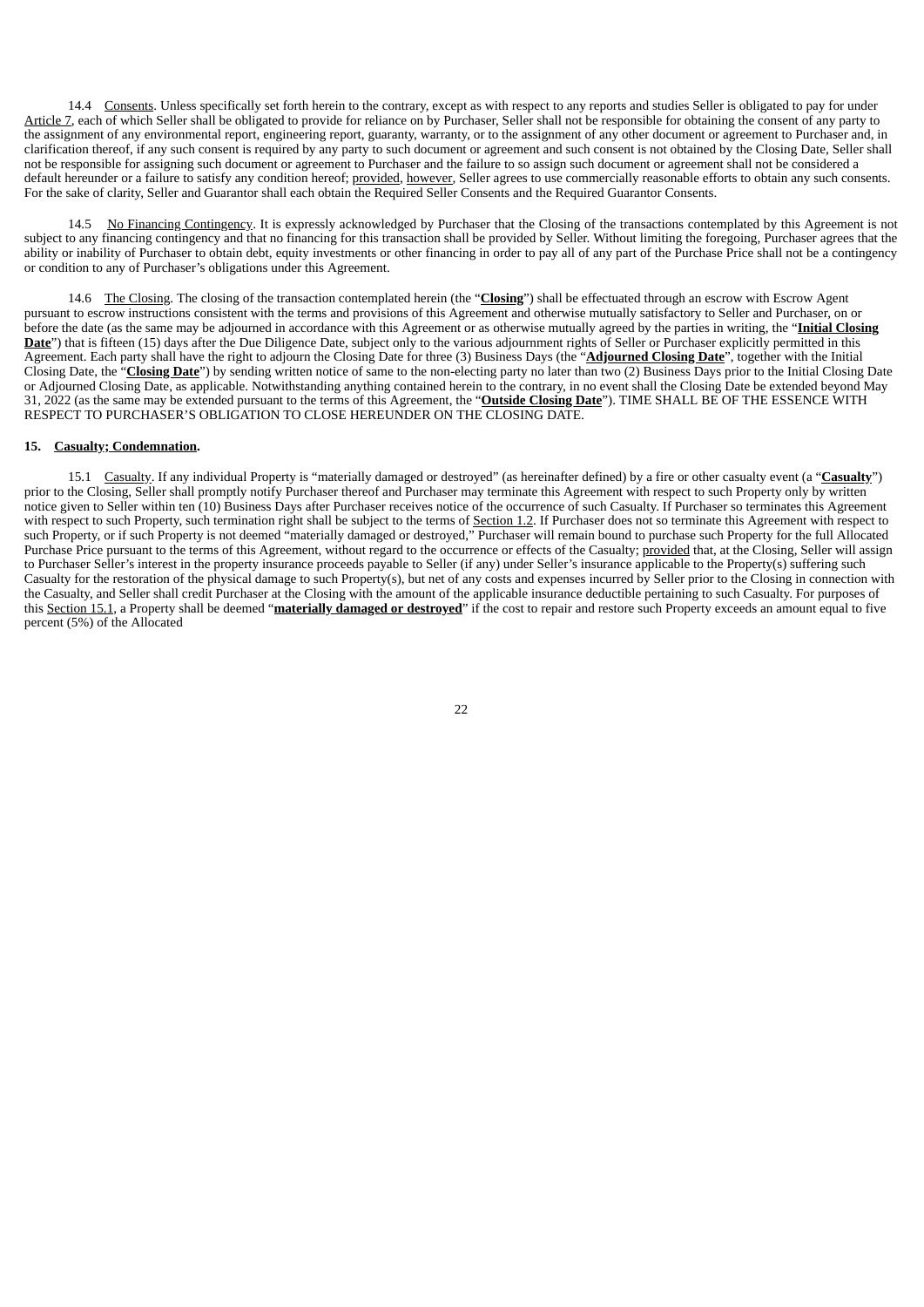14.4 Consents. Unless specifically set forth herein to the contrary, except as with respect to any reports and studies Seller is obligated to pay for under Article 7, each of which Seller shall be obligated to provide for reliance on by Purchaser, Seller shall not be responsible for obtaining the consent of any party to the assignment of any environmental report, engineering report, guaranty, warranty, or to the assignment of any other document or agreement to Purchaser and, in clarification thereof, if any such consent is required by any party to such document or agreement and such consent is not obtained by the Closing Date, Seller shall not be responsible for assigning such document or agreement to Purchaser and the failure to so assign such document or agreement shall not be considered a default hereunder or a failure to satisfy any condition hereof; provided, however, Seller agrees to use commercially reasonable efforts to obtain any such consents. For the sake of clarity, Seller and Guarantor shall each obtain the Required Seller Consents and the Required Guarantor Consents.

14.5 No Financing Contingency. It is expressly acknowledged by Purchaser that the Closing of the transactions contemplated by this Agreement is not subject to any financing contingency and that no financing for this transaction shall be provided by Seller. Without limiting the foregoing, Purchaser agrees that the ability or inability of Purchaser to obtain debt, equity investments or other financing in order to pay all of any part of the Purchase Price shall not be a contingency or condition to any of Purchaser's obligations under this Agreement.

14.6 The Closing. The closing of the transaction contemplated herein (the "**Closing**") shall be effectuated through an escrow with Escrow Agent pursuant to escrow instructions consistent with the terms and provisions of this Agreement and otherwise mutually satisfactory to Seller and Purchaser, on or before the date (as the same may be adjourned in accordance with this Agreement or as otherwise mutually agreed by the parties in writing, the "**Initial Closing Date**") that is fifteen (15) days after the Due Diligence Date, subject only to the various adjournment rights of Seller or Purchaser explicitly permitted in this Agreement. Each party shall have the right to adjourn the Closing Date for three (3) Business Days (the "**Adjourned Closing Date**", together with the Initial Closing Date, the "**Closing Date**") by sending written notice of same to the non-electing party no later than two (2) Business Days prior to the Initial Closing Date or Adjourned Closing Date, as applicable. Notwithstanding anything contained herein to the contrary, in no event shall the Closing Date be extended beyond May 31, 2022 (as the same may be extended pursuant to the terms of this Agreement, the "**Outside Closing Date**"). TIME SHALL BE OF THE ESSENCE WITH RESPECT TO PURCHASER'S OBLIGATION TO CLOSE HEREUNDER ON THE CLOSING DATE.

**15. Casualty; Condemnation.**

15.1 Casualty. If any individual Property is "materially damaged or destroyed" (as hereinafter defined) by a fire or other casualty event (a "**Casualty**") prior to the Closing, Seller shall promptly notify Purchaser thereof and Purchaser may terminate this Agreement with respect to such Property only by written notice given to Seller within ten (10) Business Days after Purchaser receives notice of the occurrence of such Casualty. If Purchaser so terminates this Agreement with respect to such Property, such termination right shall be subject to the terms of Section 1.2. If Purchaser does not so terminate this Agreement with respect to such Property, or if such Property is not deemed "materially damaged or destroyed," Purchaser will remain bound to purchase such Property for the full Allocated Purchase Price pursuant to the terms of this Agreement, without regard to the occurrence or effects of the Casualty; provided that, at the Closing, Seller will assign to Purchaser Seller's interest in the property insurance proceeds payable to Seller (if any) under Seller's insurance applicable to the Property(s) suffering such Casualty for the restoration of the physical damage to such Property(s), but net of any costs and expenses incurred by Seller prior to the Closing in connection with the Casualty, and Seller shall credit Purchaser at the Closing with the amount of the applicable insurance deductible pertaining to such Casualty. For purposes of this Section 15.1, a Property shall be deemed "**materially damaged or destroyed**" if the cost to repair and restore such Property exceeds an amount equal to five percent (5%) of the Allocated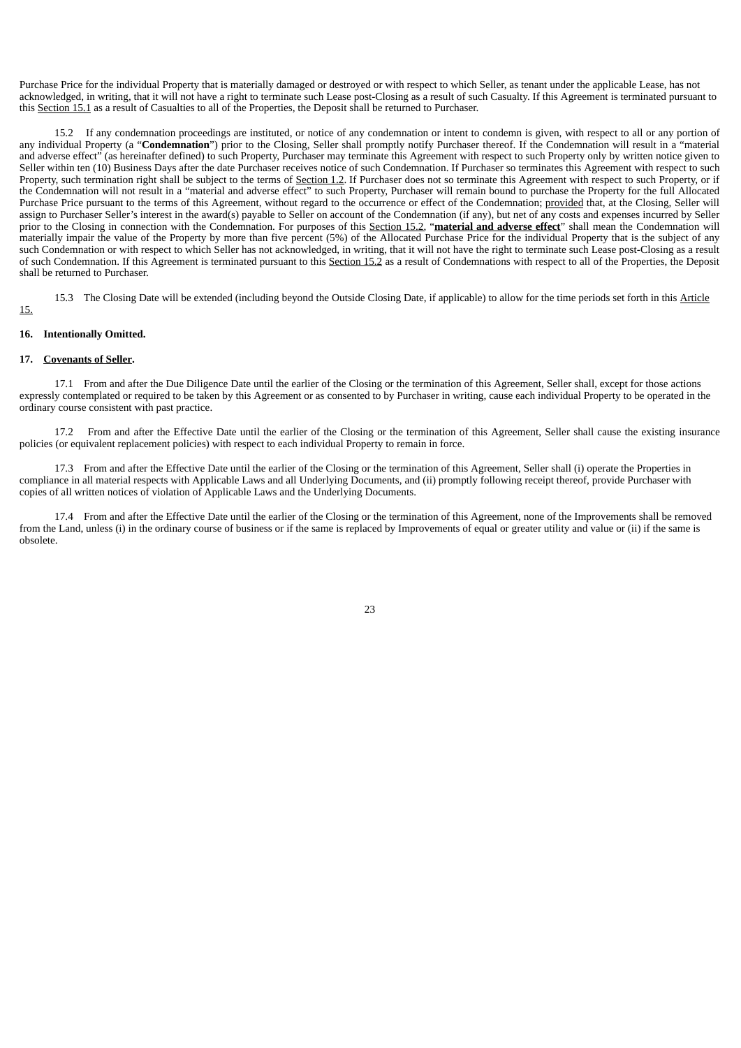Purchase Price for the individual Property that is materially damaged or destroyed or with respect to which Seller, as tenant under the applicable Lease, has not acknowledged, in writing, that it will not have a right to terminate such Lease post-Closing as a result of such Casualty. If this Agreement is terminated pursuant to this Section 15.1 as a result of Casualties to all of the Properties, the Deposit shall be returned to Purchaser.

15.2 If any condemnation proceedings are instituted, or notice of any condemnation or intent to condemn is given, with respect to all or any portion of any individual Property (a "**Condemnation**") prior to the Closing, Seller shall promptly notify Purchaser thereof. If the Condemnation will result in a "material and adverse effect" (as hereinafter defined) to such Property, Purchaser may terminate this Agreement with respect to such Property only by written notice given to Seller within ten (10) Business Days after the date Purchaser receives notice of such Condemnation. If Purchaser so terminates this Agreement with respect to such Property, such termination right shall be subject to the terms of Section 1.2. If Purchaser does not so terminate this Agreement with respect to such Property, or if the Condemnation will not result in a "material and adverse effect" to such Property, Purchaser will remain bound to purchase the Property for the full Allocated Purchase Price pursuant to the terms of this Agreement, without regard to the occurrence or effect of the Condemnation; provided that, at the Closing, Seller will assign to Purchaser Seller's interest in the award(s) payable to Seller on account of the Condemnation (if any), but net of any costs and expenses incurred by Seller prior to the Closing in connection with the Condemnation. For purposes of this Section 15.2, "**material and adverse effect**" shall mean the Condemnation will materially impair the value of the Property by more than five percent (5%) of the Allocated Purchase Price for the individual Property that is the subject of any such Condemnation or with respect to which Seller has not acknowledged, in writing, that it will not have the right to terminate such Lease post-Closing as a result of such Condemnation. If this Agreement is terminated pursuant to this Section 15.2 as a result of Condemnations with respect to all of the Properties, the Deposit shall be returned to Purchaser.

15.3 The Closing Date will be extended (including beyond the Outside Closing Date, if applicable) to allow for the time periods set forth in this Article 15.

**16. Intentionally Omitted.**

**17. Covenants of Seller.**

17.1 From and after the Due Diligence Date until the earlier of the Closing or the termination of this Agreement, Seller shall, except for those actions expressly contemplated or required to be taken by this Agreement or as consented to by Purchaser in writing, cause each individual Property to be operated in the ordinary course consistent with past practice.

17.2 From and after the Effective Date until the earlier of the Closing or the termination of this Agreement, Seller shall cause the existing insurance policies (or equivalent replacement policies) with respect to each individual Property to remain in force.

17.3 From and after the Effective Date until the earlier of the Closing or the termination of this Agreement, Seller shall (i) operate the Properties in compliance in all material respects with Applicable Laws and all Underlying Documents, and (ii) promptly following receipt thereof, provide Purchaser with copies of all written notices of violation of Applicable Laws and the Underlying Documents.

17.4 From and after the Effective Date until the earlier of the Closing or the termination of this Agreement, none of the Improvements shall be removed from the Land, unless (i) in the ordinary course of business or if the same is replaced by Improvements of equal or greater utility and value or (ii) if the same is obsolete.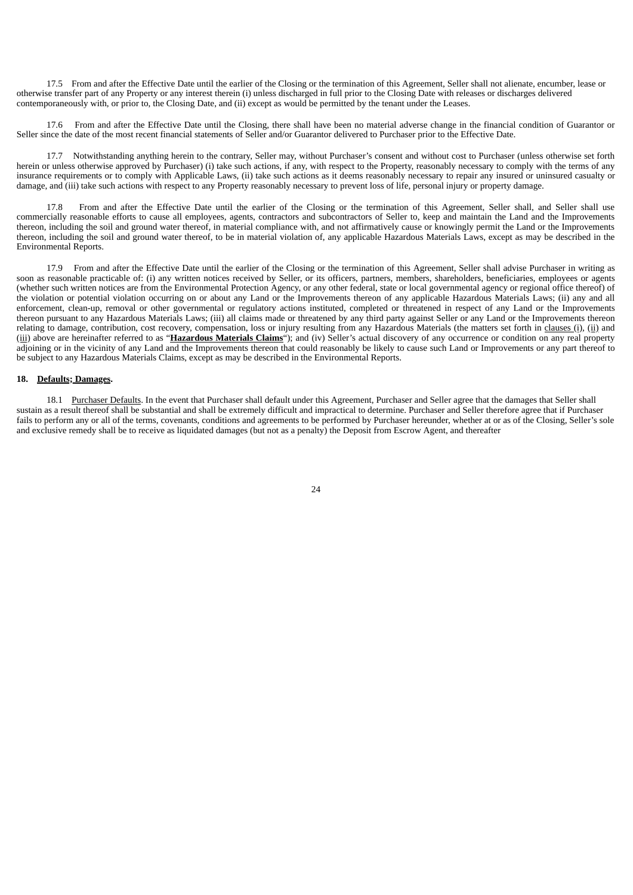17.5 From and after the Effective Date until the earlier of the Closing or the termination of this Agreement, Seller shall not alienate, encumber, lease or otherwise transfer part of any Property or any interest therein (i) unless discharged in full prior to the Closing Date with releases or discharges delivered contemporaneously with, or prior to, the Closing Date, and (ii) except as would be permitted by the tenant under the Leases.

17.6 From and after the Effective Date until the Closing, there shall have been no material adverse change in the financial condition of Guarantor or Seller since the date of the most recent financial statements of Seller and/or Guarantor delivered to Purchaser prior to the Effective Date.

17.7 Notwithstanding anything herein to the contrary, Seller may, without Purchaser's consent and without cost to Purchaser (unless otherwise set forth herein or unless otherwise approved by Purchaser) (i) take such actions, if any, with respect to the Property, reasonably necessary to comply with the terms of any insurance requirements or to comply with Applicable Laws, (ii) take such actions as it deems reasonably necessary to repair any insured or uninsured casualty or damage, and (iii) take such actions with respect to any Property reasonably necessary to prevent loss of life, personal injury or property damage.

17.8 From and after the Effective Date until the earlier of the Closing or the termination of this Agreement, Seller shall, and Seller shall use commercially reasonable efforts to cause all employees, agents, contractors and subcontractors of Seller to, keep and maintain the Land and the Improvements thereon, including the soil and ground water thereof, in material compliance with, and not affirmatively cause or knowingly permit the Land or the Improvements thereon, including the soil and ground water thereof, to be in material violation of, any applicable Hazardous Materials Laws, except as may be described in the Environmental Reports.

17.9 From and after the Effective Date until the earlier of the Closing or the termination of this Agreement, Seller shall advise Purchaser in writing as soon as reasonable practicable of: (i) any written notices received by Seller, or its officers, partners, members, shareholders, beneficiaries, employees or agents (whether such written notices are from the Environmental Protection Agency, or any other federal, state or local governmental agency or regional office thereof) of the violation or potential violation occurring on or about any Land or the Improvements thereon of any applicable Hazardous Materials Laws; (ii) any and all enforcement, clean-up, removal or other governmental or regulatory actions instituted, completed or threatened in respect of any Land or the Improvements thereon pursuant to any Hazardous Materials Laws; (iii) all claims made or threatened by any third party against Seller or any Land or the Improvements thereon relating to damage, contribution, cost recovery, compensation, loss or injury resulting from any Hazardous Materials (the matters set forth in clauses (i), (ii) and (iii) above are hereinafter referred to as "**Hazardous Materials Claims**"); and (iv) Seller's actual discovery of any occurrence or condition on any real property adjoining or in the vicinity of any Land and the Improvements thereon that could reasonably be likely to cause such Land or Improvements or any part thereof to be subject to any Hazardous Materials Claims, except as may be described in the Environmental Reports.

**18. Defaults; Damages.**

18.1 Purchaser Defaults. In the event that Purchaser shall default under this Agreement, Purchaser and Seller agree that the damages that Seller shall sustain as a result thereof shall be substantial and shall be extremely difficult and impractical to determine. Purchaser and Seller therefore agree that if Purchaser fails to perform any or all of the terms, covenants, conditions and agreements to be performed by Purchaser hereunder, whether at or as of the Closing, Seller's sole and exclusive remedy shall be to receive as liquidated damages (but not as a penalty) the Deposit from Escrow Agent, and thereafter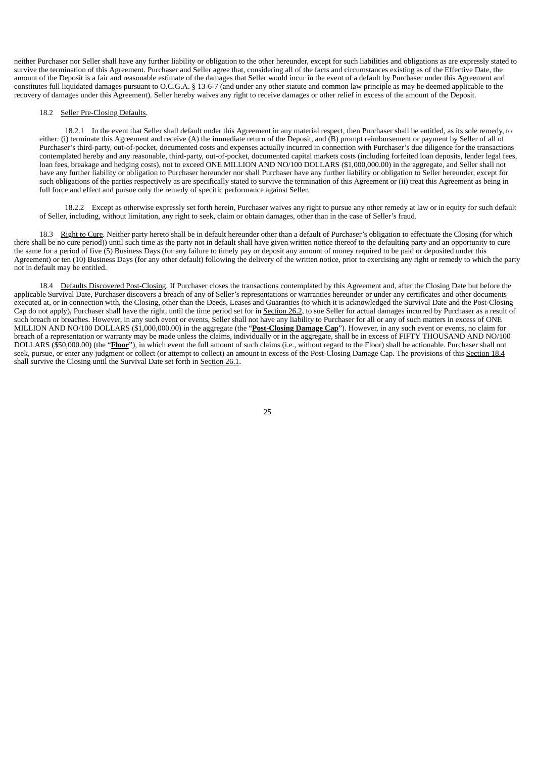neither Purchaser nor Seller shall have any further liability or obligation to the other hereunder, except for such liabilities and obligations as are expressly stated to survive the termination of this Agreement. Purchaser and Seller agree that, considering all of the facts and circumstances existing as of the Effective Date, the amount of the Deposit is a fair and reasonable estimate of the damages that Seller would incur in the event of a default by Purchaser under this Agreement and constitutes full liquidated damages pursuant to O.C.G.A. § 13-6-7 (and under any other statute and common law principle as may be deemed applicable to the recovery of damages under this Agreement). Seller hereby waives any right to receive damages or other relief in excess of the amount of the Deposit.

18.2 Seller Pre-Closing Defaults.

18.2.1 In the event that Seller shall default under this Agreement in any material respect, then Purchaser shall be entitled, as its sole remedy, to either: (i) terminate this Agreement and receive (A) the immediate return of the Deposit, and (B) prompt reimbursement or payment by Seller of all of Purchaser's third-party, out-of-pocket, documented costs and expenses actually incurred in connection with Purchaser's due diligence for the transactions contemplated hereby and any reasonable, third-party, out-of-pocket, documented capital markets costs (including forfeited loan deposits, lender legal fees, loan fees, breakage and hedging costs), not to exceed ONE MILLION AND NO/100 DOLLARS ($1,000,000.00) in the aggregate, and Seller shall not have any further liability or obligation to Purchaser hereunder nor shall Purchaser have any further liability or obligation to Seller hereunder, except for such obligations of the parties respectively as are specifically stated to survive the termination of this Agreement or (ii) treat this Agreement as being in full force and effect and pursue only the remedy of specific performance against Seller.

18.2.2 Except as otherwise expressly set forth herein, Purchaser waives any right to pursue any other remedy at law or in equity for such default of Seller, including, without limitation, any right to seek, claim or obtain damages, other than in the case of Seller's fraud.

18.3 Right to Cure. Neither party hereto shall be in default hereunder other than a default of Purchaser's obligation to effectuate the Closing (for which there shall be no cure period)) until such time as the party not in default shall have given written notice thereof to the defaulting party and an opportunity to cure the same for a period of five (5) Business Days (for any failure to timely pay or deposit any amount of money required to be paid or deposited under this Agreement) or ten (10) Business Days (for any other default) following the delivery of the written notice, prior to exercising any right or remedy to which the party not in default may be entitled.

18.4 Defaults Discovered Post-Closing. If Purchaser closes the transactions contemplated by this Agreement and, after the Closing Date but before the applicable Survival Date, Purchaser discovers a breach of any of Seller's representations or warranties hereunder or under any certificates and other documents executed at, or in connection with, the Closing, other than the Deeds, Leases and Guaranties (to which it is acknowledged the Survival Date and the Post-Closing Cap do not apply), Purchaser shall have the right, until the time period set for in Section 26.2, to sue Seller for actual damages incurred by Purchaser as a result of such breach or breaches. However, in any such event or events, Seller shall not have any liability to Purchaser for all or any of such matters in excess of ONE MILLION AND NO/100 DOLLARS ($1,000,000.00) in the aggregate (the "**Post-Closing Damage Cap**"). However, in any such event or events, no claim for breach of a representation or warranty may be made unless the claims, individually or in the aggregate, shall be in excess of FIFTY THOUSAND AND NO/100 DOLLARS ($50,000.00) (the "**Floor**"), in which event the full amount of such claims (i.e., without regard to the Floor) shall be actionable. Purchaser shall not seek, pursue, or enter any judgment or collect (or attempt to collect) an amount in excess of the Post-Closing Damage Cap. The provisions of this Section 18.4 shall survive the Closing until the Survival Date set forth in Section 26.1.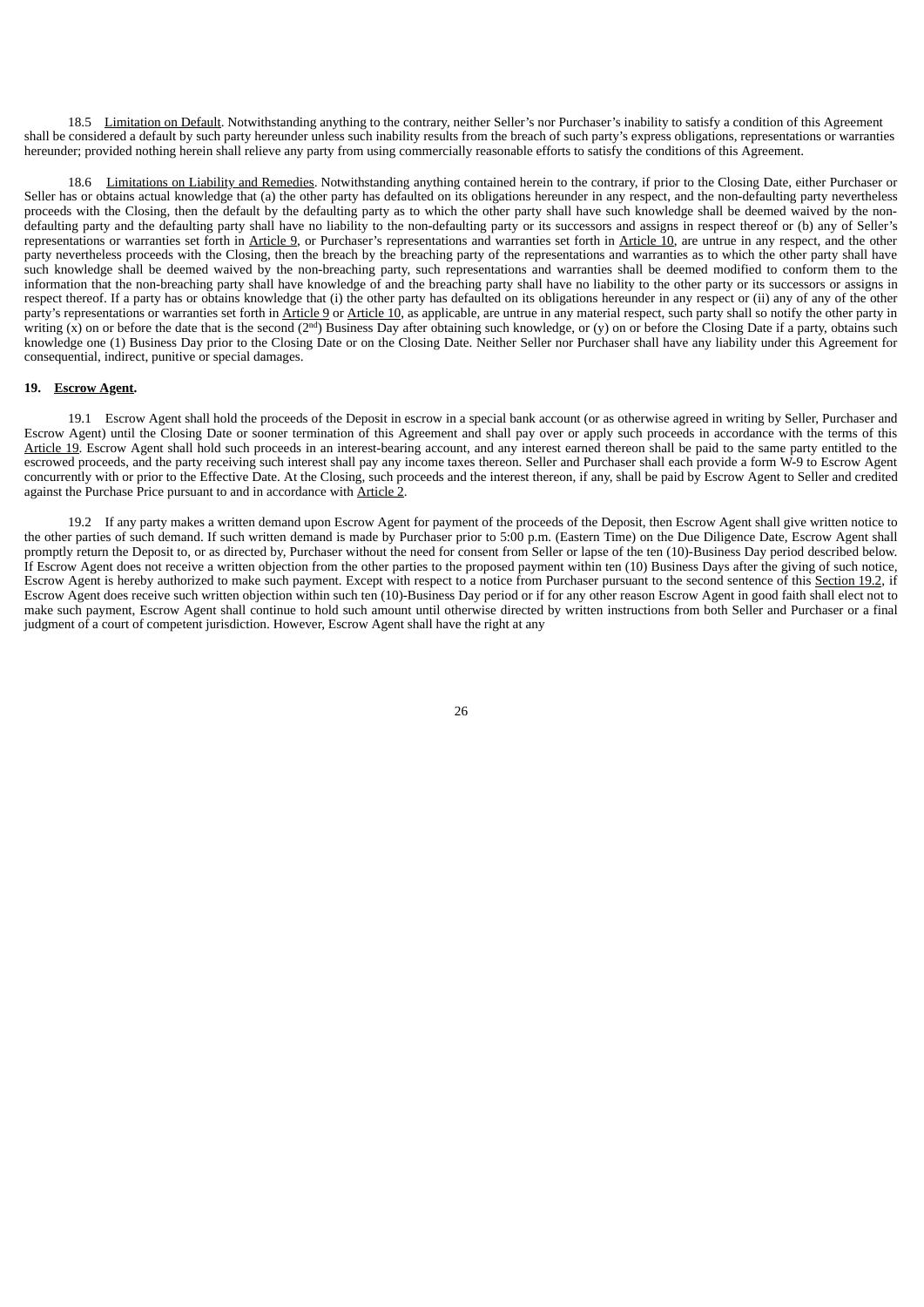18.5 Limitation on Default. Notwithstanding anything to the contrary, neither Seller's nor Purchaser's inability to satisfy a condition of this Agreement shall be considered a default by such party hereunder unless such inability results from the breach of such party's express obligations, representations or warranties hereunder; provided nothing herein shall relieve any party from using commercially reasonable efforts to satisfy the conditions of this Agreement.

18.6 Limitations on Liability and Remedies. Notwithstanding anything contained herein to the contrary, if prior to the Closing Date, either Purchaser or Seller has or obtains actual knowledge that (a) the other party has defaulted on its obligations hereunder in any respect, and the non-defaulting party nevertheless proceeds with the Closing, then the default by the defaulting party as to which the other party shall have such knowledge shall be deemed waived by the non-defaulting party and the defaulting party shall have no liability to the non-defaulting party or its successors and assigns in respect thereof or (b) any of Seller's representations or warranties set forth in Article 9, or Purchaser's representations and warranties set forth in Article 10, are untrue in any respect, and the other party nevertheless proceeds with the Closing, then the breach by the breaching party of the representations and warranties as to which the other party shall have such knowledge shall be deemed waived by the non-breaching party, such representations and warranties shall be deemed modified to conform them to the information that the non-breaching party shall have knowledge of and the breaching party shall have no liability to the other party or its successors or assigns in respect thereof. If a party has or obtains knowledge that (i) the other party has defaulted on its obligations hereunder in any respect or (ii) any of any of the other party's representations or warranties set forth in Article 9 or Article 10, as applicable, are untrue in any material respect, such party shall so notify the other party in writing (x) on or before the date that is the second (2nd) Business Day after obtaining such knowledge, or (y) on or before the Closing Date if a party, obtains such knowledge one (1) Business Day prior to the Closing Date or on the Closing Date. Neither Seller nor Purchaser shall have any liability under this Agreement for consequential, indirect, punitive or special damages.

**19. Escrow Agent.**

19.1 Escrow Agent shall hold the proceeds of the Deposit in escrow in a special bank account (or as otherwise agreed in writing by Seller, Purchaser and Escrow Agent) until the Closing Date or sooner termination of this Agreement and shall pay over or apply such proceeds in accordance with the terms of this Article 19. Escrow Agent shall hold such proceeds in an interest-bearing account, and any interest earned thereon shall be paid to the same party entitled to the escrowed proceeds, and the party receiving such interest shall pay any income taxes thereon. Seller and Purchaser shall each provide a form W-9 to Escrow Agent concurrently with or prior to the Effective Date. At the Closing, such proceeds and the interest thereon, if any, shall be paid by Escrow Agent to Seller and credited against the Purchase Price pursuant to and in accordance with Article 2.

19.2 If any party makes a written demand upon Escrow Agent for payment of the proceeds of the Deposit, then Escrow Agent shall give written notice to the other parties of such demand. If such written demand is made by Purchaser prior to 5:00 p.m. (Eastern Time) on the Due Diligence Date, Escrow Agent shall promptly return the Deposit to, or as directed by, Purchaser without the need for consent from Seller or lapse of the ten (10)-Business Day period described below. If Escrow Agent does not receive a written objection from the other parties to the proposed payment within ten (10) Business Days after the giving of such notice, Escrow Agent is hereby authorized to make such payment. Except with respect to a notice from Purchaser pursuant to the second sentence of this Section 19.2, if Escrow Agent does receive such written objection within such ten (10)-Business Day period or if for any other reason Escrow Agent in good faith shall elect not to make such payment, Escrow Agent shall continue to hold such amount until otherwise directed by written instructions from both Seller and Purchaser or a final judgment of a court of competent jurisdiction. However, Escrow Agent shall have the right at any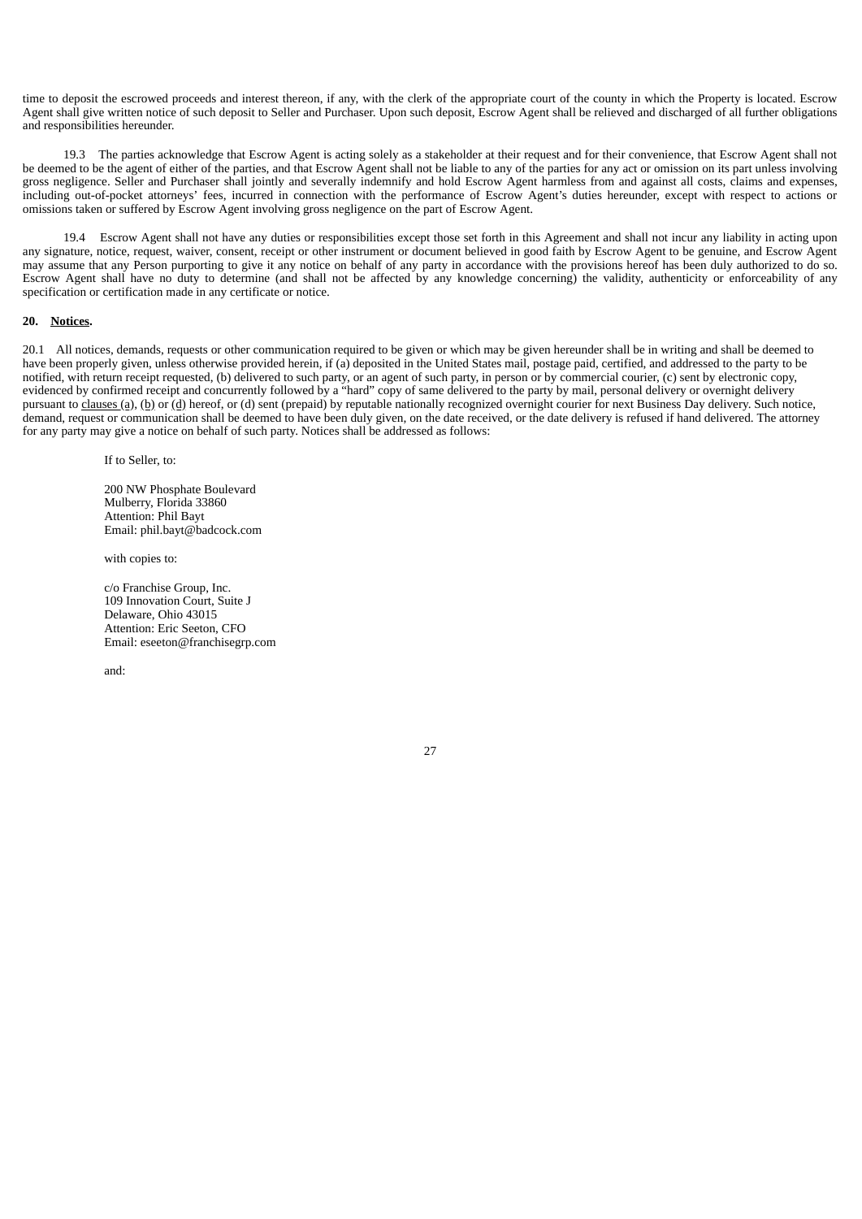time to deposit the escrowed proceeds and interest thereon, if any, with the clerk of the appropriate court of the county in which the Property is located. Escrow Agent shall give written notice of such deposit to Seller and Purchaser. Upon such deposit, Escrow Agent shall be relieved and discharged of all further obligations and responsibilities hereunder.

19.3 The parties acknowledge that Escrow Agent is acting solely as a stakeholder at their request and for their convenience, that Escrow Agent shall not be deemed to be the agent of either of the parties, and that Escrow Agent shall not be liable to any of the parties for any act or omission on its part unless involving gross negligence. Seller and Purchaser shall jointly and severally indemnify and hold Escrow Agent harmless from and against all costs, claims and expenses, including out-of-pocket attorneys' fees, incurred in connection with the performance of Escrow Agent's duties hereunder, except with respect to actions or omissions taken or suffered by Escrow Agent involving gross negligence on the part of Escrow Agent.

19.4 Escrow Agent shall not have any duties or responsibilities except those set forth in this Agreement and shall not incur any liability in acting upon any signature, notice, request, waiver, consent, receipt or other instrument or document believed in good faith by Escrow Agent to be genuine, and Escrow Agent may assume that any Person purporting to give it any notice on behalf of any party in accordance with the provisions hereof has been duly authorized to do so. Escrow Agent shall have no duty to determine (and shall not be affected by any knowledge concerning) the validity, authenticity or enforceability of any specification or certification made in any certificate or notice.

**20. Notices.**

20.1 All notices, demands, requests or other communication required to be given or which may be given hereunder shall be in writing and shall be deemed to have been properly given, unless otherwise provided herein, if (a) deposited in the United States mail, postage paid, certified, and addressed to the party to be notified, with return receipt requested, (b) delivered to such party, or an agent of such party, in person or by commercial courier, (c) sent by electronic copy, evidenced by confirmed receipt and concurrently followed by a "hard" copy of same delivered to the party by mail, personal delivery or overnight delivery pursuant to clauses (a), (b) or (d) hereof, or (d) sent (prepaid) by reputable nationally recognized overnight courier for next Business Day delivery. Such notice, demand, request or communication shall be deemed to have been duly given, on the date received, or the date delivery is refused if hand delivered. The attorney for any party may give a notice on behalf of such party. Notices shall be addressed as follows:

If to Seller, to:

200 NW Phosphate Boulevard  
Mulberry, Florida 33860  
Attention: Phil Bayt  
Email: phil.bayt@badcock.com

with copies to:

c/o Franchise Group, Inc.  
109 Innovation Court, Suite J  
Delaware, Ohio 43015  
Attention: Eric Seeton, CFO  
Email: eseeton@franchisegrp.com

and: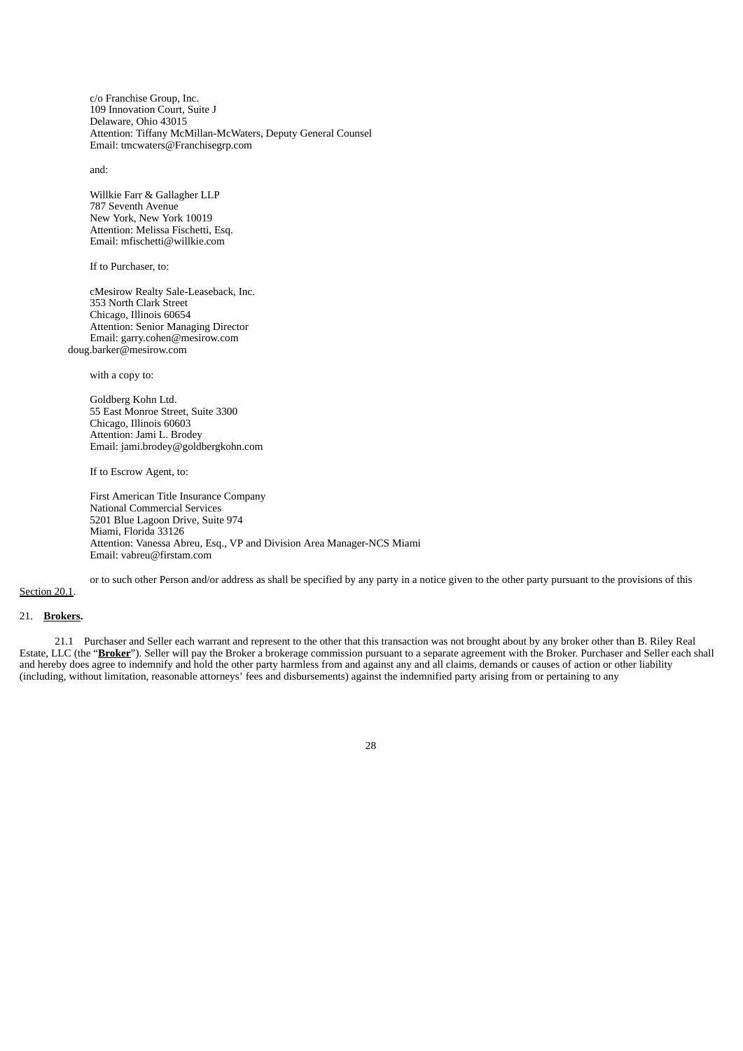c/o Franchise Group, Inc.
109 Innovation Court, Suite J
Delaware, Ohio 43015
Attention: Tiffany McMillan-McWaters, Deputy General Counsel
Email: tmcwaters@Franchisegrp.com

and:

Willkie Farr & Gallagher LLP
787 Seventh Avenue
New York, New York 10019
Attention: Melissa Fischetti, Esq.
Email: mfischetti@willkie.com

If to Purchaser, to:

cMesirow Realty Sale-Leaseback, Inc.
353 North Clark Street
Chicago, Illinois 60654
Attention: Senior Managing Director
Email: garry.cohen@mesirow.com
doug.barker@mesirow.com

with a copy to:

Goldberg Kohn Ltd.
55 East Monroe Street, Suite 3300
Chicago, Illinois 60603
Attention: Jami L. Brodey
Email: jami.brodey@goldbergkohn.com

If to Escrow Agent, to:

First American Title Insurance Company
National Commercial Services
5201 Blue Lagoon Drive, Suite 974
Miami, Florida 33126
Attention: Vanessa Abreu, Esq., VP and Division Area Manager-NCS Miami
Email: vabreu@firstam.com

or to such other Person and/or address as shall be specified by any party in a notice given to the other party pursuant to the provisions of this Section 20.1.

21. **Brokers.**

21.1 Purchaser and Seller each warrant and represent to the other that this transaction was not brought about by any broker other than B. Riley Real Estate, LLC (the "**Broker**"). Seller will pay the Broker a brokerage commission pursuant to a separate agreement with the Broker. Purchaser and Seller each shall and hereby does agree to indemnify and hold the other party harmless from and against any and all claims, demands or causes of action or other liability (including, without limitation, reasonable attorneys' fees and disbursements) against the indemnified party arising from or pertaining to any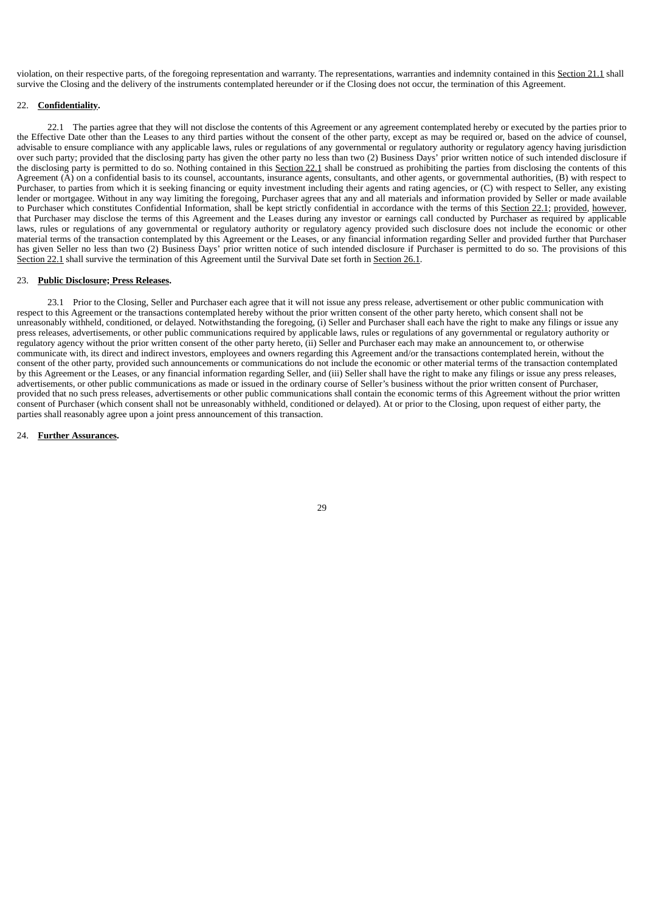violation, on their respective parts, of the foregoing representation and warranty. The representations, warranties and indemnity contained in this Section 21.1 shall survive the Closing and the delivery of the instruments contemplated hereunder or if the Closing does not occur, the termination of this Agreement.

22. **Confidentiality.**

22.1 The parties agree that they will not disclose the contents of this Agreement or any agreement contemplated hereby or executed by the parties prior to the Effective Date other than the Leases to any third parties without the consent of the other party, except as may be required or, based on the advice of counsel, advisable to ensure compliance with any applicable laws, rules or regulations of any governmental or regulatory authority or regulatory agency having jurisdiction over such party; provided that the disclosing party has given the other party no less than two (2) Business Days' prior written notice of such intended disclosure if the disclosing party is permitted to do so. Nothing contained in this Section 22.1 shall be construed as prohibiting the parties from disclosing the contents of this Agreement (A) on a confidential basis to its counsel, accountants, insurance agents, consultants, and other agents, or governmental authorities, (B) with respect to Purchaser, to parties from which it is seeking financing or equity investment including their agents and rating agencies, or (C) with respect to Seller, any existing lender or mortgagee. Without in any way limiting the foregoing, Purchaser agrees that any and all materials and information provided by Seller or made available to Purchaser which constitutes Confidential Information, shall be kept strictly confidential in accordance with the terms of this Section 22.1; provided, however, that Purchaser may disclose the terms of this Agreement and the Leases during any investor or earnings call conducted by Purchaser as required by applicable laws, rules or regulations of any governmental or regulatory authority or regulatory agency provided such disclosure does not include the economic or other material terms of the transaction contemplated by this Agreement or the Leases, or any financial information regarding Seller and provided further that Purchaser has given Seller no less than two (2) Business Days' prior written notice of such intended disclosure if Purchaser is permitted to do so. The provisions of this Section 22.1 shall survive the termination of this Agreement until the Survival Date set forth in Section 26.1.

23. **Public Disclosure; Press Releases.**

23.1 Prior to the Closing, Seller and Purchaser each agree that it will not issue any press release, advertisement or other public communication with respect to this Agreement or the transactions contemplated hereby without the prior written consent of the other party hereto, which consent shall not be unreasonably withheld, conditioned, or delayed. Notwithstanding the foregoing, (i) Seller and Purchaser shall each have the right to make any filings or issue any press releases, advertisements, or other public communications required by applicable laws, rules or regulations of any governmental or regulatory authority or regulatory agency without the prior written consent of the other party hereto, (ii) Seller and Purchaser each may make an announcement to, or otherwise communicate with, its direct and indirect investors, employees and owners regarding this Agreement and/or the transactions contemplated herein, without the consent of the other party, provided such announcements or communications do not include the economic or other material terms of the transaction contemplated by this Agreement or the Leases, or any financial information regarding Seller, and (iii) Seller shall have the right to make any filings or issue any press releases, advertisements, or other public communications as made or issued in the ordinary course of Seller's business without the prior written consent of Purchaser, provided that no such press releases, advertisements or other public communications shall contain the economic terms of this Agreement without the prior written consent of Purchaser (which consent shall not be unreasonably withheld, conditioned or delayed). At or prior to the Closing, upon request of either party, the parties shall reasonably agree upon a joint press announcement of this transaction.

24. **Further Assurances.**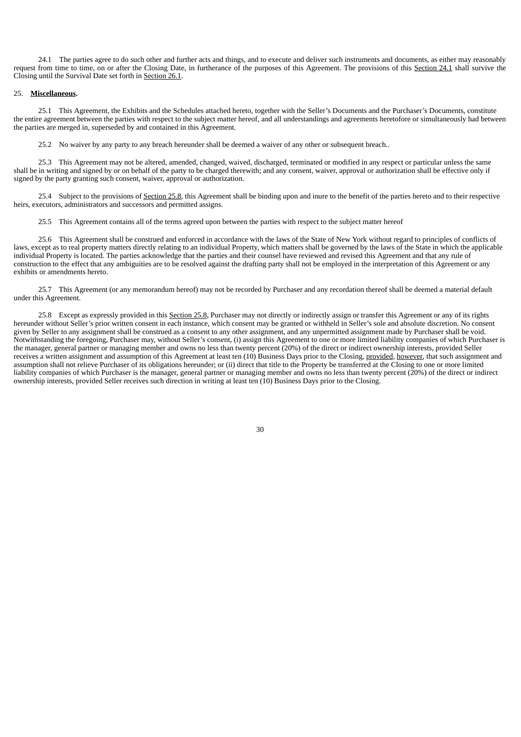24.1 The parties agree to do such other and further acts and things, and to execute and deliver such instruments and documents, as either may reasonably request from time to time, on or after the Closing Date, in furtherance of the purposes of this Agreement. The provisions of this Section 24.1 shall survive the Closing until the Survival Date set forth in Section 26.1.

25. **Miscellaneous.**

25.1 This Agreement, the Exhibits and the Schedules attached hereto, together with the Seller's Documents and the Purchaser's Documents, constitute the entire agreement between the parties with respect to the subject matter hereof, and all understandings and agreements heretofore or simultaneously had between the parties are merged in, superseded by and contained in this Agreement.

25.2 No waiver by any party to any breach hereunder shall be deemed a waiver of any other or subsequent breach..

25.3 This Agreement may not be altered, amended, changed, waived, discharged, terminated or modified in any respect or particular unless the same shall be in writing and signed by or on behalf of the party to be charged therewith; and any consent, waiver, approval or authorization shall be effective only if signed by the party granting such consent, waiver, approval or authorization.

25.4 Subject to the provisions of Section 25.8, this Agreement shall be binding upon and inure to the benefit of the parties hereto and to their respective heirs, executors, administrators and successors and permitted assigns.

25.5 This Agreement contains all of the terms agreed upon between the parties with respect to the subject matter hereof

25.6 This Agreement shall be construed and enforced in accordance with the laws of the State of New York without regard to principles of conflicts of laws, except as to real property matters directly relating to an individual Property, which matters shall be governed by the laws of the State in which the applicable individual Property is located. The parties acknowledge that the parties and their counsel have reviewed and revised this Agreement and that any rule of construction to the effect that any ambiguities are to be resolved against the drafting party shall not be employed in the interpretation of this Agreement or any exhibits or amendments hereto.

25.7 This Agreement (or any memorandum hereof) may not be recorded by Purchaser and any recordation thereof shall be deemed a material default under this Agreement.

25.8 Except as expressly provided in this Section 25.8, Purchaser may not directly or indirectly assign or transfer this Agreement or any of its rights hereunder without Seller's prior written consent in each instance, which consent may be granted or withheld in Seller's sole and absolute discretion. No consent given by Seller to any assignment shall be construed as a consent to any other assignment, and any unpermitted assignment made by Purchaser shall be void. Notwithstanding the foregoing, Purchaser may, without Seller's consent, (i) assign this Agreement to one or more limited liability companies of which Purchaser is the manager, general partner or managing member and owns no less than twenty percent (20%) of the direct or indirect ownership interests, provided Seller receives a written assignment and assumption of this Agreement at least ten (10) Business Days prior to the Closing, provided, however, that such assignment and assumption shall not relieve Purchaser of its obligations hereunder; or (ii) direct that title to the Property be transferred at the Closing to one or more limited liability companies of which Purchaser is the manager, general partner or managing member and owns no less than twenty percent (20%) of the direct or indirect ownership interests, provided Seller receives such direction in writing at least ten (10) Business Days prior to the Closing.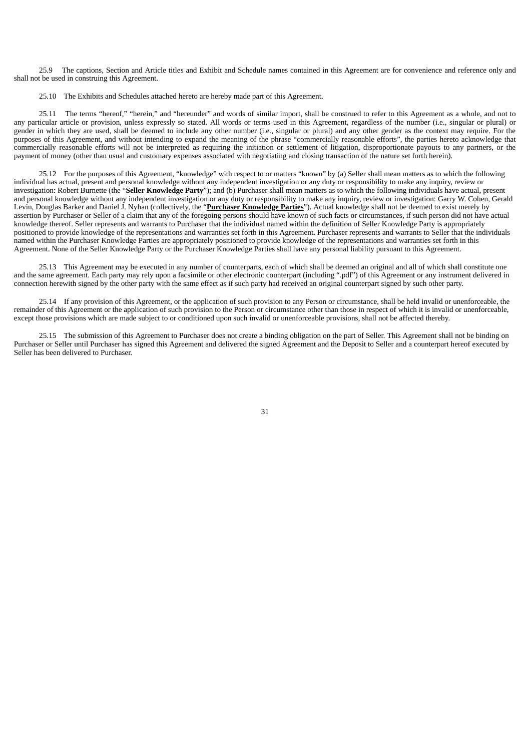25.9 The captions, Section and Article titles and Exhibit and Schedule names contained in this Agreement are for convenience and reference only and shall not be used in construing this Agreement.

25.10 The Exhibits and Schedules attached hereto are hereby made part of this Agreement.

25.11 The terms "hereof," "herein," and "hereunder" and words of similar import, shall be construed to refer to this Agreement as a whole, and not to any particular article or provision, unless expressly so stated. All words or terms used in this Agreement, regardless of the number (i.e., singular or plural) or gender in which they are used, shall be deemed to include any other number (i.e., singular or plural) and any other gender as the context may require. For the purposes of this Agreement, and without intending to expand the meaning of the phrase "commercially reasonable efforts", the parties hereto acknowledge that commercially reasonable efforts will not be interpreted as requiring the initiation or settlement of litigation, disproportionate payouts to any partners, or the payment of money (other than usual and customary expenses associated with negotiating and closing transaction of the nature set forth herein).

25.12 For the purposes of this Agreement, "knowledge" with respect to or matters "known" by (a) Seller shall mean matters as to which the following individual has actual, present and personal knowledge without any independent investigation or any duty or responsibility to make any inquiry, review or investigation: Robert Burnette (the "**Seller Knowledge Party**"); and (b) Purchaser shall mean matters as to which the following individuals have actual, present and personal knowledge without any independent investigation or any duty or responsibility to make any inquiry, review or investigation: Garry W. Cohen, Gerald Levin, Douglas Barker and Daniel J. Nyhan (collectively, the "**Purchaser Knowledge Parties**"). Actual knowledge shall not be deemed to exist merely by assertion by Purchaser or Seller of a claim that any of the foregoing persons should have known of such facts or circumstances, if such person did not have actual knowledge thereof. Seller represents and warrants to Purchaser that the individual named within the definition of Seller Knowledge Party is appropriately positioned to provide knowledge of the representations and warranties set forth in this Agreement. Purchaser represents and warrants to Seller that the individuals named within the Purchaser Knowledge Parties are appropriately positioned to provide knowledge of the representations and warranties set forth in this Agreement. None of the Seller Knowledge Party or the Purchaser Knowledge Parties shall have any personal liability pursuant to this Agreement.

25.13 This Agreement may be executed in any number of counterparts, each of which shall be deemed an original and all of which shall constitute one and the same agreement. Each party may rely upon a facsimile or other electronic counterpart (including ".pdf") of this Agreement or any instrument delivered in connection herewith signed by the other party with the same effect as if such party had received an original counterpart signed by such other party.

25.14 If any provision of this Agreement, or the application of such provision to any Person or circumstance, shall be held invalid or unenforceable, the remainder of this Agreement or the application of such provision to the Person or circumstance other than those in respect of which it is invalid or unenforceable, except those provisions which are made subject to or conditioned upon such invalid or unenforceable provisions, shall not be affected thereby.

25.15 The submission of this Agreement to Purchaser does not create a binding obligation on the part of Seller. This Agreement shall not be binding on Purchaser or Seller until Purchaser has signed this Agreement and delivered the signed Agreement and the Deposit to Seller and a counterpart hereof executed by Seller has been delivered to Purchaser.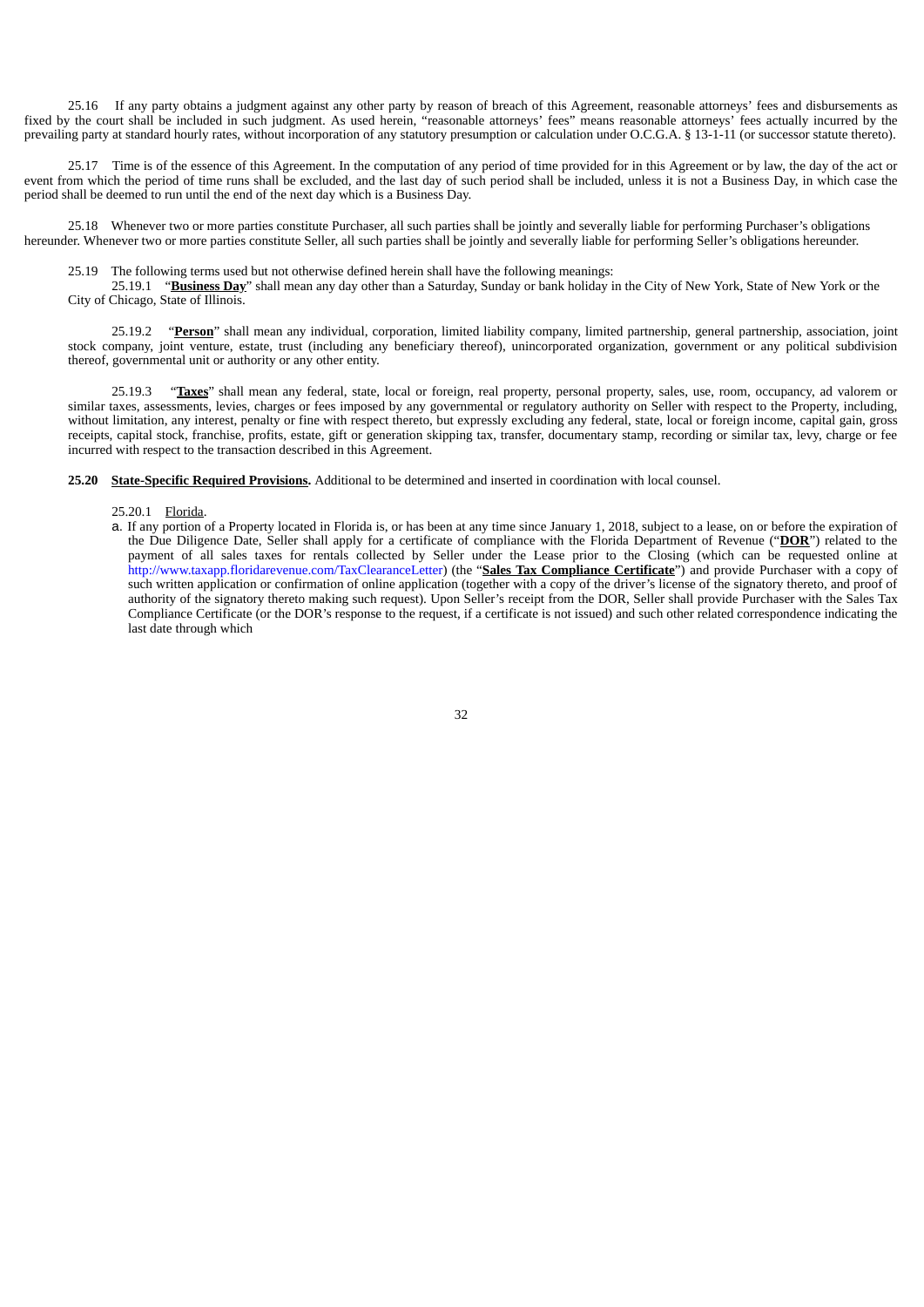25.16 If any party obtains a judgment against any other party by reason of breach of this Agreement, reasonable attorneys' fees and disbursements as fixed by the court shall be included in such judgment. As used herein, "reasonable attorneys' fees" means reasonable attorneys' fees actually incurred by the prevailing party at standard hourly rates, without incorporation of any statutory presumption or calculation under O.C.G.A. § 13-1-11 (or successor statute thereto).

25.17 Time is of the essence of this Agreement. In the computation of any period of time provided for in this Agreement or by law, the day of the act or event from which the period of time runs shall be excluded, and the last day of such period shall be included, unless it is not a Business Day, in which case the period shall be deemed to run until the end of the next day which is a Business Day.

25.18 Whenever two or more parties constitute Purchaser, all such parties shall be jointly and severally liable for performing Purchaser's obligations hereunder. Whenever two or more parties constitute Seller, all such parties shall be jointly and severally liable for performing Seller's obligations hereunder.

25.19 The following terms used but not otherwise defined herein shall have the following meanings:

25.19.1 "**Business Day**" shall mean any day other than a Saturday, Sunday or bank holiday in the City of New York, State of New York or the City of Chicago, State of Illinois.

25.19.2 "**Person**" shall mean any individual, corporation, limited liability company, limited partnership, general partnership, association, joint stock company, joint venture, estate, trust (including any beneficiary thereof), unincorporated organization, government or any political subdivision thereof, governmental unit or authority or any other entity.

25.19.3 "**Taxes**" shall mean any federal, state, local or foreign, real property, personal property, sales, use, room, occupancy, ad valorem or similar taxes, assessments, levies, charges or fees imposed by any governmental or regulatory authority on Seller with respect to the Property, including, without limitation, any interest, penalty or fine with respect thereto, but expressly excluding any federal, state, local or foreign income, capital gain, gross receipts, capital stock, franchise, profits, estate, gift or generation skipping tax, transfer, documentary stamp, recording or similar tax, levy, charge or fee incurred with respect to the transaction described in this Agreement.

**25.20 State-Specific Required Provisions.** Additional to be determined and inserted in coordination with local counsel.

25.20.1 Florida.

a. If any portion of a Property located in Florida is, or has been at any time since January 1, 2018, subject to a lease, on or before the expiration of the Due Diligence Date, Seller shall apply for a certificate of compliance with the Florida Department of Revenue ("**DOR**") related to the payment of all sales taxes for rentals collected by Seller under the Lease prior to the Closing (which can be requested online at http://www.taxapp.floridarevenue.com/TaxClearanceLetter) (the "**Sales Tax Compliance Certificate**") and provide Purchaser with a copy of such written application or confirmation of online application (together with a copy of the driver's license of the signatory thereto, and proof of authority of the signatory thereto making such request). Upon Seller's receipt from the DOR, Seller shall provide Purchaser with the Sales Tax Compliance Certificate (or the DOR's response to the request, if a certificate is not issued) and such other related correspondence indicating the last date through which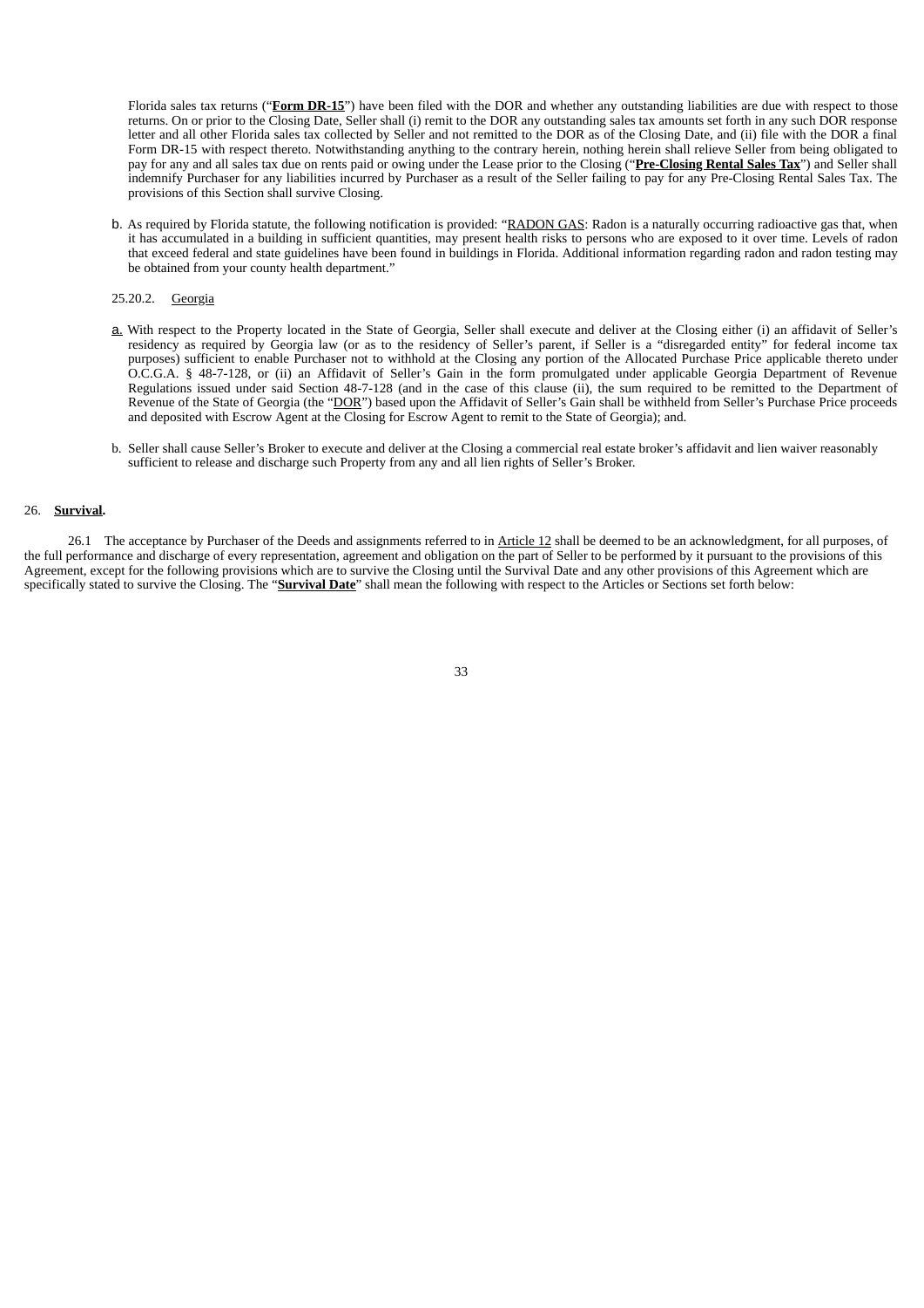Florida sales tax returns ("**Form DR-15**") have been filed with the DOR and whether any outstanding liabilities are due with respect to those returns. On or prior to the Closing Date, Seller shall (i) remit to the DOR any outstanding sales tax amounts set forth in any such DOR response letter and all other Florida sales tax collected by Seller and not remitted to the DOR as of the Closing Date, and (ii) file with the DOR a final Form DR-15 with respect thereto. Notwithstanding anything to the contrary herein, nothing herein shall relieve Seller from being obligated to pay for any and all sales tax due on rents paid or owing under the Lease prior to the Closing ("**Pre-Closing Rental Sales Tax**") and Seller shall indemnify Purchaser for any liabilities incurred by Purchaser as a result of the Seller failing to pay for any Pre-Closing Rental Sales Tax. The provisions of this Section shall survive Closing.

b. As required by Florida statute, the following notification is provided: "RADON GAS: Radon is a naturally occurring radioactive gas that, when it has accumulated in a building in sufficient quantities, may present health risks to persons who are exposed to it over time. Levels of radon that exceed federal and state guidelines have been found in buildings in Florida. Additional information regarding radon and radon testing may be obtained from your county health department."

25.20.2. Georgia

a. With respect to the Property located in the State of Georgia, Seller shall execute and deliver at the Closing either (i) an affidavit of Seller's residency as required by Georgia law (or as to the residency of Seller's parent, if Seller is a "disregarded entity" for federal income tax purposes) sufficient to enable Purchaser not to withhold at the Closing any portion of the Allocated Purchase Price applicable thereto under O.C.G.A. § 48-7-128, or (ii) an Affidavit of Seller's Gain in the form promulgated under applicable Georgia Department of Revenue Regulations issued under said Section 48-7-128 (and in the case of this clause (ii), the sum required to be remitted to the Department of Revenue of the State of Georgia (the "DOR") based upon the Affidavit of Seller's Gain shall be withheld from Seller's Purchase Price proceeds and deposited with Escrow Agent at the Closing for Escrow Agent to remit to the State of Georgia); and.

b. Seller shall cause Seller's Broker to execute and deliver at the Closing a commercial real estate broker's affidavit and lien waiver reasonably sufficient to release and discharge such Property from any and all lien rights of Seller's Broker.

26. **Survival.**

26.1 The acceptance by Purchaser of the Deeds and assignments referred to in Article 12 shall be deemed to be an acknowledgment, for all purposes, of the full performance and discharge of every representation, agreement and obligation on the part of Seller to be performed by it pursuant to the provisions of this Agreement, except for the following provisions which are to survive the Closing until the Survival Date and any other provisions of this Agreement which are specifically stated to survive the Closing. The "**Survival Date**" shall mean the following with respect to the Articles or Sections set forth below: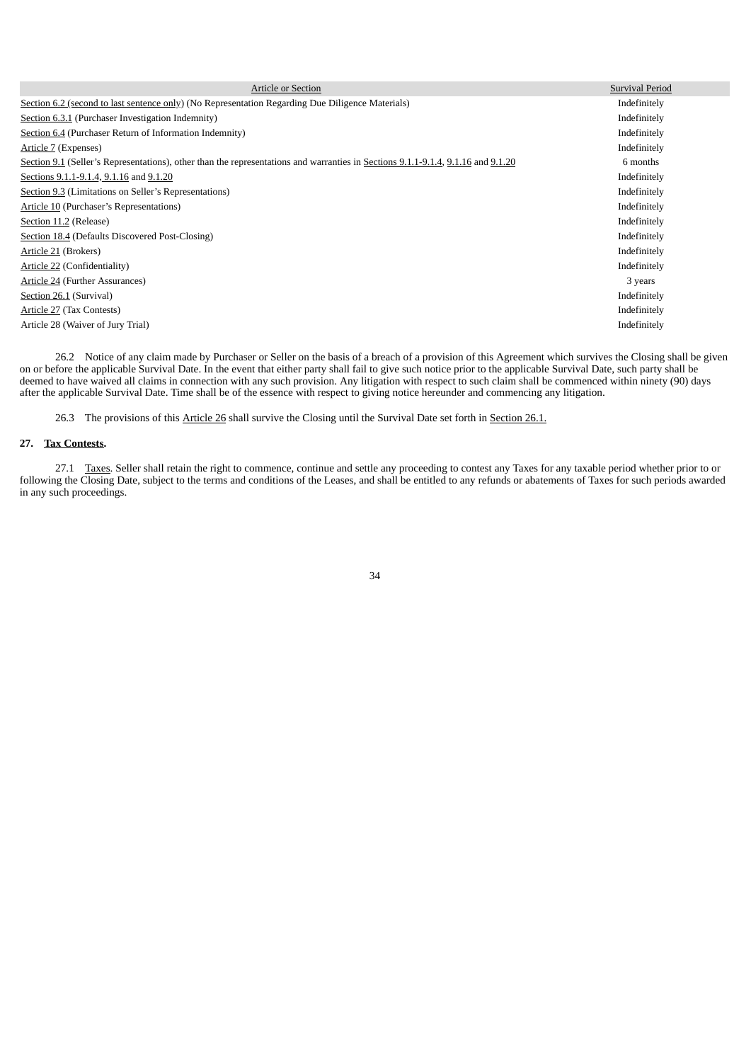| Article or Section | Survival Period |
|---|---|
| Section 6.2 (second to last sentence only) (No Representation Regarding Due Diligence Materials) | Indefinitely |
| Section 6.3.1 (Purchaser Investigation Indemnity) | Indefinitely |
| Section 6.4 (Purchaser Return of Information Indemnity) | Indefinitely |
| Article 7 (Expenses) | Indefinitely |
| Section 9.1 (Seller's Representations), other than the representations and warranties in Sections 9.1.1-9.1.4, 9.1.16 and 9.1.20 | 6 months |
| Sections 9.1.1-9.1.4, 9.1.16 and 9.1.20 | Indefinitely |
| Section 9.3 (Limitations on Seller's Representations) | Indefinitely |
| Article 10 (Purchaser's Representations) | Indefinitely |
| Section 11.2 (Release) | Indefinitely |
| Section 18.4 (Defaults Discovered Post-Closing) | Indefinitely |
| Article 21 (Brokers) | Indefinitely |
| Article 22 (Confidentiality) | Indefinitely |
| Article 24 (Further Assurances) | 3 years |
| Section 26.1 (Survival) | Indefinitely |
| Article 27 (Tax Contests) | Indefinitely |
| Article 28 (Waiver of Jury Trial) | Indefinitely |

26.2 Notice of any claim made by Purchaser or Seller on the basis of a breach of a provision of this Agreement which survives the Closing shall be given on or before the applicable Survival Date. In the event that either party shall fail to give such notice prior to the applicable Survival Date, such party shall be deemed to have waived all claims in connection with any such provision. Any litigation with respect to such claim shall be commenced within ninety (90) days after the applicable Survival Date. Time shall be of the essence with respect to giving notice hereunder and commencing any litigation.

26.3 The provisions of this Article 26 shall survive the Closing until the Survival Date set forth in Section 26.1.

## 27. Tax Contests.

27.1 Taxes. Seller shall retain the right to commence, continue and settle any proceeding to contest any Taxes for any taxable period whether prior to or following the Closing Date, subject to the terms and conditions of the Leases, and shall be entitled to any refunds or abatements of Taxes for such periods awarded in any such proceedings.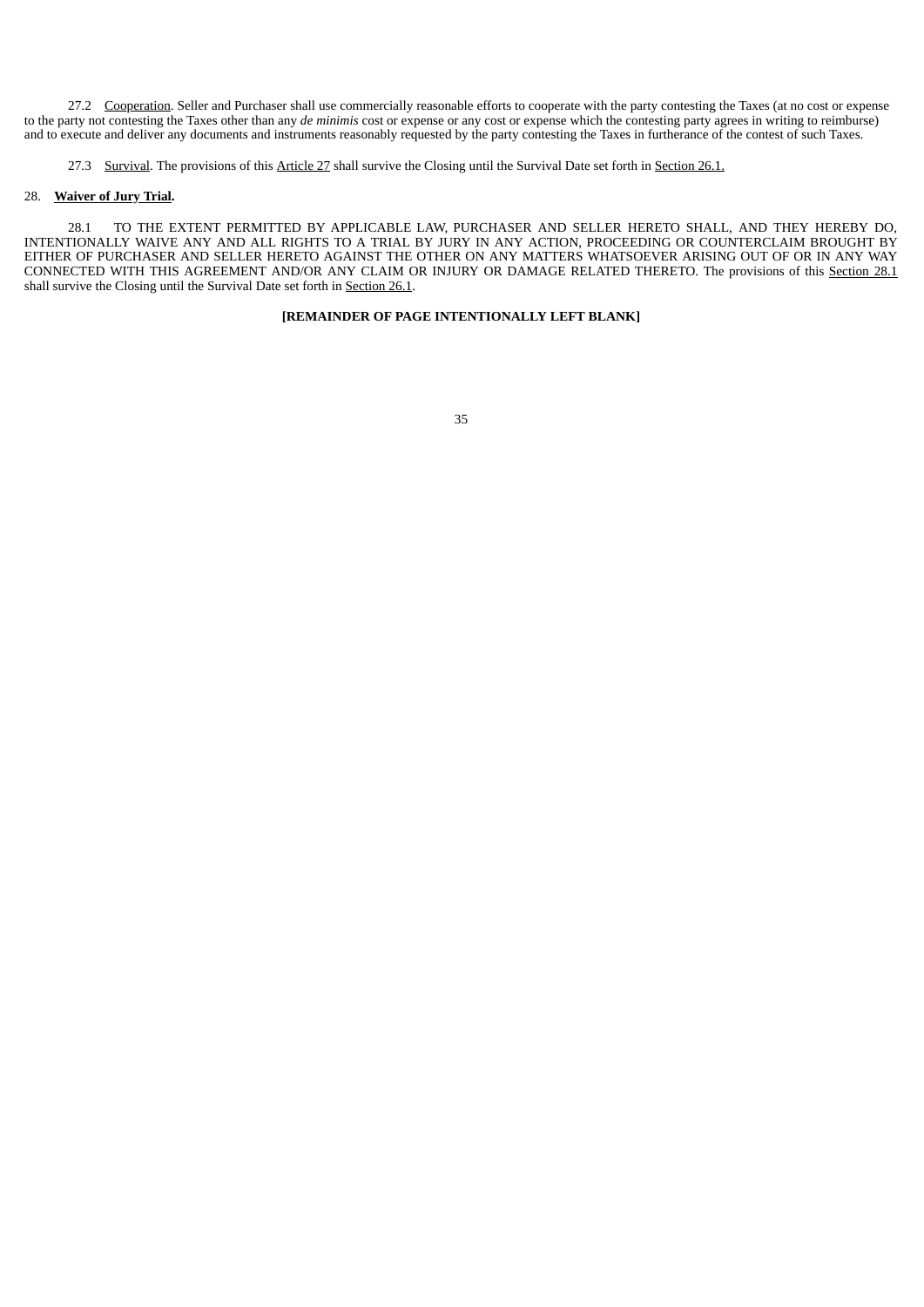27.2 Cooperation. Seller and Purchaser shall use commercially reasonable efforts to cooperate with the party contesting the Taxes (at no cost or expense to the party not contesting the Taxes other than any *de minimis* cost or expense or any cost or expense which the contesting party agrees in writing to reimburse) and to execute and deliver any documents and instruments reasonably requested by the party contesting the Taxes in furtherance of the contest of such Taxes.

27.3 Survival. The provisions of this Article 27 shall survive the Closing until the Survival Date set forth in Section 26.1.

28. **Waiver of Jury Trial.**

28.1 TO THE EXTENT PERMITTED BY APPLICABLE LAW, PURCHASER AND SELLER HERETO SHALL, AND THEY HEREBY DO, INTENTIONALLY WAIVE ANY AND ALL RIGHTS TO A TRIAL BY JURY IN ANY ACTION, PROCEEDING OR COUNTERCLAIM BROUGHT BY EITHER OF PURCHASER AND SELLER HERETO AGAINST THE OTHER ON ANY MATTERS WHATSOEVER ARISING OUT OF OR IN ANY WAY CONNECTED WITH THIS AGREEMENT AND/OR ANY CLAIM OR INJURY OR DAMAGE RELATED THERETO. The provisions of this Section 28.1 shall survive the Closing until the Survival Date set forth in Section 26.1.

**[REMAINDER OF PAGE INTENTIONALLY LEFT BLANK]**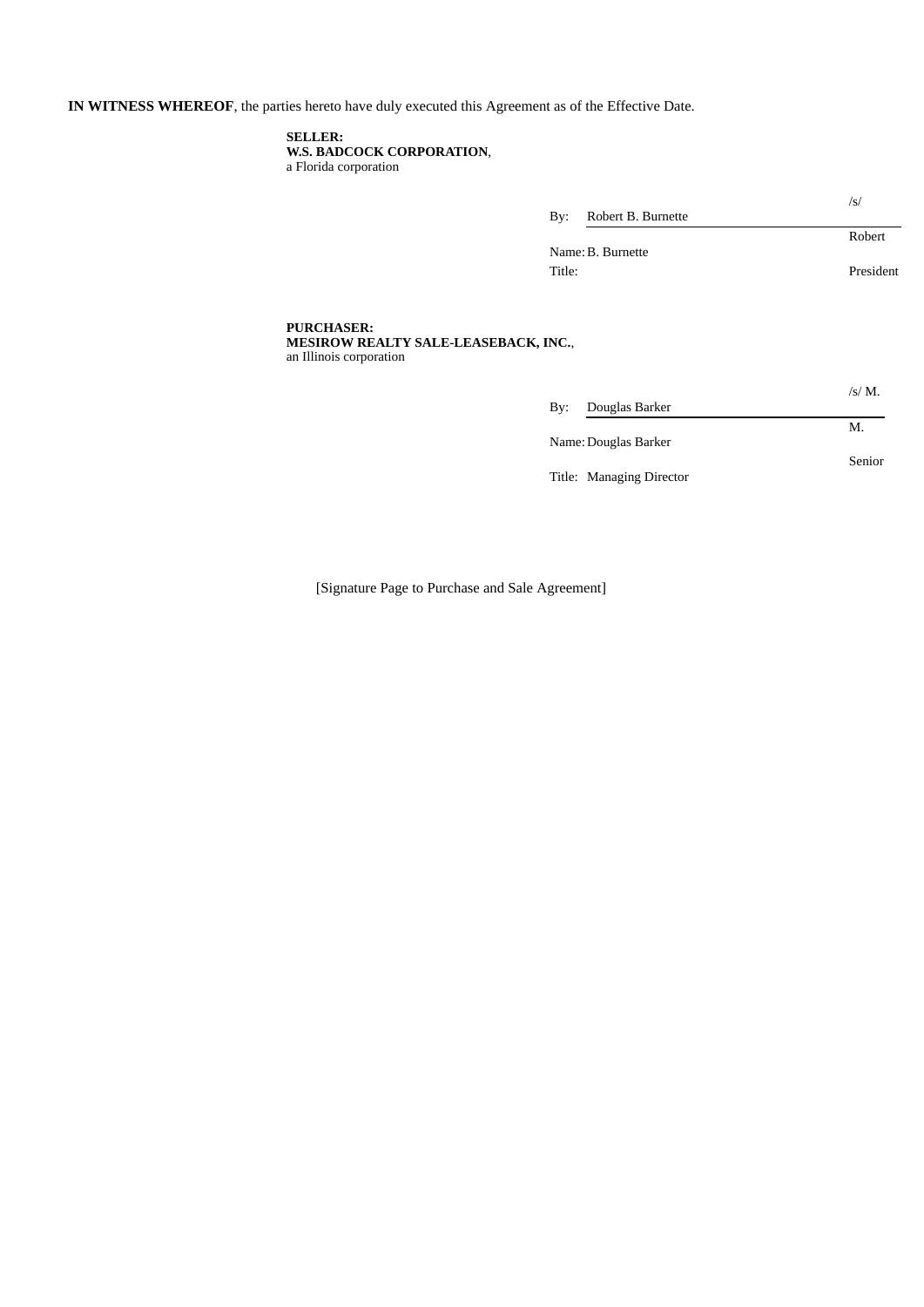**IN WITNESS WHEREOF**, the parties hereto have duly executed this Agreement as of the Effective Date.

**SELLER:**
**W.S. BADCOCK CORPORATION**,
a Florida corporation

By: /s/ Robert B. Burnette
Name: Robert B. Burnette
Title: President

**PURCHASER:**
**MESIROW REALTY SALE-LEASEBACK, INC.**,
an Illinois corporation

By: /s/ M. Douglas Barker
Name: M. Douglas Barker
Title: Senior Managing Director

[Signature Page to Purchase and Sale Agreement]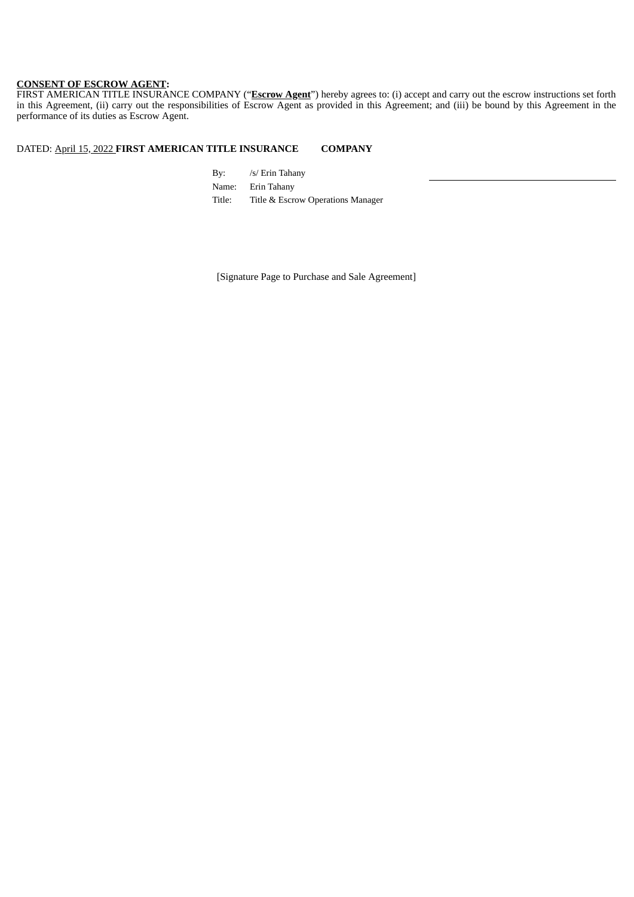**<u>CONSENT OF ESCROW AGENT</u>:**

FIRST AMERICAN TITLE INSURANCE COMPANY ("**<u>Escrow Agent</u>**") hereby agrees to: (i) accept and carry out the escrow instructions set forth in this Agreement, (ii) carry out the responsibilities of Escrow Agent as provided in this Agreement; and (iii) be bound by this Agreement in the performance of its duties as Escrow Agent.

DATED: <u>April 15, 2022</u> **FIRST AMERICAN TITLE INSURANCE COMPANY**

By: /s/ Erin Tahany

Name: Erin Tahany

Title: Title & Escrow Operations Manager

[Signature Page to Purchase and Sale Agreement]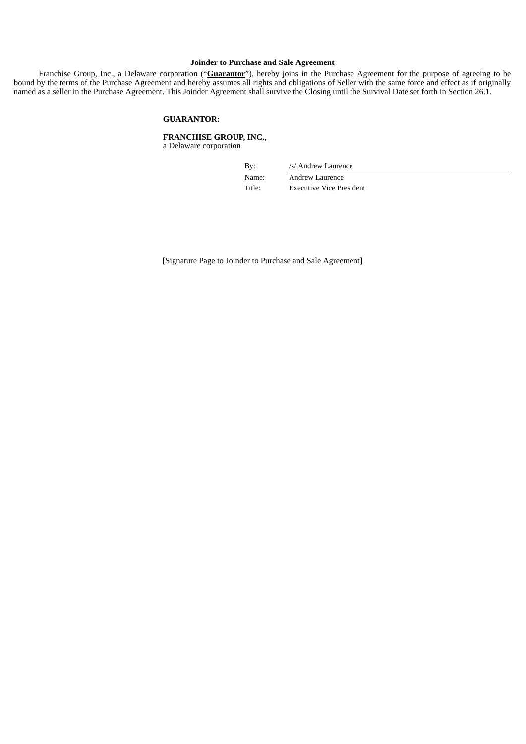**Joinder to Purchase and Sale Agreement**

Franchise Group, Inc., a Delaware corporation (“**Guarantor**”), hereby joins in the Purchase Agreement for the purpose of agreeing to be bound by the terms of the Purchase Agreement and hereby assumes all rights and obligations of Seller with the same force and effect as if originally named as a seller in the Purchase Agreement. This Joinder Agreement shall survive the Closing until the Survival Date set forth in Section 26.1.

**GUARANTOR:**

**FRANCHISE GROUP, INC.**,
a Delaware corporation

By: /s/ Andrew Laurence
Name: Andrew Laurence
Title: Executive Vice President

[Signature Page to Joinder to Purchase and Sale Agreement]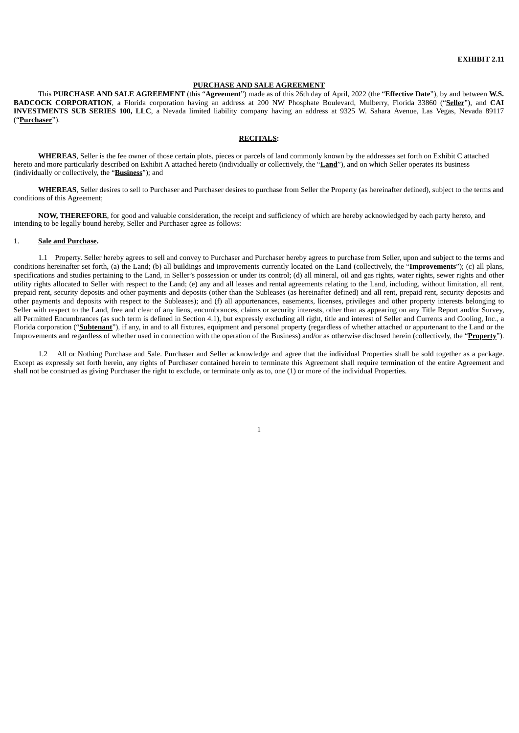**EXHIBIT 2.11**

**PURCHASE AND SALE AGREEMENT**

This **PURCHASE AND SALE AGREEMENT** (this "**Agreement**") made as of this 26th day of April, 2022 (the "**Effective Date**"), by and between **W.S. BADCOCK CORPORATION**, a Florida corporation having an address at 200 NW Phosphate Boulevard, Mulberry, Florida 33860 ("**Seller**"), and **CAI INVESTMENTS SUB SERIES 100, LLC**, a Nevada limited liability company having an address at 9325 W. Sahara Avenue, Las Vegas, Nevada 89117 ("**Purchaser**").

**RECITALS:**

**WHEREAS**, Seller is the fee owner of those certain plots, pieces or parcels of land commonly known by the addresses set forth on Exhibit C attached hereto and more particularly described on Exhibit A attached hereto (individually or collectively, the "**Land**"), and on which Seller operates its business (individually or collectively, the "**Business**"); and

**WHEREAS**, Seller desires to sell to Purchaser and Purchaser desires to purchase from Seller the Property (as hereinafter defined), subject to the terms and conditions of this Agreement;

**NOW, THEREFORE**, for good and valuable consideration, the receipt and sufficiency of which are hereby acknowledged by each party hereto, and intending to be legally bound hereby, Seller and Purchaser agree as follows:

1. **Sale and Purchase.**

1.1 Property. Seller hereby agrees to sell and convey to Purchaser and Purchaser hereby agrees to purchase from Seller, upon and subject to the terms and conditions hereinafter set forth, (a) the Land; (b) all buildings and improvements currently located on the Land (collectively, the "**Improvements**"); (c) all plans, specifications and studies pertaining to the Land, in Seller's possession or under its control; (d) all mineral, oil and gas rights, water rights, sewer rights and other utility rights allocated to Seller with respect to the Land; (e) any and all leases and rental agreements relating to the Land, including, without limitation, all rent, prepaid rent, security deposits and other payments and deposits (other than the Subleases (as hereinafter defined) and all rent, prepaid rent, security deposits and other payments and deposits with respect to the Subleases); and (f) all appurtenances, easements, licenses, privileges and other property interests belonging to Seller with respect to the Land, free and clear of any liens, encumbrances, claims or security interests, other than as appearing on any Title Report and/or Survey, all Permitted Encumbrances (as such term is defined in Section 4.1), but expressly excluding all right, title and interest of Seller and Currents and Cooling, Inc., a Florida corporation ("**Subtenant**"), if any, in and to all fixtures, equipment and personal property (regardless of whether attached or appurtenant to the Land or the Improvements and regardless of whether used in connection with the operation of the Business) and/or as otherwise disclosed herein (collectively, the "**Property**").

1.2 <u>All or Nothing Purchase and Sale</u>. Purchaser and Seller acknowledge and agree that the individual Properties shall be sold together as a package. Except as expressly set forth herein, any rights of Purchaser contained herein to terminate this Agreement shall require termination of the entire Agreement and shall not be construed as giving Purchaser the right to exclude, or terminate only as to, one (1) or more of the individual Properties.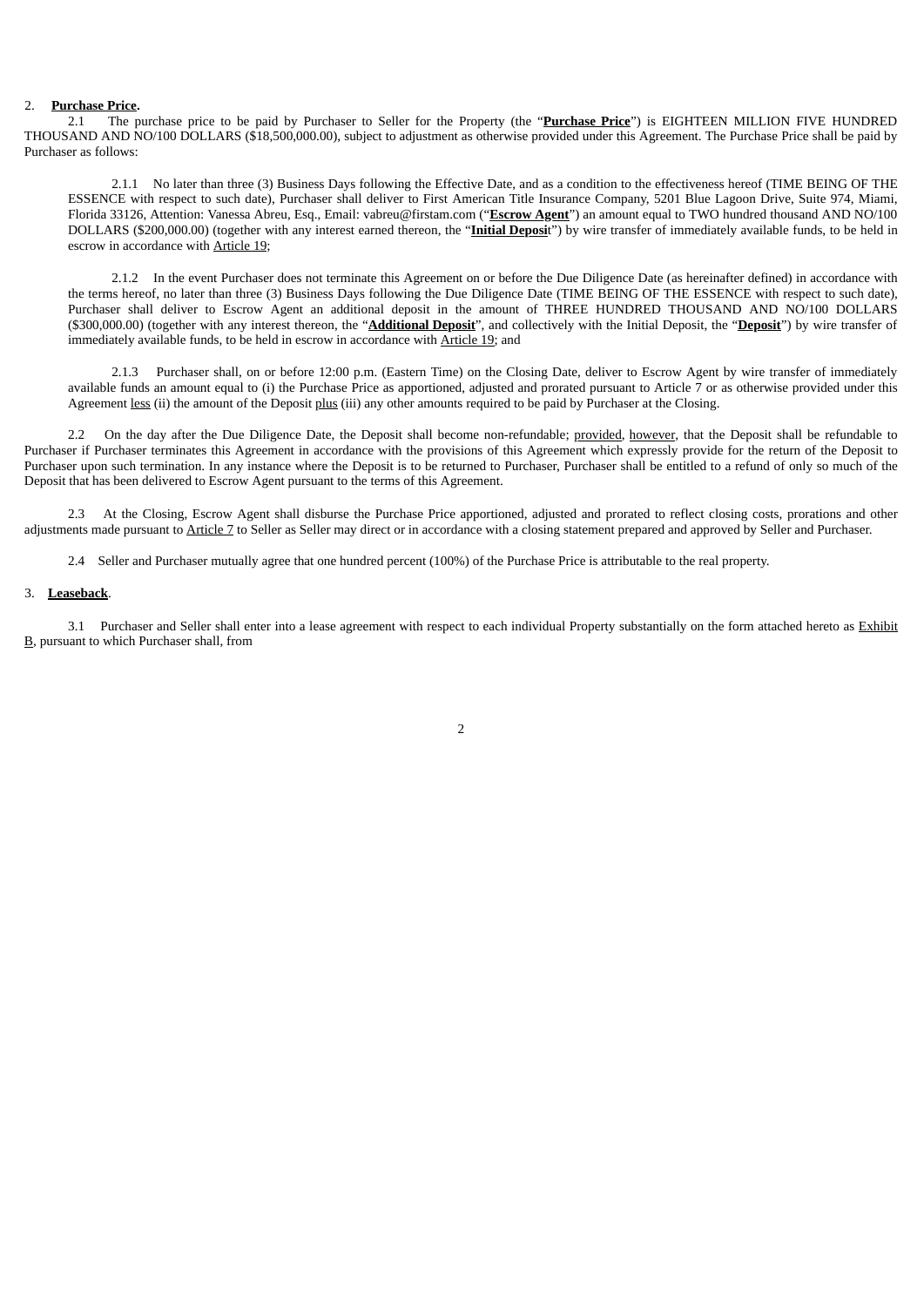2. **Purchase Price.**

2.1 The purchase price to be paid by Purchaser to Seller for the Property (the "**Purchase Price**") is EIGHTEEN MILLION FIVE HUNDRED THOUSAND AND NO/100 DOLLARS ($18,500,000.00), subject to adjustment as otherwise provided under this Agreement. The Purchase Price shall be paid by Purchaser as follows:

2.1.1 No later than three (3) Business Days following the Effective Date, and as a condition to the effectiveness hereof (TIME BEING OF THE ESSENCE with respect to such date), Purchaser shall deliver to First American Title Insurance Company, 5201 Blue Lagoon Drive, Suite 974, Miami, Florida 33126, Attention: Vanessa Abreu, Esq., Email: vabreu@firstam.com ("**Escrow Agent**") an amount equal to TWO hundred thousand AND NO/100 DOLLARS ($200,000.00) (together with any interest earned thereon, the "**Initial Deposit**") by wire transfer of immediately available funds, to be held in escrow in accordance with Article 19;

2.1.2 In the event Purchaser does not terminate this Agreement on or before the Due Diligence Date (as hereinafter defined) in accordance with the terms hereof, no later than three (3) Business Days following the Due Diligence Date (TIME BEING OF THE ESSENCE with respect to such date), Purchaser shall deliver to Escrow Agent an additional deposit in the amount of THREE HUNDRED THOUSAND AND NO/100 DOLLARS ($300,000.00) (together with any interest thereon, the "**Additional Deposit**", and collectively with the Initial Deposit, the "**Deposit**") by wire transfer of immediately available funds, to be held in escrow in accordance with Article 19; and

2.1.3 Purchaser shall, on or before 12:00 p.m. (Eastern Time) on the Closing Date, deliver to Escrow Agent by wire transfer of immediately available funds an amount equal to (i) the Purchase Price as apportioned, adjusted and prorated pursuant to Article 7 or as otherwise provided under this Agreement less (ii) the amount of the Deposit plus (iii) any other amounts required to be paid by Purchaser at the Closing.

2.2 On the day after the Due Diligence Date, the Deposit shall become non-refundable; provided, however, that the Deposit shall be refundable to Purchaser if Purchaser terminates this Agreement in accordance with the provisions of this Agreement which expressly provide for the return of the Deposit to Purchaser upon such termination. In any instance where the Deposit is to be returned to Purchaser, Purchaser shall be entitled to a refund of only so much of the Deposit that has been delivered to Escrow Agent pursuant to the terms of this Agreement.

2.3 At the Closing, Escrow Agent shall disburse the Purchase Price apportioned, adjusted and prorated to reflect closing costs, prorations and other adjustments made pursuant to Article 7 to Seller as Seller may direct or in accordance with a closing statement prepared and approved by Seller and Purchaser.

2.4 Seller and Purchaser mutually agree that one hundred percent (100%) of the Purchase Price is attributable to the real property.

3. **Leaseback**.

3.1 Purchaser and Seller shall enter into a lease agreement with respect to each individual Property substantially on the form attached hereto as Exhibit B, pursuant to which Purchaser shall, from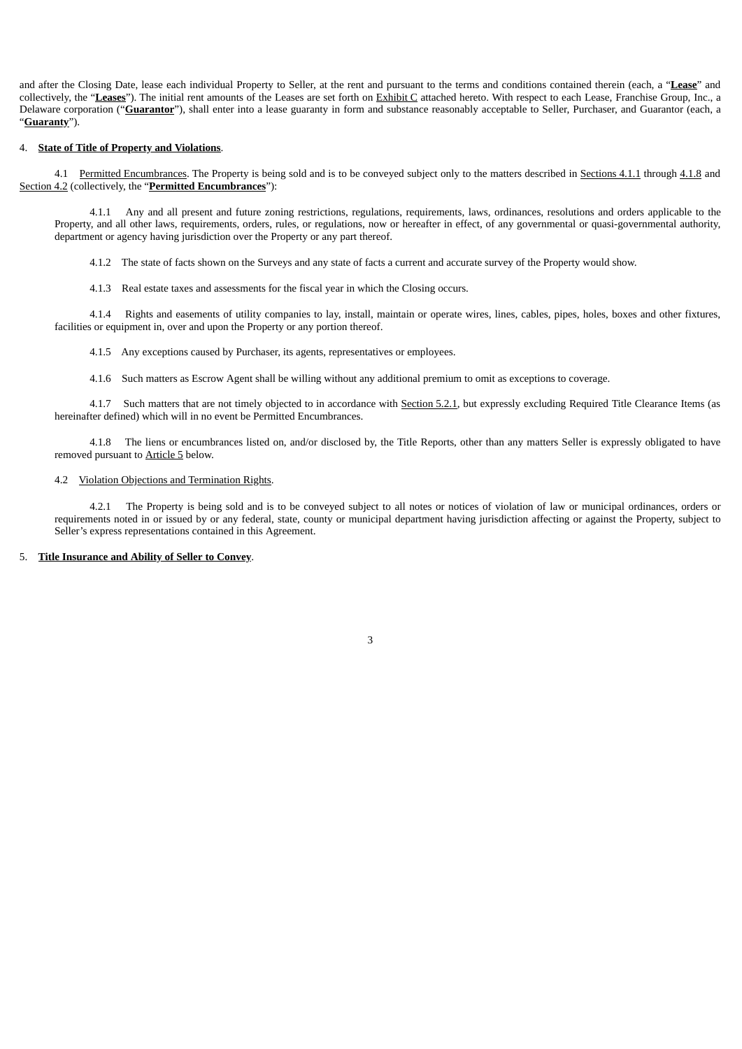and after the Closing Date, lease each individual Property to Seller, at the rent and pursuant to the terms and conditions contained therein (each, a "**Lease**" and collectively, the "**Leases**"). The initial rent amounts of the Leases are set forth on Exhibit C attached hereto. With respect to each Lease, Franchise Group, Inc., a Delaware corporation ("**Guarantor**"), shall enter into a lease guaranty in form and substance reasonably acceptable to Seller, Purchaser, and Guarantor (each, a "**Guaranty**").

4. **State of Title of Property and Violations**.

4.1 Permitted Encumbrances. The Property is being sold and is to be conveyed subject only to the matters described in Sections 4.1.1 through 4.1.8 and Section 4.2 (collectively, the "**Permitted Encumbrances**"):

4.1.1 Any and all present and future zoning restrictions, regulations, requirements, laws, ordinances, resolutions and orders applicable to the Property, and all other laws, requirements, orders, rules, or regulations, now or hereafter in effect, of any governmental or quasi-governmental authority, department or agency having jurisdiction over the Property or any part thereof.

4.1.2 The state of facts shown on the Surveys and any state of facts a current and accurate survey of the Property would show.

4.1.3 Real estate taxes and assessments for the fiscal year in which the Closing occurs.

4.1.4 Rights and easements of utility companies to lay, install, maintain or operate wires, lines, cables, pipes, holes, boxes and other fixtures, facilities or equipment in, over and upon the Property or any portion thereof.

4.1.5 Any exceptions caused by Purchaser, its agents, representatives or employees.

4.1.6 Such matters as Escrow Agent shall be willing without any additional premium to omit as exceptions to coverage.

4.1.7 Such matters that are not timely objected to in accordance with Section 5.2.1, but expressly excluding Required Title Clearance Items (as hereinafter defined) which will in no event be Permitted Encumbrances.

4.1.8 The liens or encumbrances listed on, and/or disclosed by, the Title Reports, other than any matters Seller is expressly obligated to have removed pursuant to Article 5 below.

4.2 Violation Objections and Termination Rights.

4.2.1 The Property is being sold and is to be conveyed subject to all notes or notices of violation of law or municipal ordinances, orders or requirements noted in or issued by or any federal, state, county or municipal department having jurisdiction affecting or against the Property, subject to Seller's express representations contained in this Agreement.

5. **Title Insurance and Ability of Seller to Convey**.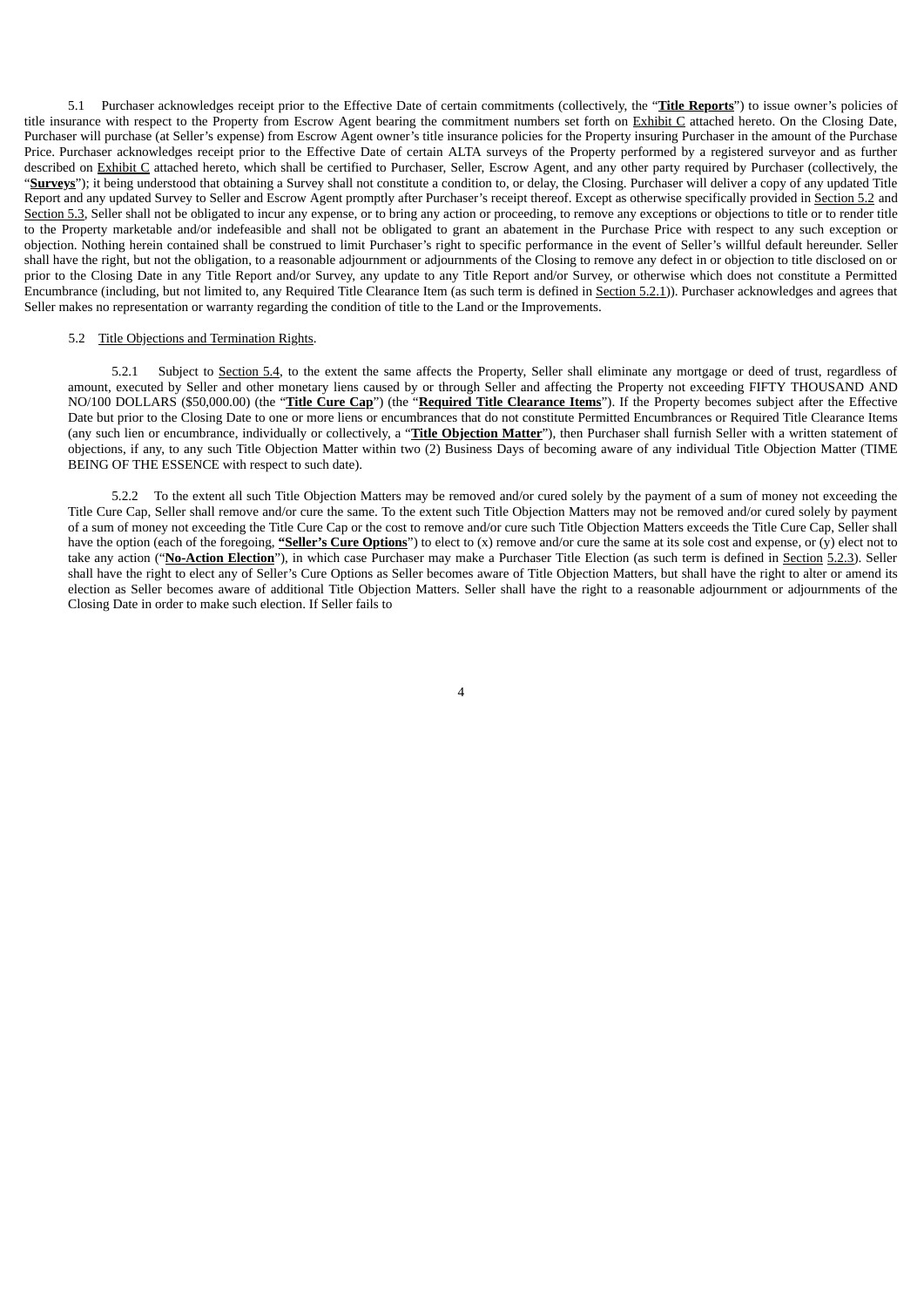5.1 Purchaser acknowledges receipt prior to the Effective Date of certain commitments (collectively, the "**Title Reports**") to issue owner's policies of title insurance with respect to the Property from Escrow Agent bearing the commitment numbers set forth on Exhibit C attached hereto. On the Closing Date, Purchaser will purchase (at Seller's expense) from Escrow Agent owner's title insurance policies for the Property insuring Purchaser in the amount of the Purchase Price. Purchaser acknowledges receipt prior to the Effective Date of certain ALTA surveys of the Property performed by a registered surveyor and as further described on Exhibit C attached hereto, which shall be certified to Purchaser, Seller, Escrow Agent, and any other party required by Purchaser (collectively, the "**Surveys**"); it being understood that obtaining a Survey shall not constitute a condition to, or delay, the Closing. Purchaser will deliver a copy of any updated Title Report and any updated Survey to Seller and Escrow Agent promptly after Purchaser's receipt thereof. Except as otherwise specifically provided in Section 5.2 and Section 5.3, Seller shall not be obligated to incur any expense, or to bring any action or proceeding, to remove any exceptions or objections to title or to render title to the Property marketable and/or indefeasible and shall not be obligated to grant an abatement in the Purchase Price with respect to any such exception or objection. Nothing herein contained shall be construed to limit Purchaser's right to specific performance in the event of Seller's willful default hereunder. Seller shall have the right, but not the obligation, to a reasonable adjournment or adjournments of the Closing to remove any defect in or objection to title disclosed on or prior to the Closing Date in any Title Report and/or Survey, any update to any Title Report and/or Survey, or otherwise which does not constitute a Permitted Encumbrance (including, but not limited to, any Required Title Clearance Item (as such term is defined in Section 5.2.1)). Purchaser acknowledges and agrees that Seller makes no representation or warranty regarding the condition of title to the Land or the Improvements.

5.2 Title Objections and Termination Rights.

5.2.1 Subject to Section 5.4, to the extent the same affects the Property, Seller shall eliminate any mortgage or deed of trust, regardless of amount, executed by Seller and other monetary liens caused by or through Seller and affecting the Property not exceeding FIFTY THOUSAND AND NO/100 DOLLARS ($50,000.00) (the "**Title Cure Cap**") (the "**Required Title Clearance Items**"). If the Property becomes subject after the Effective Date but prior to the Closing Date to one or more liens or encumbrances that do not constitute Permitted Encumbrances or Required Title Clearance Items (any such lien or encumbrance, individually or collectively, a "**Title Objection Matter**"), then Purchaser shall furnish Seller with a written statement of objections, if any, to any such Title Objection Matter within two (2) Business Days of becoming aware of any individual Title Objection Matter (TIME BEING OF THE ESSENCE with respect to such date).

5.2.2 To the extent all such Title Objection Matters may be removed and/or cured solely by the payment of a sum of money not exceeding the Title Cure Cap, Seller shall remove and/or cure the same. To the extent such Title Objection Matters may not be removed and/or cured solely by payment of a sum of money not exceeding the Title Cure Cap or the cost to remove and/or cure such Title Objection Matters exceeds the Title Cure Cap, Seller shall have the option (each of the foregoing, **"Seller's Cure Options"**) to elect to (x) remove and/or cure the same at its sole cost and expense, or (y) elect not to take any action ("**No-Action Election**"), in which case Purchaser may make a Purchaser Title Election (as such term is defined in Section 5.2.3). Seller shall have the right to elect any of Seller's Cure Options as Seller becomes aware of Title Objection Matters, but shall have the right to alter or amend its election as Seller becomes aware of additional Title Objection Matters. Seller shall have the right to a reasonable adjournment or adjournments of the Closing Date in order to make such election. If Seller fails to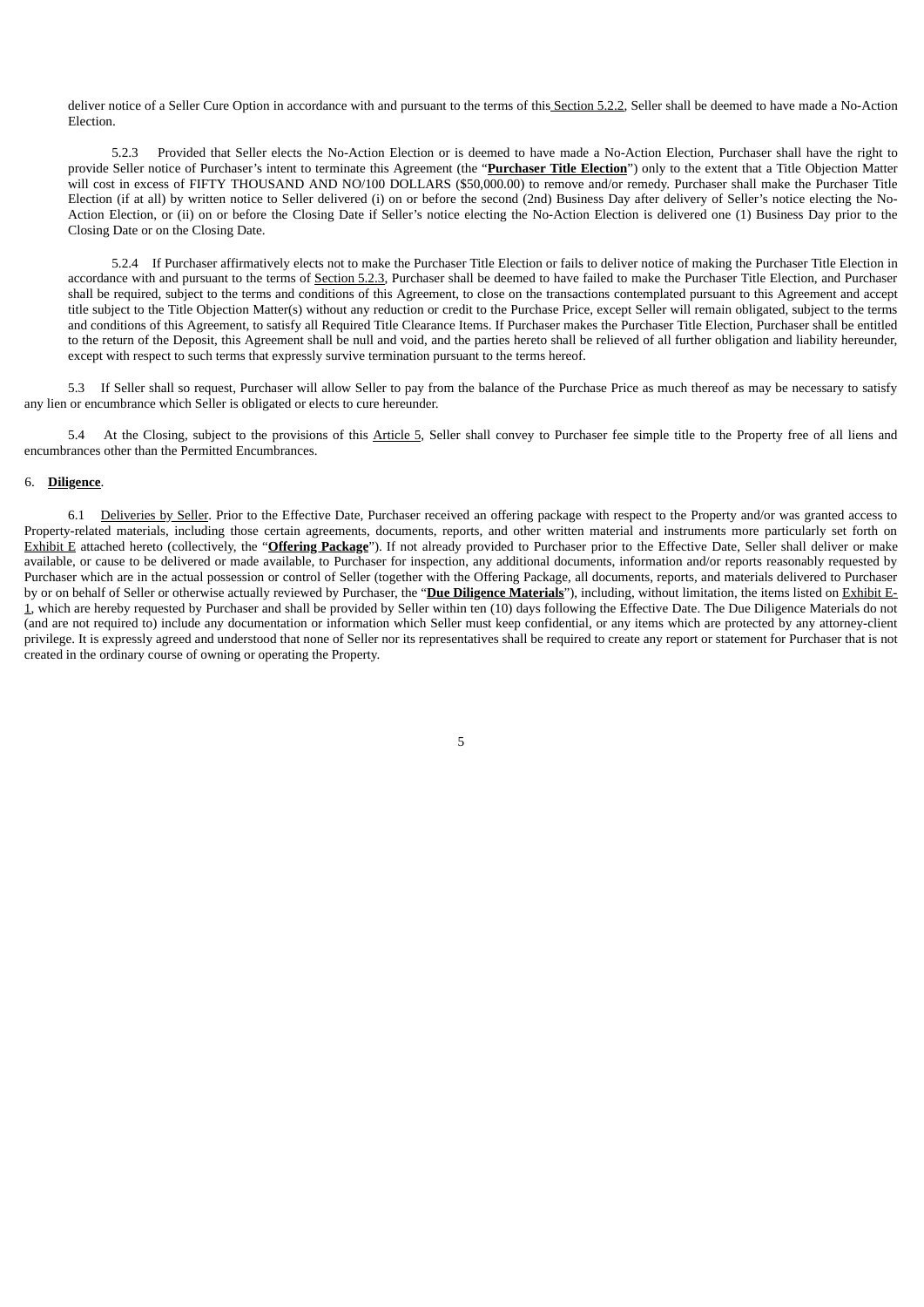deliver notice of a Seller Cure Option in accordance with and pursuant to the terms of this Section 5.2.2, Seller shall be deemed to have made a No-Action Election.

5.2.3 Provided that Seller elects the No-Action Election or is deemed to have made a No-Action Election, Purchaser shall have the right to provide Seller notice of Purchaser's intent to terminate this Agreement (the "**Purchaser Title Election**") only to the extent that a Title Objection Matter will cost in excess of FIFTY THOUSAND AND NO/100 DOLLARS ($50,000.00) to remove and/or remedy. Purchaser shall make the Purchaser Title Election (if at all) by written notice to Seller delivered (i) on or before the second (2nd) Business Day after delivery of Seller's notice electing the No-Action Election, or (ii) on or before the Closing Date if Seller's notice electing the No-Action Election is delivered one (1) Business Day prior to the Closing Date or on the Closing Date.

5.2.4 If Purchaser affirmatively elects not to make the Purchaser Title Election or fails to deliver notice of making the Purchaser Title Election in accordance with and pursuant to the terms of Section 5.2.3, Purchaser shall be deemed to have failed to make the Purchaser Title Election, and Purchaser shall be required, subject to the terms and conditions of this Agreement, to close on the transactions contemplated pursuant to this Agreement and accept title subject to the Title Objection Matter(s) without any reduction or credit to the Purchase Price, except Seller will remain obligated, subject to the terms and conditions of this Agreement, to satisfy all Required Title Clearance Items. If Purchaser makes the Purchaser Title Election, Purchaser shall be entitled to the return of the Deposit, this Agreement shall be null and void, and the parties hereto shall be relieved of all further obligation and liability hereunder, except with respect to such terms that expressly survive termination pursuant to the terms hereof.

5.3 If Seller shall so request, Purchaser will allow Seller to pay from the balance of the Purchase Price as much thereof as may be necessary to satisfy any lien or encumbrance which Seller is obligated or elects to cure hereunder.

5.4 At the Closing, subject to the provisions of this Article 5, Seller shall convey to Purchaser fee simple title to the Property free of all liens and encumbrances other than the Permitted Encumbrances.

6. **Diligence**.

6.1 Deliveries by Seller. Prior to the Effective Date, Purchaser received an offering package with respect to the Property and/or was granted access to Property-related materials, including those certain agreements, documents, reports, and other written material and instruments more particularly set forth on Exhibit E attached hereto (collectively, the "**Offering Package**"). If not already provided to Purchaser prior to the Effective Date, Seller shall deliver or make available, or cause to be delivered or made available, to Purchaser for inspection, any additional documents, information and/or reports reasonably requested by Purchaser which are in the actual possession or control of Seller (together with the Offering Package, all documents, reports, and materials delivered to Purchaser by or on behalf of Seller or otherwise actually reviewed by Purchaser, the "**Due Diligence Materials**"), including, without limitation, the items listed on Exhibit E-1, which are hereby requested by Purchaser and shall be provided by Seller within ten (10) days following the Effective Date. The Due Diligence Materials do not (and are not required to) include any documentation or information which Seller must keep confidential, or any items which are protected by any attorney-client privilege. It is expressly agreed and understood that none of Seller nor its representatives shall be required to create any report or statement for Purchaser that is not created in the ordinary course of owning or operating the Property.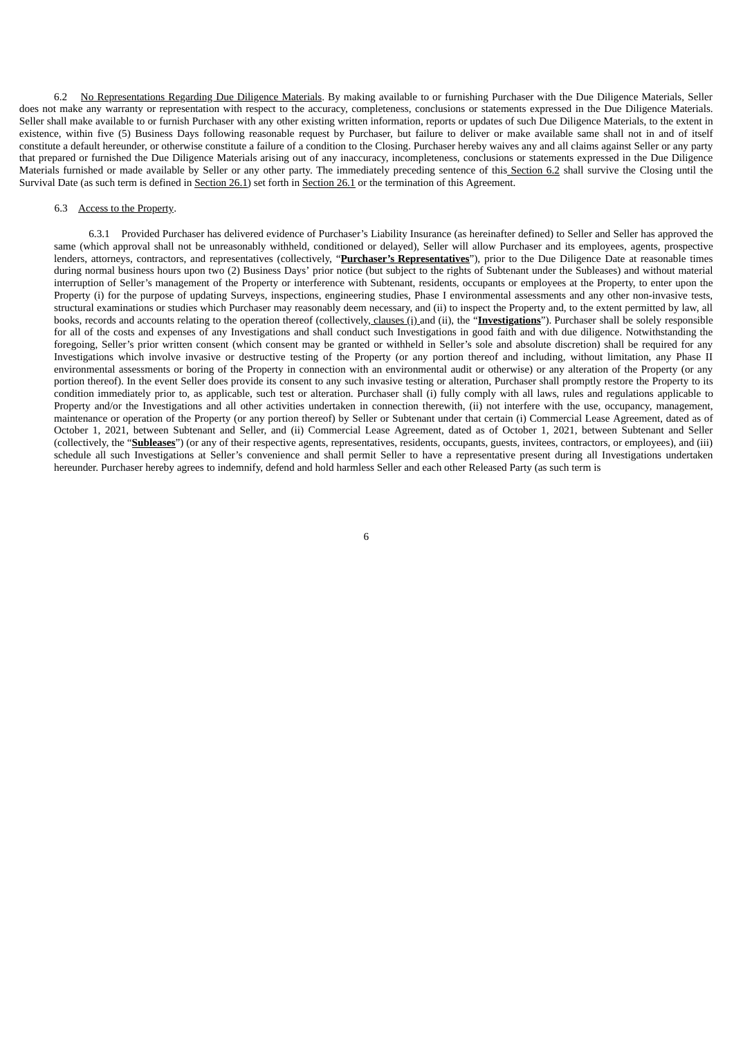6.2 No Representations Regarding Due Diligence Materials. By making available to or furnishing Purchaser with the Due Diligence Materials, Seller does not make any warranty or representation with respect to the accuracy, completeness, conclusions or statements expressed in the Due Diligence Materials. Seller shall make available to or furnish Purchaser with any other existing written information, reports or updates of such Due Diligence Materials, to the extent in existence, within five (5) Business Days following reasonable request by Purchaser, but failure to deliver or make available same shall not in and of itself constitute a default hereunder, or otherwise constitute a failure of a condition to the Closing. Purchaser hereby waives any and all claims against Seller or any party that prepared or furnished the Due Diligence Materials arising out of any inaccuracy, incompleteness, conclusions or statements expressed in the Due Diligence Materials furnished or made available by Seller or any other party. The immediately preceding sentence of this Section 6.2 shall survive the Closing until the Survival Date (as such term is defined in Section 26.1) set forth in Section 26.1 or the termination of this Agreement.

6.3 Access to the Property.

6.3.1 Provided Purchaser has delivered evidence of Purchaser's Liability Insurance (as hereinafter defined) to Seller and Seller has approved the same (which approval shall not be unreasonably withheld, conditioned or delayed), Seller will allow Purchaser and its employees, agents, prospective lenders, attorneys, contractors, and representatives (collectively, "**Purchaser's Representatives**"), prior to the Due Diligence Date at reasonable times during normal business hours upon two (2) Business Days' prior notice (but subject to the rights of Subtenant under the Subleases) and without material interruption of Seller's management of the Property or interference with Subtenant, residents, occupants or employees at the Property, to enter upon the Property (i) for the purpose of updating Surveys, inspections, engineering studies, Phase I environmental assessments and any other non-invasive tests, structural examinations or studies which Purchaser may reasonably deem necessary, and (ii) to inspect the Property and, to the extent permitted by law, all books, records and accounts relating to the operation thereof (collectively, clauses (i) and (ii), the "**Investigations**"). Purchaser shall be solely responsible for all of the costs and expenses of any Investigations and shall conduct such Investigations in good faith and with due diligence. Notwithstanding the foregoing, Seller's prior written consent (which consent may be granted or withheld in Seller's sole and absolute discretion) shall be required for any Investigations which involve invasive or destructive testing of the Property (or any portion thereof and including, without limitation, any Phase II environmental assessments or boring of the Property in connection with an environmental audit or otherwise) or any alteration of the Property (or any portion thereof). In the event Seller does provide its consent to any such invasive testing or alteration, Purchaser shall promptly restore the Property to its condition immediately prior to, as applicable, such test or alteration. Purchaser shall (i) fully comply with all laws, rules and regulations applicable to Property and/or the Investigations and all other activities undertaken in connection therewith, (ii) not interfere with the use, occupancy, management, maintenance or operation of the Property (or any portion thereof) by Seller or Subtenant under that certain (i) Commercial Lease Agreement, dated as of October 1, 2021, between Subtenant and Seller, and (ii) Commercial Lease Agreement, dated as of October 1, 2021, between Subtenant and Seller (collectively, the "**Subleases**") (or any of their respective agents, representatives, residents, occupants, guests, invitees, contractors, or employees), and (iii) schedule all such Investigations at Seller's convenience and shall permit Seller to have a representative present during all Investigations undertaken hereunder. Purchaser hereby agrees to indemnify, defend and hold harmless Seller and each other Released Party (as such term is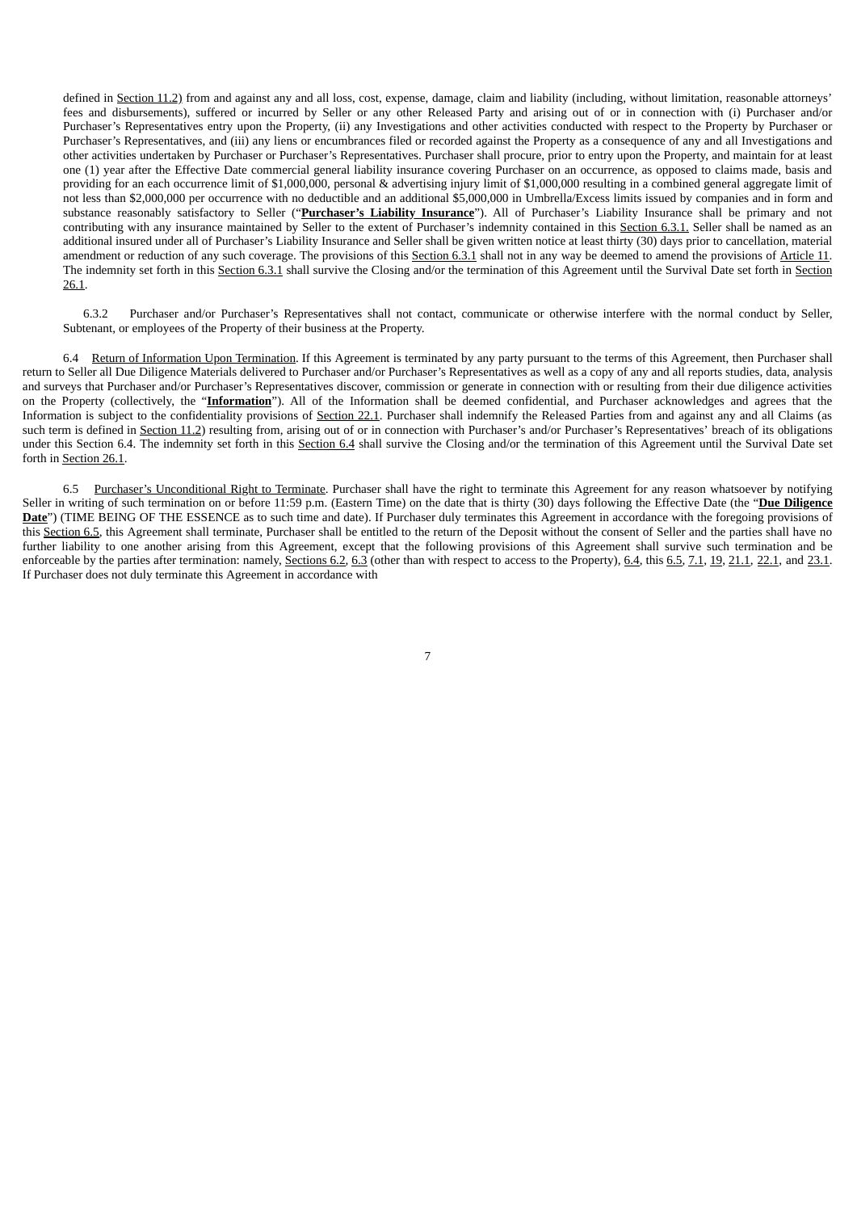defined in Section 11.2) from and against any and all loss, cost, expense, damage, claim and liability (including, without limitation, reasonable attorneys' fees and disbursements), suffered or incurred by Seller or any other Released Party and arising out of or in connection with (i) Purchaser and/or Purchaser's Representatives entry upon the Property, (ii) any Investigations and other activities conducted with respect to the Property by Purchaser or Purchaser's Representatives, and (iii) any liens or encumbrances filed or recorded against the Property as a consequence of any and all Investigations and other activities undertaken by Purchaser or Purchaser's Representatives. Purchaser shall procure, prior to entry upon the Property, and maintain for at least one (1) year after the Effective Date commercial general liability insurance covering Purchaser on an occurrence, as opposed to claims made, basis and providing for an each occurrence limit of $1,000,000, personal & advertising injury limit of $1,000,000 resulting in a combined general aggregate limit of not less than $2,000,000 per occurrence with no deductible and an additional $5,000,000 in Umbrella/Excess limits issued by companies and in form and substance reasonably satisfactory to Seller ("**Purchaser's Liability Insurance**"). All of Purchaser's Liability Insurance shall be primary and not contributing with any insurance maintained by Seller to the extent of Purchaser's indemnity contained in this Section 6.3.1. Seller shall be named as an additional insured under all of Purchaser's Liability Insurance and Seller shall be given written notice at least thirty (30) days prior to cancellation, material amendment or reduction of any such coverage. The provisions of this Section 6.3.1 shall not in any way be deemed to amend the provisions of Article 11. The indemnity set forth in this Section 6.3.1 shall survive the Closing and/or the termination of this Agreement until the Survival Date set forth in Section 26.1.

6.3.2 Purchaser and/or Purchaser's Representatives shall not contact, communicate or otherwise interfere with the normal conduct by Seller, Subtenant, or employees of the Property of their business at the Property.

6.4 Return of Information Upon Termination. If this Agreement is terminated by any party pursuant to the terms of this Agreement, then Purchaser shall return to Seller all Due Diligence Materials delivered to Purchaser and/or Purchaser's Representatives as well as a copy of any and all reports studies, data, analysis and surveys that Purchaser and/or Purchaser's Representatives discover, commission or generate in connection with or resulting from their due diligence activities on the Property (collectively, the "**Information**"). All of the Information shall be deemed confidential, and Purchaser acknowledges and agrees that the Information is subject to the confidentiality provisions of Section 22.1. Purchaser shall indemnify the Released Parties from and against any and all Claims (as such term is defined in Section 11.2) resulting from, arising out of or in connection with Purchaser's and/or Purchaser's Representatives' breach of its obligations under this Section 6.4. The indemnity set forth in this Section 6.4 shall survive the Closing and/or the termination of this Agreement until the Survival Date set forth in Section 26.1.

6.5 Purchaser's Unconditional Right to Terminate. Purchaser shall have the right to terminate this Agreement for any reason whatsoever by notifying Seller in writing of such termination on or before 11:59 p.m. (Eastern Time) on the date that is thirty (30) days following the Effective Date (the "**Due Diligence Date**") (TIME BEING OF THE ESSENCE as to such time and date). If Purchaser duly terminates this Agreement in accordance with the foregoing provisions of this Section 6.5, this Agreement shall terminate, Purchaser shall be entitled to the return of the Deposit without the consent of Seller and the parties shall have no further liability to one another arising from this Agreement, except that the following provisions of this Agreement shall survive such termination and be enforceable by the parties after termination: namely, Sections 6.2, 6.3 (other than with respect to access to the Property), 6.4, this 6.5, 7.1, 19, 21.1, 22.1, and 23.1. If Purchaser does not duly terminate this Agreement in accordance with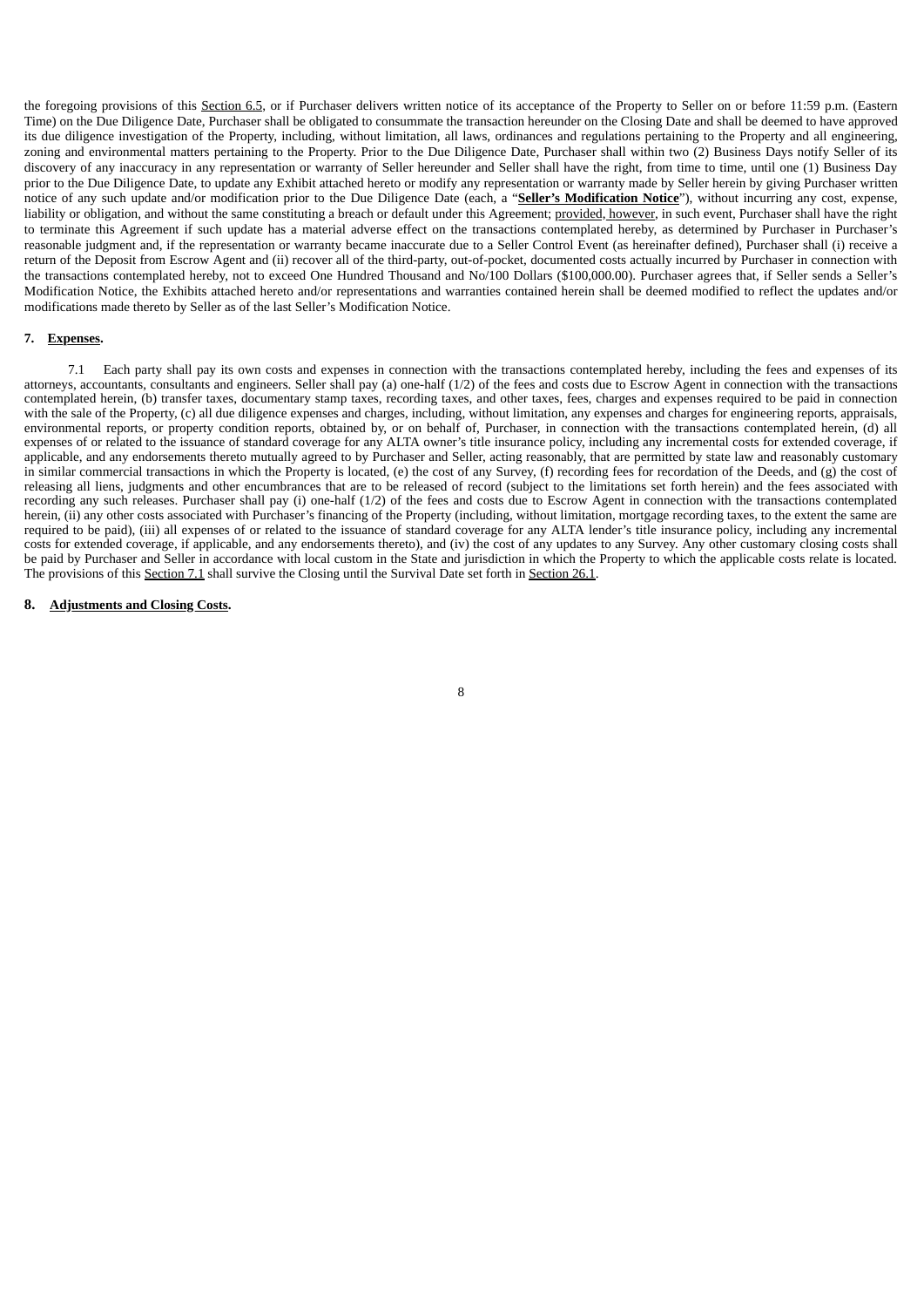the foregoing provisions of this Section 6.5, or if Purchaser delivers written notice of its acceptance of the Property to Seller on or before 11:59 p.m. (Eastern Time) on the Due Diligence Date, Purchaser shall be obligated to consummate the transaction hereunder on the Closing Date and shall be deemed to have approved its due diligence investigation of the Property, including, without limitation, all laws, ordinances and regulations pertaining to the Property and all engineering, zoning and environmental matters pertaining to the Property. Prior to the Due Diligence Date, Purchaser shall within two (2) Business Days notify Seller of its discovery of any inaccuracy in any representation or warranty of Seller hereunder and Seller shall have the right, from time to time, until one (1) Business Day prior to the Due Diligence Date, to update any Exhibit attached hereto or modify any representation or warranty made by Seller herein by giving Purchaser written notice of any such update and/or modification prior to the Due Diligence Date (each, a "**Seller's Modification Notice**"), without incurring any cost, expense, liability or obligation, and without the same constituting a breach or default under this Agreement; provided, however, in such event, Purchaser shall have the right to terminate this Agreement if such update has a material adverse effect on the transactions contemplated hereby, as determined by Purchaser in Purchaser's reasonable judgment and, if the representation or warranty became inaccurate due to a Seller Control Event (as hereinafter defined), Purchaser shall (i) receive a return of the Deposit from Escrow Agent and (ii) recover all of the third-party, out-of-pocket, documented costs actually incurred by Purchaser in connection with the transactions contemplated hereby, not to exceed One Hundred Thousand and No/100 Dollars ($100,000.00). Purchaser agrees that, if Seller sends a Seller's Modification Notice, the Exhibits attached hereto and/or representations and warranties contained herein shall be deemed modified to reflect the updates and/or modifications made thereto by Seller as of the last Seller's Modification Notice.

**7. Expenses.**

7.1 Each party shall pay its own costs and expenses in connection with the transactions contemplated hereby, including the fees and expenses of its attorneys, accountants, consultants and engineers. Seller shall pay (a) one-half (1/2) of the fees and costs due to Escrow Agent in connection with the transactions contemplated herein, (b) transfer taxes, documentary stamp taxes, recording taxes, and other taxes, fees, charges and expenses required to be paid in connection with the sale of the Property, (c) all due diligence expenses and charges, including, without limitation, any expenses and charges for engineering reports, appraisals, environmental reports, or property condition reports, obtained by, or on behalf of, Purchaser, in connection with the transactions contemplated herein, (d) all expenses of or related to the issuance of standard coverage for any ALTA owner's title insurance policy, including any incremental costs for extended coverage, if applicable, and any endorsements thereto mutually agreed to by Purchaser and Seller, acting reasonably, that are permitted by state law and reasonably customary in similar commercial transactions in which the Property is located, (e) the cost of any Survey, (f) recording fees for recordation of the Deeds, and (g) the cost of releasing all liens, judgments and other encumbrances that are to be released of record (subject to the limitations set forth herein) and the fees associated with recording any such releases. Purchaser shall pay (i) one-half (1/2) of the fees and costs due to Escrow Agent in connection with the transactions contemplated herein, (ii) any other costs associated with Purchaser's financing of the Property (including, without limitation, mortgage recording taxes, to the extent the same are required to be paid), (iii) all expenses of or related to the issuance of standard coverage for any ALTA lender's title insurance policy, including any incremental costs for extended coverage, if applicable, and any endorsements thereto), and (iv) the cost of any updates to any Survey. Any other customary closing costs shall be paid by Purchaser and Seller in accordance with local custom in the State and jurisdiction in which the Property to which the applicable costs relate is located. The provisions of this Section 7.1 shall survive the Closing until the Survival Date set forth in Section 26.1.

**8. Adjustments and Closing Costs.**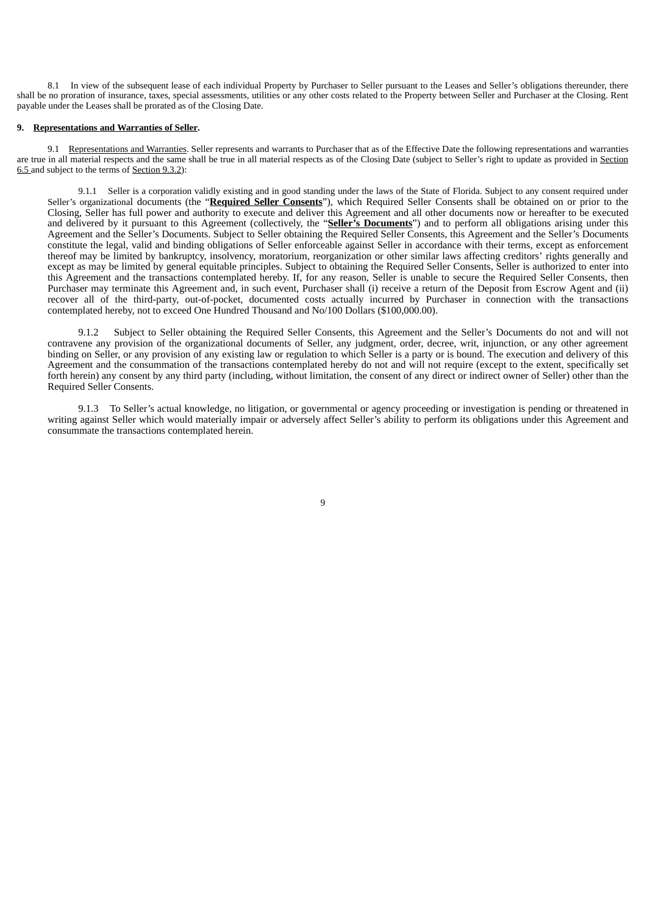8.1 In view of the subsequent lease of each individual Property by Purchaser to Seller pursuant to the Leases and Seller's obligations thereunder, there shall be no proration of insurance, taxes, special assessments, utilities or any other costs related to the Property between Seller and Purchaser at the Closing. Rent payable under the Leases shall be prorated as of the Closing Date.

**9. Representations and Warranties of Seller.**

9.1 Representations and Warranties. Seller represents and warrants to Purchaser that as of the Effective Date the following representations and warranties are true in all material respects and the same shall be true in all material respects as of the Closing Date (subject to Seller's right to update as provided in Section 6.5 and subject to the terms of Section 9.3.2):

9.1.1 Seller is a corporation validly existing and in good standing under the laws of the State of Florida. Subject to any consent required under Seller's organizational documents (the "**Required Seller Consents**"), which Required Seller Consents shall be obtained on or prior to the Closing, Seller has full power and authority to execute and deliver this Agreement and all other documents now or hereafter to be executed and delivered by it pursuant to this Agreement (collectively, the "**Seller's Documents**") and to perform all obligations arising under this Agreement and the Seller's Documents. Subject to Seller obtaining the Required Seller Consents, this Agreement and the Seller's Documents constitute the legal, valid and binding obligations of Seller enforceable against Seller in accordance with their terms, except as enforcement thereof may be limited by bankruptcy, insolvency, moratorium, reorganization or other similar laws affecting creditors' rights generally and except as may be limited by general equitable principles. Subject to obtaining the Required Seller Consents, Seller is authorized to enter into this Agreement and the transactions contemplated hereby. If, for any reason, Seller is unable to secure the Required Seller Consents, then Purchaser may terminate this Agreement and, in such event, Purchaser shall (i) receive a return of the Deposit from Escrow Agent and (ii) recover all of the third-party, out-of-pocket, documented costs actually incurred by Purchaser in connection with the transactions contemplated hereby, not to exceed One Hundred Thousand and No/100 Dollars ($100,000.00).

9.1.2 Subject to Seller obtaining the Required Seller Consents, this Agreement and the Seller's Documents do not and will not contravene any provision of the organizational documents of Seller, any judgment, order, decree, writ, injunction, or any other agreement binding on Seller, or any provision of any existing law or regulation to which Seller is a party or is bound. The execution and delivery of this Agreement and the consummation of the transactions contemplated hereby do not and will not require (except to the extent, specifically set forth herein) any consent by any third party (including, without limitation, the consent of any direct or indirect owner of Seller) other than the Required Seller Consents.

9.1.3 To Seller's actual knowledge, no litigation, or governmental or agency proceeding or investigation is pending or threatened in writing against Seller which would materially impair or adversely affect Seller's ability to perform its obligations under this Agreement and consummate the transactions contemplated herein.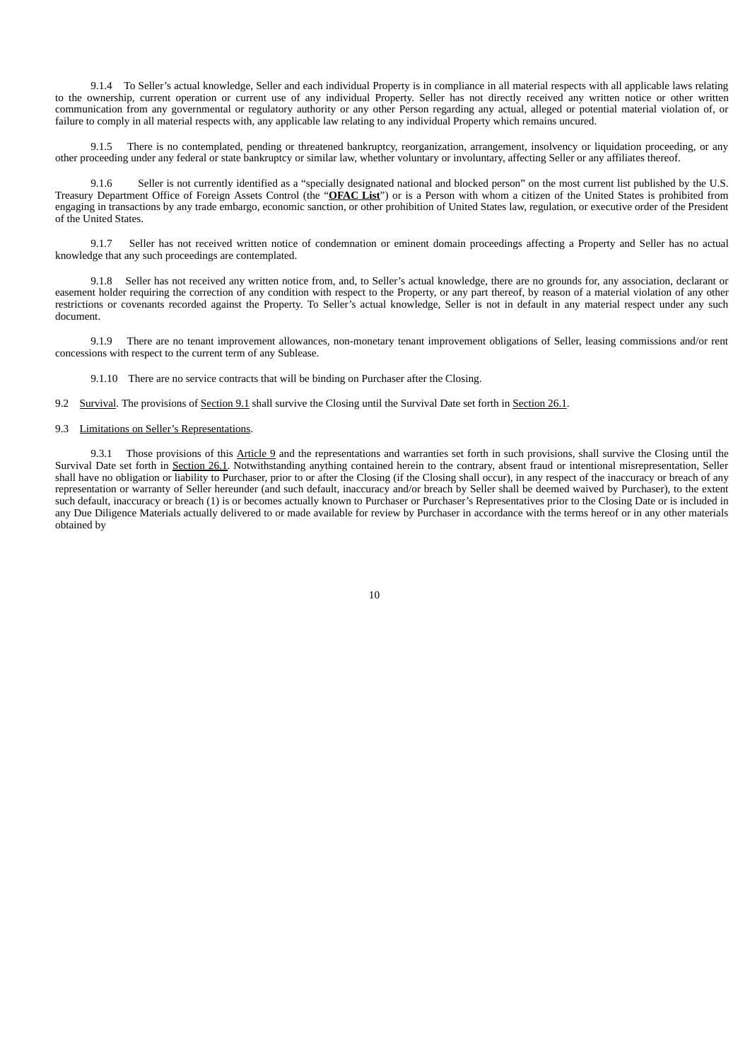9.1.4 To Seller's actual knowledge, Seller and each individual Property is in compliance in all material respects with all applicable laws relating to the ownership, current operation or current use of any individual Property. Seller has not directly received any written notice or other written communication from any governmental or regulatory authority or any other Person regarding any actual, alleged or potential material violation of, or failure to comply in all material respects with, any applicable law relating to any individual Property which remains uncured.

9.1.5 There is no contemplated, pending or threatened bankruptcy, reorganization, arrangement, insolvency or liquidation proceeding, or any other proceeding under any federal or state bankruptcy or similar law, whether voluntary or involuntary, affecting Seller or any affiliates thereof.

9.1.6 Seller is not currently identified as a "specially designated national and blocked person" on the most current list published by the U.S. Treasury Department Office of Foreign Assets Control (the "**OFAC List**") or is a Person with whom a citizen of the United States is prohibited from engaging in transactions by any trade embargo, economic sanction, or other prohibition of United States law, regulation, or executive order of the President of the United States.

9.1.7 Seller has not received written notice of condemnation or eminent domain proceedings affecting a Property and Seller has no actual knowledge that any such proceedings are contemplated.

9.1.8 Seller has not received any written notice from, and, to Seller's actual knowledge, there are no grounds for, any association, declarant or easement holder requiring the correction of any condition with respect to the Property, or any part thereof, by reason of a material violation of any other restrictions or covenants recorded against the Property. To Seller's actual knowledge, Seller is not in default in any material respect under any such document.

9.1.9 There are no tenant improvement allowances, non-monetary tenant improvement obligations of Seller, leasing commissions and/or rent concessions with respect to the current term of any Sublease.

9.1.10 There are no service contracts that will be binding on Purchaser after the Closing.

9.2 Survival. The provisions of Section 9.1 shall survive the Closing until the Survival Date set forth in Section 26.1.

9.3 Limitations on Seller's Representations.

9.3.1 Those provisions of this Article 9 and the representations and warranties set forth in such provisions, shall survive the Closing until the Survival Date set forth in Section 26.1. Notwithstanding anything contained herein to the contrary, absent fraud or intentional misrepresentation, Seller shall have no obligation or liability to Purchaser, prior to or after the Closing (if the Closing shall occur), in any respect of the inaccuracy or breach of any representation or warranty of Seller hereunder (and such default, inaccuracy and/or breach by Seller shall be deemed waived by Purchaser), to the extent such default, inaccuracy or breach (1) is or becomes actually known to Purchaser or Purchaser's Representatives prior to the Closing Date or is included in any Due Diligence Materials actually delivered to or made available for review by Purchaser in accordance with the terms hereof or in any other materials obtained by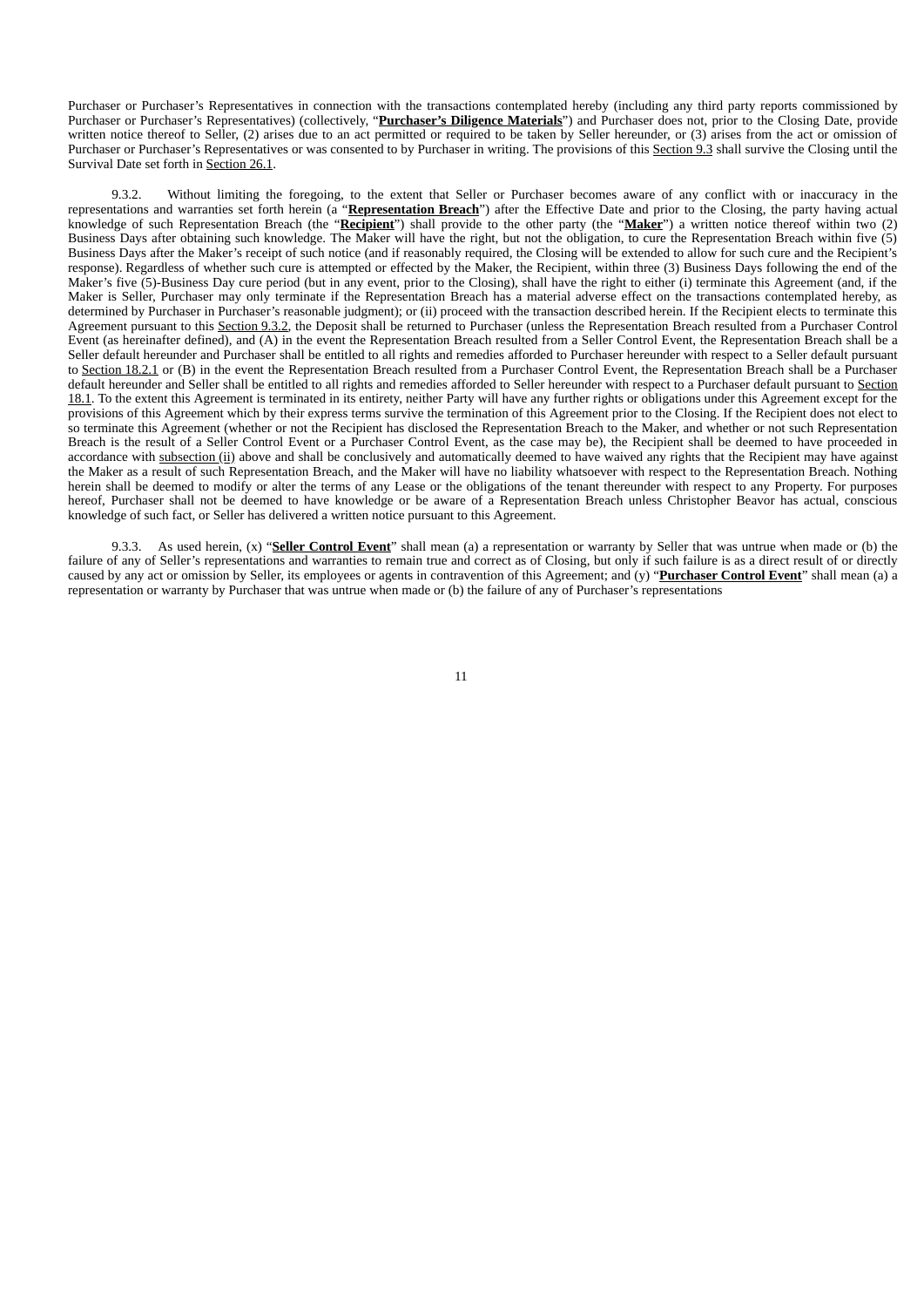Purchaser or Purchaser's Representatives in connection with the transactions contemplated hereby (including any third party reports commissioned by Purchaser or Purchaser's Representatives) (collectively, "**Purchaser's Diligence Materials**") and Purchaser does not, prior to the Closing Date, provide written notice thereof to Seller, (2) arises due to an act permitted or required to be taken by Seller hereunder, or (3) arises from the act or omission of Purchaser or Purchaser's Representatives or was consented to by Purchaser in writing. The provisions of this Section 9.3 shall survive the Closing until the Survival Date set forth in Section 26.1.

9.3.2. Without limiting the foregoing, to the extent that Seller or Purchaser becomes aware of any conflict with or inaccuracy in the representations and warranties set forth herein (a "**Representation Breach**") after the Effective Date and prior to the Closing, the party having actual knowledge of such Representation Breach (the "**Recipient**") shall provide to the other party (the "**Maker**") a written notice thereof within two (2) Business Days after obtaining such knowledge. The Maker will have the right, but not the obligation, to cure the Representation Breach within five (5) Business Days after the Maker's receipt of such notice (and if reasonably required, the Closing will be extended to allow for such cure and the Recipient's response). Regardless of whether such cure is attempted or effected by the Maker, the Recipient, within three (3) Business Days following the end of the Maker's five (5)-Business Day cure period (but in any event, prior to the Closing), shall have the right to either (i) terminate this Agreement (and, if the Maker is Seller, Purchaser may only terminate if the Representation Breach has a material adverse effect on the transactions contemplated hereby, as determined by Purchaser in Purchaser's reasonable judgment); or (ii) proceed with the transaction described herein. If the Recipient elects to terminate this Agreement pursuant to this Section 9.3.2, the Deposit shall be returned to Purchaser (unless the Representation Breach resulted from a Purchaser Control Event (as hereinafter defined), and (A) in the event the Representation Breach resulted from a Seller Control Event, the Representation Breach shall be a Seller default hereunder and Purchaser shall be entitled to all rights and remedies afforded to Purchaser hereunder with respect to a Seller default pursuant to Section 18.2.1 or (B) in the event the Representation Breach resulted from a Purchaser Control Event, the Representation Breach shall be a Purchaser default hereunder and Seller shall be entitled to all rights and remedies afforded to Seller hereunder with respect to a Purchaser default pursuant to Section 18.1. To the extent this Agreement is terminated in its entirety, neither Party will have any further rights or obligations under this Agreement except for the provisions of this Agreement which by their express terms survive the termination of this Agreement prior to the Closing. If the Recipient does not elect to so terminate this Agreement (whether or not the Recipient has disclosed the Representation Breach to the Maker, and whether or not such Representation Breach is the result of a Seller Control Event or a Purchaser Control Event, as the case may be), the Recipient shall be deemed to have proceeded in accordance with subsection (ii) above and shall be conclusively and automatically deemed to have waived any rights that the Recipient may have against the Maker as a result of such Representation Breach, and the Maker will have no liability whatsoever with respect to the Representation Breach. Nothing herein shall be deemed to modify or alter the terms of any Lease or the obligations of the tenant thereunder with respect to any Property. For purposes hereof, Purchaser shall not be deemed to have knowledge or be aware of a Representation Breach unless Christopher Beavor has actual, conscious knowledge of such fact, or Seller has delivered a written notice pursuant to this Agreement.

9.3.3. As used herein, (x) "**Seller Control Event**" shall mean (a) a representation or warranty by Seller that was untrue when made or (b) the failure of any of Seller's representations and warranties to remain true and correct as of Closing, but only if such failure is as a direct result of or directly caused by any act or omission by Seller, its employees or agents in contravention of this Agreement; and (y) "**Purchaser Control Event**" shall mean (a) a representation or warranty by Purchaser that was untrue when made or (b) the failure of any of Purchaser's representations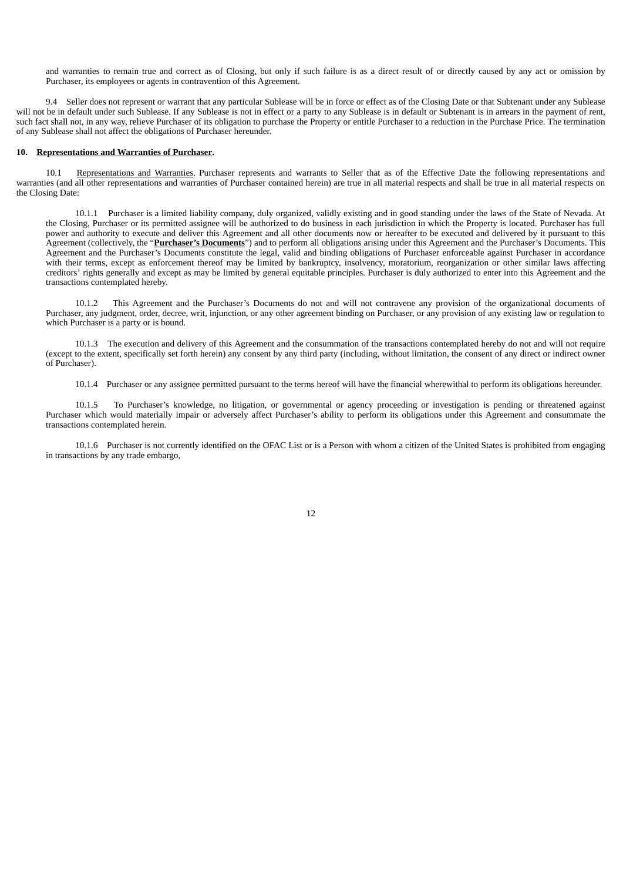and warranties to remain true and correct as of Closing, but only if such failure is as a direct result of or directly caused by any act or omission by Purchaser, its employees or agents in contravention of this Agreement.

9.4 Seller does not represent or warrant that any particular Sublease will be in force or effect as of the Closing Date or that Subtenant under any Sublease will not be in default under such Sublease. If any Sublease is not in effect or a party to any Sublease is in default or Subtenant is in arrears in the payment of rent, such fact shall not, in any way, relieve Purchaser of its obligation to purchase the Property or entitle Purchaser to a reduction in the Purchase Price. The termination of any Sublease shall not affect the obligations of Purchaser hereunder.

**10. Representations and Warranties of Purchaser.**

10.1 Representations and Warranties. Purchaser represents and warrants to Seller that as of the Effective Date the following representations and warranties (and all other representations and warranties of Purchaser contained herein) are true in all material respects and shall be true in all material respects on the Closing Date:

10.1.1 Purchaser is a limited liability company, duly organized, validly existing and in good standing under the laws of the State of Nevada. At the Closing, Purchaser or its permitted assignee will be authorized to do business in each jurisdiction in which the Property is located. Purchaser has full power and authority to execute and deliver this Agreement and all other documents now or hereafter to be executed and delivered by it pursuant to this Agreement (collectively, the "**Purchaser's Documents**") and to perform all obligations arising under this Agreement and the Purchaser's Documents. This Agreement and the Purchaser's Documents constitute the legal, valid and binding obligations of Purchaser enforceable against Purchaser in accordance with their terms, except as enforcement thereof may be limited by bankruptcy, insolvency, moratorium, reorganization or other similar laws affecting creditors' rights generally and except as may be limited by general equitable principles. Purchaser is duly authorized to enter into this Agreement and the transactions contemplated hereby.

10.1.2 This Agreement and the Purchaser's Documents do not and will not contravene any provision of the organizational documents of Purchaser, any judgment, order, decree, writ, injunction, or any other agreement binding on Purchaser, or any provision of any existing law or regulation to which Purchaser is a party or is bound.

10.1.3 The execution and delivery of this Agreement and the consummation of the transactions contemplated hereby do not and will not require (except to the extent, specifically set forth herein) any consent by any third party (including, without limitation, the consent of any direct or indirect owner of Purchaser).

10.1.4 Purchaser or any assignee permitted pursuant to the terms hereof will have the financial wherewithal to perform its obligations hereunder.

10.1.5 To Purchaser's knowledge, no litigation, or governmental or agency proceeding or investigation is pending or threatened against Purchaser which would materially impair or adversely affect Purchaser's ability to perform its obligations under this Agreement and consummate the transactions contemplated herein.

10.1.6 Purchaser is not currently identified on the OFAC List or is a Person with whom a citizen of the United States is prohibited from engaging in transactions by any trade embargo,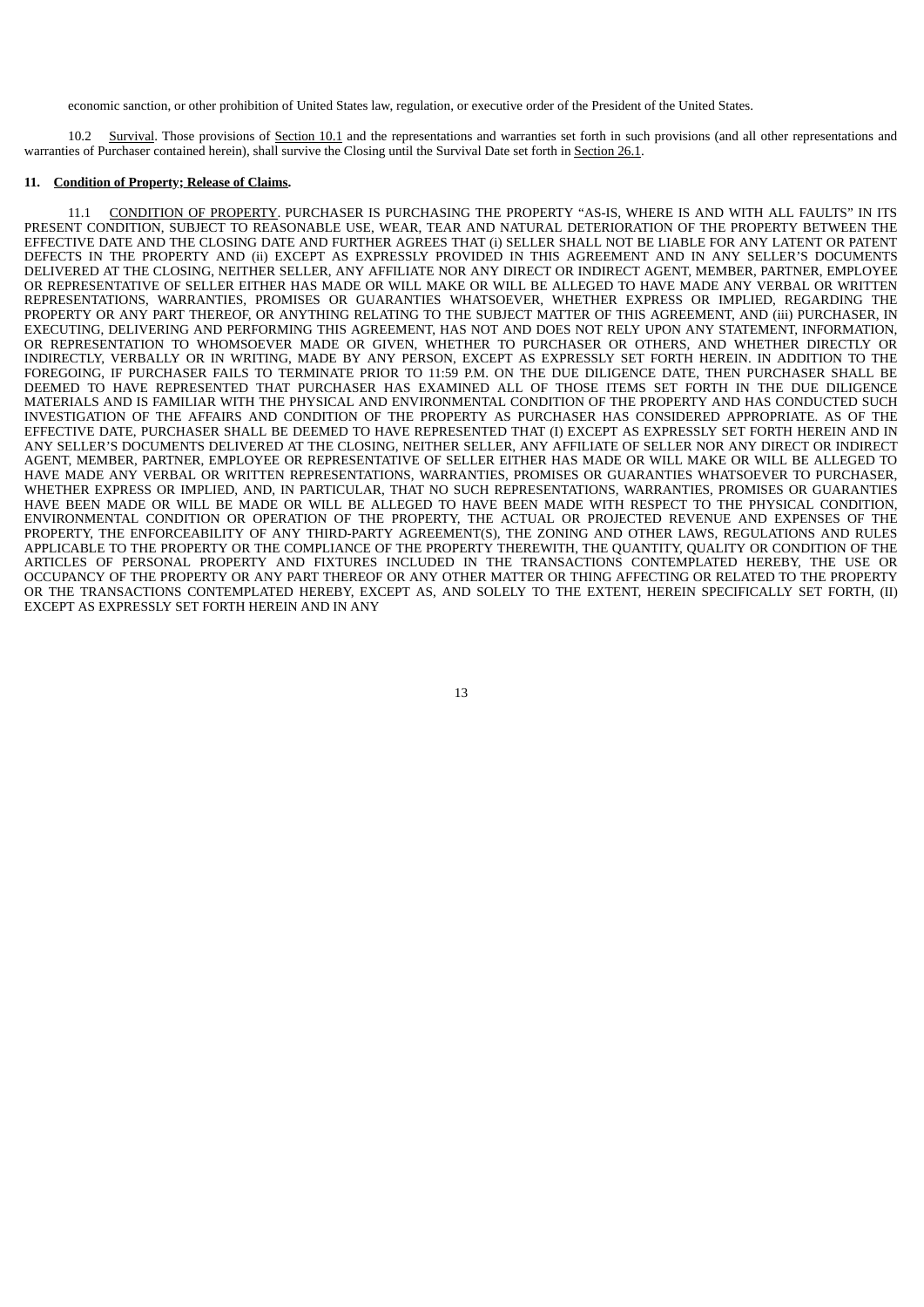economic sanction, or other prohibition of United States law, regulation, or executive order of the President of the United States.

10.2 Survival. Those provisions of Section 10.1 and the representations and warranties set forth in such provisions (and all other representations and warranties of Purchaser contained herein), shall survive the Closing until the Survival Date set forth in Section 26.1.

**11. Condition of Property; Release of Claims.**

11.1 CONDITION OF PROPERTY. PURCHASER IS PURCHASING THE PROPERTY "AS-IS, WHERE IS AND WITH ALL FAULTS" IN ITS PRESENT CONDITION, SUBJECT TO REASONABLE USE, WEAR, TEAR AND NATURAL DETERIORATION OF THE PROPERTY BETWEEN THE EFFECTIVE DATE AND THE CLOSING DATE AND FURTHER AGREES THAT (i) SELLER SHALL NOT BE LIABLE FOR ANY LATENT OR PATENT DEFECTS IN THE PROPERTY AND (ii) EXCEPT AS EXPRESSLY PROVIDED IN THIS AGREEMENT AND IN ANY SELLER'S DOCUMENTS DELIVERED AT THE CLOSING, NEITHER SELLER, ANY AFFILIATE NOR ANY DIRECT OR INDIRECT AGENT, MEMBER, PARTNER, EMPLOYEE OR REPRESENTATIVE OF SELLER EITHER HAS MADE OR WILL MAKE OR WILL BE ALLEGED TO HAVE MADE ANY VERBAL OR WRITTEN REPRESENTATIONS, WARRANTIES, PROMISES OR GUARANTIES WHATSOEVER, WHETHER EXPRESS OR IMPLIED, REGARDING THE PROPERTY OR ANY PART THEREOF, OR ANYTHING RELATING TO THE SUBJECT MATTER OF THIS AGREEMENT, AND (iii) PURCHASER, IN EXECUTING, DELIVERING AND PERFORMING THIS AGREEMENT, HAS NOT AND DOES NOT RELY UPON ANY STATEMENT, INFORMATION, OR REPRESENTATION TO WHOMSOEVER MADE OR GIVEN, WHETHER TO PURCHASER OR OTHERS, AND WHETHER DIRECTLY OR INDIRECTLY, VERBALLY OR IN WRITING, MADE BY ANY PERSON, EXCEPT AS EXPRESSLY SET FORTH HEREIN. IN ADDITION TO THE FOREGOING, IF PURCHASER FAILS TO TERMINATE PRIOR TO 11:59 P.M. ON THE DUE DILIGENCE DATE, THEN PURCHASER SHALL BE DEEMED TO HAVE REPRESENTED THAT PURCHASER HAS EXAMINED ALL OF THOSE ITEMS SET FORTH IN THE DUE DILIGENCE MATERIALS AND IS FAMILIAR WITH THE PHYSICAL AND ENVIRONMENTAL CONDITION OF THE PROPERTY AND HAS CONDUCTED SUCH INVESTIGATION OF THE AFFAIRS AND CONDITION OF THE PROPERTY AS PURCHASER HAS CONSIDERED APPROPRIATE. AS OF THE EFFECTIVE DATE, PURCHASER SHALL BE DEEMED TO HAVE REPRESENTED THAT (I) EXCEPT AS EXPRESSLY SET FORTH HEREIN AND IN ANY SELLER'S DOCUMENTS DELIVERED AT THE CLOSING, NEITHER SELLER, ANY AFFILIATE OF SELLER NOR ANY DIRECT OR INDIRECT AGENT, MEMBER, PARTNER, EMPLOYEE OR REPRESENTATIVE OF SELLER EITHER HAS MADE OR WILL MAKE OR WILL BE ALLEGED TO HAVE MADE ANY VERBAL OR WRITTEN REPRESENTATIONS, WARRANTIES, PROMISES OR GUARANTIES WHATSOEVER TO PURCHASER, WHETHER EXPRESS OR IMPLIED, AND, IN PARTICULAR, THAT NO SUCH REPRESENTATIONS, WARRANTIES, PROMISES OR GUARANTIES HAVE BEEN MADE OR WILL BE MADE OR WILL BE ALLEGED TO HAVE BEEN MADE WITH RESPECT TO THE PHYSICAL CONDITION, ENVIRONMENTAL CONDITION OR OPERATION OF THE PROPERTY, THE ACTUAL OR PROJECTED REVENUE AND EXPENSES OF THE PROPERTY, THE ENFORCEABILITY OF ANY THIRD-PARTY AGREEMENT(S), THE ZONING AND OTHER LAWS, REGULATIONS AND RULES APPLICABLE TO THE PROPERTY OR THE COMPLIANCE OF THE PROPERTY THEREWITH, THE QUANTITY, QUALITY OR CONDITION OF THE ARTICLES OF PERSONAL PROPERTY AND FIXTURES INCLUDED IN THE TRANSACTIONS CONTEMPLATED HEREBY, THE USE OR OCCUPANCY OF THE PROPERTY OR ANY PART THEREOF OR ANY OTHER MATTER OR THING AFFECTING OR RELATED TO THE PROPERTY OR THE TRANSACTIONS CONTEMPLATED HEREBY, EXCEPT AS, AND SOLELY TO THE EXTENT, HEREIN SPECIFICALLY SET FORTH, (II) EXCEPT AS EXPRESSLY SET FORTH HEREIN AND IN ANY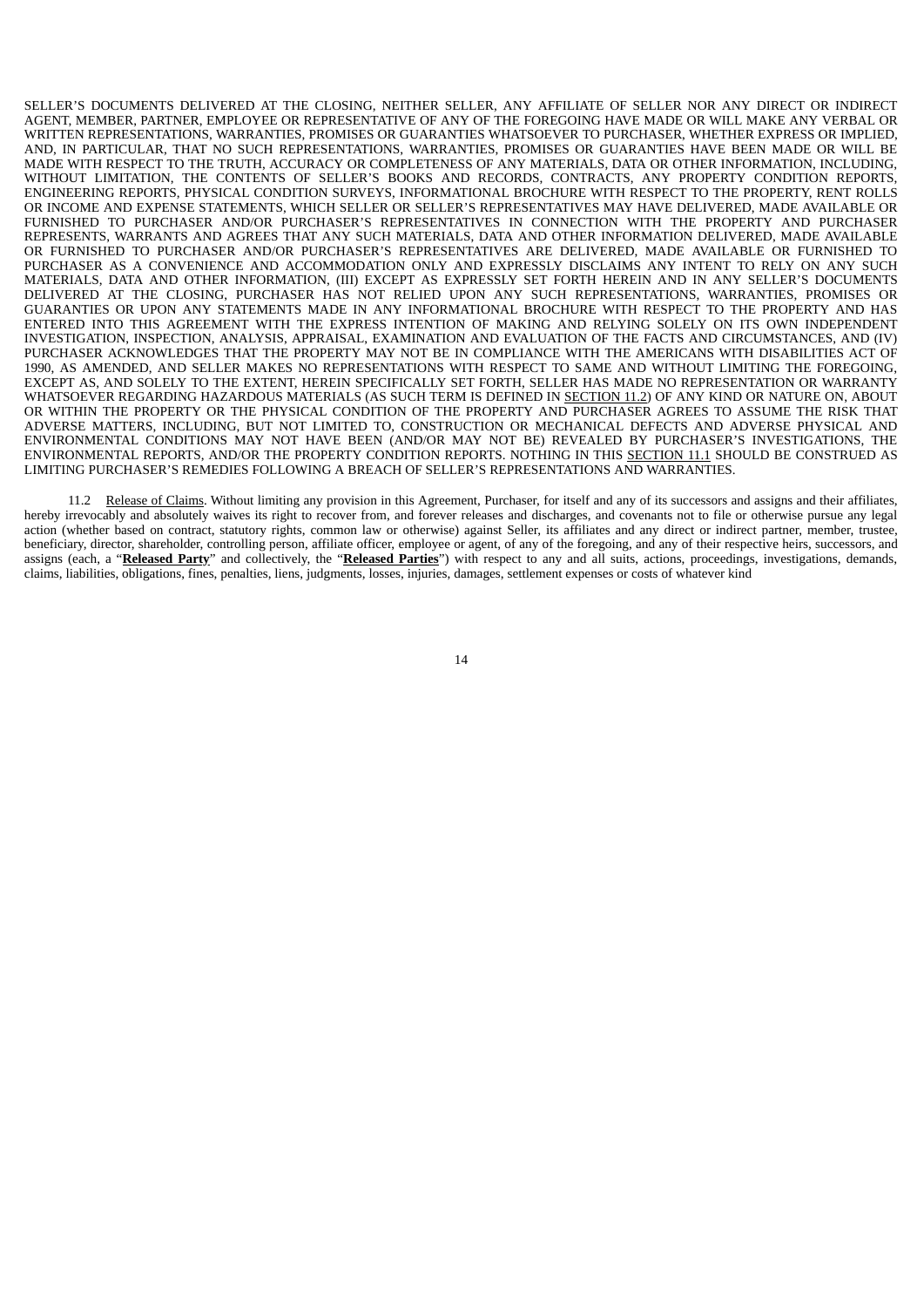SELLER'S DOCUMENTS DELIVERED AT THE CLOSING, NEITHER SELLER, ANY AFFILIATE OF SELLER NOR ANY DIRECT OR INDIRECT AGENT, MEMBER, PARTNER, EMPLOYEE OR REPRESENTATIVE OF ANY OF THE FOREGOING HAVE MADE OR WILL MAKE ANY VERBAL OR WRITTEN REPRESENTATIONS, WARRANTIES, PROMISES OR GUARANTIES WHATSOEVER TO PURCHASER, WHETHER EXPRESS OR IMPLIED, AND, IN PARTICULAR, THAT NO SUCH REPRESENTATIONS, WARRANTIES, PROMISES OR GUARANTIES HAVE BEEN MADE OR WILL BE MADE WITH RESPECT TO THE TRUTH, ACCURACY OR COMPLETENESS OF ANY MATERIALS, DATA OR OTHER INFORMATION, INCLUDING, WITHOUT LIMITATION, THE CONTENTS OF SELLER'S BOOKS AND RECORDS, CONTRACTS, ANY PROPERTY CONDITION REPORTS, ENGINEERING REPORTS, PHYSICAL CONDITION SURVEYS, INFORMATIONAL BROCHURE WITH RESPECT TO THE PROPERTY, RENT ROLLS OR INCOME AND EXPENSE STATEMENTS, WHICH SELLER OR SELLER'S REPRESENTATIVES MAY HAVE DELIVERED, MADE AVAILABLE OR FURNISHED TO PURCHASER AND/OR PURCHASER'S REPRESENTATIVES IN CONNECTION WITH THE PROPERTY AND PURCHASER REPRESENTS, WARRANTS AND AGREES THAT ANY SUCH MATERIALS, DATA AND OTHER INFORMATION DELIVERED, MADE AVAILABLE OR FURNISHED TO PURCHASER AND/OR PURCHASER'S REPRESENTATIVES ARE DELIVERED, MADE AVAILABLE OR FURNISHED TO PURCHASER AS A CONVENIENCE AND ACCOMMODATION ONLY AND EXPRESSLY DISCLAIMS ANY INTENT TO RELY ON ANY SUCH MATERIALS, DATA AND OTHER INFORMATION, (III) EXCEPT AS EXPRESSLY SET FORTH HEREIN AND IN ANY SELLER'S DOCUMENTS DELIVERED AT THE CLOSING, PURCHASER HAS NOT RELIED UPON ANY SUCH REPRESENTATIONS, WARRANTIES, PROMISES OR GUARANTIES OR UPON ANY STATEMENTS MADE IN ANY INFORMATIONAL BROCHURE WITH RESPECT TO THE PROPERTY AND HAS ENTERED INTO THIS AGREEMENT WITH THE EXPRESS INTENTION OF MAKING AND RELYING SOLELY ON ITS OWN INDEPENDENT INVESTIGATION, INSPECTION, ANALYSIS, APPRAISAL, EXAMINATION AND EVALUATION OF THE FACTS AND CIRCUMSTANCES, AND (IV) PURCHASER ACKNOWLEDGES THAT THE PROPERTY MAY NOT BE IN COMPLIANCE WITH THE AMERICANS WITH DISABILITIES ACT OF 1990, AS AMENDED, AND SELLER MAKES NO REPRESENTATIONS WITH RESPECT TO SAME AND WITHOUT LIMITING THE FOREGOING, EXCEPT AS, AND SOLELY TO THE EXTENT, HEREIN SPECIFICALLY SET FORTH, SELLER HAS MADE NO REPRESENTATION OR WARRANTY WHATSOEVER REGARDING HAZARDOUS MATERIALS (AS SUCH TERM IS DEFINED IN SECTION 11.2) OF ANY KIND OR NATURE ON, ABOUT OR WITHIN THE PROPERTY OR THE PHYSICAL CONDITION OF THE PROPERTY AND PURCHASER AGREES TO ASSUME THE RISK THAT ADVERSE MATTERS, INCLUDING, BUT NOT LIMITED TO, CONSTRUCTION OR MECHANICAL DEFECTS AND ADVERSE PHYSICAL AND ENVIRONMENTAL CONDITIONS MAY NOT HAVE BEEN (AND/OR MAY NOT BE) REVEALED BY PURCHASER'S INVESTIGATIONS, THE ENVIRONMENTAL REPORTS, AND/OR THE PROPERTY CONDITION REPORTS. NOTHING IN THIS SECTION 11.1 SHOULD BE CONSTRUED AS LIMITING PURCHASER'S REMEDIES FOLLOWING A BREACH OF SELLER'S REPRESENTATIONS AND WARRANTIES.

11.2 Release of Claims. Without limiting any provision in this Agreement, Purchaser, for itself and any of its successors and assigns and their affiliates, hereby irrevocably and absolutely waives its right to recover from, and forever releases and discharges, and covenants not to file or otherwise pursue any legal action (whether based on contract, statutory rights, common law or otherwise) against Seller, its affiliates and any direct or indirect partner, member, trustee, beneficiary, director, shareholder, controlling person, affiliate officer, employee or agent, of any of the foregoing, and any of their respective heirs, successors, and assigns (each, a "**Released Party**" and collectively, the "**Released Parties**") with respect to any and all suits, actions, proceedings, investigations, demands, claims, liabilities, obligations, fines, penalties, liens, judgments, losses, injuries, damages, settlement expenses or costs of whatever kind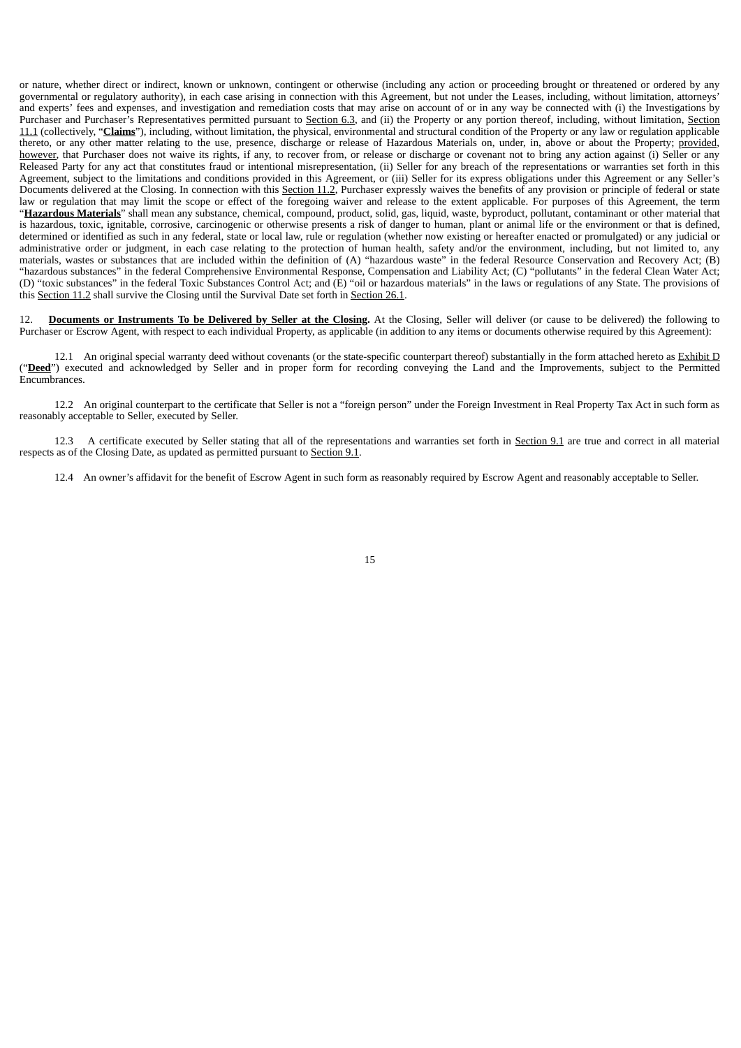or nature, whether direct or indirect, known or unknown, contingent or otherwise (including any action or proceeding brought or threatened or ordered by any governmental or regulatory authority), in each case arising in connection with this Agreement, but not under the Leases, including, without limitation, attorneys' and experts' fees and expenses, and investigation and remediation costs that may arise on account of or in any way be connected with (i) the Investigations by Purchaser and Purchaser's Representatives permitted pursuant to Section 6.3, and (ii) the Property or any portion thereof, including, without limitation, Section 11.1 (collectively, "**Claims**"), including, without limitation, the physical, environmental and structural condition of the Property or any law or regulation applicable thereto, or any other matter relating to the use, presence, discharge or release of Hazardous Materials on, under, in, above or about the Property; provided, however, that Purchaser does not waive its rights, if any, to recover from, or release or discharge or covenant not to bring any action against (i) Seller or any Released Party for any act that constitutes fraud or intentional misrepresentation, (ii) Seller for any breach of the representations or warranties set forth in this Agreement, subject to the limitations and conditions provided in this Agreement, or (iii) Seller for its express obligations under this Agreement or any Seller's Documents delivered at the Closing. In connection with this Section 11.2, Purchaser expressly waives the benefits of any provision or principle of federal or state law or regulation that may limit the scope or effect of the foregoing waiver and release to the extent applicable. For purposes of this Agreement, the term "**Hazardous Materials**" shall mean any substance, chemical, compound, product, solid, gas, liquid, waste, byproduct, pollutant, contaminant or other material that is hazardous, toxic, ignitable, corrosive, carcinogenic or otherwise presents a risk of danger to human, plant or animal life or the environment or that is defined, determined or identified as such in any federal, state or local law, rule or regulation (whether now existing or hereafter enacted or promulgated) or any judicial or administrative order or judgment, in each case relating to the protection of human health, safety and/or the environment, including, but not limited to, any materials, wastes or substances that are included within the definition of (A) "hazardous waste" in the federal Resource Conservation and Recovery Act; (B) "hazardous substances" in the federal Comprehensive Environmental Response, Compensation and Liability Act; (C) "pollutants" in the federal Clean Water Act; (D) "toxic substances" in the federal Toxic Substances Control Act; and (E) "oil or hazardous materials" in the laws or regulations of any State. The provisions of this Section 11.2 shall survive the Closing until the Survival Date set forth in Section 26.1.

12. **Documents or Instruments To be Delivered by Seller at the Closing.** At the Closing, Seller will deliver (or cause to be delivered) the following to Purchaser or Escrow Agent, with respect to each individual Property, as applicable (in addition to any items or documents otherwise required by this Agreement):

12.1 An original special warranty deed without covenants (or the state-specific counterpart thereof) substantially in the form attached hereto as Exhibit D ("**Deed**") executed and acknowledged by Seller and in proper form for recording conveying the Land and the Improvements, subject to the Permitted Encumbrances.

12.2 An original counterpart to the certificate that Seller is not a "foreign person" under the Foreign Investment in Real Property Tax Act in such form as reasonably acceptable to Seller, executed by Seller.

12.3 A certificate executed by Seller stating that all of the representations and warranties set forth in Section 9.1 are true and correct in all material respects as of the Closing Date, as updated as permitted pursuant to Section 9.1.

12.4 An owner's affidavit for the benefit of Escrow Agent in such form as reasonably required by Escrow Agent and reasonably acceptable to Seller.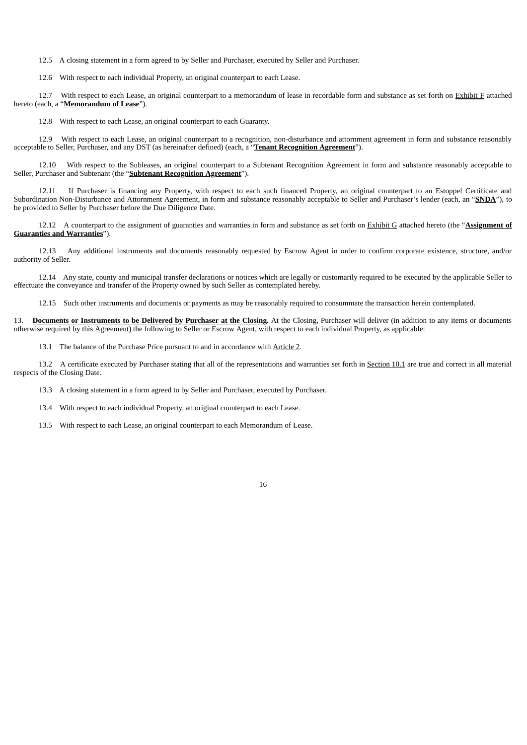12.5 A closing statement in a form agreed to by Seller and Purchaser, executed by Seller and Purchaser.

12.6 With respect to each individual Property, an original counterpart to each Lease.

12.7 With respect to each Lease, an original counterpart to a memorandum of lease in recordable form and substance as set forth on Exhibit F attached hereto (each, a "**Memorandum of Lease**").

12.8 With respect to each Lease, an original counterpart to each Guaranty.

12.9 With respect to each Lease, an original counterpart to a recognition, non-disturbance and attornment agreement in form and substance reasonably acceptable to Seller, Purchaser, and any DST (as hereinafter defined) (each, a "**Tenant Recognition Agreement**").

12.10 With respect to the Subleases, an original counterpart to a Subtenant Recognition Agreement in form and substance reasonably acceptable to Seller, Purchaser and Subtenant (the "**Subtenant Recognition Agreement**").

12.11 If Purchaser is financing any Property, with respect to each such financed Property, an original counterpart to an Estoppel Certificate and Subordination Non-Disturbance and Attornment Agreement, in form and substance reasonably acceptable to Seller and Purchaser's lender (each, an "**SNDA**"), to be provided to Seller by Purchaser before the Due Diligence Date.

12.12 A counterpart to the assignment of guaranties and warranties in form and substance as set forth on Exhibit G attached hereto (the "**Assignment of Guaranties and Warranties**").

12.13 Any additional instruments and documents reasonably requested by Escrow Agent in order to confirm corporate existence, structure, and/or authority of Seller.

12.14 Any state, county and municipal transfer declarations or notices which are legally or customarily required to be executed by the applicable Seller to effectuate the conveyance and transfer of the Property owned by such Seller as contemplated hereby.

12.15 Such other instruments and documents or payments as may be reasonably required to consummate the transaction herein contemplated.

13. **Documents or Instruments to be Delivered by Purchaser at the Closing.** At the Closing, Purchaser will deliver (in addition to any items or documents otherwise required by this Agreement) the following to Seller or Escrow Agent, with respect to each individual Property, as applicable:

13.1 The balance of the Purchase Price pursuant to and in accordance with Article 2.

13.2 A certificate executed by Purchaser stating that all of the representations and warranties set forth in Section 10.1 are true and correct in all material respects of the Closing Date.

13.3 A closing statement in a form agreed to by Seller and Purchaser, executed by Purchaser.

13.4 With respect to each individual Property, an original counterpart to each Lease.

13.5 With respect to each Lease, an original counterpart to each Memorandum of Lease.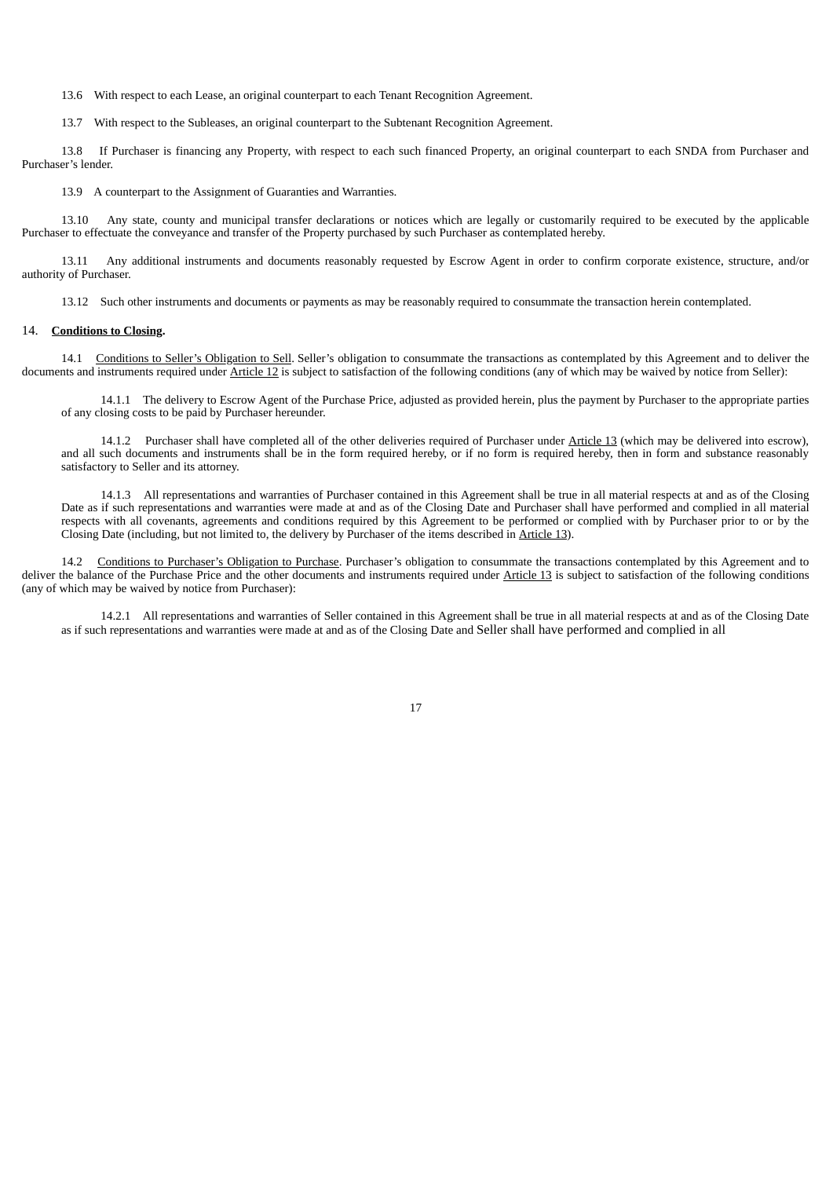13.6 With respect to each Lease, an original counterpart to each Tenant Recognition Agreement.

13.7 With respect to the Subleases, an original counterpart to the Subtenant Recognition Agreement.

13.8 If Purchaser is financing any Property, with respect to each such financed Property, an original counterpart to each SNDA from Purchaser and Purchaser's lender.

13.9 A counterpart to the Assignment of Guaranties and Warranties.

13.10 Any state, county and municipal transfer declarations or notices which are legally or customarily required to be executed by the applicable Purchaser to effectuate the conveyance and transfer of the Property purchased by such Purchaser as contemplated hereby.

13.11 Any additional instruments and documents reasonably requested by Escrow Agent in order to confirm corporate existence, structure, and/or authority of Purchaser.

13.12 Such other instruments and documents or payments as may be reasonably required to consummate the transaction herein contemplated.

14. **Conditions to Closing.**

14.1 Conditions to Seller's Obligation to Sell. Seller's obligation to consummate the transactions as contemplated by this Agreement and to deliver the documents and instruments required under Article 12 is subject to satisfaction of the following conditions (any of which may be waived by notice from Seller):

14.1.1 The delivery to Escrow Agent of the Purchase Price, adjusted as provided herein, plus the payment by Purchaser to the appropriate parties of any closing costs to be paid by Purchaser hereunder.

14.1.2 Purchaser shall have completed all of the other deliveries required of Purchaser under Article 13 (which may be delivered into escrow), and all such documents and instruments shall be in the form required hereby, or if no form is required hereby, then in form and substance reasonably satisfactory to Seller and its attorney.

14.1.3 All representations and warranties of Purchaser contained in this Agreement shall be true in all material respects at and as of the Closing Date as if such representations and warranties were made at and as of the Closing Date and Purchaser shall have performed and complied in all material respects with all covenants, agreements and conditions required by this Agreement to be performed or complied with by Purchaser prior to or by the Closing Date (including, but not limited to, the delivery by Purchaser of the items described in Article 13).

14.2 Conditions to Purchaser's Obligation to Purchase. Purchaser's obligation to consummate the transactions contemplated by this Agreement and to deliver the balance of the Purchase Price and the other documents and instruments required under Article 13 is subject to satisfaction of the following conditions (any of which may be waived by notice from Purchaser):

14.2.1 All representations and warranties of Seller contained in this Agreement shall be true in all material respects at and as of the Closing Date as if such representations and warranties were made at and as of the Closing Date and Seller shall have performed and complied in all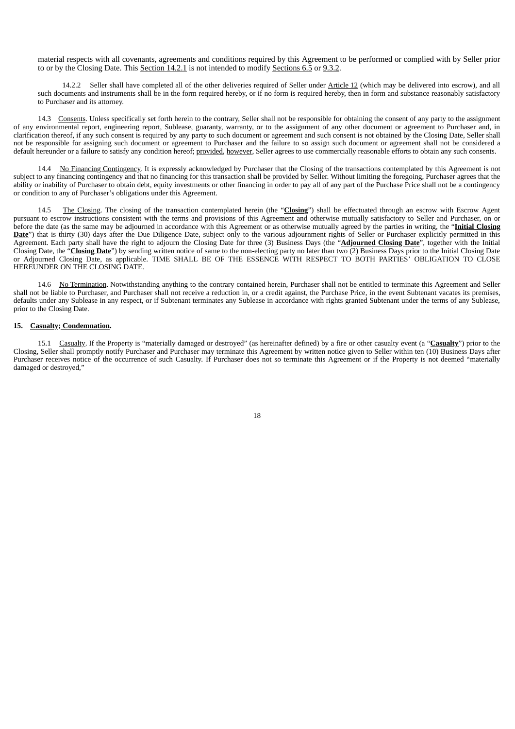material respects with all covenants, agreements and conditions required by this Agreement to be performed or complied with by Seller prior to or by the Closing Date. This Section 14.2.1 is not intended to modify Sections 6.5 or 9.3.2.

14.2.2 Seller shall have completed all of the other deliveries required of Seller under Article 12 (which may be delivered into escrow), and all such documents and instruments shall be in the form required hereby, or if no form is required hereby, then in form and substance reasonably satisfactory to Purchaser and its attorney.

14.3 Consents. Unless specifically set forth herein to the contrary, Seller shall not be responsible for obtaining the consent of any party to the assignment of any environmental report, engineering report, Sublease, guaranty, warranty, or to the assignment of any other document or agreement to Purchaser and, in clarification thereof, if any such consent is required by any party to such document or agreement and such consent is not obtained by the Closing Date, Seller shall not be responsible for assigning such document or agreement to Purchaser and the failure to so assign such document or agreement shall not be considered a default hereunder or a failure to satisfy any condition hereof; provided, however, Seller agrees to use commercially reasonable efforts to obtain any such consents.

14.4 No Financing Contingency. It is expressly acknowledged by Purchaser that the Closing of the transactions contemplated by this Agreement is not subject to any financing contingency and that no financing for this transaction shall be provided by Seller. Without limiting the foregoing, Purchaser agrees that the ability or inability of Purchaser to obtain debt, equity investments or other financing in order to pay all of any part of the Purchase Price shall not be a contingency or condition to any of Purchaser's obligations under this Agreement.

14.5 The Closing. The closing of the transaction contemplated herein (the "**Closing**") shall be effectuated through an escrow with Escrow Agent pursuant to escrow instructions consistent with the terms and provisions of this Agreement and otherwise mutually satisfactory to Seller and Purchaser, on or before the date (as the same may be adjourned in accordance with this Agreement or as otherwise mutually agreed by the parties in writing, the "**Initial Closing Date**") that is thirty (30) days after the Due Diligence Date, subject only to the various adjournment rights of Seller or Purchaser explicitly permitted in this Agreement. Each party shall have the right to adjourn the Closing Date for three (3) Business Days (the "**Adjourned Closing Date**", together with the Initial Closing Date, the "**Closing Date**") by sending written notice of same to the non-electing party no later than two (2) Business Days prior to the Initial Closing Date or Adjourned Closing Date, as applicable. TIME SHALL BE OF THE ESSENCE WITH RESPECT TO BOTH PARTIES' OBLIGATION TO CLOSE HEREUNDER ON THE CLOSING DATE.

14.6 No Termination. Notwithstanding anything to the contrary contained herein, Purchaser shall not be entitled to terminate this Agreement and Seller shall not be liable to Purchaser, and Purchaser shall not receive a reduction in, or a credit against, the Purchase Price, in the event Subtenant vacates its premises, defaults under any Sublease in any respect, or if Subtenant terminates any Sublease in accordance with rights granted Subtenant under the terms of any Sublease, prior to the Closing Date.

**15. Casualty; Condemnation.**

15.1 Casualty. If the Property is "materially damaged or destroyed" (as hereinafter defined) by a fire or other casualty event (a "**Casualty**") prior to the Closing, Seller shall promptly notify Purchaser and Purchaser may terminate this Agreement by written notice given to Seller within ten (10) Business Days after Purchaser receives notice of the occurrence of such Casualty. If Purchaser does not so terminate this Agreement or if the Property is not deemed "materially damaged or destroyed,"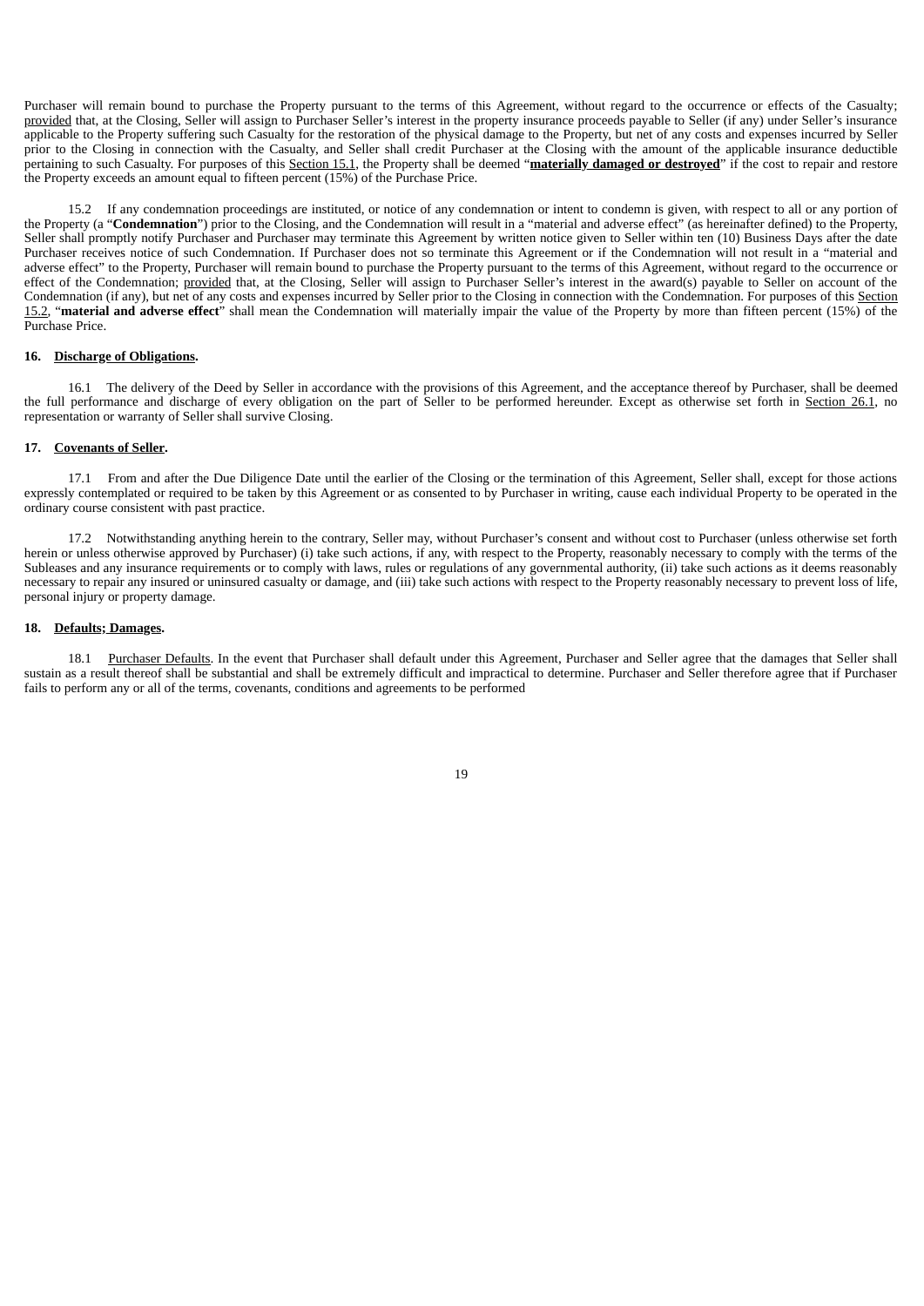Purchaser will remain bound to purchase the Property pursuant to the terms of this Agreement, without regard to the occurrence or effects of the Casualty; provided that, at the Closing, Seller will assign to Purchaser Seller's interest in the property insurance proceeds payable to Seller (if any) under Seller's insurance applicable to the Property suffering such Casualty for the restoration of the physical damage to the Property, but net of any costs and expenses incurred by Seller prior to the Closing in connection with the Casualty, and Seller shall credit Purchaser at the Closing with the amount of the applicable insurance deductible pertaining to such Casualty. For purposes of this Section 15.1, the Property shall be deemed "**materially damaged or destroyed**" if the cost to repair and restore the Property exceeds an amount equal to fifteen percent (15%) of the Purchase Price.

15.2 If any condemnation proceedings are instituted, or notice of any condemnation or intent to condemn is given, with respect to all or any portion of the Property (a "**Condemnation**") prior to the Closing, and the Condemnation will result in a "material and adverse effect" (as hereinafter defined) to the Property, Seller shall promptly notify Purchaser and Purchaser may terminate this Agreement by written notice given to Seller within ten (10) Business Days after the date Purchaser receives notice of such Condemnation. If Purchaser does not so terminate this Agreement or if the Condemnation will not result in a "material and adverse effect" to the Property, Purchaser will remain bound to purchase the Property pursuant to the terms of this Agreement, without regard to the occurrence or effect of the Condemnation; provided that, at the Closing, Seller will assign to Purchaser Seller's interest in the award(s) payable to Seller on account of the Condemnation (if any), but net of any costs and expenses incurred by Seller prior to the Closing in connection with the Condemnation. For purposes of this Section 15.2, "**material and adverse effect**" shall mean the Condemnation will materially impair the value of the Property by more than fifteen percent (15%) of the Purchase Price.

**16. Discharge of Obligations.**

16.1 The delivery of the Deed by Seller in accordance with the provisions of this Agreement, and the acceptance thereof by Purchaser, shall be deemed the full performance and discharge of every obligation on the part of Seller to be performed hereunder. Except as otherwise set forth in Section 26.1, no representation or warranty of Seller shall survive Closing.

**17. Covenants of Seller.**

17.1 From and after the Due Diligence Date until the earlier of the Closing or the termination of this Agreement, Seller shall, except for those actions expressly contemplated or required to be taken by this Agreement or as consented to by Purchaser in writing, cause each individual Property to be operated in the ordinary course consistent with past practice.

17.2 Notwithstanding anything herein to the contrary, Seller may, without Purchaser's consent and without cost to Purchaser (unless otherwise set forth herein or unless otherwise approved by Purchaser) (i) take such actions, if any, with respect to the Property, reasonably necessary to comply with the terms of the Subleases and any insurance requirements or to comply with laws, rules or regulations of any governmental authority, (ii) take such actions as it deems reasonably necessary to repair any insured or uninsured casualty or damage, and (iii) take such actions with respect to the Property reasonably necessary to prevent loss of life, personal injury or property damage.

**18. Defaults; Damages.**

18.1 Purchaser Defaults. In the event that Purchaser shall default under this Agreement, Purchaser and Seller agree that the damages that Seller shall sustain as a result thereof shall be substantial and shall be extremely difficult and impractical to determine. Purchaser and Seller therefore agree that if Purchaser fails to perform any or all of the terms, covenants, conditions and agreements to be performed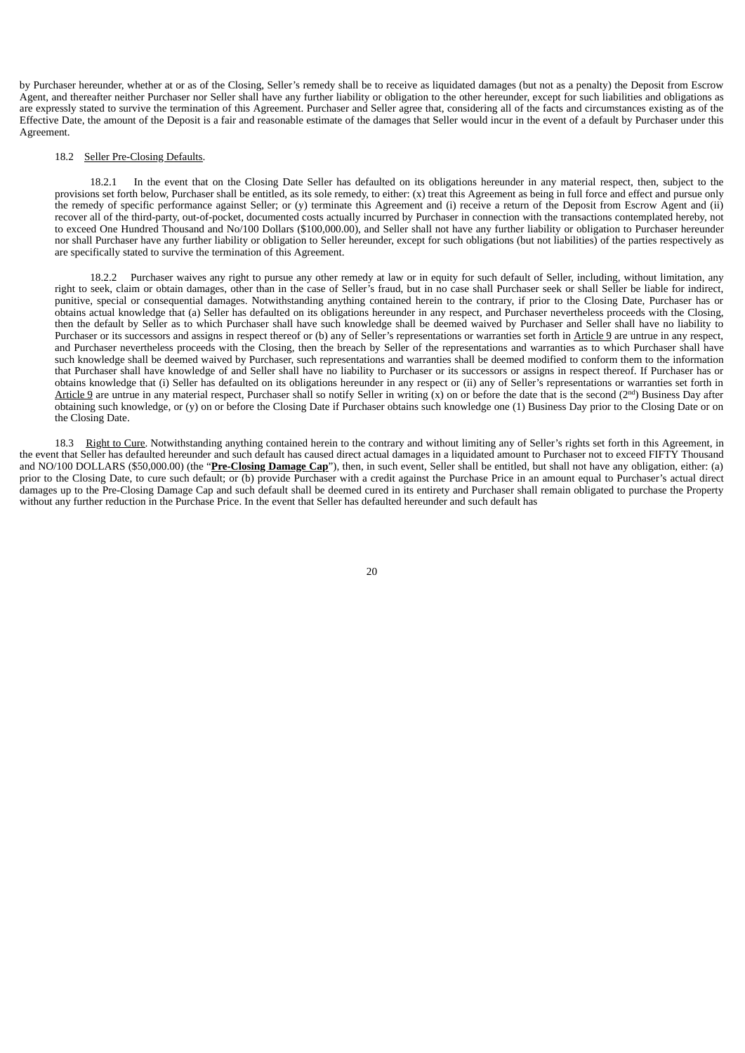by Purchaser hereunder, whether at or as of the Closing, Seller's remedy shall be to receive as liquidated damages (but not as a penalty) the Deposit from Escrow Agent, and thereafter neither Purchaser nor Seller shall have any further liability or obligation to the other hereunder, except for such liabilities and obligations as are expressly stated to survive the termination of this Agreement. Purchaser and Seller agree that, considering all of the facts and circumstances existing as of the Effective Date, the amount of the Deposit is a fair and reasonable estimate of the damages that Seller would incur in the event of a default by Purchaser under this Agreement.

18.2 Seller Pre-Closing Defaults.

18.2.1 In the event that on the Closing Date Seller has defaulted on its obligations hereunder in any material respect, then, subject to the provisions set forth below, Purchaser shall be entitled, as its sole remedy, to either: (x) treat this Agreement as being in full force and effect and pursue only the remedy of specific performance against Seller; or (y) terminate this Agreement and (i) receive a return of the Deposit from Escrow Agent and (ii) recover all of the third-party, out-of-pocket, documented costs actually incurred by Purchaser in connection with the transactions contemplated hereby, not to exceed One Hundred Thousand and No/100 Dollars ($100,000.00), and Seller shall not have any further liability or obligation to Purchaser hereunder nor shall Purchaser have any further liability or obligation to Seller hereunder, except for such obligations (but not liabilities) of the parties respectively as are specifically stated to survive the termination of this Agreement.

18.2.2 Purchaser waives any right to pursue any other remedy at law or in equity for such default of Seller, including, without limitation, any right to seek, claim or obtain damages, other than in the case of Seller's fraud, but in no case shall Purchaser seek or shall Seller be liable for indirect, punitive, special or consequential damages. Notwithstanding anything contained herein to the contrary, if prior to the Closing Date, Purchaser has or obtains actual knowledge that (a) Seller has defaulted on its obligations hereunder in any respect, and Purchaser nevertheless proceeds with the Closing, then the default by Seller as to which Purchaser shall have such knowledge shall be deemed waived by Purchaser and Seller shall have no liability to Purchaser or its successors and assigns in respect thereof or (b) any of Seller's representations or warranties set forth in Article 9 are untrue in any respect, and Purchaser nevertheless proceeds with the Closing, then the breach by Seller of the representations and warranties as to which Purchaser shall have such knowledge shall be deemed waived by Purchaser, such representations and warranties shall be deemed modified to conform them to the information that Purchaser shall have knowledge of and Seller shall have no liability to Purchaser or its successors or assigns in respect thereof. If Purchaser has or obtains knowledge that (i) Seller has defaulted on its obligations hereunder in any respect or (ii) any of Seller's representations or warranties set forth in Article 9 are untrue in any material respect, Purchaser shall so notify Seller in writing (x) on or before the date that is the second (2nd) Business Day after obtaining such knowledge, or (y) on or before the Closing Date if Purchaser obtains such knowledge one (1) Business Day prior to the Closing Date or on the Closing Date.

18.3 Right to Cure. Notwithstanding anything contained herein to the contrary and without limiting any of Seller's rights set forth in this Agreement, in the event that Seller has defaulted hereunder and such default has caused direct actual damages in a liquidated amount to Purchaser not to exceed FIFTY Thousand and NO/100 DOLLARS ($50,000.00) (the "**Pre-Closing Damage Cap**"), then, in such event, Seller shall be entitled, but shall not have any obligation, either: (a) prior to the Closing Date, to cure such default; or (b) provide Purchaser with a credit against the Purchase Price in an amount equal to Purchaser's actual direct damages up to the Pre-Closing Damage Cap and such default shall be deemed cured in its entirety and Purchaser shall remain obligated to purchase the Property without any further reduction in the Purchase Price. In the event that Seller has defaulted hereunder and such default has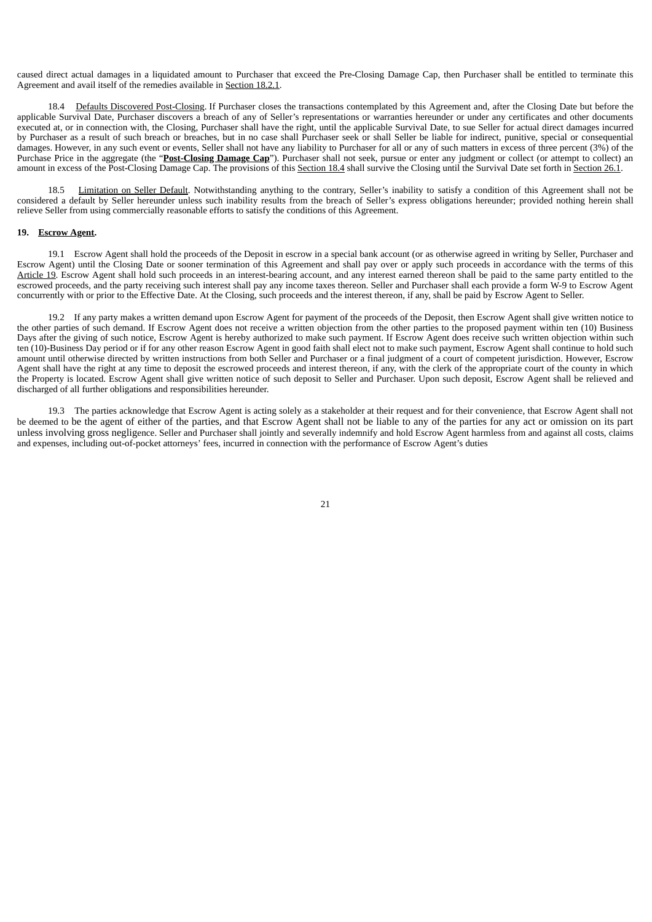caused direct actual damages in a liquidated amount to Purchaser that exceed the Pre-Closing Damage Cap, then Purchaser shall be entitled to terminate this Agreement and avail itself of the remedies available in Section 18.2.1.

18.4 Defaults Discovered Post-Closing. If Purchaser closes the transactions contemplated by this Agreement and, after the Closing Date but before the applicable Survival Date, Purchaser discovers a breach of any of Seller's representations or warranties hereunder or under any certificates and other documents executed at, or in connection with, the Closing, Purchaser shall have the right, until the applicable Survival Date, to sue Seller for actual direct damages incurred by Purchaser as a result of such breach or breaches, but in no case shall Purchaser seek or shall Seller be liable for indirect, punitive, special or consequential damages. However, in any such event or events, Seller shall not have any liability to Purchaser for all or any of such matters in excess of three percent (3%) of the Purchase Price in the aggregate (the "**Post-Closing Damage Cap**"). Purchaser shall not seek, pursue or enter any judgment or collect (or attempt to collect) an amount in excess of the Post-Closing Damage Cap. The provisions of this Section 18.4 shall survive the Closing until the Survival Date set forth in Section 26.1.

18.5 Limitation on Seller Default. Notwithstanding anything to the contrary, Seller's inability to satisfy a condition of this Agreement shall not be considered a default by Seller hereunder unless such inability results from the breach of Seller's express obligations hereunder; provided nothing herein shall relieve Seller from using commercially reasonable efforts to satisfy the conditions of this Agreement.

**19. Escrow Agent.**

19.1 Escrow Agent shall hold the proceeds of the Deposit in escrow in a special bank account (or as otherwise agreed in writing by Seller, Purchaser and Escrow Agent) until the Closing Date or sooner termination of this Agreement and shall pay over or apply such proceeds in accordance with the terms of this Article 19. Escrow Agent shall hold such proceeds in an interest-bearing account, and any interest earned thereon shall be paid to the same party entitled to the escrowed proceeds, and the party receiving such interest shall pay any income taxes thereon. Seller and Purchaser shall each provide a form W-9 to Escrow Agent concurrently with or prior to the Effective Date. At the Closing, such proceeds and the interest thereon, if any, shall be paid by Escrow Agent to Seller.

19.2 If any party makes a written demand upon Escrow Agent for payment of the proceeds of the Deposit, then Escrow Agent shall give written notice to the other parties of such demand. If Escrow Agent does not receive a written objection from the other parties to the proposed payment within ten (10) Business Days after the giving of such notice, Escrow Agent is hereby authorized to make such payment. If Escrow Agent does receive such written objection within such ten (10)-Business Day period or if for any other reason Escrow Agent in good faith shall elect not to make such payment, Escrow Agent shall continue to hold such amount until otherwise directed by written instructions from both Seller and Purchaser or a final judgment of a court of competent jurisdiction. However, Escrow Agent shall have the right at any time to deposit the escrowed proceeds and interest thereon, if any, with the clerk of the appropriate court of the county in which the Property is located. Escrow Agent shall give written notice of such deposit to Seller and Purchaser. Upon such deposit, Escrow Agent shall be relieved and discharged of all further obligations and responsibilities hereunder.

19.3 The parties acknowledge that Escrow Agent is acting solely as a stakeholder at their request and for their convenience, that Escrow Agent shall not be deemed to be the agent of either of the parties, and that Escrow Agent shall not be liable to any of the parties for any act or omission on its part unless involving gross negligence. Seller and Purchaser shall jointly and severally indemnify and hold Escrow Agent harmless from and against all costs, claims and expenses, including out-of-pocket attorneys' fees, incurred in connection with the performance of Escrow Agent's duties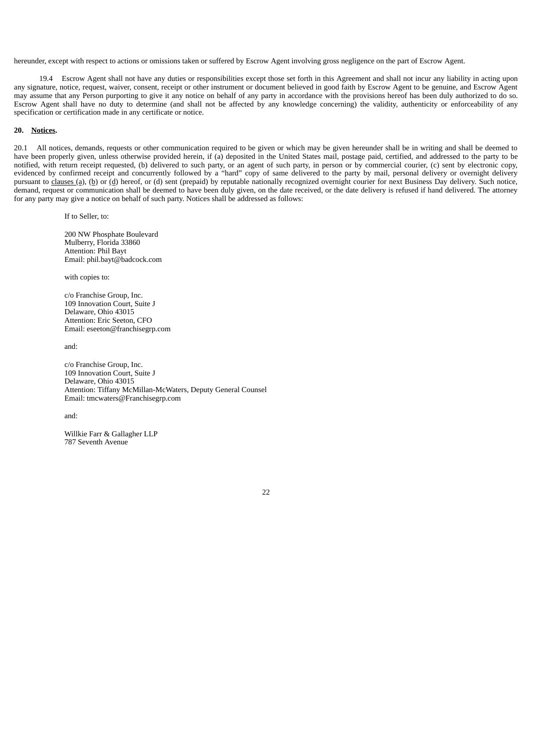hereunder, except with respect to actions or omissions taken or suffered by Escrow Agent involving gross negligence on the part of Escrow Agent.

19.4 Escrow Agent shall not have any duties or responsibilities except those set forth in this Agreement and shall not incur any liability in acting upon any signature, notice, request, waiver, consent, receipt or other instrument or document believed in good faith by Escrow Agent to be genuine, and Escrow Agent may assume that any Person purporting to give it any notice on behalf of any party in accordance with the provisions hereof has been duly authorized to do so. Escrow Agent shall have no duty to determine (and shall not be affected by any knowledge concerning) the validity, authenticity or enforceability of any specification or certification made in any certificate or notice.

**20. Notices.**

20.1 All notices, demands, requests or other communication required to be given or which may be given hereunder shall be in writing and shall be deemed to have been properly given, unless otherwise provided herein, if (a) deposited in the United States mail, postage paid, certified, and addressed to the party to be notified, with return receipt requested, (b) delivered to such party, or an agent of such party, in person or by commercial courier, (c) sent by electronic copy, evidenced by confirmed receipt and concurrently followed by a "hard" copy of same delivered to the party by mail, personal delivery or overnight delivery pursuant to clauses (a), (b) or (d) hereof, or (d) sent (prepaid) by reputable nationally recognized overnight courier for next Business Day delivery. Such notice, demand, request or communication shall be deemed to have been duly given, on the date received, or the date delivery is refused if hand delivered. The attorney for any party may give a notice on behalf of such party. Notices shall be addressed as follows:

If to Seller, to:

200 NW Phosphate Boulevard  
Mulberry, Florida 33860  
Attention: Phil Bayt  
Email: phil.bayt@badcock.com

with copies to:

c/o Franchise Group, Inc.  
109 Innovation Court, Suite J  
Delaware, Ohio 43015  
Attention: Eric Seeton, CFO  
Email: eseeton@franchisegrp.com

and:

c/o Franchise Group, Inc.  
109 Innovation Court, Suite J  
Delaware, Ohio 43015  
Attention: Tiffany McMillan-McWaters, Deputy General Counsel  
Email: tmcwaters@Franchisegrp.com

and:

Willkie Farr & Gallagher LLP  
787 Seventh Avenue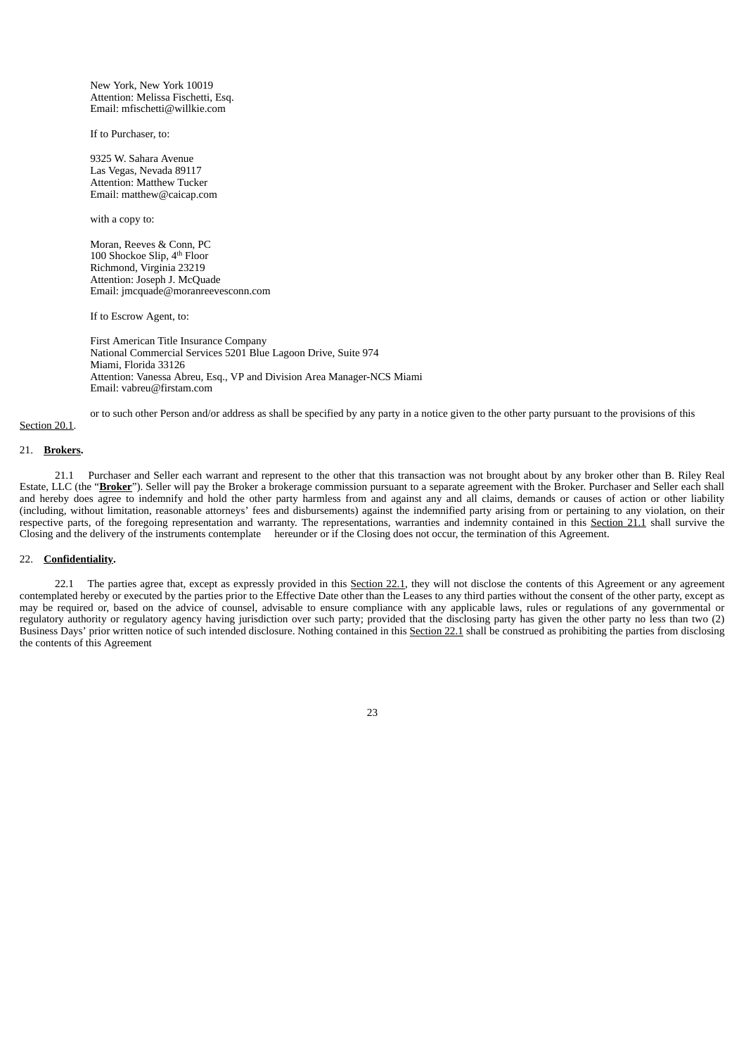New York, New York 10019
Attention: Melissa Fischetti, Esq.
Email: mfischetti@willkie.com

If to Purchaser, to:

9325 W. Sahara Avenue
Las Vegas, Nevada 89117
Attention: Matthew Tucker
Email: matthew@caicap.com

with a copy to:

Moran, Reeves & Conn, PC
100 Shockoe Slip, 4th Floor
Richmond, Virginia 23219
Attention: Joseph J. McQuade
Email: jmcquade@moranreevesconn.com

If to Escrow Agent, to:

First American Title Insurance Company
National Commercial Services 5201 Blue Lagoon Drive, Suite 974
Miami, Florida 33126
Attention: Vanessa Abreu, Esq., VP and Division Area Manager-NCS Miami
Email: vabreu@firstam.com

or to such other Person and/or address as shall be specified by any party in a notice given to the other party pursuant to the provisions of this Section 20.1.

21. **Brokers.**

21.1 Purchaser and Seller each warrant and represent to the other that this transaction was not brought about by any broker other than B. Riley Real Estate, LLC (the "**Broker**"). Seller will pay the Broker a brokerage commission pursuant to a separate agreement with the Broker. Purchaser and Seller each shall and hereby does agree to indemnify and hold the other party harmless from and against any and all claims, demands or causes of action or other liability (including, without limitation, reasonable attorneys' fees and disbursements) against the indemnified party arising from or pertaining to any violation, on their respective parts, of the foregoing representation and warranty. The representations, warranties and indemnity contained in this Section 21.1 shall survive the Closing and the delivery of the instruments contemplate hereunder or if the Closing does not occur, the termination of this Agreement.

22. **Confidentiality.**

22.1 The parties agree that, except as expressly provided in this Section 22.1, they will not disclose the contents of this Agreement or any agreement contemplated hereby or executed by the parties prior to the Effective Date other than the Leases to any third parties without the consent of the other party, except as may be required or, based on the advice of counsel, advisable to ensure compliance with any applicable laws, rules or regulations of any governmental or regulatory authority or regulatory agency having jurisdiction over such party; provided that the disclosing party has given the other party no less than two (2) Business Days' prior written notice of such intended disclosure. Nothing contained in this Section 22.1 shall be construed as prohibiting the parties from disclosing the contents of this Agreement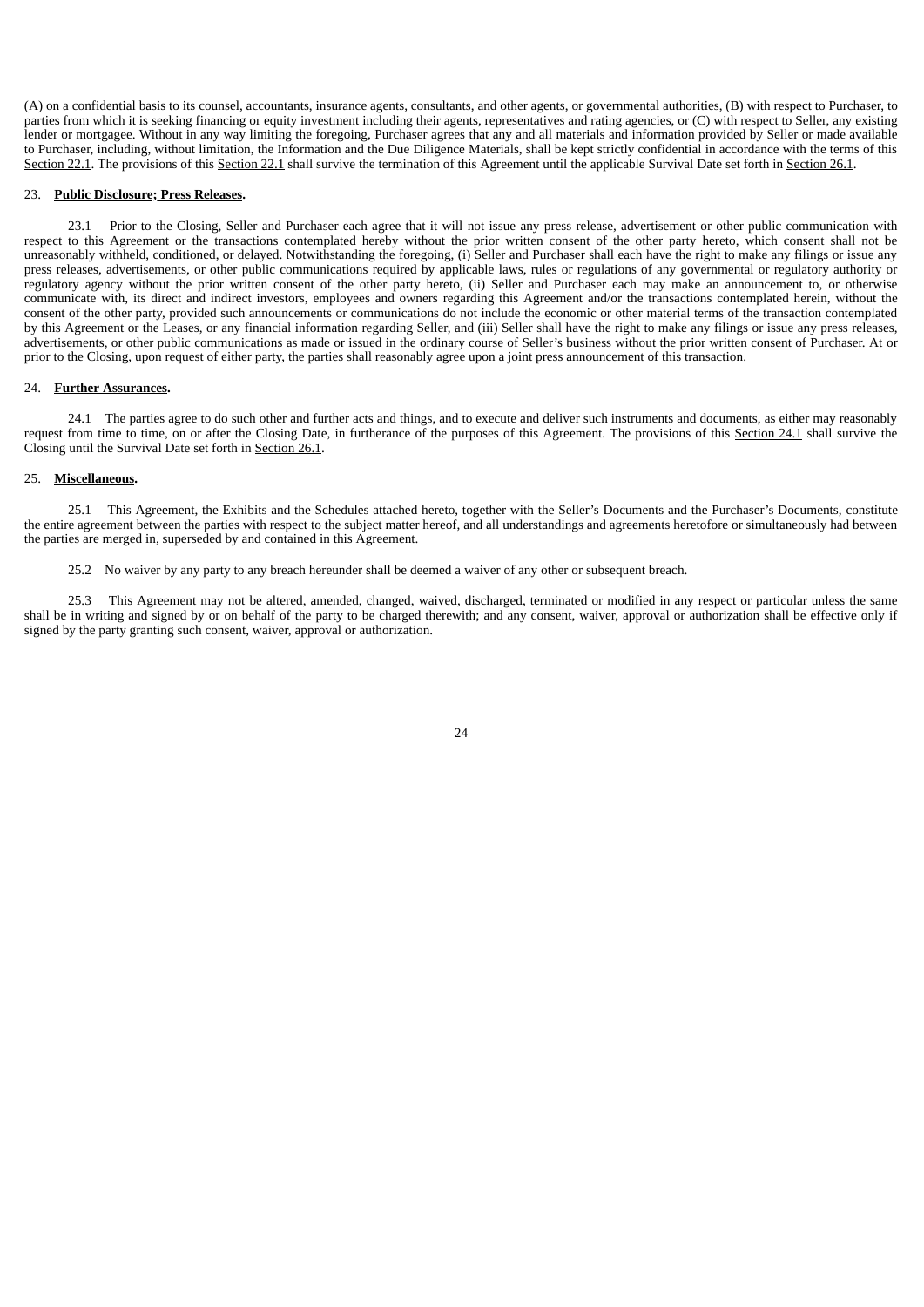(A) on a confidential basis to its counsel, accountants, insurance agents, consultants, and other agents, or governmental authorities, (B) with respect to Purchaser, to parties from which it is seeking financing or equity investment including their agents, representatives and rating agencies, or (C) with respect to Seller, any existing lender or mortgagee. Without in any way limiting the foregoing, Purchaser agrees that any and all materials and information provided by Seller or made available to Purchaser, including, without limitation, the Information and the Due Diligence Materials, shall be kept strictly confidential in accordance with the terms of this Section 22.1. The provisions of this Section 22.1 shall survive the termination of this Agreement until the applicable Survival Date set forth in Section 26.1.

23. **Public Disclosure; Press Releases.**

23.1 Prior to the Closing, Seller and Purchaser each agree that it will not issue any press release, advertisement or other public communication with respect to this Agreement or the transactions contemplated hereby without the prior written consent of the other party hereto, which consent shall not be unreasonably withheld, conditioned, or delayed. Notwithstanding the foregoing, (i) Seller and Purchaser shall each have the right to make any filings or issue any press releases, advertisements, or other public communications required by applicable laws, rules or regulations of any governmental or regulatory authority or regulatory agency without the prior written consent of the other party hereto, (ii) Seller and Purchaser each may make an announcement to, or otherwise communicate with, its direct and indirect investors, employees and owners regarding this Agreement and/or the transactions contemplated herein, without the consent of the other party, provided such announcements or communications do not include the economic or other material terms of the transaction contemplated by this Agreement or the Leases, or any financial information regarding Seller, and (iii) Seller shall have the right to make any filings or issue any press releases, advertisements, or other public communications as made or issued in the ordinary course of Seller's business without the prior written consent of Purchaser. At or prior to the Closing, upon request of either party, the parties shall reasonably agree upon a joint press announcement of this transaction.

24. **Further Assurances.**

24.1 The parties agree to do such other and further acts and things, and to execute and deliver such instruments and documents, as either may reasonably request from time to time, on or after the Closing Date, in furtherance of the purposes of this Agreement. The provisions of this Section 24.1 shall survive the Closing until the Survival Date set forth in Section 26.1.

25. **Miscellaneous.**

25.1 This Agreement, the Exhibits and the Schedules attached hereto, together with the Seller's Documents and the Purchaser's Documents, constitute the entire agreement between the parties with respect to the subject matter hereof, and all understandings and agreements heretofore or simultaneously had between the parties are merged in, superseded by and contained in this Agreement.

25.2 No waiver by any party to any breach hereunder shall be deemed a waiver of any other or subsequent breach.

25.3 This Agreement may not be altered, amended, changed, waived, discharged, terminated or modified in any respect or particular unless the same shall be in writing and signed by or on behalf of the party to be charged therewith; and any consent, waiver, approval or authorization shall be effective only if signed by the party granting such consent, waiver, approval or authorization.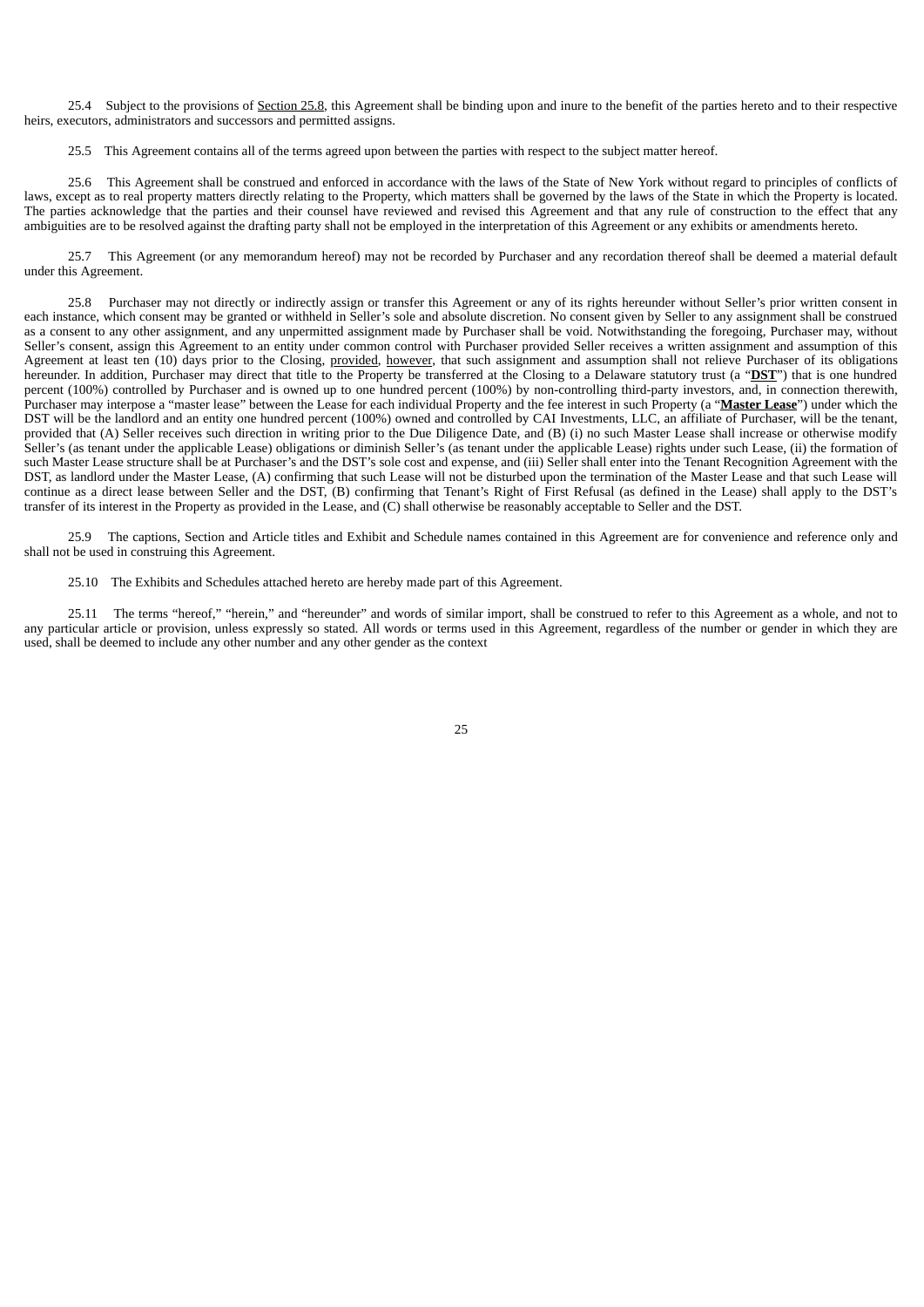25.4 Subject to the provisions of Section 25.8, this Agreement shall be binding upon and inure to the benefit of the parties hereto and to their respective heirs, executors, administrators and successors and permitted assigns.

25.5 This Agreement contains all of the terms agreed upon between the parties with respect to the subject matter hereof.

25.6 This Agreement shall be construed and enforced in accordance with the laws of the State of New York without regard to principles of conflicts of laws, except as to real property matters directly relating to the Property, which matters shall be governed by the laws of the State in which the Property is located. The parties acknowledge that the parties and their counsel have reviewed and revised this Agreement and that any rule of construction to the effect that any ambiguities are to be resolved against the drafting party shall not be employed in the interpretation of this Agreement or any exhibits or amendments hereto.

25.7 This Agreement (or any memorandum hereof) may not be recorded by Purchaser and any recordation thereof shall be deemed a material default under this Agreement.

25.8 Purchaser may not directly or indirectly assign or transfer this Agreement or any of its rights hereunder without Seller's prior written consent in each instance, which consent may be granted or withheld in Seller's sole and absolute discretion. No consent given by Seller to any assignment shall be construed as a consent to any other assignment, and any unpermitted assignment made by Purchaser shall be void. Notwithstanding the foregoing, Purchaser may, without Seller's consent, assign this Agreement to an entity under common control with Purchaser provided Seller receives a written assignment and assumption of this Agreement at least ten (10) days prior to the Closing, provided, however, that such assignment and assumption shall not relieve Purchaser of its obligations hereunder. In addition, Purchaser may direct that title to the Property be transferred at the Closing to a Delaware statutory trust (a "**DST**") that is one hundred percent (100%) controlled by Purchaser and is owned up to one hundred percent (100%) by non-controlling third-party investors, and, in connection therewith, Purchaser may interpose a "master lease" between the Lease for each individual Property and the fee interest in such Property (a "**Master Lease**") under which the DST will be the landlord and an entity one hundred percent (100%) owned and controlled by CAI Investments, LLC, an affiliate of Purchaser, will be the tenant, provided that (A) Seller receives such direction in writing prior to the Due Diligence Date, and (B) (i) no such Master Lease shall increase or otherwise modify Seller's (as tenant under the applicable Lease) obligations or diminish Seller's (as tenant under the applicable Lease) rights under such Lease, (ii) the formation of such Master Lease structure shall be at Purchaser's and the DST's sole cost and expense, and (iii) Seller shall enter into the Tenant Recognition Agreement with the DST, as landlord under the Master Lease, (A) confirming that such Lease will not be disturbed upon the termination of the Master Lease and that such Lease will continue as a direct lease between Seller and the DST, (B) confirming that Tenant's Right of First Refusal (as defined in the Lease) shall apply to the DST's transfer of its interest in the Property as provided in the Lease, and (C) shall otherwise be reasonably acceptable to Seller and the DST.

25.9 The captions, Section and Article titles and Exhibit and Schedule names contained in this Agreement are for convenience and reference only and shall not be used in construing this Agreement.

25.10 The Exhibits and Schedules attached hereto are hereby made part of this Agreement.

25.11 The terms "hereof," "herein," and "hereunder" and words of similar import, shall be construed to refer to this Agreement as a whole, and not to any particular article or provision, unless expressly so stated. All words or terms used in this Agreement, regardless of the number or gender in which they are used, shall be deemed to include any other number and any other gender as the context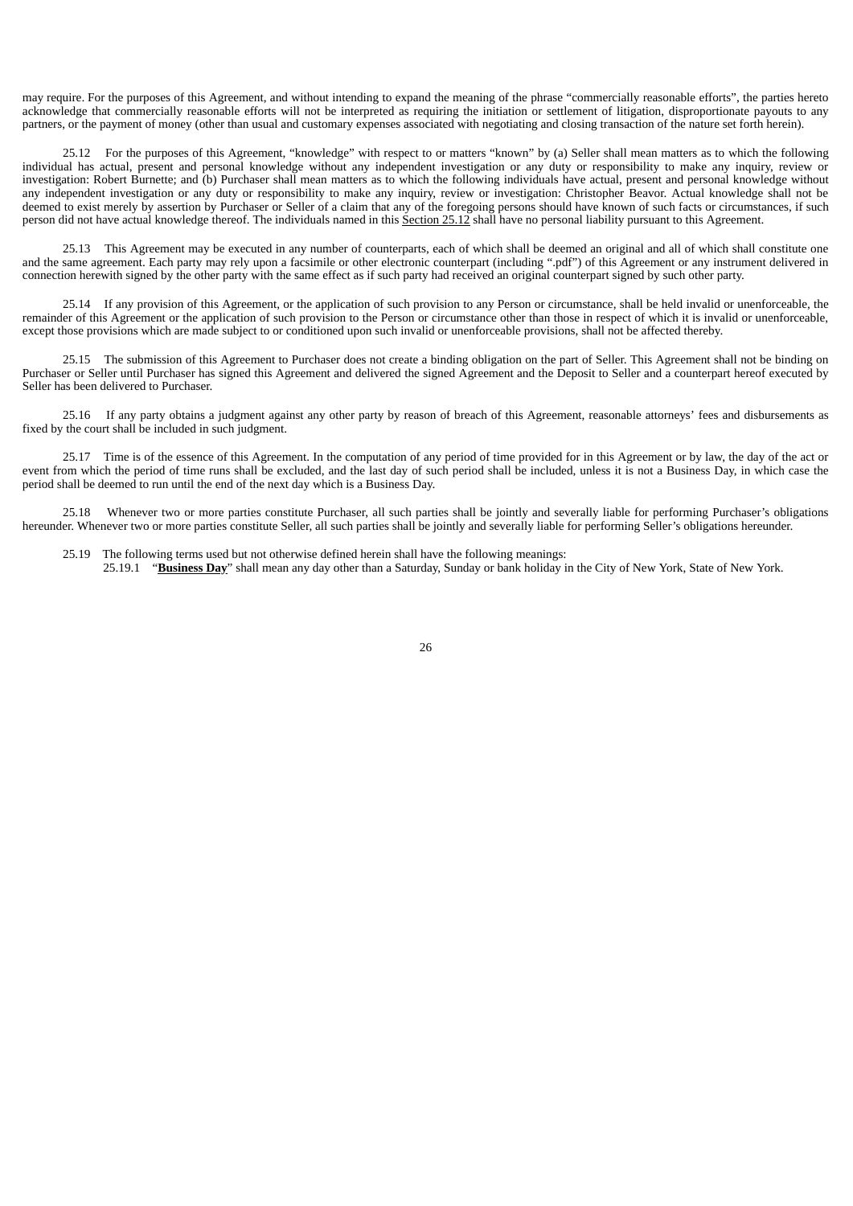may require. For the purposes of this Agreement, and without intending to expand the meaning of the phrase "commercially reasonable efforts", the parties hereto acknowledge that commercially reasonable efforts will not be interpreted as requiring the initiation or settlement of litigation, disproportionate payouts to any partners, or the payment of money (other than usual and customary expenses associated with negotiating and closing transaction of the nature set forth herein).

25.12 For the purposes of this Agreement, "knowledge" with respect to or matters "known" by (a) Seller shall mean matters as to which the following individual has actual, present and personal knowledge without any independent investigation or any duty or responsibility to make any inquiry, review or investigation: Robert Burnette; and (b) Purchaser shall mean matters as to which the following individuals have actual, present and personal knowledge without any independent investigation or any duty or responsibility to make any inquiry, review or investigation: Christopher Beavor. Actual knowledge shall not be deemed to exist merely by assertion by Purchaser or Seller of a claim that any of the foregoing persons should have known of such facts or circumstances, if such person did not have actual knowledge thereof. The individuals named in this Section 25.12 shall have no personal liability pursuant to this Agreement.

25.13 This Agreement may be executed in any number of counterparts, each of which shall be deemed an original and all of which shall constitute one and the same agreement. Each party may rely upon a facsimile or other electronic counterpart (including ".pdf") of this Agreement or any instrument delivered in connection herewith signed by the other party with the same effect as if such party had received an original counterpart signed by such other party.

25.14 If any provision of this Agreement, or the application of such provision to any Person or circumstance, shall be held invalid or unenforceable, the remainder of this Agreement or the application of such provision to the Person or circumstance other than those in respect of which it is invalid or unenforceable, except those provisions which are made subject to or conditioned upon such invalid or unenforceable provisions, shall not be affected thereby.

25.15 The submission of this Agreement to Purchaser does not create a binding obligation on the part of Seller. This Agreement shall not be binding on Purchaser or Seller until Purchaser has signed this Agreement and delivered the signed Agreement and the Deposit to Seller and a counterpart hereof executed by Seller has been delivered to Purchaser.

25.16 If any party obtains a judgment against any other party by reason of breach of this Agreement, reasonable attorneys' fees and disbursements as fixed by the court shall be included in such judgment.

25.17 Time is of the essence of this Agreement. In the computation of any period of time provided for in this Agreement or by law, the day of the act or event from which the period of time runs shall be excluded, and the last day of such period shall be included, unless it is not a Business Day, in which case the period shall be deemed to run until the end of the next day which is a Business Day.

25.18 Whenever two or more parties constitute Purchaser, all such parties shall be jointly and severally liable for performing Purchaser's obligations hereunder. Whenever two or more parties constitute Seller, all such parties shall be jointly and severally liable for performing Seller's obligations hereunder.

25.19 The following terms used but not otherwise defined herein shall have the following meanings:

25.19.1 "**Business Day**" shall mean any day other than a Saturday, Sunday or bank holiday in the City of New York, State of New York.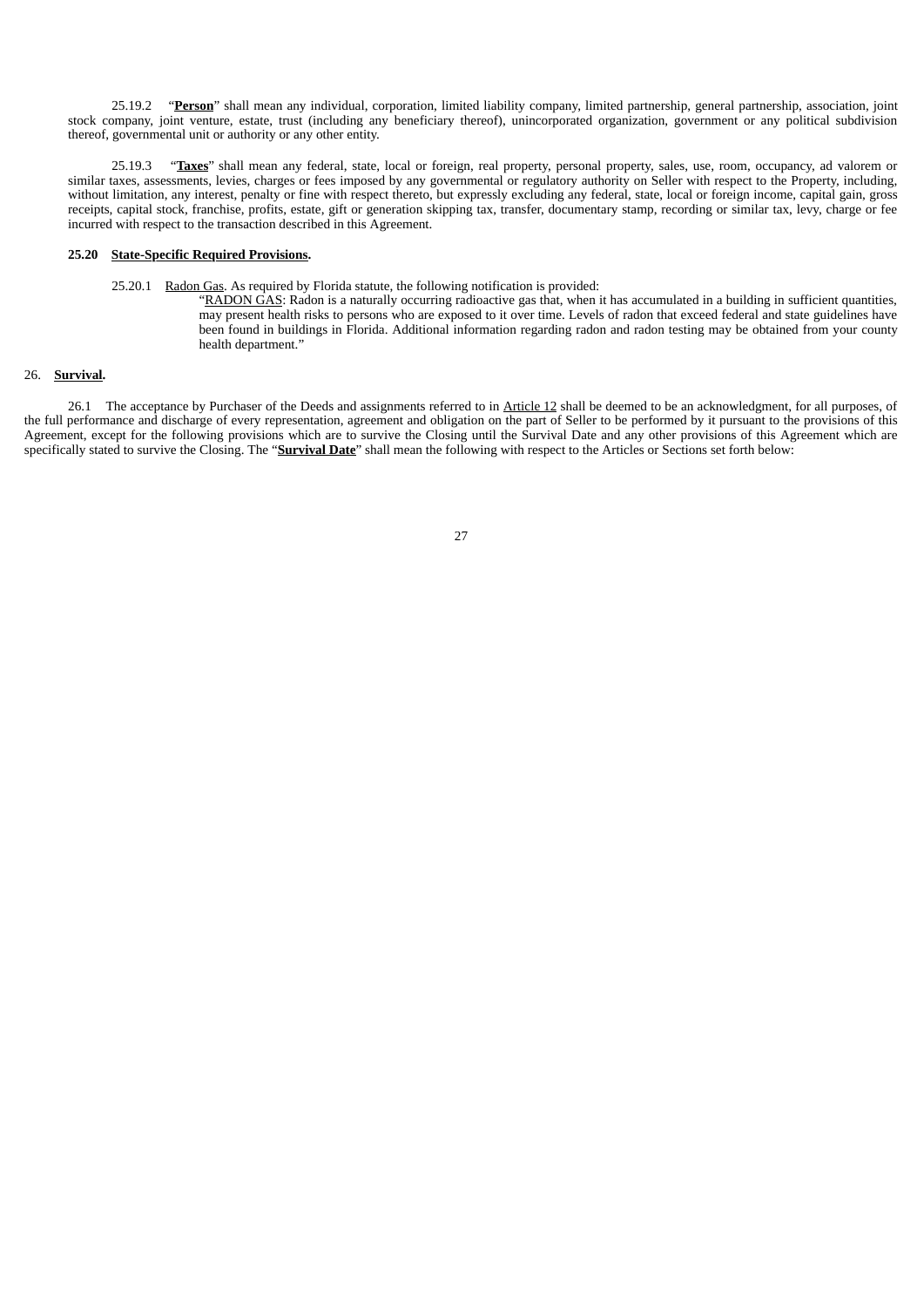25.19.2 "**Person**" shall mean any individual, corporation, limited liability company, limited partnership, general partnership, association, joint stock company, joint venture, estate, trust (including any beneficiary thereof), unincorporated organization, government or any political subdivision thereof, governmental unit or authority or any other entity.

25.19.3 "**Taxes**" shall mean any federal, state, local or foreign, real property, personal property, sales, use, room, occupancy, ad valorem or similar taxes, assessments, levies, charges or fees imposed by any governmental or regulatory authority on Seller with respect to the Property, including, without limitation, any interest, penalty or fine with respect thereto, but expressly excluding any federal, state, local or foreign income, capital gain, gross receipts, capital stock, franchise, profits, estate, gift or generation skipping tax, transfer, documentary stamp, recording or similar tax, levy, charge or fee incurred with respect to the transaction described in this Agreement.

**25.20 State-Specific Required Provisions.**

25.20.1 Radon Gas. As required by Florida statute, the following notification is provided:

> "RADON GAS: Radon is a naturally occurring radioactive gas that, when it has accumulated in a building in sufficient quantities, may present health risks to persons who are exposed to it over time. Levels of radon that exceed federal and state guidelines have been found in buildings in Florida. Additional information regarding radon and radon testing may be obtained from your county health department."

26. **Survival.**

26.1 The acceptance by Purchaser of the Deeds and assignments referred to in Article 12 shall be deemed to be an acknowledgment, for all purposes, of the full performance and discharge of every representation, agreement and obligation on the part of Seller to be performed by it pursuant to the provisions of this Agreement, except for the following provisions which are to survive the Closing until the Survival Date and any other provisions of this Agreement which are specifically stated to survive the Closing. The "**Survival Date**" shall mean the following with respect to the Articles or Sections set forth below: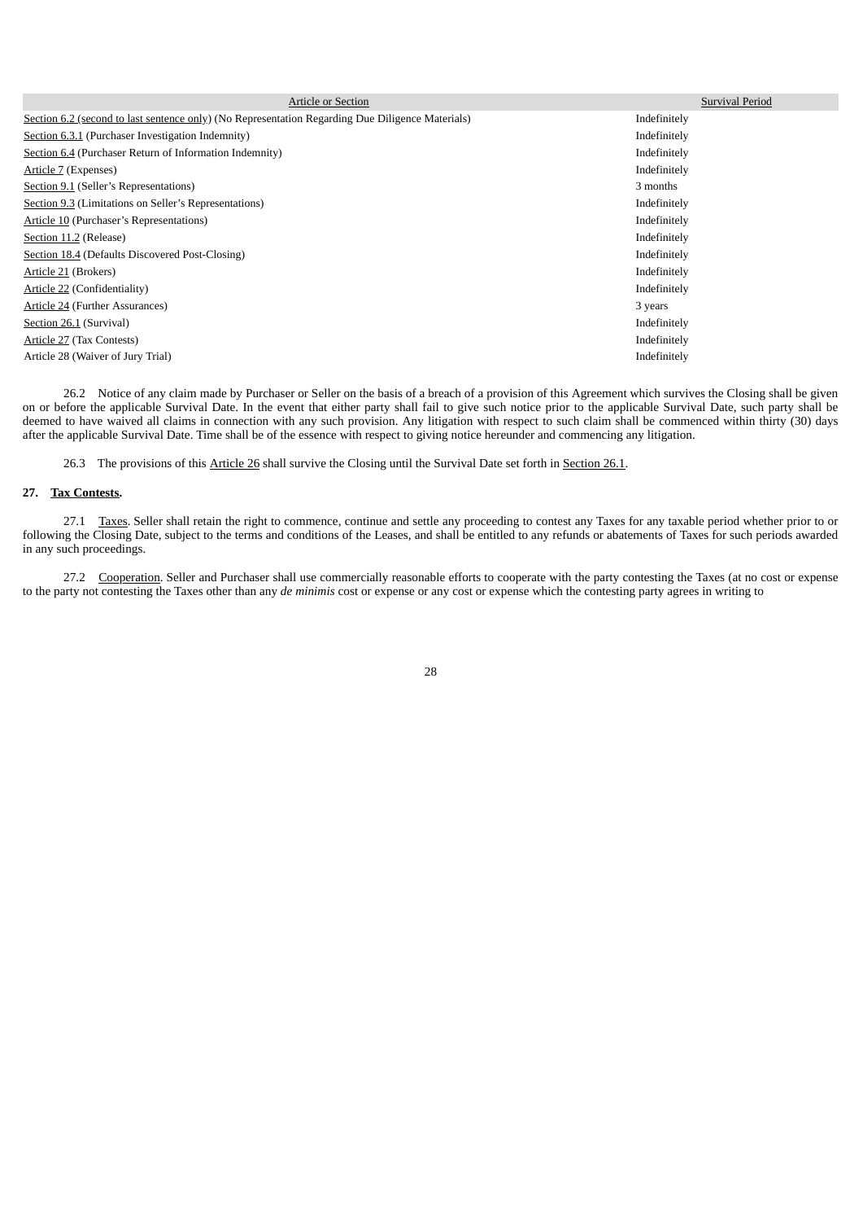| Article or Section | Survival Period |
|---|---|
| Section 6.2 (second to last sentence only) (No Representation Regarding Due Diligence Materials) | Indefinitely |
| Section 6.3.1 (Purchaser Investigation Indemnity) | Indefinitely |
| Section 6.4 (Purchaser Return of Information Indemnity) | Indefinitely |
| Article 7 (Expenses) | Indefinitely |
| Section 9.1 (Seller's Representations) | 3 months |
| Section 9.3 (Limitations on Seller's Representations) | Indefinitely |
| Article 10 (Purchaser's Representations) | Indefinitely |
| Section 11.2 (Release) | Indefinitely |
| Section 18.4 (Defaults Discovered Post-Closing) | Indefinitely |
| Article 21 (Brokers) | Indefinitely |
| Article 22 (Confidentiality) | Indefinitely |
| Article 24 (Further Assurances) | 3 years |
| Section 26.1 (Survival) | Indefinitely |
| Article 27 (Tax Contests) | Indefinitely |
| Article 28 (Waiver of Jury Trial) | Indefinitely |

26.2 Notice of any claim made by Purchaser or Seller on the basis of a breach of a provision of this Agreement which survives the Closing shall be given on or before the applicable Survival Date. In the event that either party shall fail to give such notice prior to the applicable Survival Date, such party shall be deemed to have waived all claims in connection with any such provision. Any litigation with respect to such claim shall be commenced within thirty (30) days after the applicable Survival Date. Time shall be of the essence with respect to giving notice hereunder and commencing any litigation.

26.3 The provisions of this Article 26 shall survive the Closing until the Survival Date set forth in Section 26.1.

**27. Tax Contests.**

27.1 Taxes. Seller shall retain the right to commence, continue and settle any proceeding to contest any Taxes for any taxable period whether prior to or following the Closing Date, subject to the terms and conditions of the Leases, and shall be entitled to any refunds or abatements of Taxes for such periods awarded in any such proceedings.

27.2 Cooperation. Seller and Purchaser shall use commercially reasonable efforts to cooperate with the party contesting the Taxes (at no cost or expense to the party not contesting the Taxes other than any *de minimis* cost or expense or any cost or expense which the contesting party agrees in writing to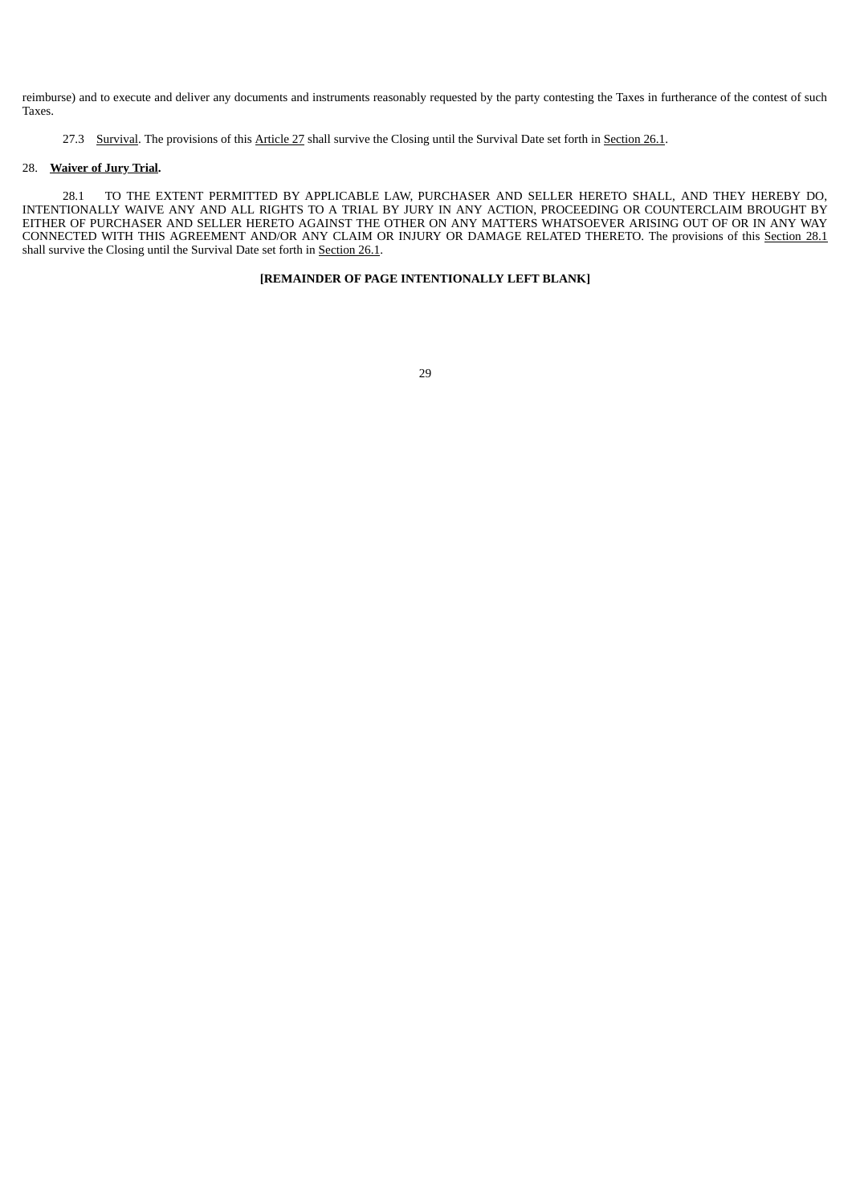reimburse) and to execute and deliver any documents and instruments reasonably requested by the party contesting the Taxes in furtherance of the contest of such Taxes.

27.3 Survival. The provisions of this Article 27 shall survive the Closing until the Survival Date set forth in Section 26.1.

## 28. **Waiver of Jury Trial.**

28.1 TO THE EXTENT PERMITTED BY APPLICABLE LAW, PURCHASER AND SELLER HERETO SHALL, AND THEY HEREBY DO, INTENTIONALLY WAIVE ANY AND ALL RIGHTS TO A TRIAL BY JURY IN ANY ACTION, PROCEEDING OR COUNTERCLAIM BROUGHT BY EITHER OF PURCHASER AND SELLER HERETO AGAINST THE OTHER ON ANY MATTERS WHATSOEVER ARISING OUT OF OR IN ANY WAY CONNECTED WITH THIS AGREEMENT AND/OR ANY CLAIM OR INJURY OR DAMAGE RELATED THERETO. The provisions of this Section 28.1 shall survive the Closing until the Survival Date set forth in Section 26.1.

**[REMAINDER OF PAGE INTENTIONALLY LEFT BLANK]**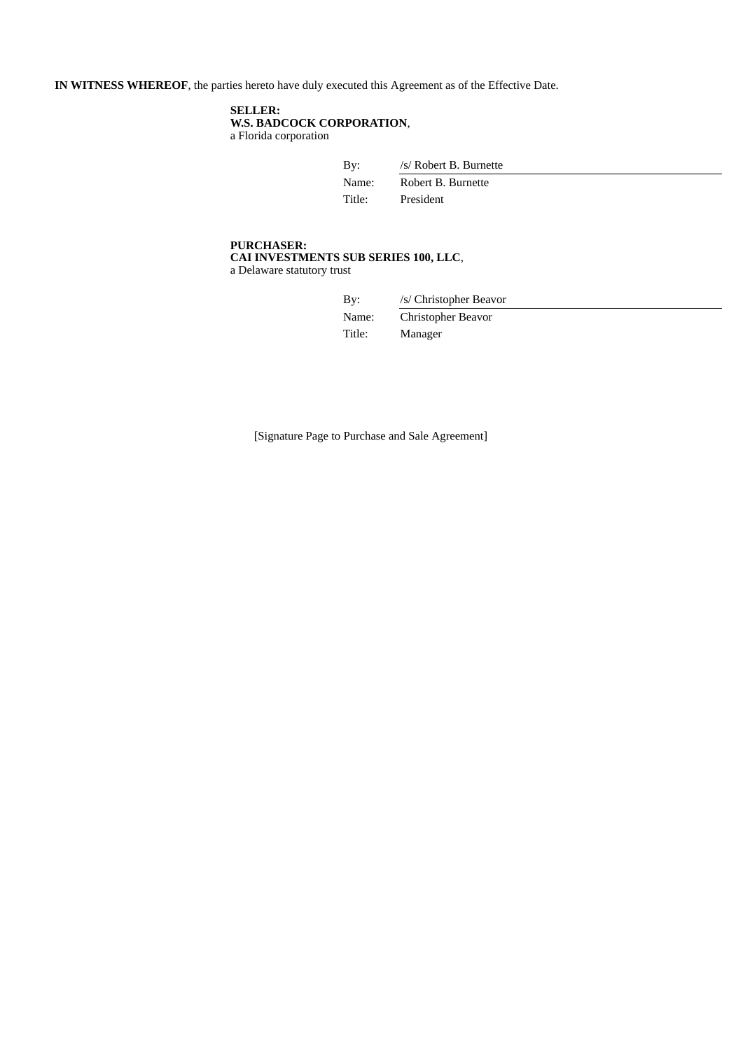**IN WITNESS WHEREOF**, the parties hereto have duly executed this Agreement as of the Effective Date.

**SELLER:**
**W.S. BADCOCK CORPORATION**,
a Florida corporation

| | |
|---|---|
| By: | /s/ Robert B. Burnette |
| Name: | Robert B. Burnette |
| Title: | President |

**PURCHASER:**
**CAI INVESTMENTS SUB SERIES 100, LLC**,
a Delaware statutory trust

| | |
|---|---|
| By: | /s/ Christopher Beavor |
| Name: | Christopher Beavor |
| Title: | Manager |

[Signature Page to Purchase and Sale Agreement]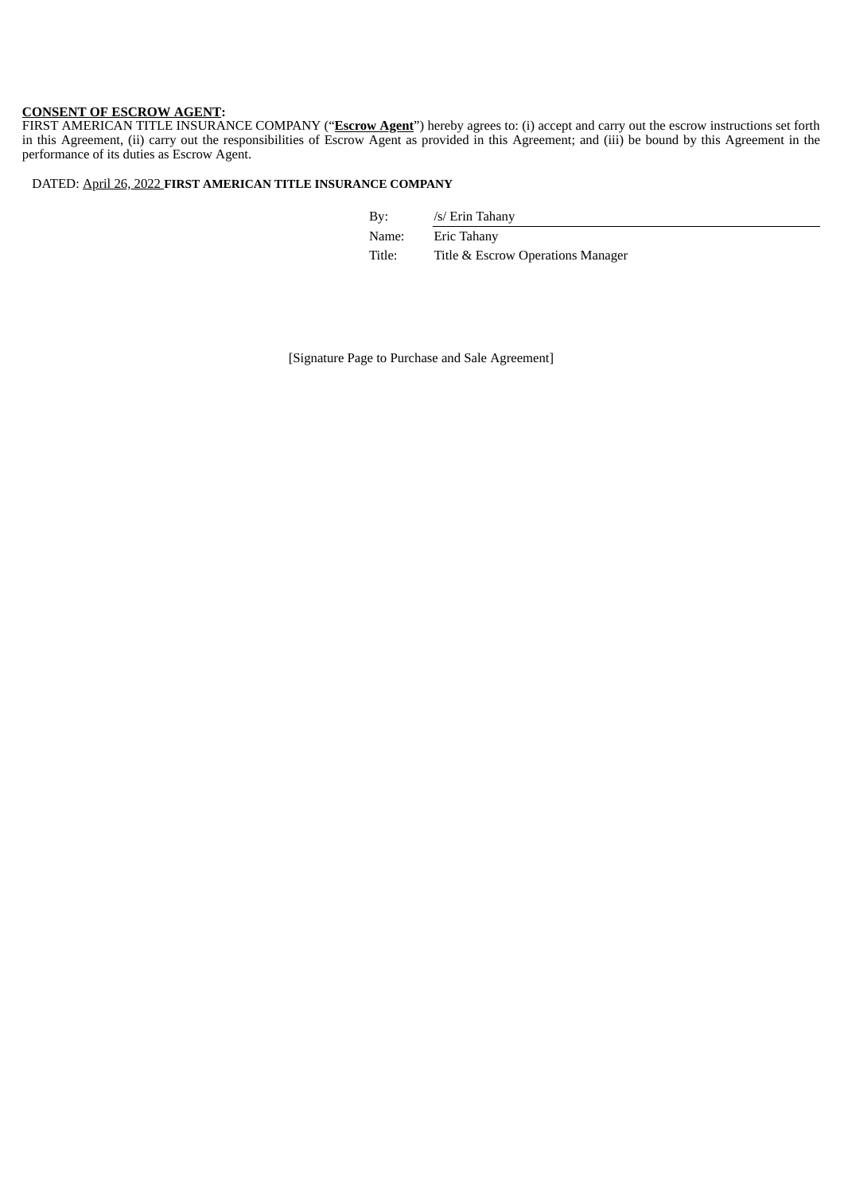**<u>CONSENT OF ESCROW AGENT</u>:**
FIRST AMERICAN TITLE INSURANCE COMPANY ("**<u>Escrow Agent</u>**") hereby agrees to: (i) accept and carry out the escrow instructions set forth in this Agreement, (ii) carry out the responsibilities of Escrow Agent as provided in this Agreement; and (iii) be bound by this Agreement in the performance of its duties as Escrow Agent.

DATED: <u>April 26, 2022</u> **FIRST AMERICAN TITLE INSURANCE COMPANY**

| | |
|---|---|
| By: | /s/ Erin Tahany |
| Name: | Eric Tahany |
| Title: | Title & Escrow Operations Manager |

[Signature Page to Purchase and Sale Agreement]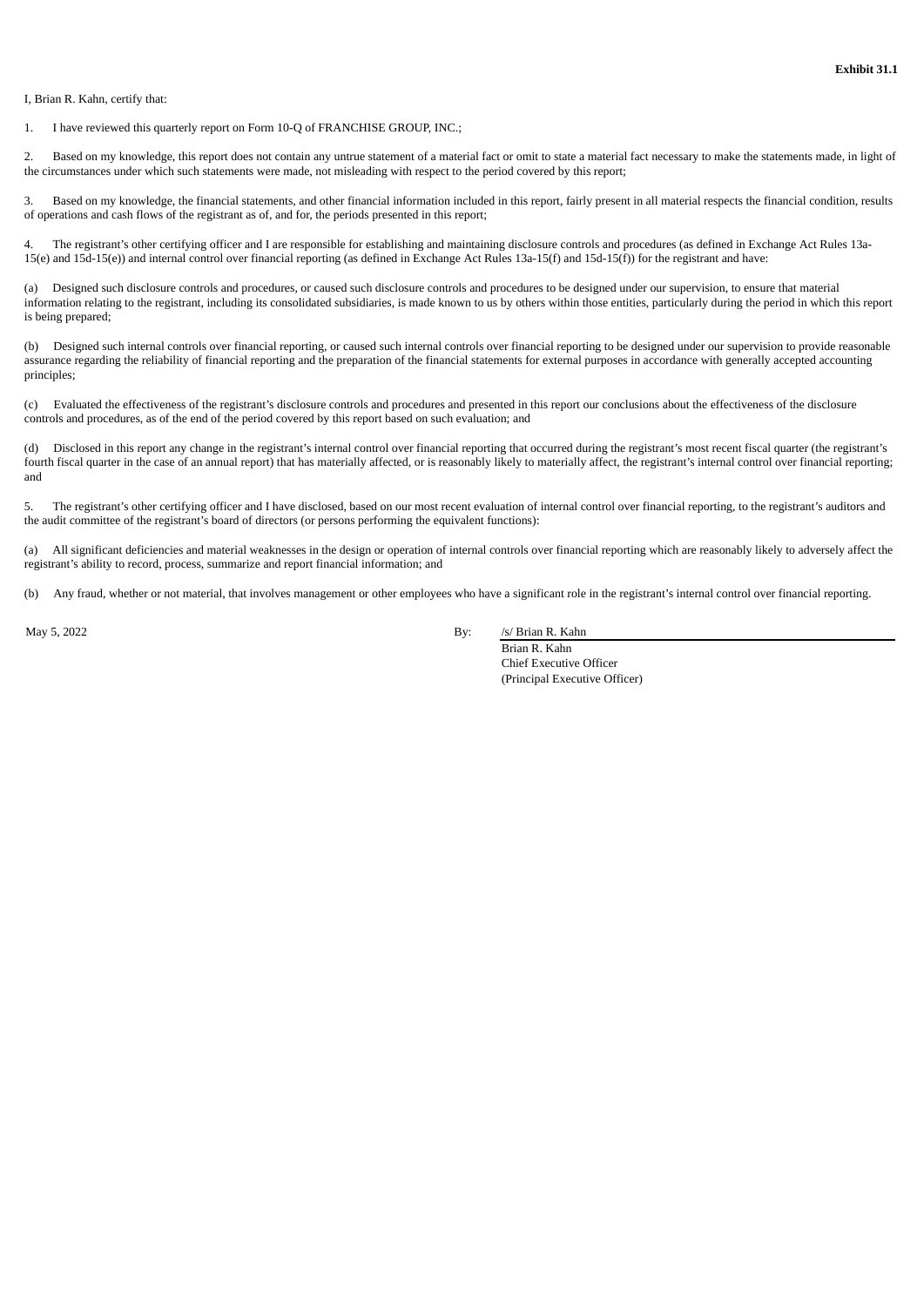**Exhibit 31.1**

I, Brian R. Kahn, certify that:

1. I have reviewed this quarterly report on Form 10-Q of FRANCHISE GROUP, INC.;

2. Based on my knowledge, this report does not contain any untrue statement of a material fact or omit to state a material fact necessary to make the statements made, in light of the circumstances under which such statements were made, not misleading with respect to the period covered by this report;

3. Based on my knowledge, the financial statements, and other financial information included in this report, fairly present in all material respects the financial condition, results of operations and cash flows of the registrant as of, and for, the periods presented in this report;

4. The registrant's other certifying officer and I are responsible for establishing and maintaining disclosure controls and procedures (as defined in Exchange Act Rules 13a-15(e) and 15d-15(e)) and internal control over financial reporting (as defined in Exchange Act Rules 13a-15(f) and 15d-15(f)) for the registrant and have:

(a) Designed such disclosure controls and procedures, or caused such disclosure controls and procedures to be designed under our supervision, to ensure that material information relating to the registrant, including its consolidated subsidiaries, is made known to us by others within those entities, particularly during the period in which this report is being prepared;

(b) Designed such internal controls over financial reporting, or caused such internal controls over financial reporting to be designed under our supervision to provide reasonable assurance regarding the reliability of financial reporting and the preparation of the financial statements for external purposes in accordance with generally accepted accounting principles;

(c) Evaluated the effectiveness of the registrant's disclosure controls and procedures and presented in this report our conclusions about the effectiveness of the disclosure controls and procedures, as of the end of the period covered by this report based on such evaluation; and

(d) Disclosed in this report any change in the registrant's internal control over financial reporting that occurred during the registrant's most recent fiscal quarter (the registrant's fourth fiscal quarter in the case of an annual report) that has materially affected, or is reasonably likely to materially affect, the registrant's internal control over financial reporting; and

5. The registrant's other certifying officer and I have disclosed, based on our most recent evaluation of internal control over financial reporting, to the registrant's auditors and the audit committee of the registrant's board of directors (or persons performing the equivalent functions):

(a) All significant deficiencies and material weaknesses in the design or operation of internal controls over financial reporting which are reasonably likely to adversely affect the registrant's ability to record, process, summarize and report financial information; and

(b) Any fraud, whether or not material, that involves management or other employees who have a significant role in the registrant's internal control over financial reporting.

May 5, 2022

By: /s/ Brian R. Kahn
Brian R. Kahn
Chief Executive Officer
(Principal Executive Officer)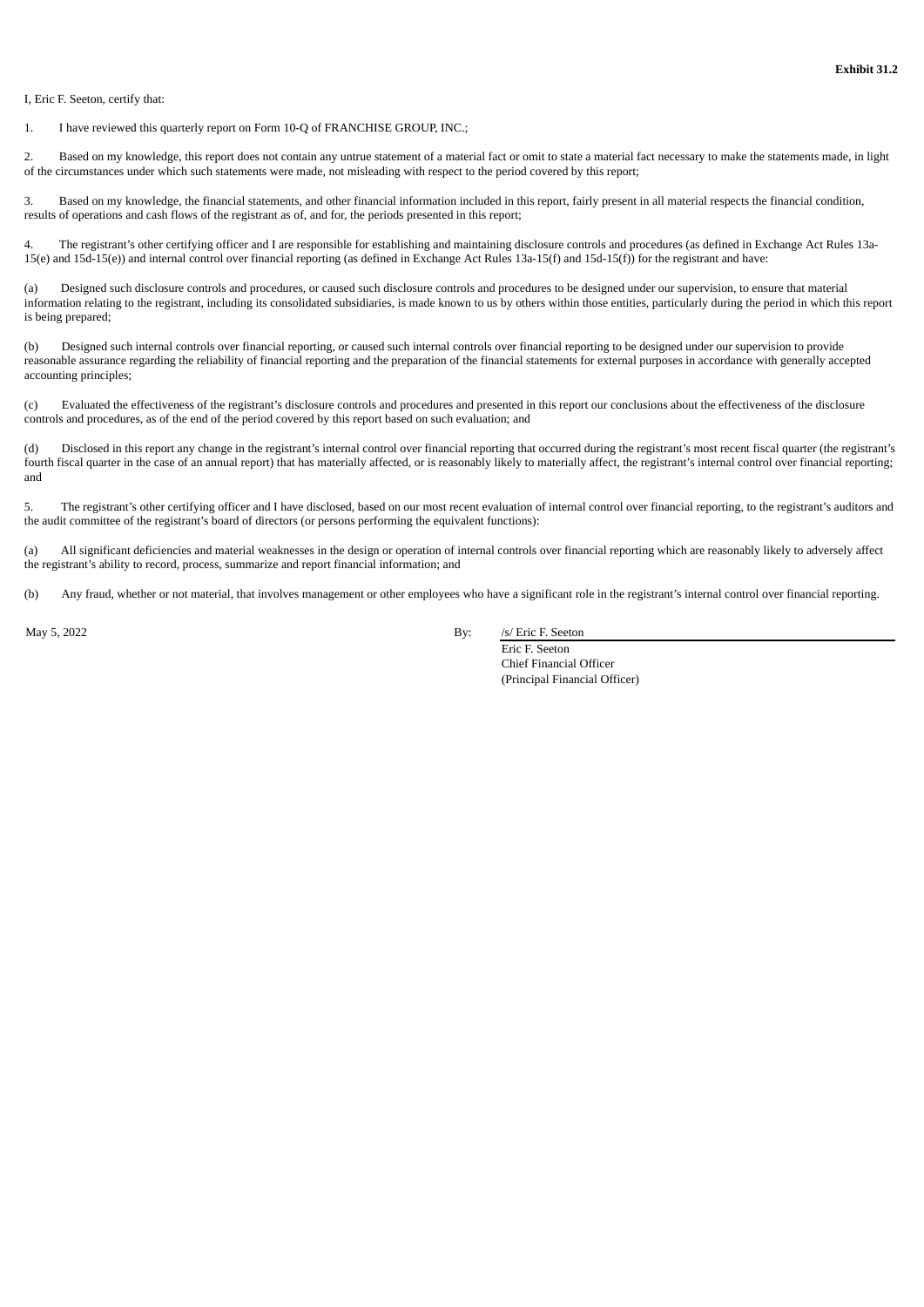**Exhibit 31.2**

I, Eric F. Seeton, certify that:

1. I have reviewed this quarterly report on Form 10-Q of FRANCHISE GROUP, INC.;

2. Based on my knowledge, this report does not contain any untrue statement of a material fact or omit to state a material fact necessary to make the statements made, in light of the circumstances under which such statements were made, not misleading with respect to the period covered by this report;

3. Based on my knowledge, the financial statements, and other financial information included in this report, fairly present in all material respects the financial condition, results of operations and cash flows of the registrant as of, and for, the periods presented in this report;

4. The registrant's other certifying officer and I are responsible for establishing and maintaining disclosure controls and procedures (as defined in Exchange Act Rules 13a-15(e) and 15d-15(e)) and internal control over financial reporting (as defined in Exchange Act Rules 13a-15(f) and 15d-15(f)) for the registrant and have:

(a) Designed such disclosure controls and procedures, or caused such disclosure controls and procedures to be designed under our supervision, to ensure that material information relating to the registrant, including its consolidated subsidiaries, is made known to us by others within those entities, particularly during the period in which this report is being prepared;

(b) Designed such internal controls over financial reporting, or caused such internal controls over financial reporting to be designed under our supervision to provide reasonable assurance regarding the reliability of financial reporting and the preparation of the financial statements for external purposes in accordance with generally accepted accounting principles;

(c) Evaluated the effectiveness of the registrant's disclosure controls and procedures and presented in this report our conclusions about the effectiveness of the disclosure controls and procedures, as of the end of the period covered by this report based on such evaluation; and

(d) Disclosed in this report any change in the registrant's internal control over financial reporting that occurred during the registrant's most recent fiscal quarter (the registrant's fourth fiscal quarter in the case of an annual report) that has materially affected, or is reasonably likely to materially affect, the registrant's internal control over financial reporting; and

5. The registrant's other certifying officer and I have disclosed, based on our most recent evaluation of internal control over financial reporting, to the registrant's auditors and the audit committee of the registrant's board of directors (or persons performing the equivalent functions):

(a) All significant deficiencies and material weaknesses in the design or operation of internal controls over financial reporting which are reasonably likely to adversely affect the registrant's ability to record, process, summarize and report financial information; and

(b) Any fraud, whether or not material, that involves management or other employees who have a significant role in the registrant's internal control over financial reporting.

May 5, 2022

By: /s/ Eric F. Seeton
Eric F. Seeton
Chief Financial Officer
(Principal Financial Officer)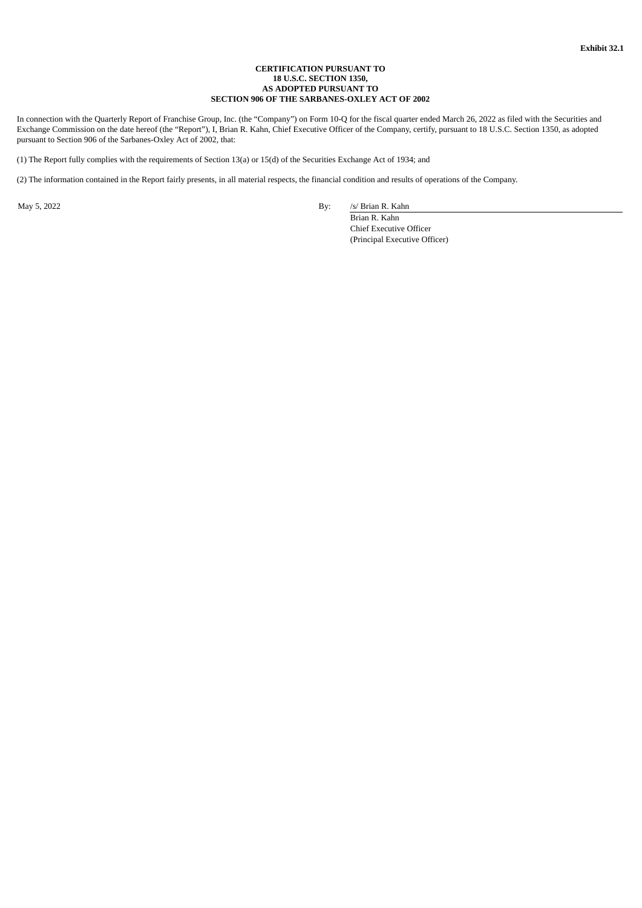**Exhibit 32.1**

**CERTIFICATION PURSUANT TO**
**18 U.S.C. SECTION 1350,**
**AS ADOPTED PURSUANT TO**
**SECTION 906 OF THE SARBANES-OXLEY ACT OF 2002**

In connection with the Quarterly Report of Franchise Group, Inc. (the "Company") on Form 10-Q for the fiscal quarter ended March 26, 2022 as filed with the Securities and Exchange Commission on the date hereof (the "Report"), I, Brian R. Kahn, Chief Executive Officer of the Company, certify, pursuant to 18 U.S.C. Section 1350, as adopted pursuant to Section 906 of the Sarbanes-Oxley Act of 2002, that:

(1) The Report fully complies with the requirements of Section 13(a) or 15(d) of the Securities Exchange Act of 1934; and

(2) The information contained in the Report fairly presents, in all material respects, the financial condition and results of operations of the Company.

May 5, 2022

By: /s/ Brian R. Kahn
Brian R. Kahn
Chief Executive Officer
(Principal Executive Officer)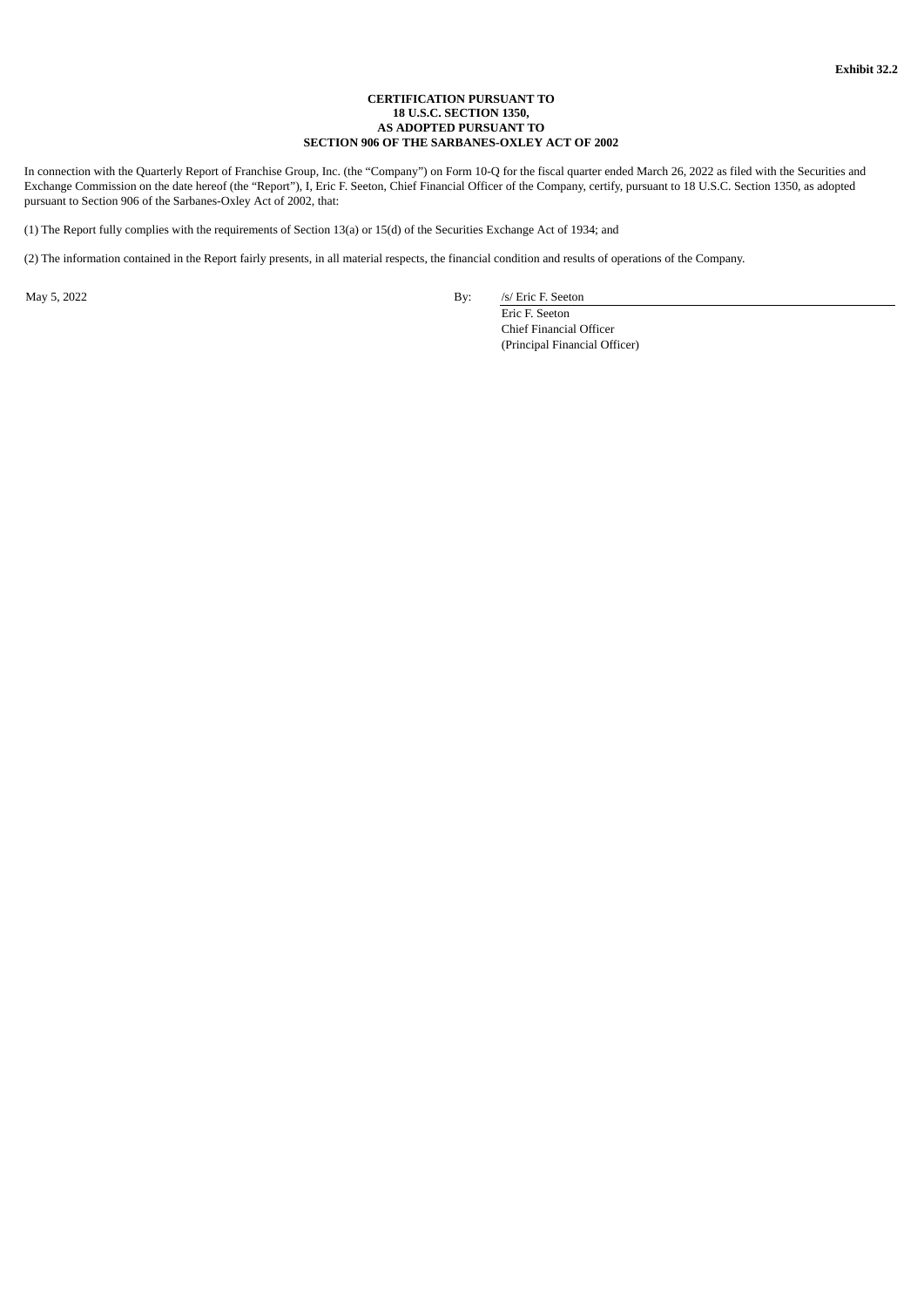**Exhibit 32.2**

**CERTIFICATION PURSUANT TO**
**18 U.S.C. SECTION 1350,**
**AS ADOPTED PURSUANT TO**
**SECTION 906 OF THE SARBANES-OXLEY ACT OF 2002**

In connection with the Quarterly Report of Franchise Group, Inc. (the "Company") on Form 10-Q for the fiscal quarter ended March 26, 2022 as filed with the Securities and Exchange Commission on the date hereof (the "Report"), I, Eric F. Seeton, Chief Financial Officer of the Company, certify, pursuant to 18 U.S.C. Section 1350, as adopted pursuant to Section 906 of the Sarbanes-Oxley Act of 2002, that:

(1) The Report fully complies with the requirements of Section 13(a) or 15(d) of the Securities Exchange Act of 1934; and

(2) The information contained in the Report fairly presents, in all material respects, the financial condition and results of operations of the Company.

May 5, 2022

By: /s/ Eric F. Seeton
Eric F. Seeton
Chief Financial Officer
(Principal Financial Officer)